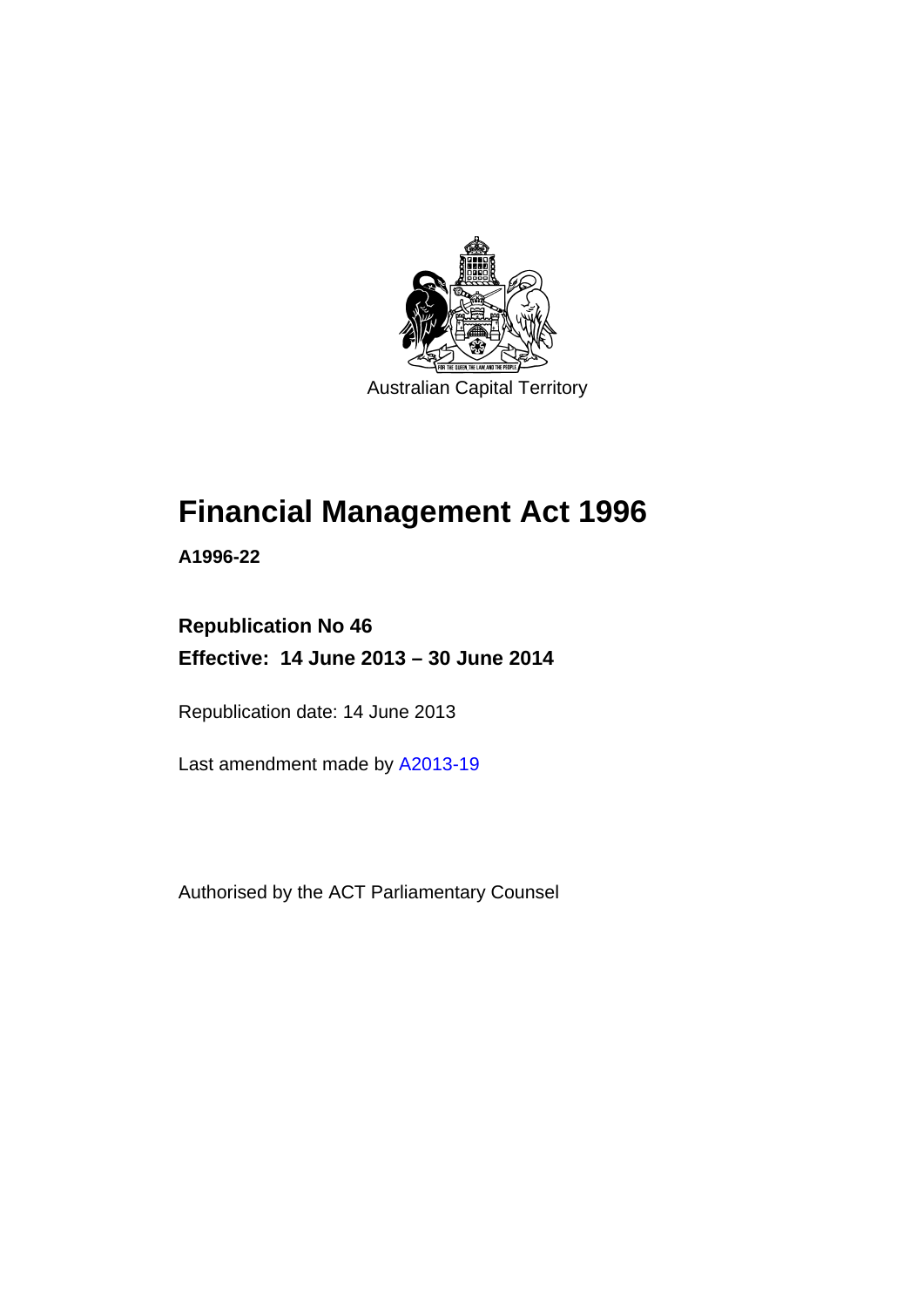Australian Capital Territory

# Financial Management Act 1996

**A1996-22**

**Republication No 46**

**Effective: 14 June 2013 – 30 June 2014**

Republication date: 14 June 2013

Last amendment made by A2013-19

Authorised by the ACT Parliamentary Counsel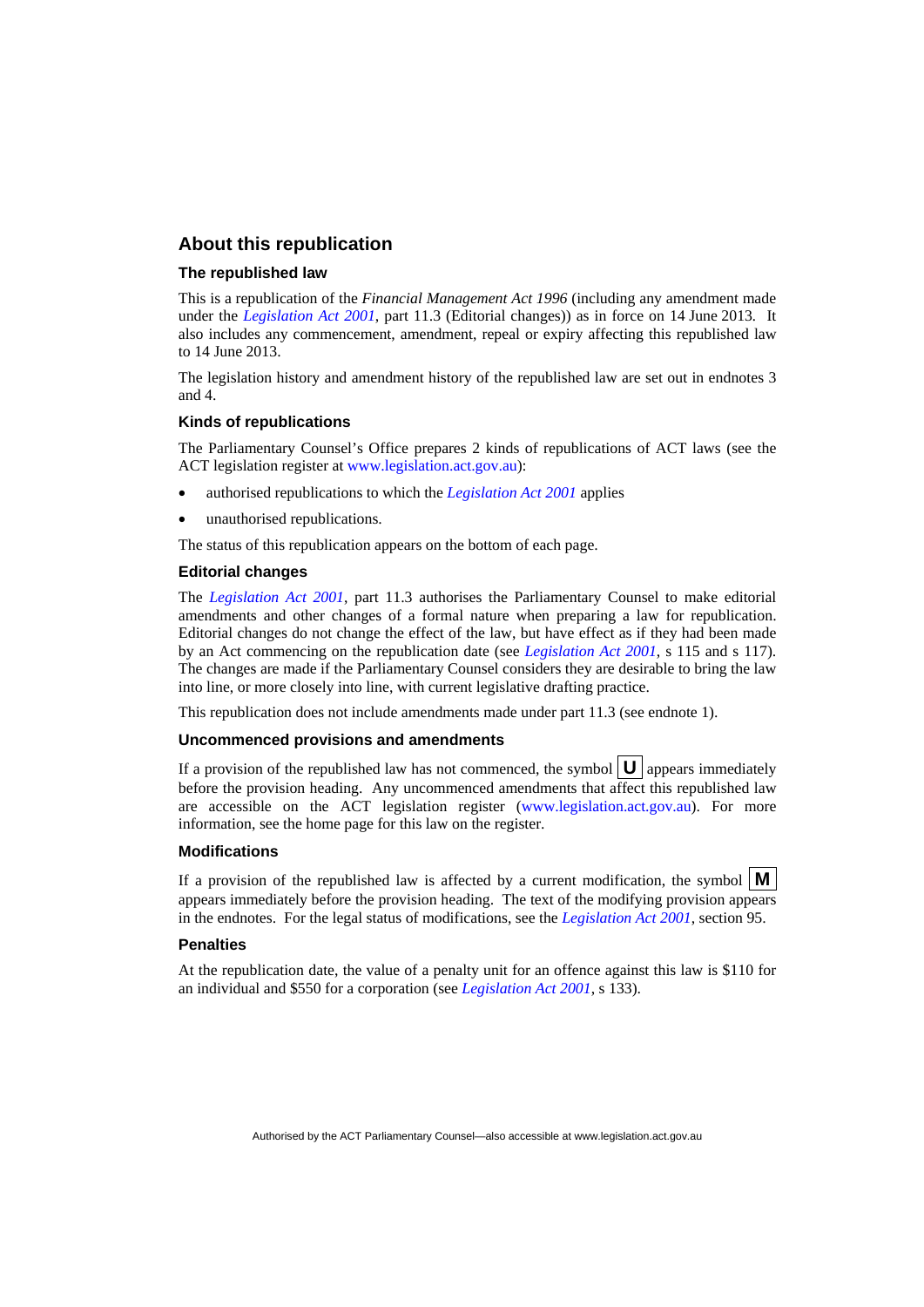## About this republication

### The republished law

This is a republication of the *Financial Management Act 1996* (including any amendment made under the *Legislation Act 2001*, part 11.3 (Editorial changes)) as in force on 14 June 2013. It also includes any commencement, amendment, repeal or expiry affecting this republished law to 14 June 2013.

The legislation history and amendment history of the republished law are set out in endnotes 3 and 4.

### Kinds of republications

The Parliamentary Counsel's Office prepares 2 kinds of republications of ACT laws (see the ACT legislation register at www.legislation.act.gov.au):

- authorised republications to which the *Legislation Act 2001* applies
- unauthorised republications.

The status of this republication appears on the bottom of each page.

### Editorial changes

The *Legislation Act 2001*, part 11.3 authorises the Parliamentary Counsel to make editorial amendments and other changes of a formal nature when preparing a law for republication. Editorial changes do not change the effect of the law, but have effect as if they had been made by an Act commencing on the republication date (see *Legislation Act 2001*, s 115 and s 117). The changes are made if the Parliamentary Counsel considers they are desirable to bring the law into line, or more closely into line, with current legislative drafting practice.

This republication does not include amendments made under part 11.3 (see endnote 1).

### Uncommenced provisions and amendments

If a provision of the republished law has not commenced, the symbol **U** appears immediately before the provision heading. Any uncommenced amendments that affect this republished law are accessible on the ACT legislation register (www.legislation.act.gov.au). For more information, see the home page for this law on the register.

### Modifications

If a provision of the republished law is affected by a current modification, the symbol **M** appears immediately before the provision heading. The text of the modifying provision appears in the endnotes. For the legal status of modifications, see the *Legislation Act 2001*, section 95.

### Penalties

At the republication date, the value of a penalty unit for an offence against this law is $110 for an individual and $550 for a corporation (see *Legislation Act 2001*, s 133).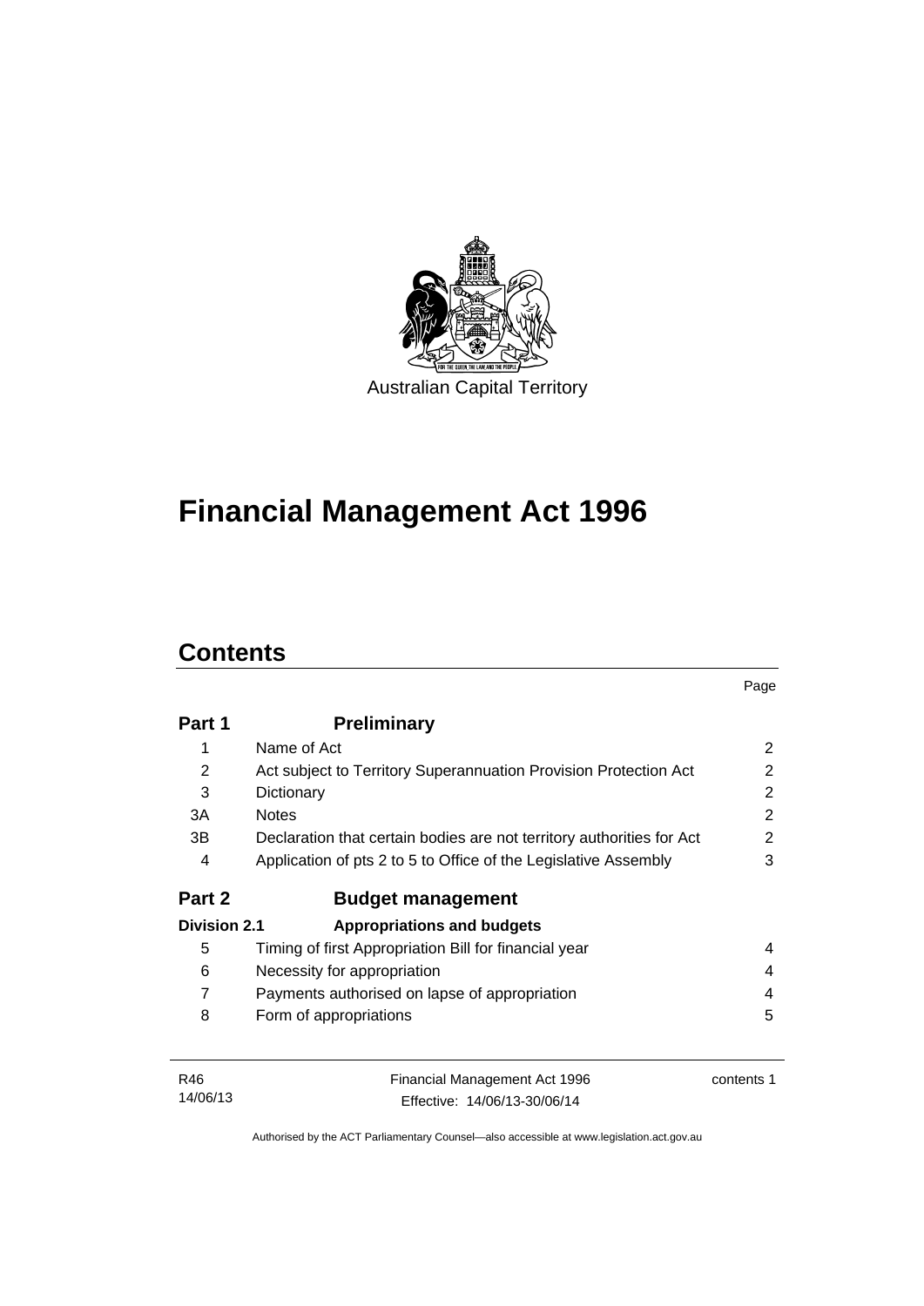Australian Capital Territory

# Financial Management Act 1996

## Contents

| | | Page |
|---|---|---|
| **Part 1** | **Preliminary** | |
| 1 | Name of Act | 2 |
| 2 | Act subject to Territory Superannuation Provision Protection Act | 2 |
| 3 | Dictionary | 2 |
| 3A | Notes | 2 |
| 3B | Declaration that certain bodies are not territory authorities for Act | 2 |
| 4 | Application of pts 2 to 5 to Office of the Legislative Assembly | 3 |
| **Part 2** | **Budget management** | |
| **Division 2.1** | **Appropriations and budgets** | |
| 5 | Timing of first Appropriation Bill for financial year | 4 |
| 6 | Necessity for appropriation | 4 |
| 7 | Payments authorised on lapse of appropriation | 4 |
| 8 | Form of appropriations | 5 |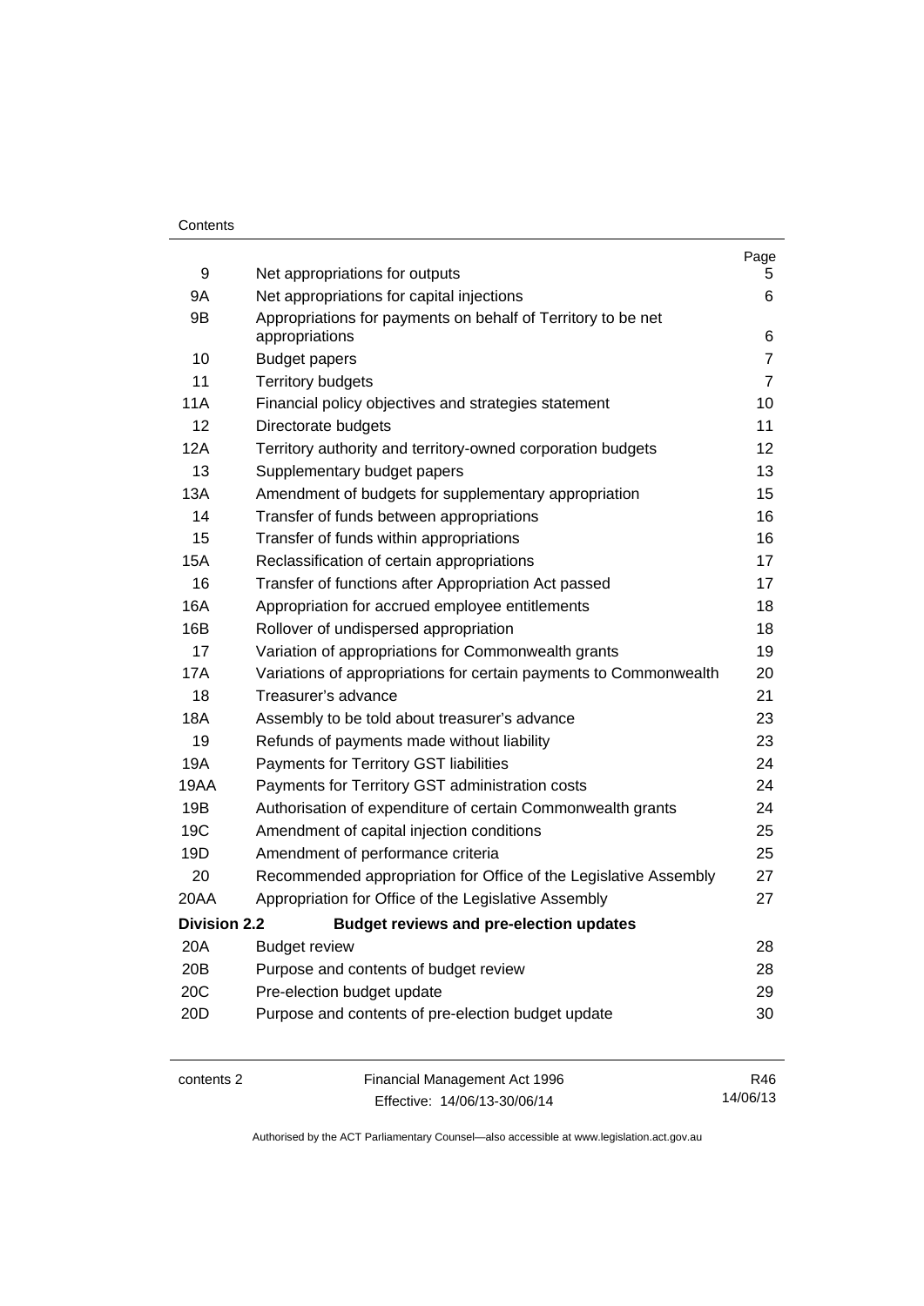| | | Page |
|---|---|---|
| 9 | Net appropriations for outputs | 5 |
| 9A | Net appropriations for capital injections | 6 |
| 9B | Appropriations for payments on behalf of Territory to be net appropriations | 6 |
| 10 | Budget papers | 7 |
| 11 | Territory budgets | 7 |
| 11A | Financial policy objectives and strategies statement | 10 |
| 12 | Directorate budgets | 11 |
| 12A | Territory authority and territory-owned corporation budgets | 12 |
| 13 | Supplementary budget papers | 13 |
| 13A | Amendment of budgets for supplementary appropriation | 15 |
| 14 | Transfer of funds between appropriations | 16 |
| 15 | Transfer of funds within appropriations | 16 |
| 15A | Reclassification of certain appropriations | 17 |
| 16 | Transfer of functions after Appropriation Act passed | 17 |
| 16A | Appropriation for accrued employee entitlements | 18 |
| 16B | Rollover of undispersed appropriation | 18 |
| 17 | Variation of appropriations for Commonwealth grants | 19 |
| 17A | Variations of appropriations for certain payments to Commonwealth | 20 |
| 18 | Treasurer's advance | 21 |
| 18A | Assembly to be told about treasurer's advance | 23 |
| 19 | Refunds of payments made without liability | 23 |
| 19A | Payments for Territory GST liabilities | 24 |
| 19AA | Payments for Territory GST administration costs | 24 |
| 19B | Authorisation of expenditure of certain Commonwealth grants | 24 |
| 19C | Amendment of capital injection conditions | 25 |
| 19D | Amendment of performance criteria | 25 |
| 20 | Recommended appropriation for Office of the Legislative Assembly | 27 |
| 20AA | Appropriation for Office of the Legislative Assembly | 27 |
| **Division 2.2** | **Budget reviews and pre-election updates** | |
| 20A | Budget review | 28 |
| 20B | Purpose and contents of budget review | 28 |
| 20C | Pre-election budget update | 29 |
| 20D | Purpose and contents of pre-election budget update | 30 |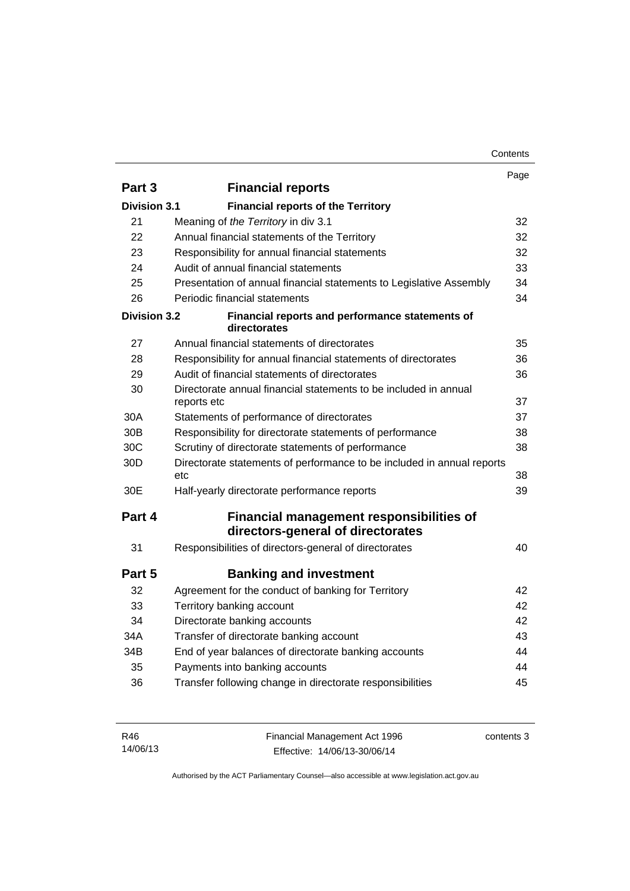| | | Page |
|---|---|---|
| **Part 3** | **Financial reports** | |
| **Division 3.1** | **Financial reports of the Territory** | |
| 21 | Meaning of *the Territory* in div 3.1 | 32 |
| 22 | Annual financial statements of the Territory | 32 |
| 23 | Responsibility for annual financial statements | 32 |
| 24 | Audit of annual financial statements | 33 |
| 25 | Presentation of annual financial statements to Legislative Assembly | 34 |
| 26 | Periodic financial statements | 34 |
| **Division 3.2** | **Financial reports and performance statements of directorates** | |
| 27 | Annual financial statements of directorates | 35 |
| 28 | Responsibility for annual financial statements of directorates | 36 |
| 29 | Audit of financial statements of directorates | 36 |
| 30 | Directorate annual financial statements to be included in annual reports etc | 37 |
| 30A | Statements of performance of directorates | 37 |
| 30B | Responsibility for directorate statements of performance | 38 |
| 30C | Scrutiny of directorate statements of performance | 38 |
| 30D | Directorate statements of performance to be included in annual reports etc | 38 |
| 30E | Half-yearly directorate performance reports | 39 |
| **Part 4** | **Financial management responsibilities of directors-general of directorates** | |
| 31 | Responsibilities of directors-general of directorates | 40 |
| **Part 5** | **Banking and investment** | |
| 32 | Agreement for the conduct of banking for Territory | 42 |
| 33 | Territory banking account | 42 |
| 34 | Directorate banking accounts | 42 |
| 34A | Transfer of directorate banking account | 43 |
| 34B | End of year balances of directorate banking accounts | 44 |
| 35 | Payments into banking accounts | 44 |
| 36 | Transfer following change in directorate responsibilities | 45 |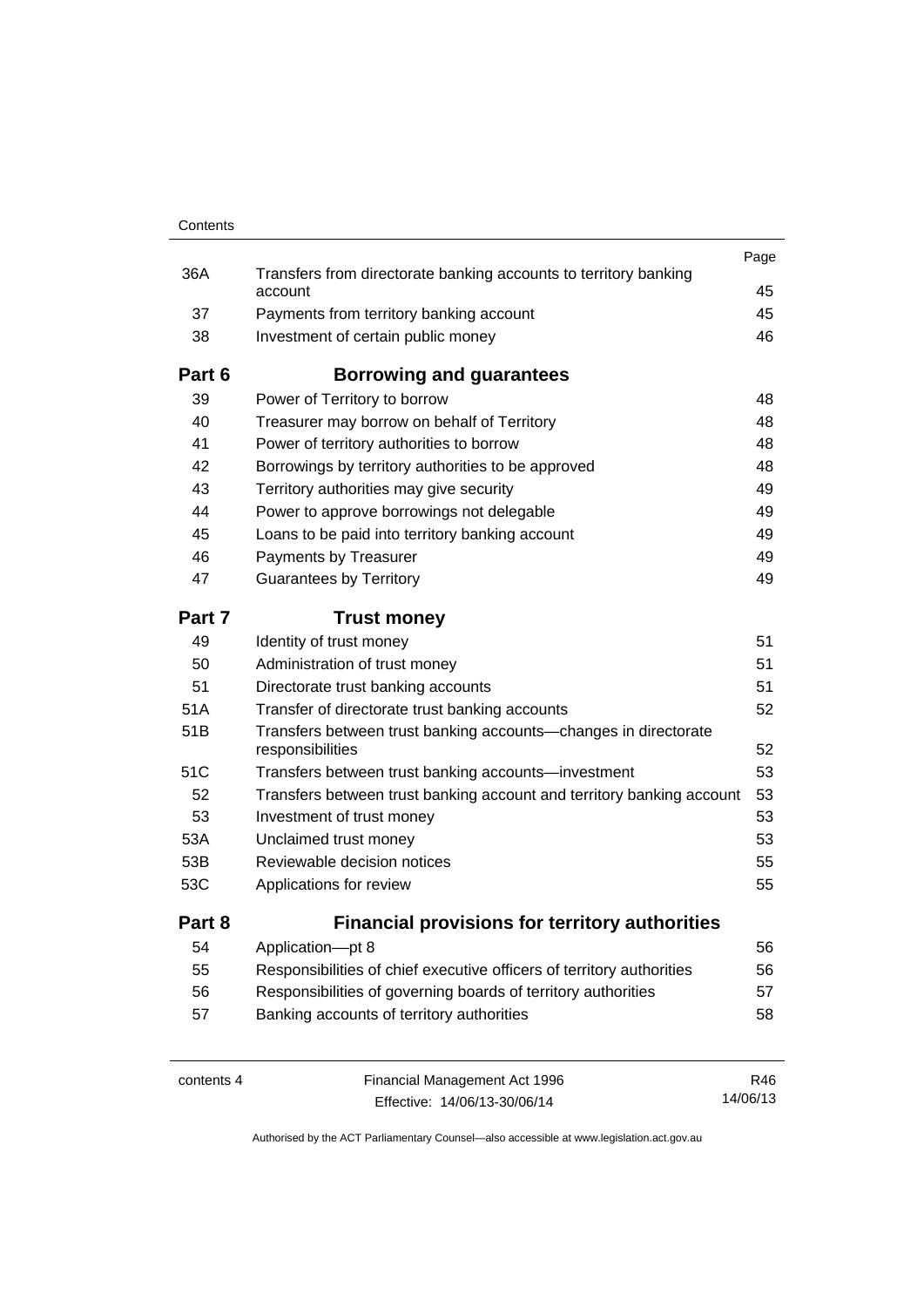| | | Page |
|---|---|---|
| 36A | Transfers from directorate banking accounts to territory banking account | 45 |
| 37 | Payments from territory banking account | 45 |
| 38 | Investment of certain public money | 46 |
| **Part 6** | **Borrowing and guarantees** | |
| 39 | Power of Territory to borrow | 48 |
| 40 | Treasurer may borrow on behalf of Territory | 48 |
| 41 | Power of territory authorities to borrow | 48 |
| 42 | Borrowings by territory authorities to be approved | 48 |
| 43 | Territory authorities may give security | 49 |
| 44 | Power to approve borrowings not delegable | 49 |
| 45 | Loans to be paid into territory banking account | 49 |
| 46 | Payments by Treasurer | 49 |
| 47 | Guarantees by Territory | 49 |
| **Part 7** | **Trust money** | |
| 49 | Identity of trust money | 51 |
| 50 | Administration of trust money | 51 |
| 51 | Directorate trust banking accounts | 51 |
| 51A | Transfer of directorate trust banking accounts | 52 |
| 51B | Transfers between trust banking accounts—changes in directorate responsibilities | 52 |
| 51C | Transfers between trust banking accounts—investment | 53 |
| 52 | Transfers between trust banking account and territory banking account | 53 |
| 53 | Investment of trust money | 53 |
| 53A | Unclaimed trust money | 53 |
| 53B | Reviewable decision notices | 55 |
| 53C | Applications for review | 55 |
| **Part 8** | **Financial provisions for territory authorities** | |
| 54 | Application—pt 8 | 56 |
| 55 | Responsibilities of chief executive officers of territory authorities | 56 |
| 56 | Responsibilities of governing boards of territory authorities | 57 |
| 57 | Banking accounts of territory authorities | 58 |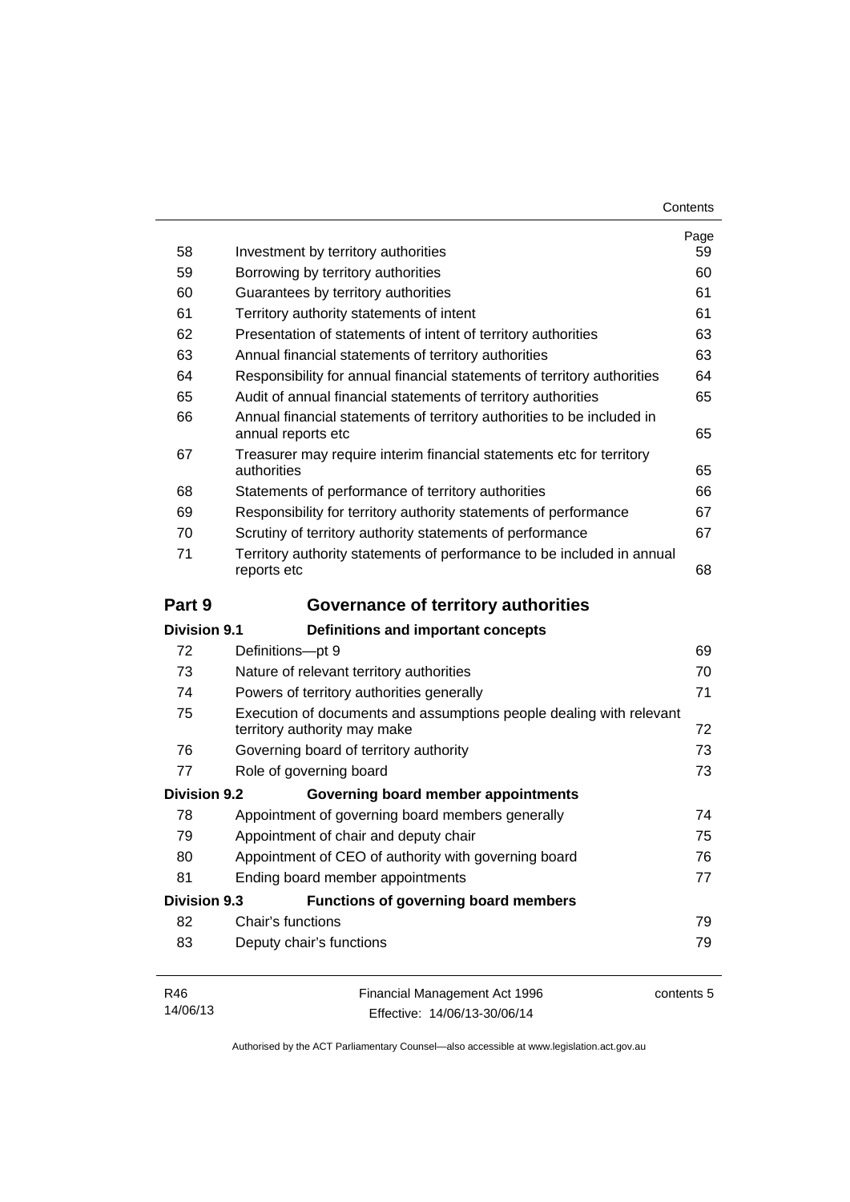| | | Page |
|---|---|---|
| 58 | Investment by territory authorities | 59 |
| 59 | Borrowing by territory authorities | 60 |
| 60 | Guarantees by territory authorities | 61 |
| 61 | Territory authority statements of intent | 61 |
| 62 | Presentation of statements of intent of territory authorities | 63 |
| 63 | Annual financial statements of territory authorities | 63 |
| 64 | Responsibility for annual financial statements of territory authorities | 64 |
| 65 | Audit of annual financial statements of territory authorities | 65 |
| 66 | Annual financial statements of territory authorities to be included in annual reports etc | 65 |
| 67 | Treasurer may require interim financial statements etc for territory authorities | 65 |
| 68 | Statements of performance of territory authorities | 66 |
| 69 | Responsibility for territory authority statements of performance | 67 |
| 70 | Scrutiny of territory authority statements of performance | 67 |
| 71 | Territory authority statements of performance to be included in annual reports etc | 68 |

## Part 9 Governance of territory authorities

### Division 9.1 Definitions and important concepts

| | | |
|---|---|---|
| 72 | Definitions—pt 9 | 69 |
| 73 | Nature of relevant territory authorities | 70 |
| 74 | Powers of territory authorities generally | 71 |
| 75 | Execution of documents and assumptions people dealing with relevant territory authority may make | 72 |
| 76 | Governing board of territory authority | 73 |
| 77 | Role of governing board | 73 |

### Division 9.2 Governing board member appointments

| | | |
|---|---|---|
| 78 | Appointment of governing board members generally | 74 |
| 79 | Appointment of chair and deputy chair | 75 |
| 80 | Appointment of CEO of authority with governing board | 76 |
| 81 | Ending board member appointments | 77 |

### Division 9.3 Functions of governing board members

| | | |
|---|---|---|
| 82 | Chair's functions | 79 |
| 83 | Deputy chair's functions | 79 |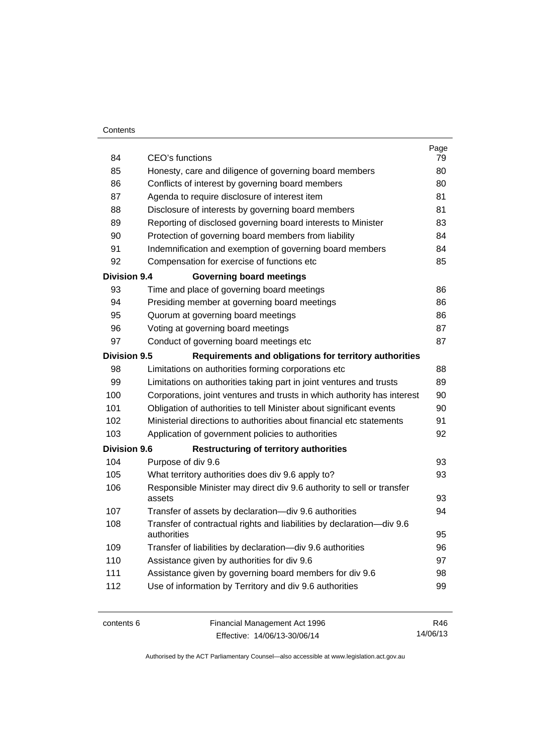| | | Page |
|---|---|---|
| 84 | CEO's functions | 79 |
| 85 | Honesty, care and diligence of governing board members | 80 |
| 86 | Conflicts of interest by governing board members | 80 |
| 87 | Agenda to require disclosure of interest item | 81 |
| 88 | Disclosure of interests by governing board members | 81 |
| 89 | Reporting of disclosed governing board interests to Minister | 83 |
| 90 | Protection of governing board members from liability | 84 |
| 91 | Indemnification and exemption of governing board members | 84 |
| 92 | Compensation for exercise of functions etc | 85 |
| **Division 9.4** | **Governing board meetings** | |
| 93 | Time and place of governing board meetings | 86 |
| 94 | Presiding member at governing board meetings | 86 |
| 95 | Quorum at governing board meetings | 86 |
| 96 | Voting at governing board meetings | 87 |
| 97 | Conduct of governing board meetings etc | 87 |
| **Division 9.5** | **Requirements and obligations for territory authorities** | |
| 98 | Limitations on authorities forming corporations etc | 88 |
| 99 | Limitations on authorities taking part in joint ventures and trusts | 89 |
| 100 | Corporations, joint ventures and trusts in which authority has interest | 90 |
| 101 | Obligation of authorities to tell Minister about significant events | 90 |
| 102 | Ministerial directions to authorities about financial etc statements | 91 |
| 103 | Application of government policies to authorities | 92 |
| **Division 9.6** | **Restructuring of territory authorities** | |
| 104 | Purpose of div 9.6 | 93 |
| 105 | What territory authorities does div 9.6 apply to? | 93 |
| 106 | Responsible Minister may direct div 9.6 authority to sell or transfer assets | 93 |
| 107 | Transfer of assets by declaration—div 9.6 authorities | 94 |
| 108 | Transfer of contractual rights and liabilities by declaration—div 9.6 authorities | 95 |
| 109 | Transfer of liabilities by declaration—div 9.6 authorities | 96 |
| 110 | Assistance given by authorities for div 9.6 | 97 |
| 111 | Assistance given by governing board members for div 9.6 | 98 |
| 112 | Use of information by Territory and div 9.6 authorities | 99 |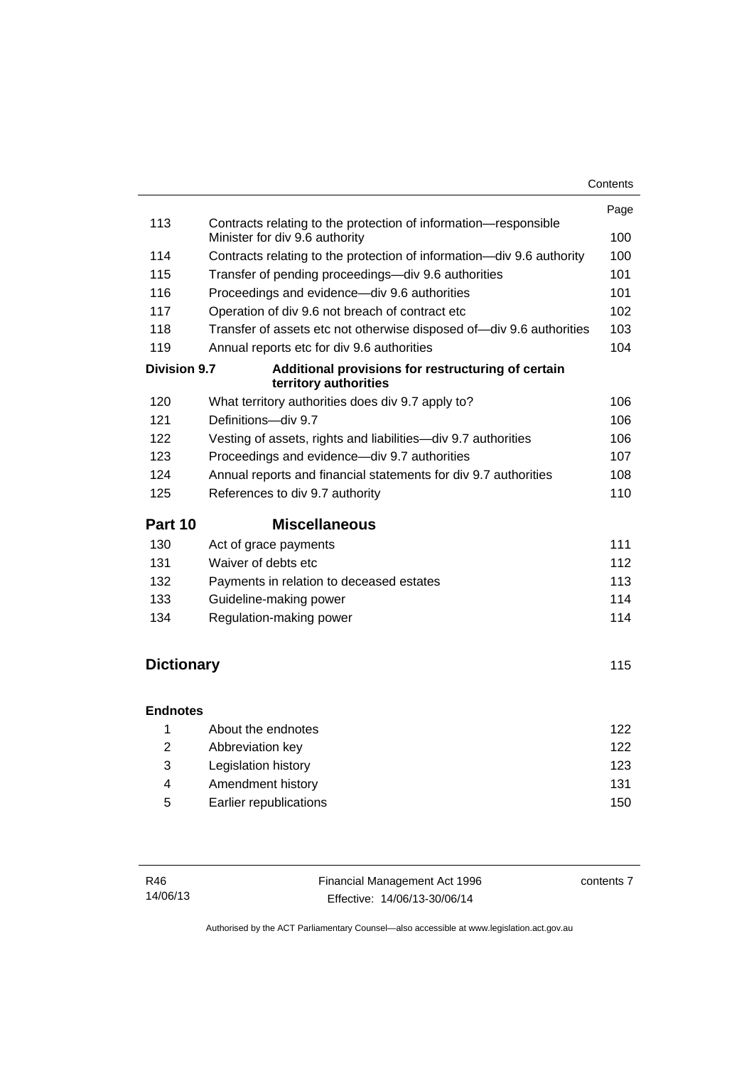| | | Page |
|---|---|---|
| 113 | Contracts relating to the protection of information—responsible Minister for div 9.6 authority | 100 |
| 114 | Contracts relating to the protection of information—div 9.6 authority | 100 |
| 115 | Transfer of pending proceedings—div 9.6 authorities | 101 |
| 116 | Proceedings and evidence—div 9.6 authorities | 101 |
| 117 | Operation of div 9.6 not breach of contract etc | 102 |
| 118 | Transfer of assets etc not otherwise disposed of—div 9.6 authorities | 103 |
| 119 | Annual reports etc for div 9.6 authorities | 104 |
| **Division 9.7** | **Additional provisions for restructuring of certain territory authorities** | |
| 120 | What territory authorities does div 9.7 apply to? | 106 |
| 121 | Definitions—div 9.7 | 106 |
| 122 | Vesting of assets, rights and liabilities—div 9.7 authorities | 106 |
| 123 | Proceedings and evidence—div 9.7 authorities | 107 |
| 124 | Annual reports and financial statements for div 9.7 authorities | 108 |
| 125 | References to div 9.7 authority | 110 |
| **Part 10** | **Miscellaneous** | |
| 130 | Act of grace payments | 111 |
| 131 | Waiver of debts etc | 112 |
| 132 | Payments in relation to deceased estates | 113 |
| 133 | Guideline-making power | 114 |
| 134 | Regulation-making power | 114 |
| **Dictionary** | | 115 |
| **Endnotes** | | |
| 1 | About the endnotes | 122 |
| 2 | Abbreviation key | 122 |
| 3 | Legislation history | 123 |
| 4 | Amendment history | 131 |
| 5 | Earlier republications | 150 |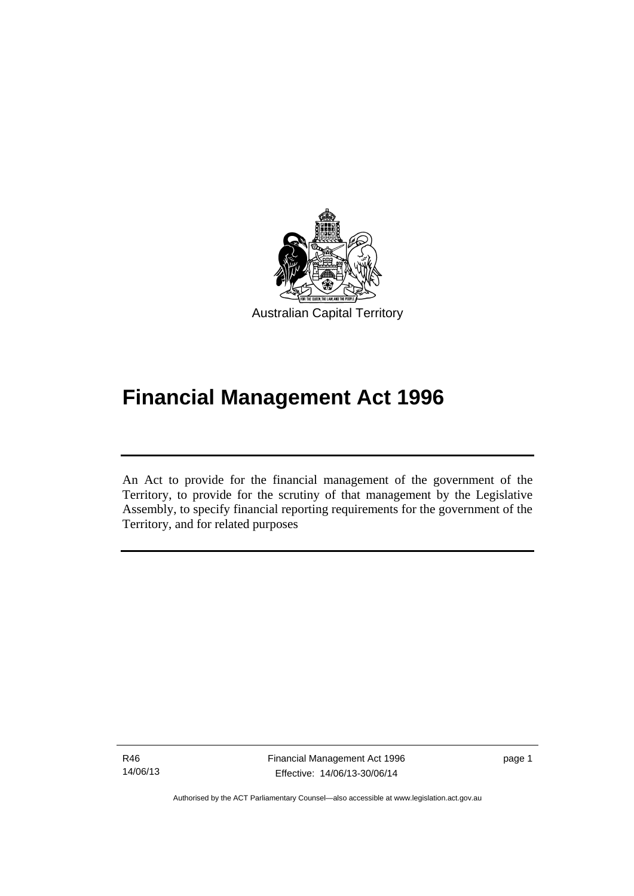Australian Capital Territory

# Financial Management Act 1996

An Act to provide for the financial management of the government of the Territory, to provide for the scrutiny of that management by the Legislative Assembly, to specify financial reporting requirements for the government of the Territory, and for related purposes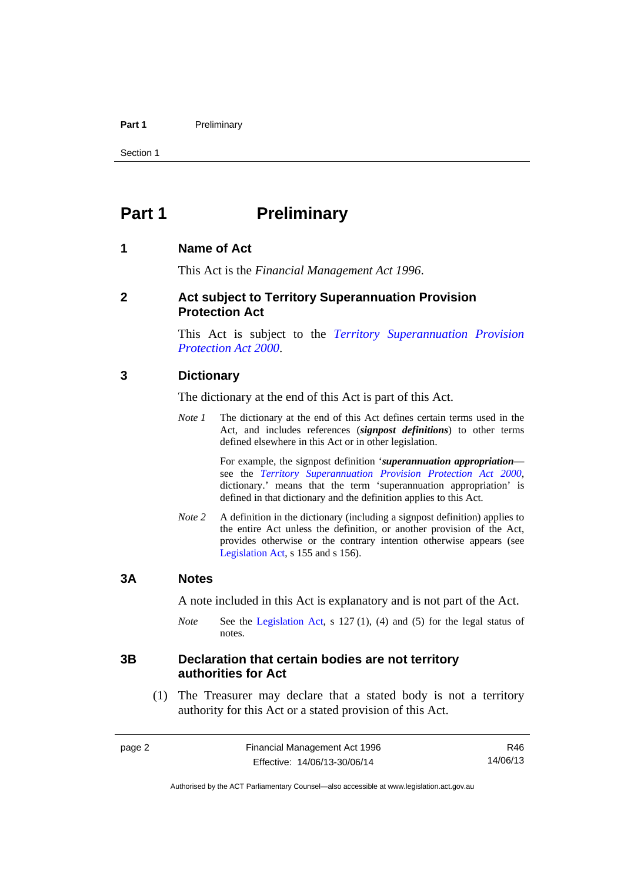# Part 1 Preliminary

## 1 Name of Act

This Act is the *Financial Management Act 1996*.

## 2 Act subject to Territory Superannuation Provision Protection Act

This Act is subject to the *Territory Superannuation Provision Protection Act 2000*.

## 3 Dictionary

The dictionary at the end of this Act is part of this Act.

*Note 1* The dictionary at the end of this Act defines certain terms used in the Act, and includes references (***signpost definitions***) to other terms defined elsewhere in this Act or in other legislation.

For example, the signpost definition '***superannuation appropriation***—see the *Territory Superannuation Provision Protection Act 2000*, dictionary.' means that the term 'superannuation appropriation' is defined in that dictionary and the definition applies to this Act.

*Note 2* A definition in the dictionary (including a signpost definition) applies to the entire Act unless the definition, or another provision of the Act, provides otherwise or the contrary intention otherwise appears (see Legislation Act, s 155 and s 156).

## 3A Notes

A note included in this Act is explanatory and is not part of the Act.

*Note* See the Legislation Act, s 127 (1), (4) and (5) for the legal status of notes.

## 3B Declaration that certain bodies are not territory authorities for Act

(1) The Treasurer may declare that a stated body is not a territory authority for this Act or a stated provision of this Act.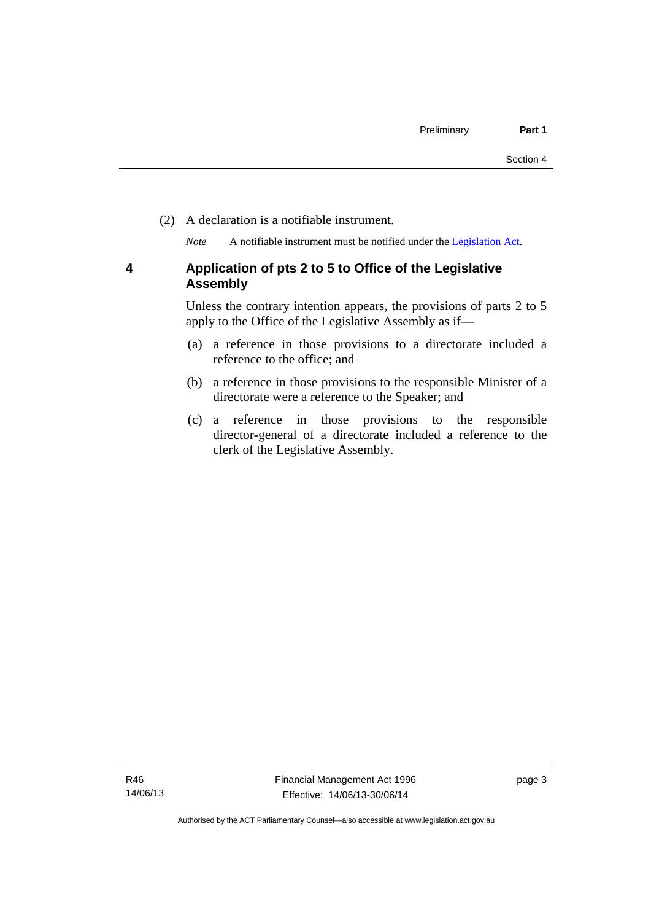(2) A declaration is a notifiable instrument.

*Note* A notifiable instrument must be notified under the Legislation Act.

## 4 Application of pts 2 to 5 to Office of the Legislative Assembly

Unless the contrary intention appears, the provisions of parts 2 to 5 apply to the Office of the Legislative Assembly as if—

(a) a reference in those provisions to a directorate included a reference to the office; and

(b) a reference in those provisions to the responsible Minister of a directorate were a reference to the Speaker; and

(c) a reference in those provisions to the responsible director-general of a directorate included a reference to the clerk of the Legislative Assembly.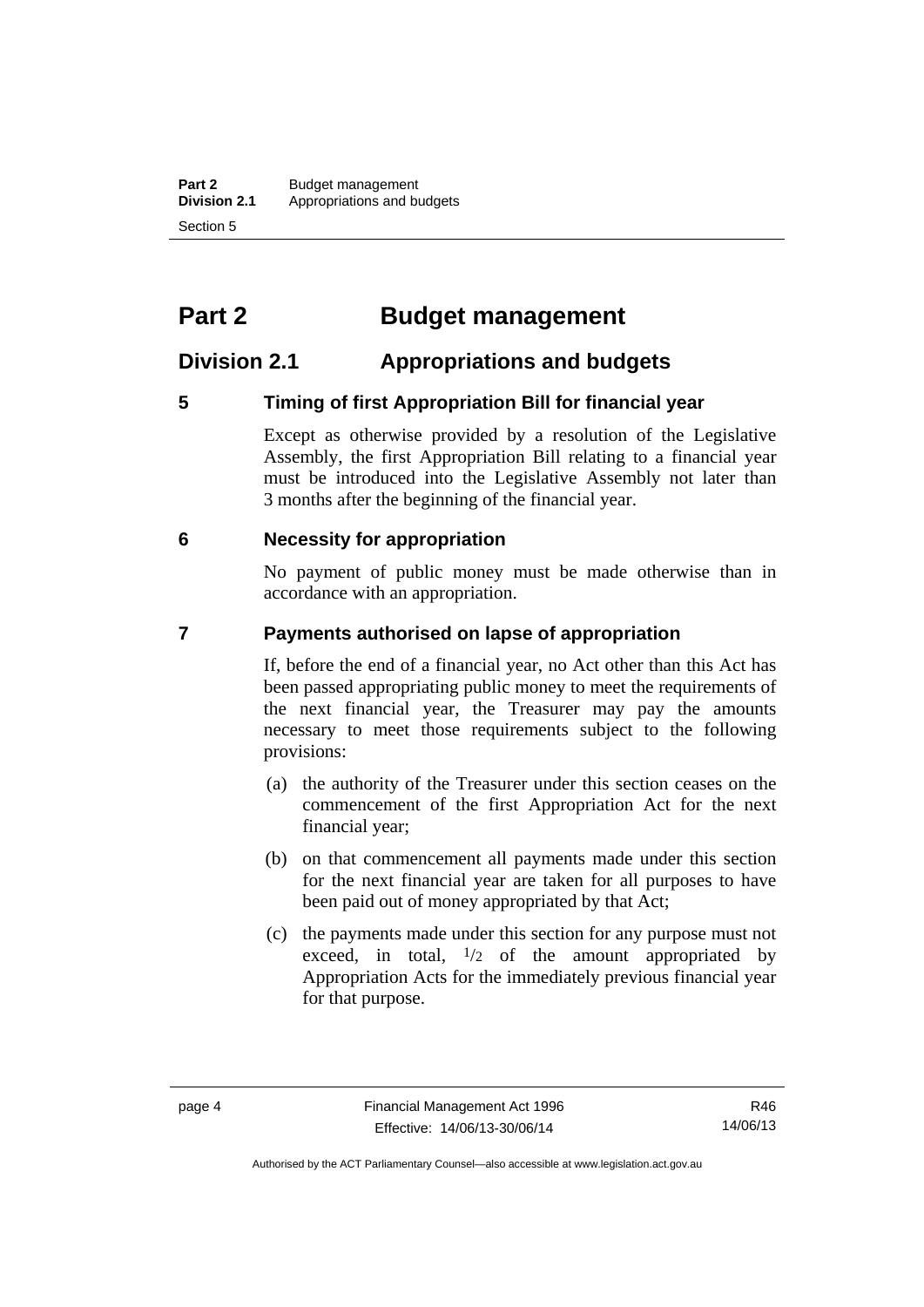# Part 2 Budget management

## Division 2.1 Appropriations and budgets

### 5 Timing of first Appropriation Bill for financial year

Except as otherwise provided by a resolution of the Legislative Assembly, the first Appropriation Bill relating to a financial year must be introduced into the Legislative Assembly not later than 3 months after the beginning of the financial year.

### 6 Necessity for appropriation

No payment of public money must be made otherwise than in accordance with an appropriation.

### 7 Payments authorised on lapse of appropriation

If, before the end of a financial year, no Act other than this Act has been passed appropriating public money to meet the requirements of the next financial year, the Treasurer may pay the amounts necessary to meet those requirements subject to the following provisions:

(a) the authority of the Treasurer under this section ceases on the commencement of the first Appropriation Act for the next financial year;

(b) on that commencement all payments made under this section for the next financial year are taken for all purposes to have been paid out of money appropriated by that Act;

(c) the payments made under this section for any purpose must not exceed, in total, $^1/_2$ of the amount appropriated by Appropriation Acts for the immediately previous financial year for that purpose.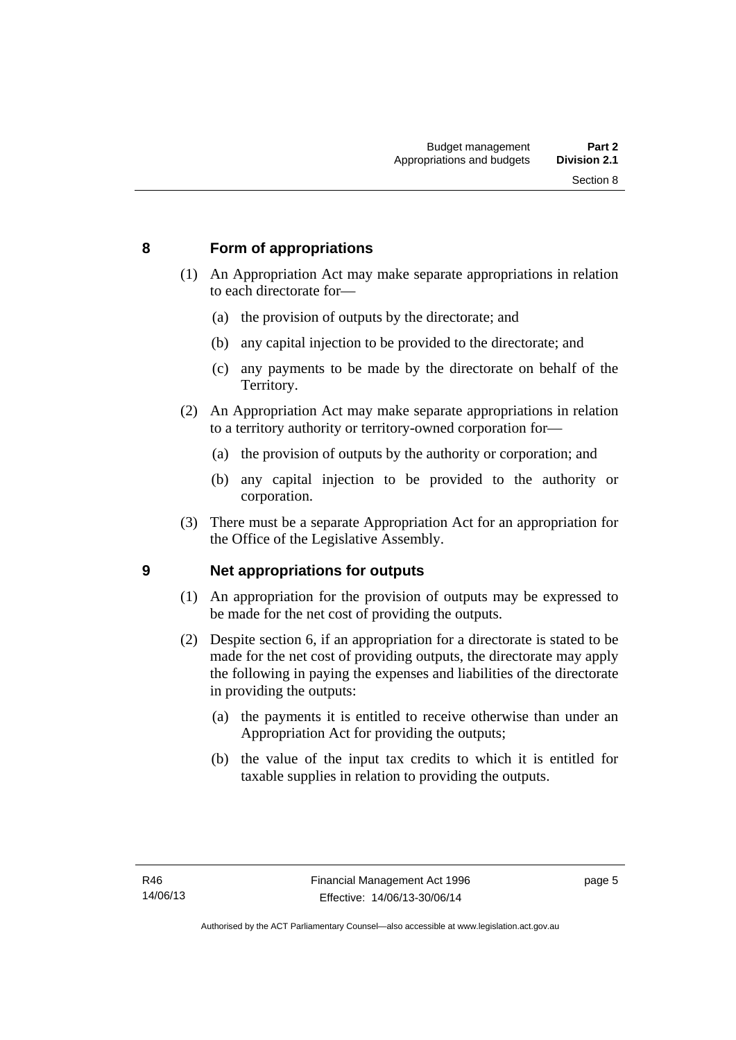## 8 Form of appropriations

(1) An Appropriation Act may make separate appropriations in relation to each directorate for—

(a) the provision of outputs by the directorate; and

(b) any capital injection to be provided to the directorate; and

(c) any payments to be made by the directorate on behalf of the Territory.

(2) An Appropriation Act may make separate appropriations in relation to a territory authority or territory-owned corporation for—

(a) the provision of outputs by the authority or corporation; and

(b) any capital injection to be provided to the authority or corporation.

(3) There must be a separate Appropriation Act for an appropriation for the Office of the Legislative Assembly.

## 9 Net appropriations for outputs

(1) An appropriation for the provision of outputs may be expressed to be made for the net cost of providing the outputs.

(2) Despite section 6, if an appropriation for a directorate is stated to be made for the net cost of providing outputs, the directorate may apply the following in paying the expenses and liabilities of the directorate in providing the outputs:

(a) the payments it is entitled to receive otherwise than under an Appropriation Act for providing the outputs;

(b) the value of the input tax credits to which it is entitled for taxable supplies in relation to providing the outputs.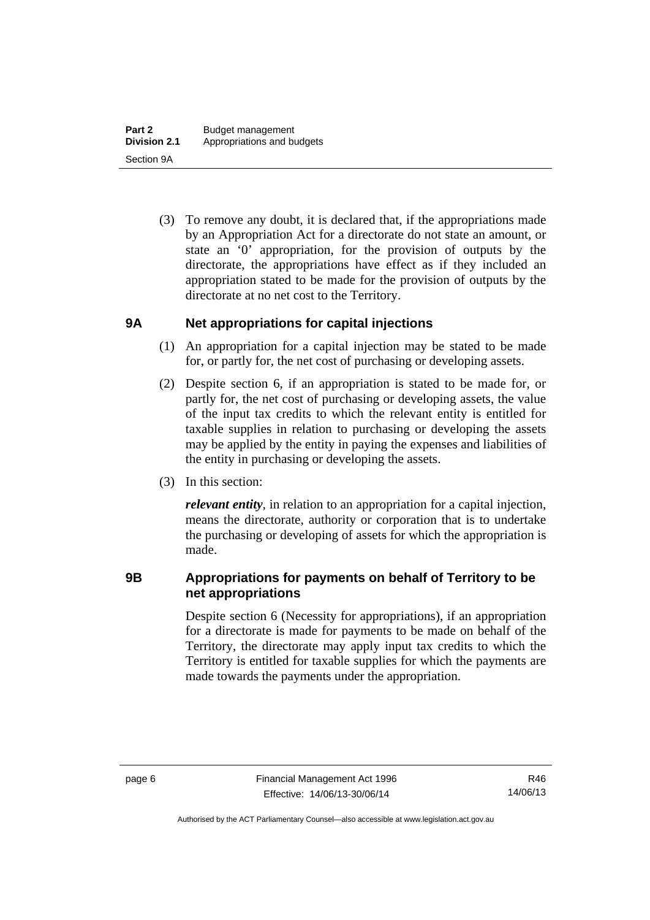(3) To remove any doubt, it is declared that, if the appropriations made by an Appropriation Act for a directorate do not state an amount, or state an '0' appropriation, for the provision of outputs by the directorate, the appropriations have effect as if they included an appropriation stated to be made for the provision of outputs by the directorate at no net cost to the Territory.

## 9A Net appropriations for capital injections

(1) An appropriation for a capital injection may be stated to be made for, or partly for, the net cost of purchasing or developing assets.

(2) Despite section 6, if an appropriation is stated to be made for, or partly for, the net cost of purchasing or developing assets, the value of the input tax credits to which the relevant entity is entitled for taxable supplies in relation to purchasing or developing the assets may be applied by the entity in paying the expenses and liabilities of the entity in purchasing or developing the assets.

(3) In this section:

***relevant entity***, in relation to an appropriation for a capital injection, means the directorate, authority or corporation that is to undertake the purchasing or developing of assets for which the appropriation is made.

## 9B Appropriations for payments on behalf of Territory to be net appropriations

Despite section 6 (Necessity for appropriations), if an appropriation for a directorate is made for payments to be made on behalf of the Territory, the directorate may apply input tax credits to which the Territory is entitled for taxable supplies for which the payments are made towards the payments under the appropriation.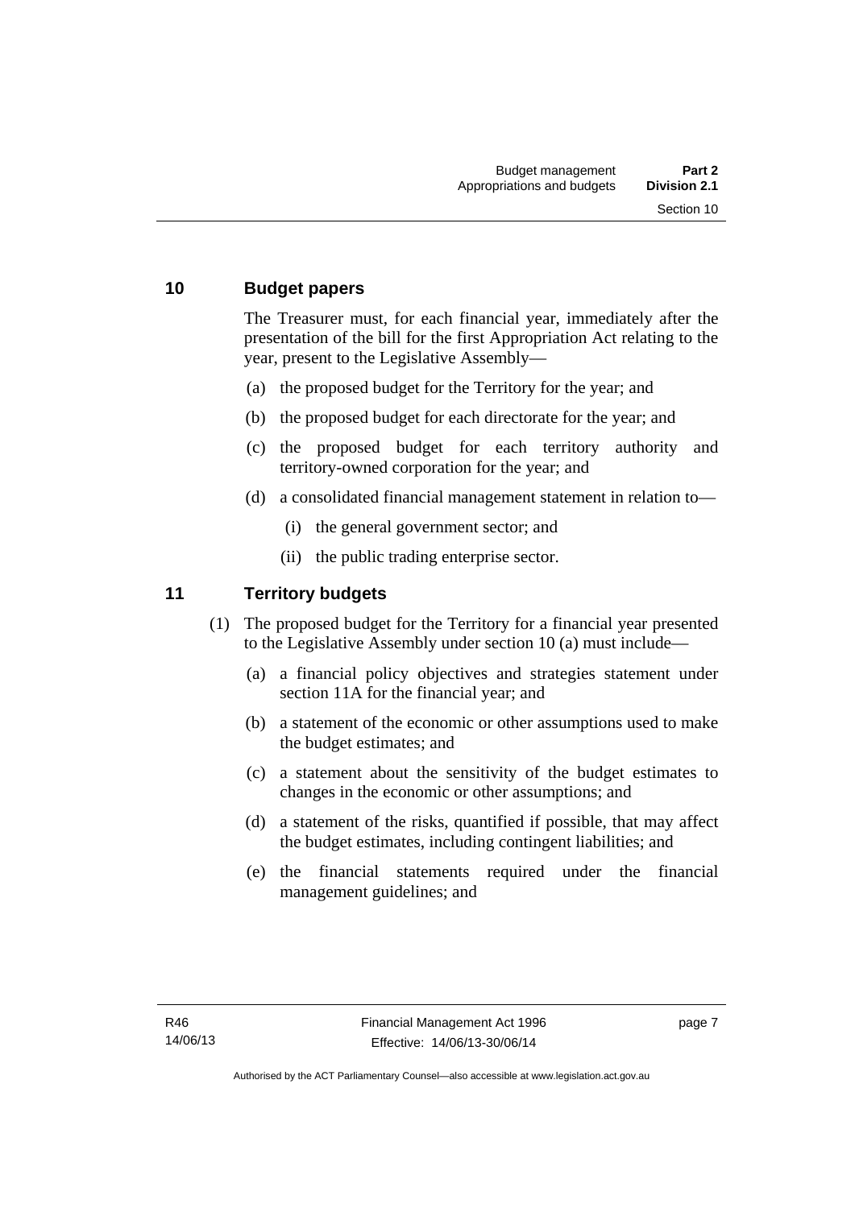## 10 Budget papers

The Treasurer must, for each financial year, immediately after the presentation of the bill for the first Appropriation Act relating to the year, present to the Legislative Assembly—

(a) the proposed budget for the Territory for the year; and

(b) the proposed budget for each directorate for the year; and

(c) the proposed budget for each territory authority and territory-owned corporation for the year; and

(d) a consolidated financial management statement in relation to—

(i) the general government sector; and

(ii) the public trading enterprise sector.

## 11 Territory budgets

(1) The proposed budget for the Territory for a financial year presented to the Legislative Assembly under section 10 (a) must include—

(a) a financial policy objectives and strategies statement under section 11A for the financial year; and

(b) a statement of the economic or other assumptions used to make the budget estimates; and

(c) a statement about the sensitivity of the budget estimates to changes in the economic or other assumptions; and

(d) a statement of the risks, quantified if possible, that may affect the budget estimates, including contingent liabilities; and

(e) the financial statements required under the financial management guidelines; and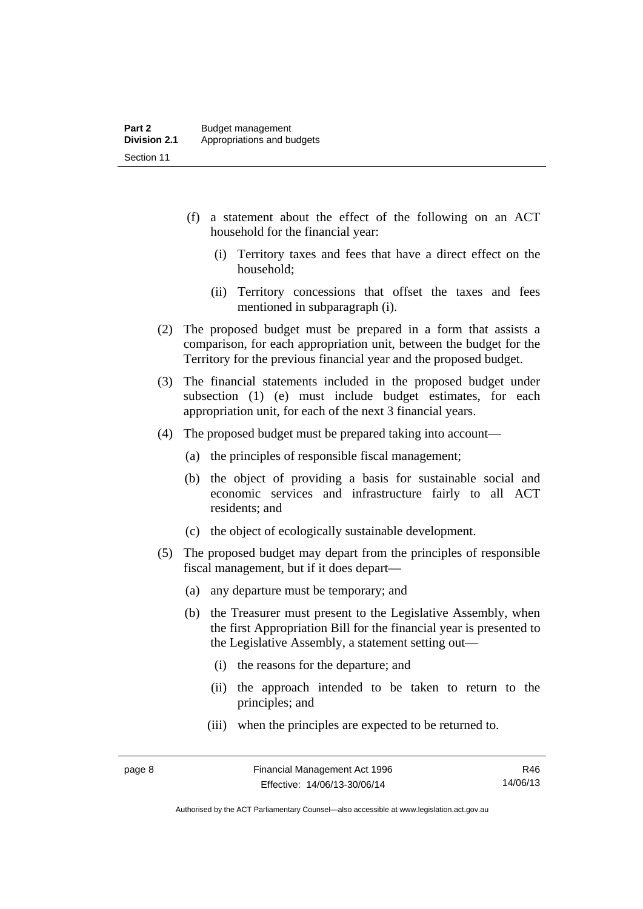(f) a statement about the effect of the following on an ACT household for the financial year:

  (i) Territory taxes and fees that have a direct effect on the household;

  (ii) Territory concessions that offset the taxes and fees mentioned in subparagraph (i).

(2) The proposed budget must be prepared in a form that assists a comparison, for each appropriation unit, between the budget for the Territory for the previous financial year and the proposed budget.

(3) The financial statements included in the proposed budget under subsection (1) (e) must include budget estimates, for each appropriation unit, for each of the next 3 financial years.

(4) The proposed budget must be prepared taking into account—

  (a) the principles of responsible fiscal management;

  (b) the object of providing a basis for sustainable social and economic services and infrastructure fairly to all ACT residents; and

  (c) the object of ecologically sustainable development.

(5) The proposed budget may depart from the principles of responsible fiscal management, but if it does depart—

  (a) any departure must be temporary; and

  (b) the Treasurer must present to the Legislative Assembly, when the first Appropriation Bill for the financial year is presented to the Legislative Assembly, a statement setting out—

    (i) the reasons for the departure; and

    (ii) the approach intended to be taken to return to the principles; and

    (iii) when the principles are expected to be returned to.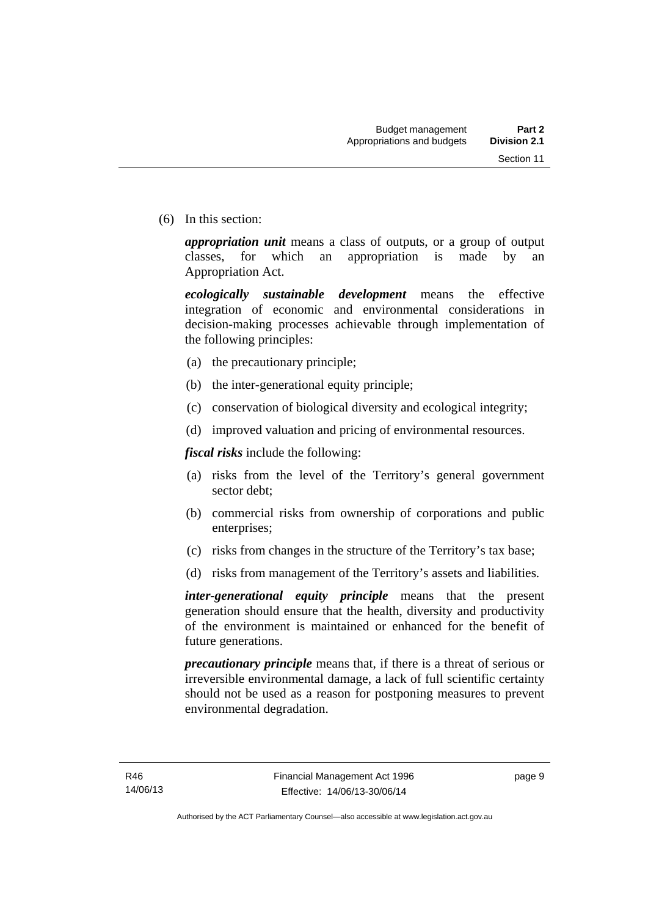(6) In this section:

***appropriation unit*** means a class of outputs, or a group of output classes, for which an appropriation is made by an Appropriation Act.

***ecologically sustainable development*** means the effective integration of economic and environmental considerations in decision-making processes achievable through implementation of the following principles:

(a) the precautionary principle;

(b) the inter-generational equity principle;

(c) conservation of biological diversity and ecological integrity;

(d) improved valuation and pricing of environmental resources.

***fiscal risks*** include the following:

(a) risks from the level of the Territory's general government sector debt;

(b) commercial risks from ownership of corporations and public enterprises;

(c) risks from changes in the structure of the Territory's tax base;

(d) risks from management of the Territory's assets and liabilities.

***inter-generational equity principle*** means that the present generation should ensure that the health, diversity and productivity of the environment is maintained or enhanced for the benefit of future generations.

***precautionary principle*** means that, if there is a threat of serious or irreversible environmental damage, a lack of full scientific certainty should not be used as a reason for postponing measures to prevent environmental degradation.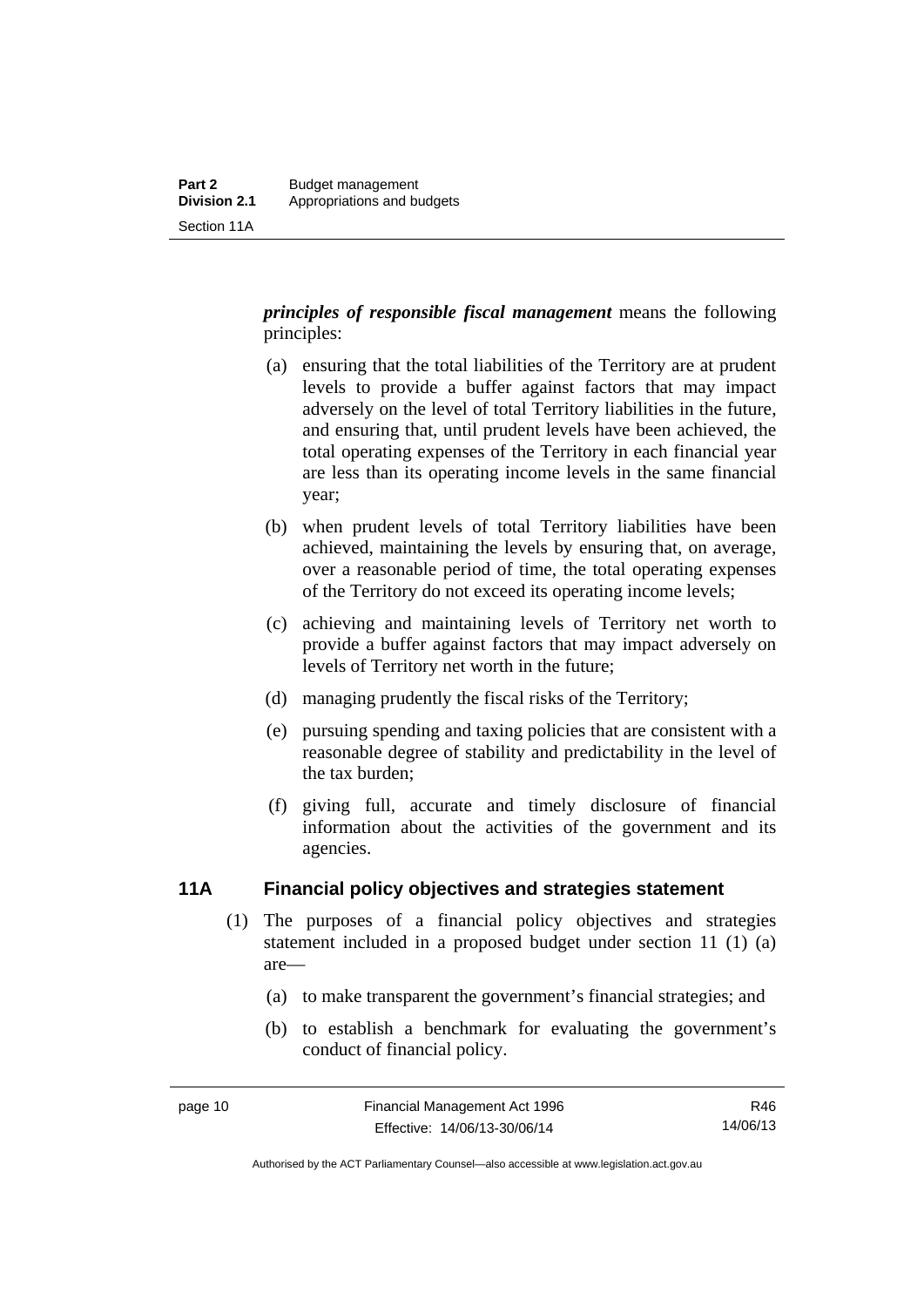***principles of responsible fiscal management*** means the following principles:

(a) ensuring that the total liabilities of the Territory are at prudent levels to provide a buffer against factors that may impact adversely on the level of total Territory liabilities in the future, and ensuring that, until prudent levels have been achieved, the total operating expenses of the Territory in each financial year are less than its operating income levels in the same financial year;

(b) when prudent levels of total Territory liabilities have been achieved, maintaining the levels by ensuring that, on average, over a reasonable period of time, the total operating expenses of the Territory do not exceed its operating income levels;

(c) achieving and maintaining levels of Territory net worth to provide a buffer against factors that may impact adversely on levels of Territory net worth in the future;

(d) managing prudently the fiscal risks of the Territory;

(e) pursuing spending and taxing policies that are consistent with a reasonable degree of stability and predictability in the level of the tax burden;

(f) giving full, accurate and timely disclosure of financial information about the activities of the government and its agencies.

## 11A Financial policy objectives and strategies statement

(1) The purposes of a financial policy objectives and strategies statement included in a proposed budget under section 11 (1) (a) are—

(a) to make transparent the government's financial strategies; and

(b) to establish a benchmark for evaluating the government's conduct of financial policy.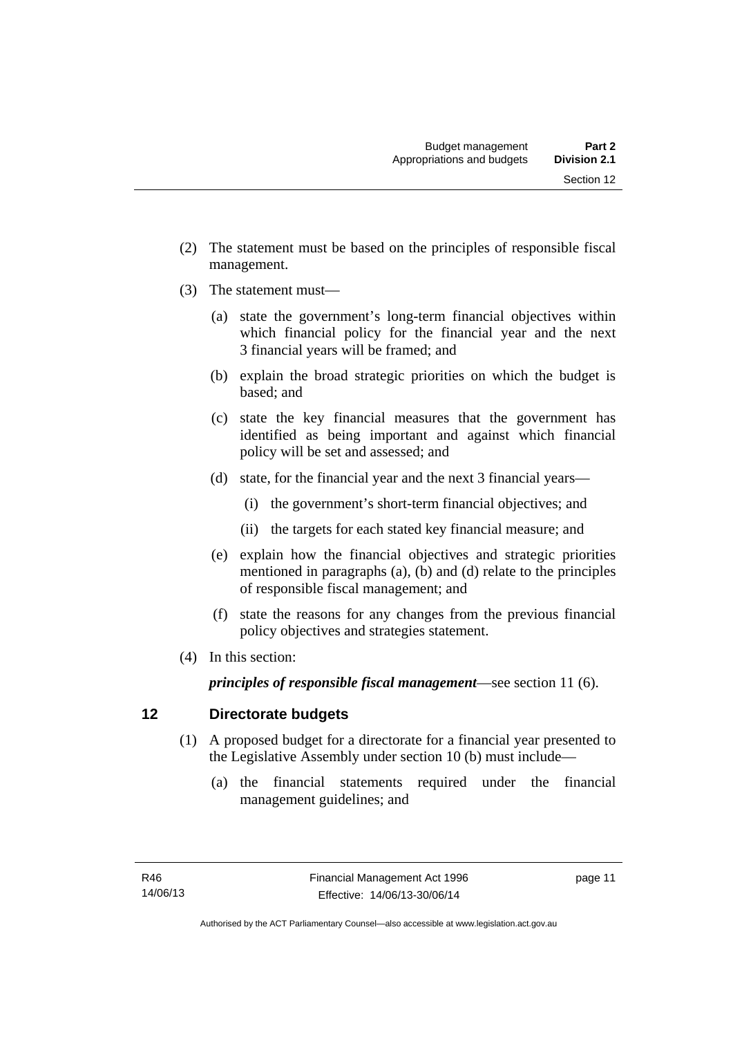(2) The statement must be based on the principles of responsible fiscal management.

(3) The statement must—

(a) state the government's long-term financial objectives within which financial policy for the financial year and the next 3 financial years will be framed; and

(b) explain the broad strategic priorities on which the budget is based; and

(c) state the key financial measures that the government has identified as being important and against which financial policy will be set and assessed; and

(d) state, for the financial year and the next 3 financial years—

(i) the government's short-term financial objectives; and

(ii) the targets for each stated key financial measure; and

(e) explain how the financial objectives and strategic priorities mentioned in paragraphs (a), (b) and (d) relate to the principles of responsible fiscal management; and

(f) state the reasons for any changes from the previous financial policy objectives and strategies statement.

(4) In this section:

***principles of responsible fiscal management***—see section 11 (6).

## 12 Directorate budgets

(1) A proposed budget for a directorate for a financial year presented to the Legislative Assembly under section 10 (b) must include—

(a) the financial statements required under the financial management guidelines; and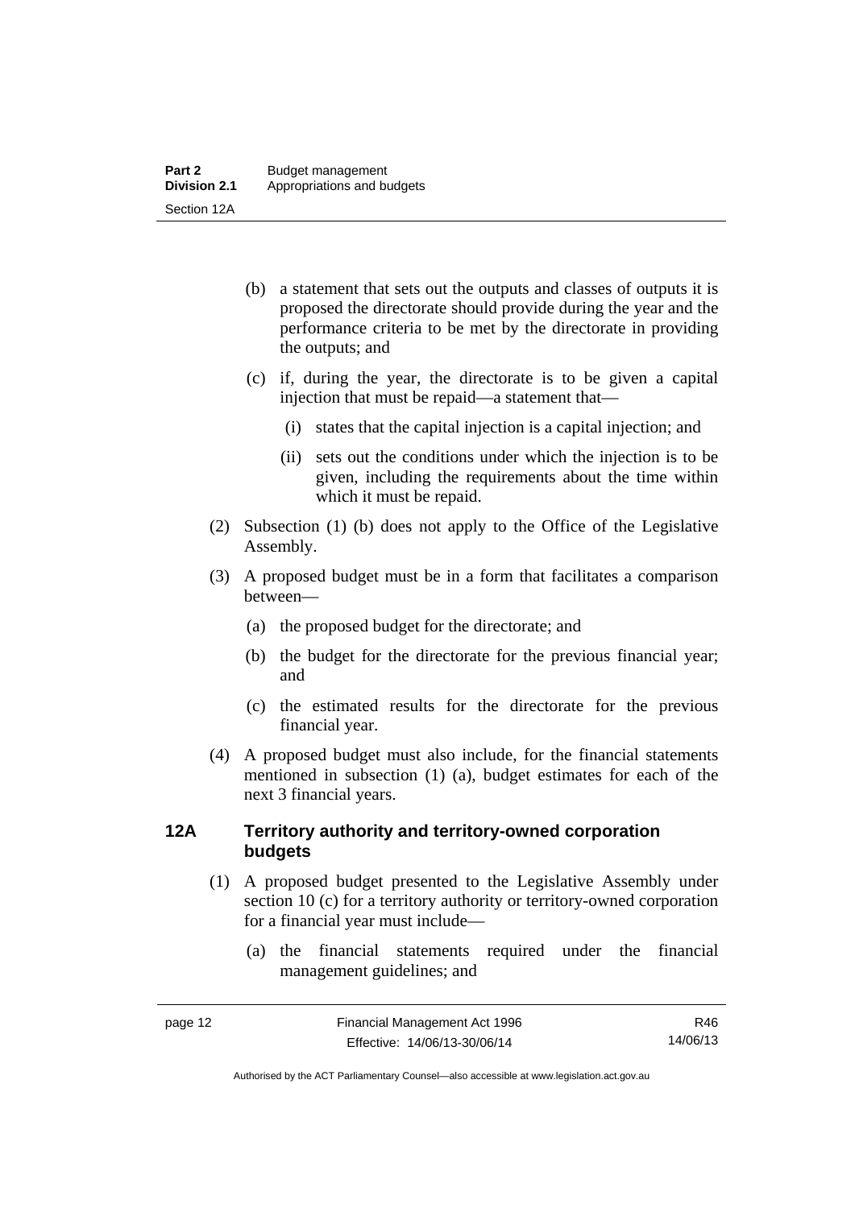(b) a statement that sets out the outputs and classes of outputs it is proposed the directorate should provide during the year and the performance criteria to be met by the directorate in providing the outputs; and

(c) if, during the year, the directorate is to be given a capital injection that must be repaid—a statement that—

(i) states that the capital injection is a capital injection; and

(ii) sets out the conditions under which the injection is to be given, including the requirements about the time within which it must be repaid.

(2) Subsection (1) (b) does not apply to the Office of the Legislative Assembly.

(3) A proposed budget must be in a form that facilitates a comparison between—

(a) the proposed budget for the directorate; and

(b) the budget for the directorate for the previous financial year; and

(c) the estimated results for the directorate for the previous financial year.

(4) A proposed budget must also include, for the financial statements mentioned in subsection (1) (a), budget estimates for each of the next 3 financial years.

## 12A Territory authority and territory-owned corporation budgets

(1) A proposed budget presented to the Legislative Assembly under section 10 (c) for a territory authority or territory-owned corporation for a financial year must include—

(a) the financial statements required under the financial management guidelines; and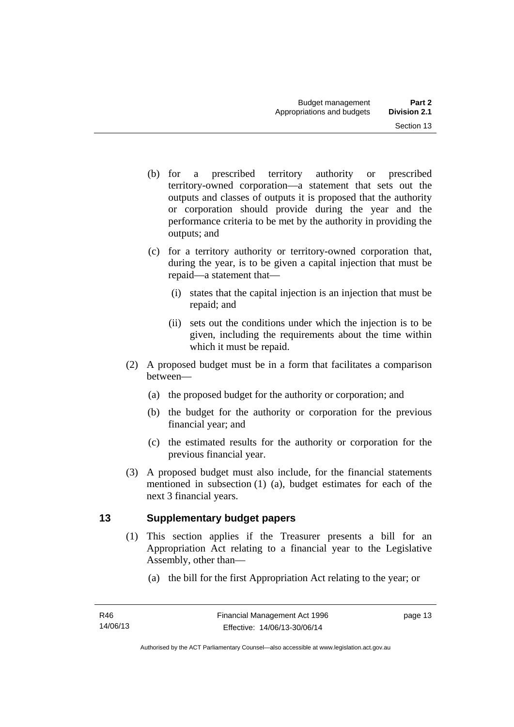(b) for a prescribed territory authority or prescribed territory-owned corporation—a statement that sets out the outputs and classes of outputs it is proposed that the authority or corporation should provide during the year and the performance criteria to be met by the authority in providing the outputs; and

(c) for a territory authority or territory-owned corporation that, during the year, is to be given a capital injection that must be repaid—a statement that—

(i) states that the capital injection is an injection that must be repaid; and

(ii) sets out the conditions under which the injection is to be given, including the requirements about the time within which it must be repaid.

(2) A proposed budget must be in a form that facilitates a comparison between—

(a) the proposed budget for the authority or corporation; and

(b) the budget for the authority or corporation for the previous financial year; and

(c) the estimated results for the authority or corporation for the previous financial year.

(3) A proposed budget must also include, for the financial statements mentioned in subsection (1) (a), budget estimates for each of the next 3 financial years.

## 13 Supplementary budget papers

(1) This section applies if the Treasurer presents a bill for an Appropriation Act relating to a financial year to the Legislative Assembly, other than—

(a) the bill for the first Appropriation Act relating to the year; or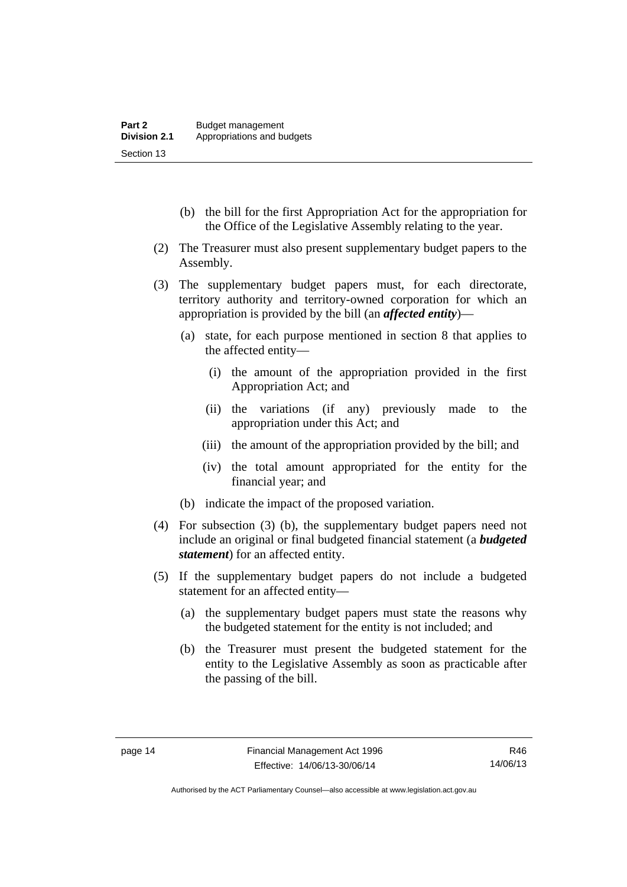(b) the bill for the first Appropriation Act for the appropriation for the Office of the Legislative Assembly relating to the year.

(2) The Treasurer must also present supplementary budget papers to the Assembly.

(3) The supplementary budget papers must, for each directorate, territory authority and territory-owned corporation for which an appropriation is provided by the bill (an ***affected entity***)—

(a) state, for each purpose mentioned in section 8 that applies to the affected entity—

(i) the amount of the appropriation provided in the first Appropriation Act; and

(ii) the variations (if any) previously made to the appropriation under this Act; and

(iii) the amount of the appropriation provided by the bill; and

(iv) the total amount appropriated for the entity for the financial year; and

(b) indicate the impact of the proposed variation.

(4) For subsection (3) (b), the supplementary budget papers need not include an original or final budgeted financial statement (a ***budgeted statement***) for an affected entity.

(5) If the supplementary budget papers do not include a budgeted statement for an affected entity—

(a) the supplementary budget papers must state the reasons why the budgeted statement for the entity is not included; and

(b) the Treasurer must present the budgeted statement for the entity to the Legislative Assembly as soon as practicable after the passing of the bill.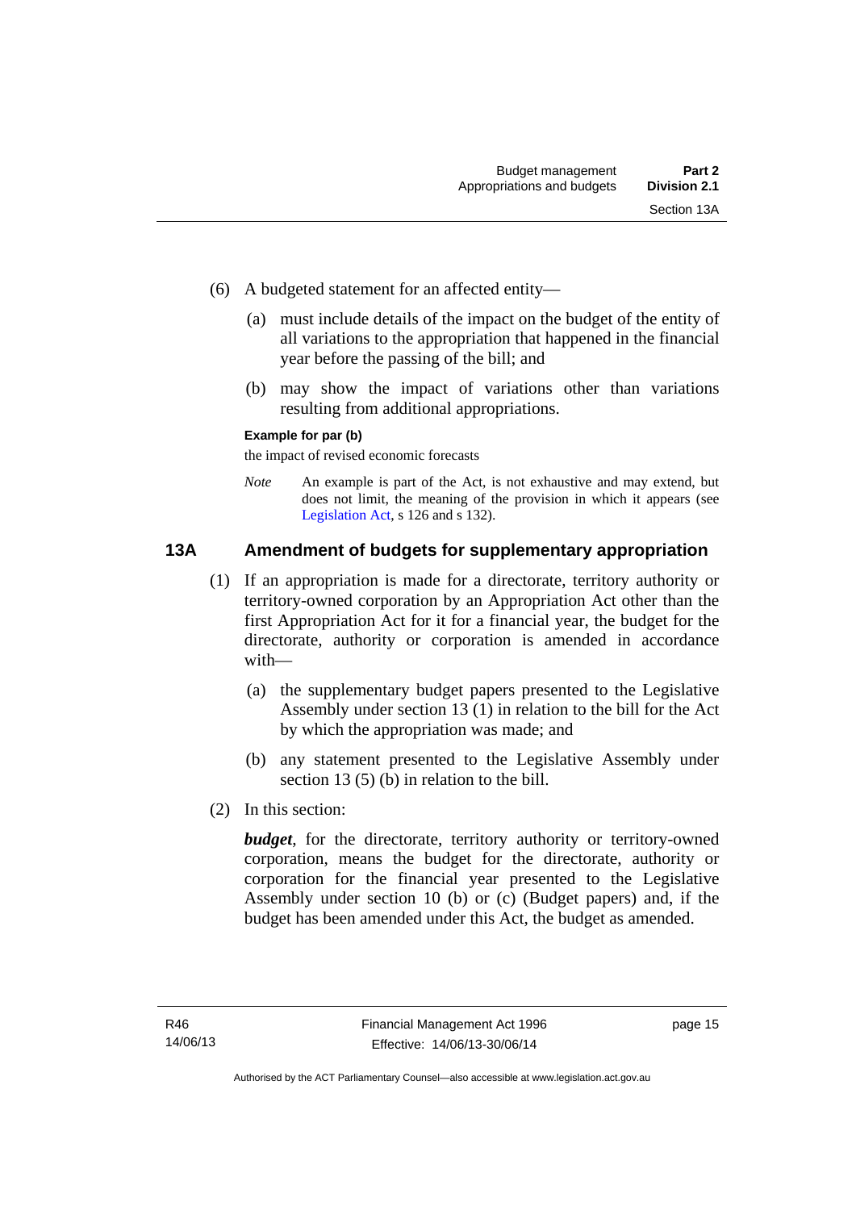(6) A budgeted statement for an affected entity—

(a) must include details of the impact on the budget of the entity of all variations to the appropriation that happened in the financial year before the passing of the bill; and

(b) may show the impact of variations other than variations resulting from additional appropriations.

**Example for par (b)**

the impact of revised economic forecasts

*Note* An example is part of the Act, is not exhaustive and may extend, but does not limit, the meaning of the provision in which it appears (see Legislation Act, s 126 and s 132).

## 13A Amendment of budgets for supplementary appropriation

(1) If an appropriation is made for a directorate, territory authority or territory-owned corporation by an Appropriation Act other than the first Appropriation Act for it for a financial year, the budget for the directorate, authority or corporation is amended in accordance with—

(a) the supplementary budget papers presented to the Legislative Assembly under section 13 (1) in relation to the bill for the Act by which the appropriation was made; and

(b) any statement presented to the Legislative Assembly under section 13 (5) (b) in relation to the bill.

(2) In this section:

***budget***, for the directorate, territory authority or territory-owned corporation, means the budget for the directorate, authority or corporation for the financial year presented to the Legislative Assembly under section 10 (b) or (c) (Budget papers) and, if the budget has been amended under this Act, the budget as amended.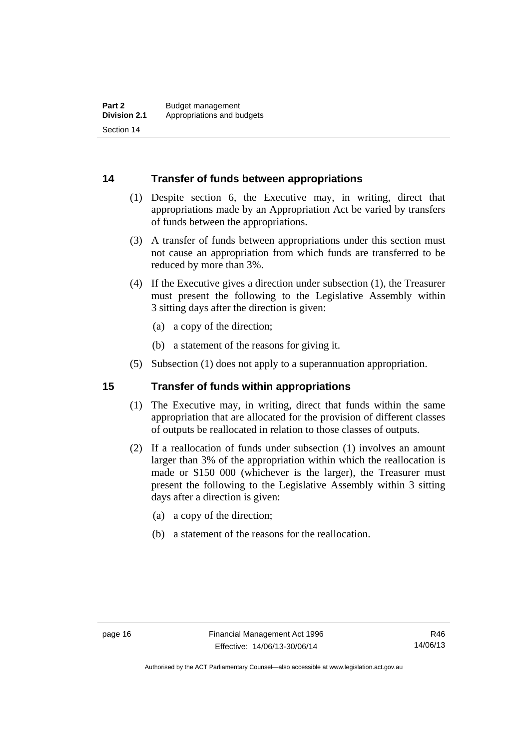## 14 Transfer of funds between appropriations

(1) Despite section 6, the Executive may, in writing, direct that appropriations made by an Appropriation Act be varied by transfers of funds between the appropriations.

(3) A transfer of funds between appropriations under this section must not cause an appropriation from which funds are transferred to be reduced by more than 3%.

(4) If the Executive gives a direction under subsection (1), the Treasurer must present the following to the Legislative Assembly within 3 sitting days after the direction is given:

(a) a copy of the direction;

(b) a statement of the reasons for giving it.

(5) Subsection (1) does not apply to a superannuation appropriation.

## 15 Transfer of funds within appropriations

(1) The Executive may, in writing, direct that funds within the same appropriation that are allocated for the provision of different classes of outputs be reallocated in relation to those classes of outputs.

(2) If a reallocation of funds under subsection (1) involves an amount larger than 3% of the appropriation within which the reallocation is made or $150 000 (whichever is the larger), the Treasurer must present the following to the Legislative Assembly within 3 sitting days after a direction is given:

(a) a copy of the direction;

(b) a statement of the reasons for the reallocation.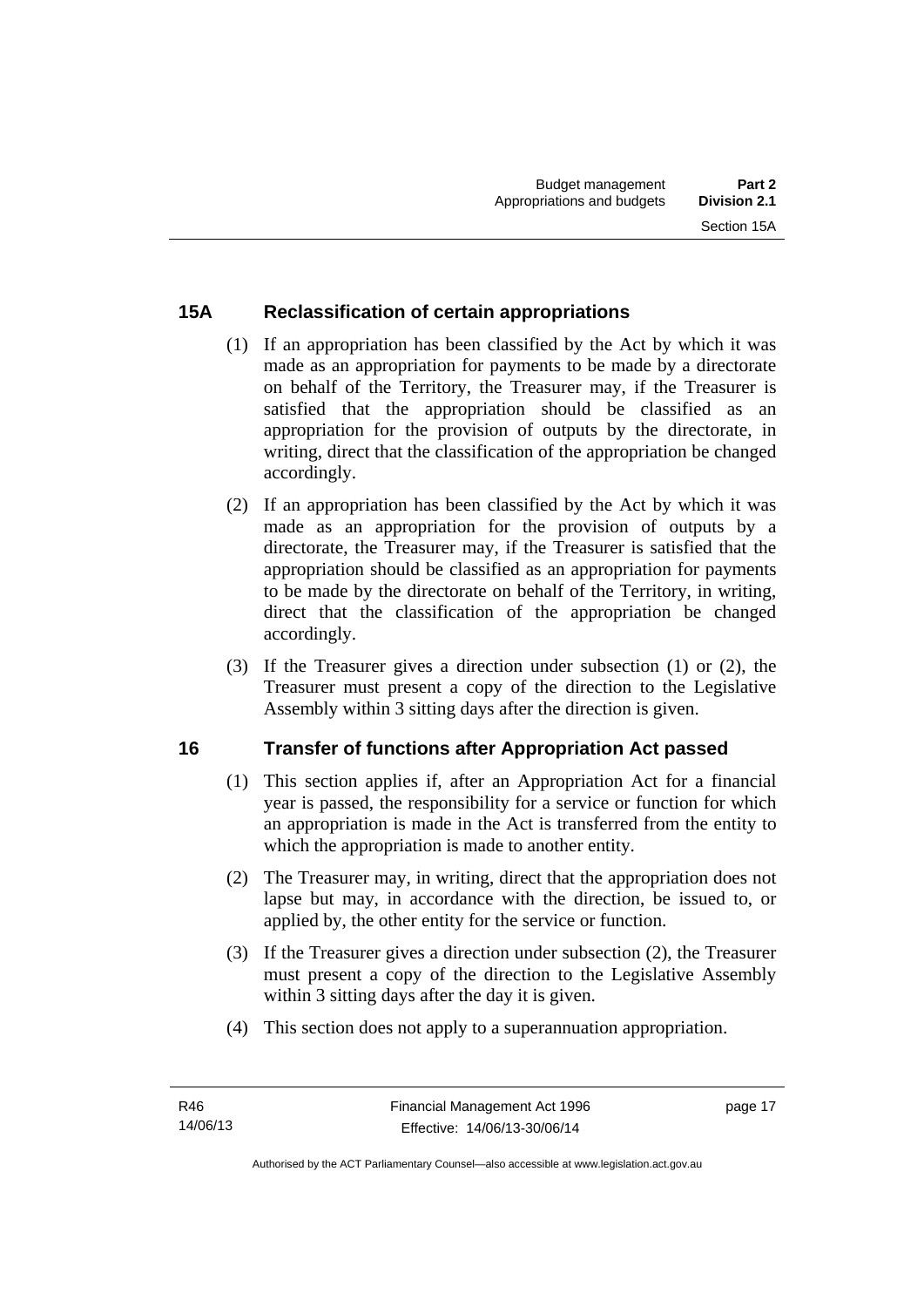## 15A Reclassification of certain appropriations

(1) If an appropriation has been classified by the Act by which it was made as an appropriation for payments to be made by a directorate on behalf of the Territory, the Treasurer may, if the Treasurer is satisfied that the appropriation should be classified as an appropriation for the provision of outputs by the directorate, in writing, direct that the classification of the appropriation be changed accordingly.

(2) If an appropriation has been classified by the Act by which it was made as an appropriation for the provision of outputs by a directorate, the Treasurer may, if the Treasurer is satisfied that the appropriation should be classified as an appropriation for payments to be made by the directorate on behalf of the Territory, in writing, direct that the classification of the appropriation be changed accordingly.

(3) If the Treasurer gives a direction under subsection (1) or (2), the Treasurer must present a copy of the direction to the Legislative Assembly within 3 sitting days after the direction is given.

## 16 Transfer of functions after Appropriation Act passed

(1) This section applies if, after an Appropriation Act for a financial year is passed, the responsibility for a service or function for which an appropriation is made in the Act is transferred from the entity to which the appropriation is made to another entity.

(2) The Treasurer may, in writing, direct that the appropriation does not lapse but may, in accordance with the direction, be issued to, or applied by, the other entity for the service or function.

(3) If the Treasurer gives a direction under subsection (2), the Treasurer must present a copy of the direction to the Legislative Assembly within 3 sitting days after the day it is given.

(4) This section does not apply to a superannuation appropriation.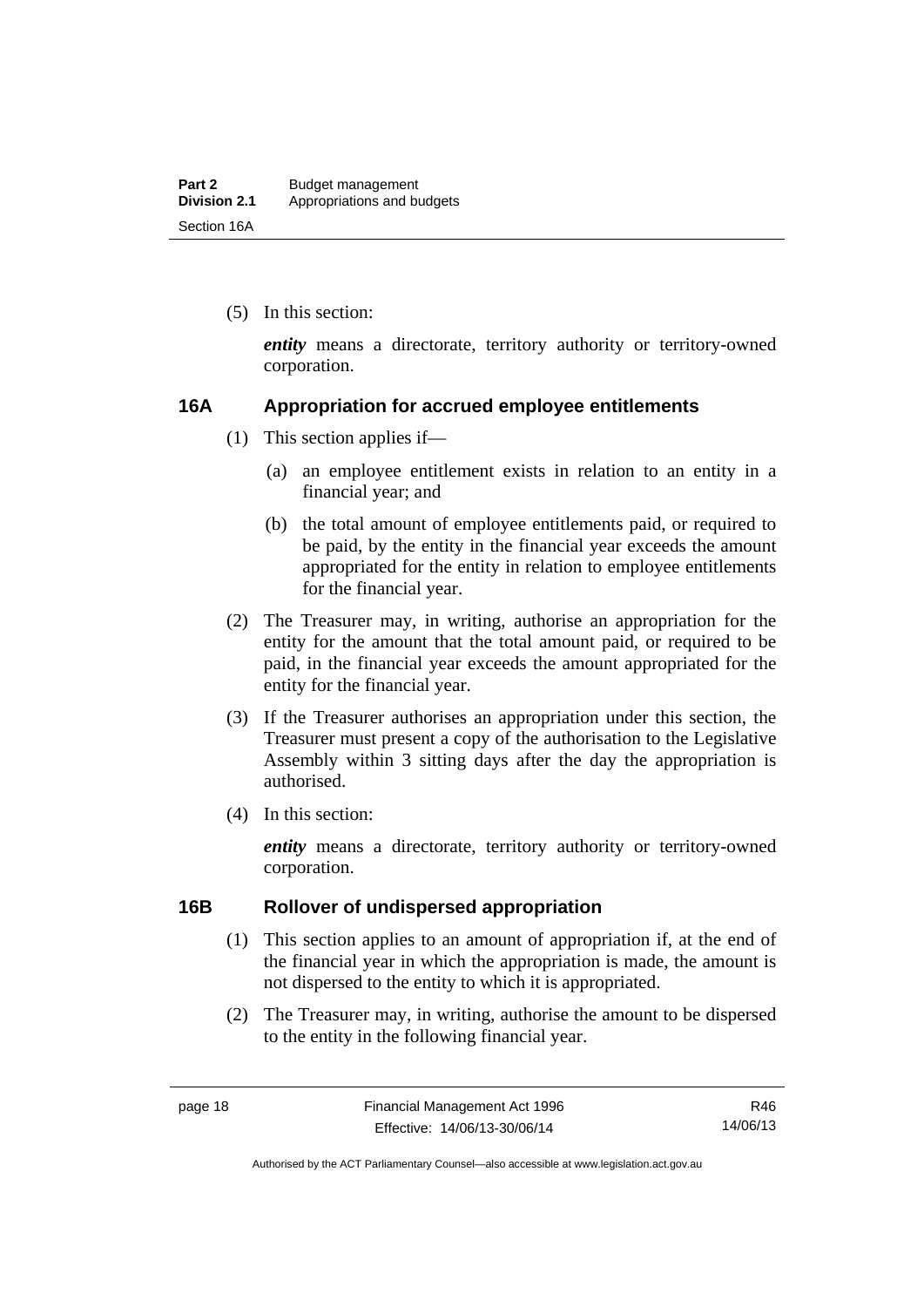(5) In this section:

***entity*** means a directorate, territory authority or territory-owned corporation.

### 16A Appropriation for accrued employee entitlements

(1) This section applies if—

  (a) an employee entitlement exists in relation to an entity in a financial year; and

  (b) the total amount of employee entitlements paid, or required to be paid, by the entity in the financial year exceeds the amount appropriated for the entity in relation to employee entitlements for the financial year.

(2) The Treasurer may, in writing, authorise an appropriation for the entity for the amount that the total amount paid, or required to be paid, in the financial year exceeds the amount appropriated for the entity for the financial year.

(3) If the Treasurer authorises an appropriation under this section, the Treasurer must present a copy of the authorisation to the Legislative Assembly within 3 sitting days after the day the appropriation is authorised.

(4) In this section:

***entity*** means a directorate, territory authority or territory-owned corporation.

### 16B Rollover of undispersed appropriation

(1) This section applies to an amount of appropriation if, at the end of the financial year in which the appropriation is made, the amount is not dispersed to the entity to which it is appropriated.

(2) The Treasurer may, in writing, authorise the amount to be dispersed to the entity in the following financial year.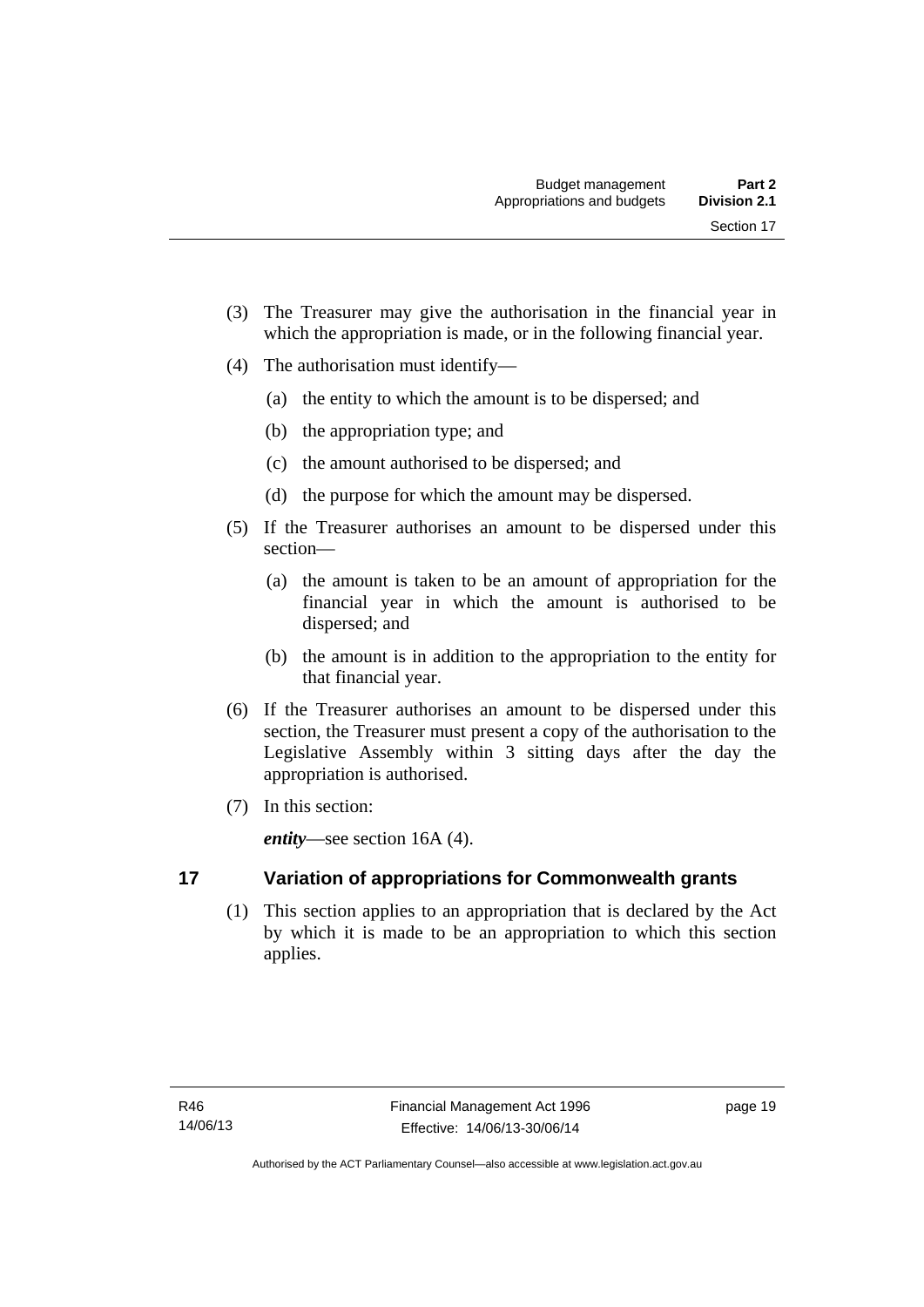(3) The Treasurer may give the authorisation in the financial year in which the appropriation is made, or in the following financial year.

(4) The authorisation must identify—

(a) the entity to which the amount is to be dispersed; and

(b) the appropriation type; and

(c) the amount authorised to be dispersed; and

(d) the purpose for which the amount may be dispersed.

(5) If the Treasurer authorises an amount to be dispersed under this section—

(a) the amount is taken to be an amount of appropriation for the financial year in which the amount is authorised to be dispersed; and

(b) the amount is in addition to the appropriation to the entity for that financial year.

(6) If the Treasurer authorises an amount to be dispersed under this section, the Treasurer must present a copy of the authorisation to the Legislative Assembly within 3 sitting days after the day the appropriation is authorised.

(7) In this section:

***entity***—see section 16A (4).

## 17 Variation of appropriations for Commonwealth grants

(1) This section applies to an appropriation that is declared by the Act by which it is made to be an appropriation to which this section applies.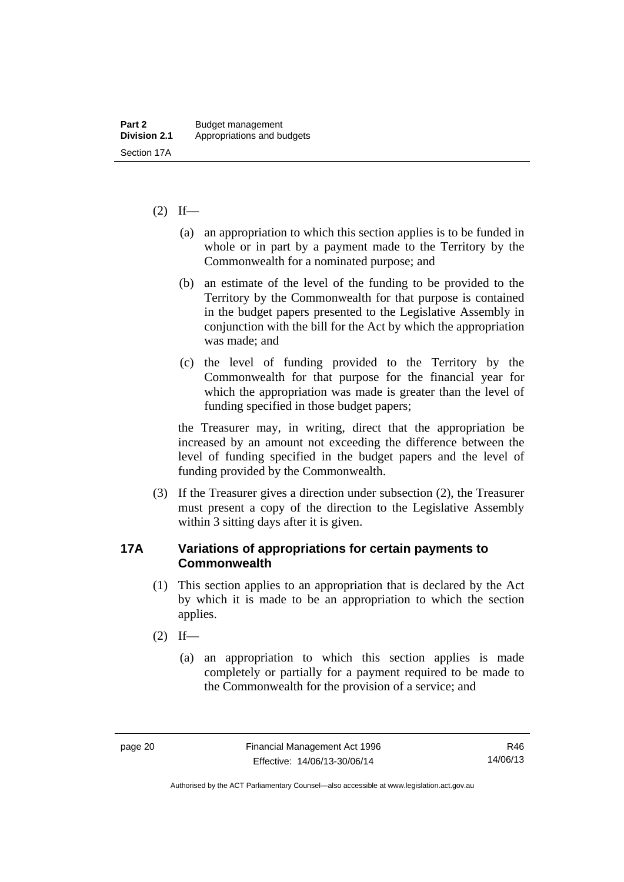(2) If—

(a) an appropriation to which this section applies is to be funded in whole or in part by a payment made to the Territory by the Commonwealth for a nominated purpose; and

(b) an estimate of the level of the funding to be provided to the Territory by the Commonwealth for that purpose is contained in the budget papers presented to the Legislative Assembly in conjunction with the bill for the Act by which the appropriation was made; and

(c) the level of funding provided to the Territory by the Commonwealth for that purpose for the financial year for which the appropriation was made is greater than the level of funding specified in those budget papers;

the Treasurer may, in writing, direct that the appropriation be increased by an amount not exceeding the difference between the level of funding specified in the budget papers and the level of funding provided by the Commonwealth.

(3) If the Treasurer gives a direction under subsection (2), the Treasurer must present a copy of the direction to the Legislative Assembly within 3 sitting days after it is given.

## 17A Variations of appropriations for certain payments to Commonwealth

(1) This section applies to an appropriation that is declared by the Act by which it is made to be an appropriation to which the section applies.

(2) If—

(a) an appropriation to which this section applies is made completely or partially for a payment required to be made to the Commonwealth for the provision of a service; and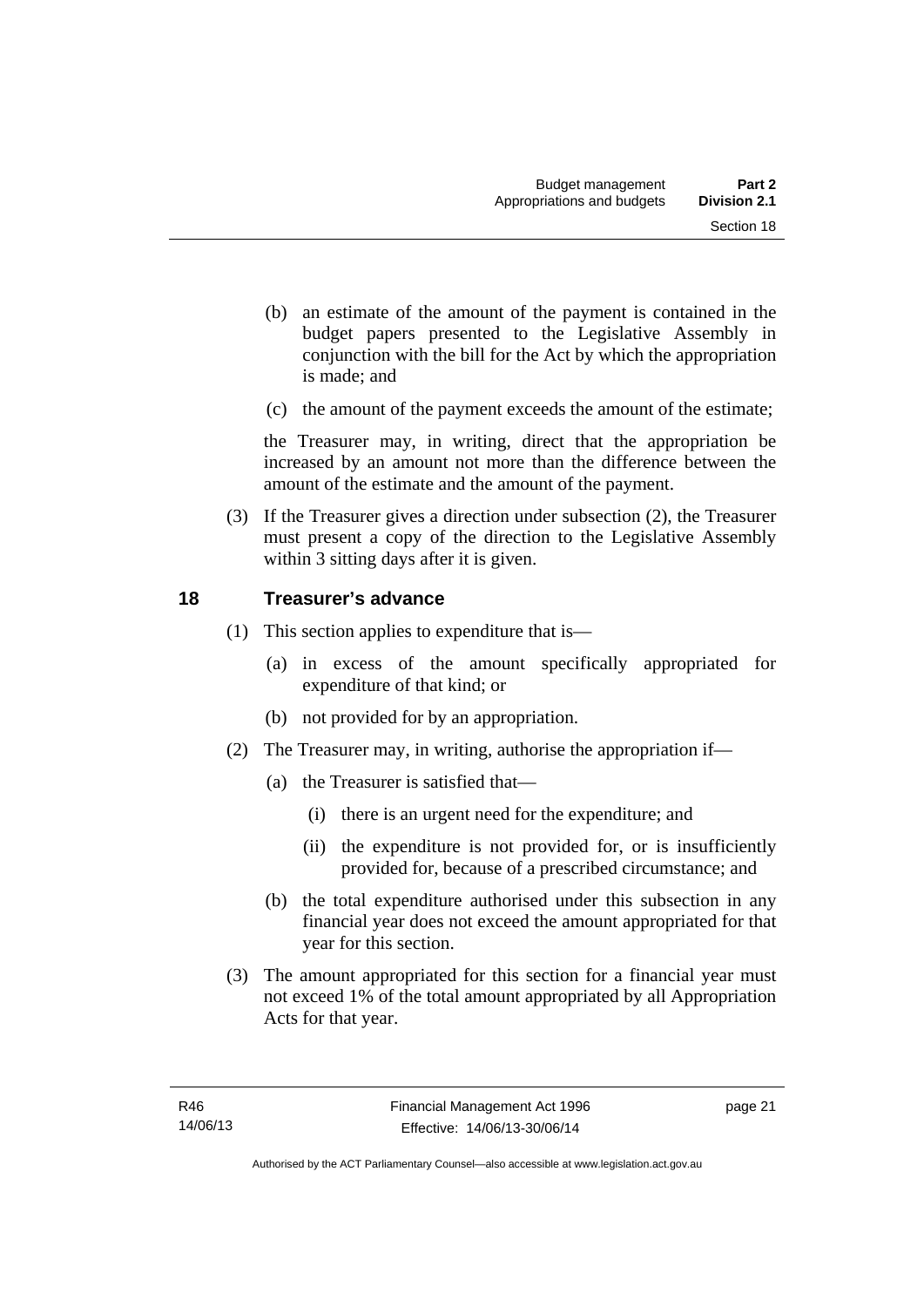(b) an estimate of the amount of the payment is contained in the budget papers presented to the Legislative Assembly in conjunction with the bill for the Act by which the appropriation is made; and

(c) the amount of the payment exceeds the amount of the estimate;

the Treasurer may, in writing, direct that the appropriation be increased by an amount not more than the difference between the amount of the estimate and the amount of the payment.

(3) If the Treasurer gives a direction under subsection (2), the Treasurer must present a copy of the direction to the Legislative Assembly within 3 sitting days after it is given.

## 18 Treasurer's advance

(1) This section applies to expenditure that is—

(a) in excess of the amount specifically appropriated for expenditure of that kind; or

(b) not provided for by an appropriation.

(2) The Treasurer may, in writing, authorise the appropriation if—

(a) the Treasurer is satisfied that—

(i) there is an urgent need for the expenditure; and

(ii) the expenditure is not provided for, or is insufficiently provided for, because of a prescribed circumstance; and

(b) the total expenditure authorised under this subsection in any financial year does not exceed the amount appropriated for that year for this section.

(3) The amount appropriated for this section for a financial year must not exceed 1% of the total amount appropriated by all Appropriation Acts for that year.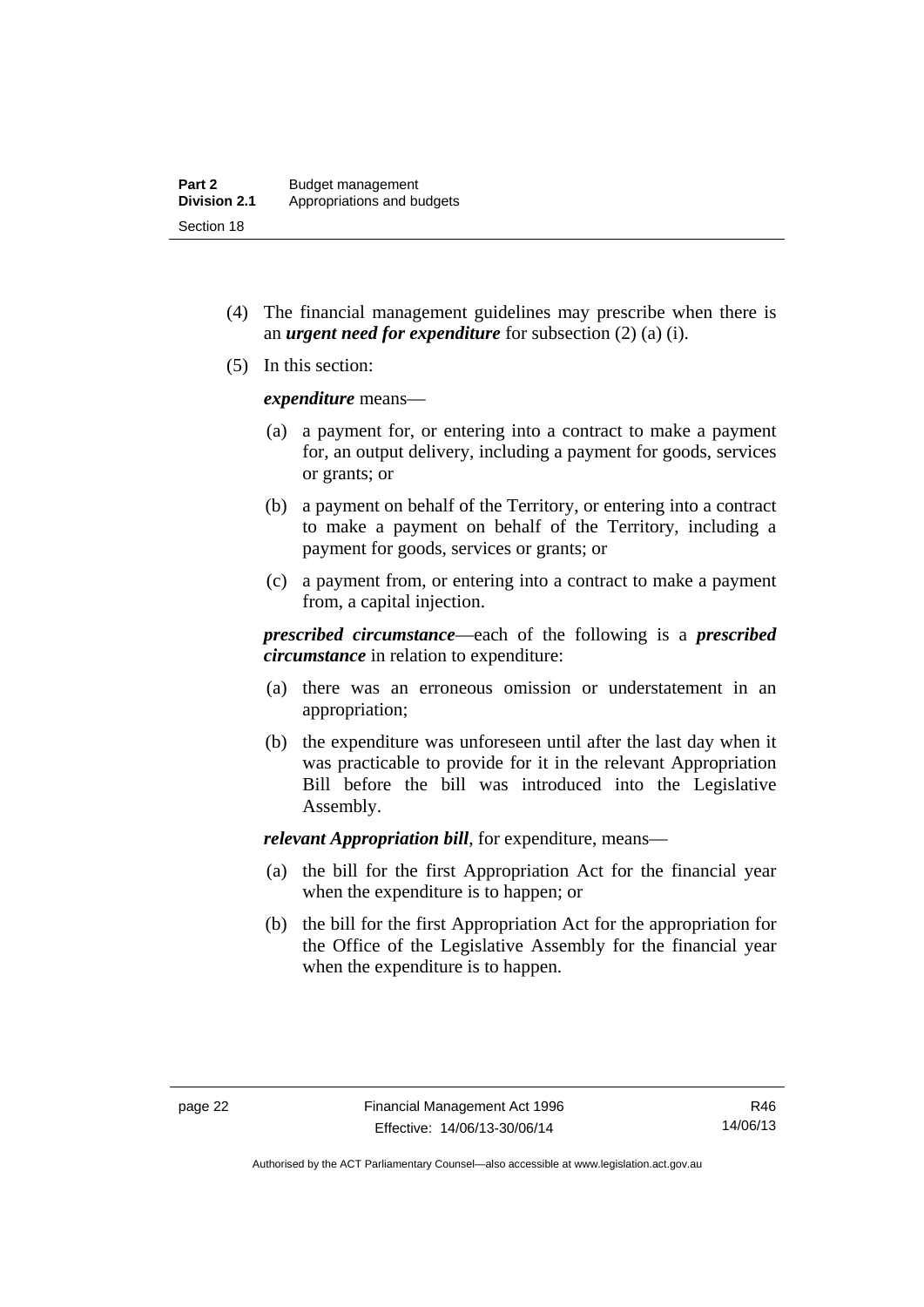(4) The financial management guidelines may prescribe when there is an ***urgent need for expenditure*** for subsection (2) (a) (i).

(5) In this section:

***expenditure*** means—

(a) a payment for, or entering into a contract to make a payment for, an output delivery, including a payment for goods, services or grants; or

(b) a payment on behalf of the Territory, or entering into a contract to make a payment on behalf of the Territory, including a payment for goods, services or grants; or

(c) a payment from, or entering into a contract to make a payment from, a capital injection.

***prescribed circumstance***—each of the following is a ***prescribed circumstance*** in relation to expenditure:

(a) there was an erroneous omission or understatement in an appropriation;

(b) the expenditure was unforeseen until after the last day when it was practicable to provide for it in the relevant Appropriation Bill before the bill was introduced into the Legislative Assembly.

***relevant Appropriation bill***, for expenditure, means—

(a) the bill for the first Appropriation Act for the financial year when the expenditure is to happen; or

(b) the bill for the first Appropriation Act for the appropriation for the Office of the Legislative Assembly for the financial year when the expenditure is to happen.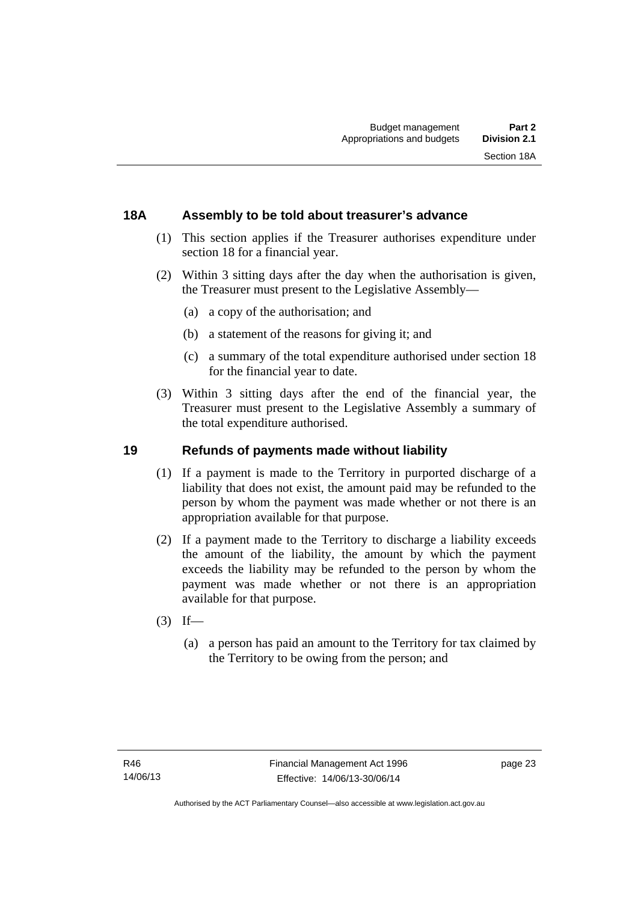## 18A Assembly to be told about treasurer's advance

(1) This section applies if the Treasurer authorises expenditure under section 18 for a financial year.

(2) Within 3 sitting days after the day when the authorisation is given, the Treasurer must present to the Legislative Assembly—

(a) a copy of the authorisation; and

(b) a statement of the reasons for giving it; and

(c) a summary of the total expenditure authorised under section 18 for the financial year to date.

(3) Within 3 sitting days after the end of the financial year, the Treasurer must present to the Legislative Assembly a summary of the total expenditure authorised.

## 19 Refunds of payments made without liability

(1) If a payment is made to the Territory in purported discharge of a liability that does not exist, the amount paid may be refunded to the person by whom the payment was made whether or not there is an appropriation available for that purpose.

(2) If a payment made to the Territory to discharge a liability exceeds the amount of the liability, the amount by which the payment exceeds the liability may be refunded to the person by whom the payment was made whether or not there is an appropriation available for that purpose.

(3) If—

(a) a person has paid an amount to the Territory for tax claimed by the Territory to be owing from the person; and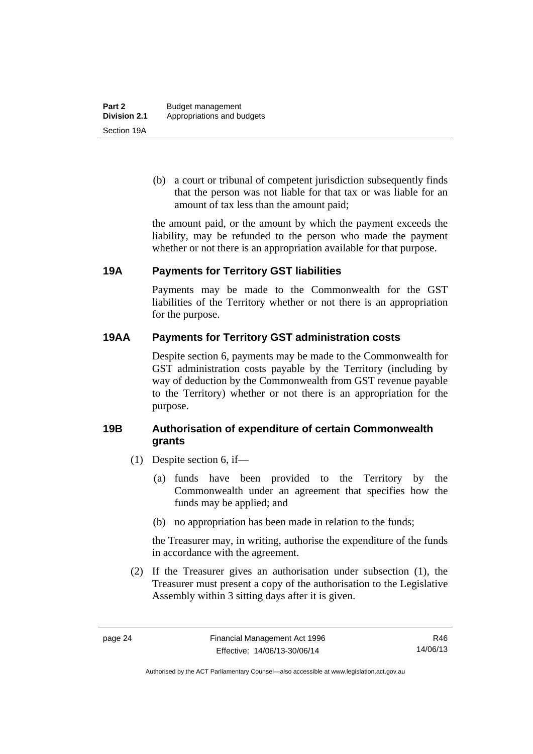(b) a court or tribunal of competent jurisdiction subsequently finds that the person was not liable for that tax or was liable for an amount of tax less than the amount paid;

the amount paid, or the amount by which the payment exceeds the liability, may be refunded to the person who made the payment whether or not there is an appropriation available for that purpose.

### 19A Payments for Territory GST liabilities

Payments may be made to the Commonwealth for the GST liabilities of the Territory whether or not there is an appropriation for the purpose.

### 19AA Payments for Territory GST administration costs

Despite section 6, payments may be made to the Commonwealth for GST administration costs payable by the Territory (including by way of deduction by the Commonwealth from GST revenue payable to the Territory) whether or not there is an appropriation for the purpose.

### 19B Authorisation of expenditure of certain Commonwealth grants

(1) Despite section 6, if—

(a) funds have been provided to the Territory by the Commonwealth under an agreement that specifies how the funds may be applied; and

(b) no appropriation has been made in relation to the funds;

the Treasurer may, in writing, authorise the expenditure of the funds in accordance with the agreement.

(2) If the Treasurer gives an authorisation under subsection (1), the Treasurer must present a copy of the authorisation to the Legislative Assembly within 3 sitting days after it is given.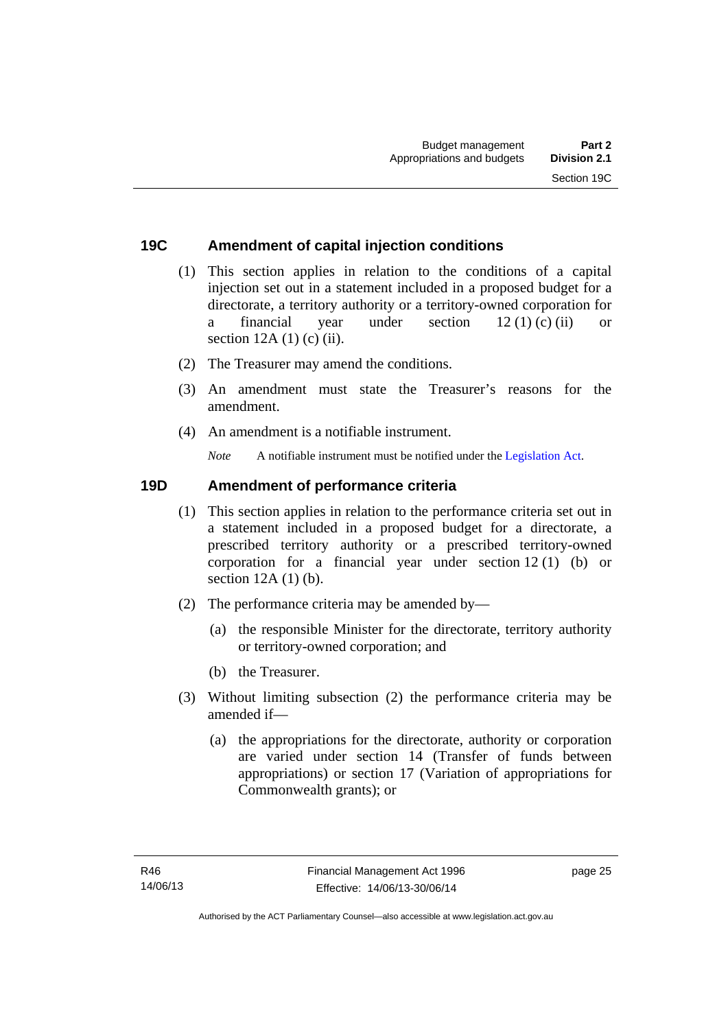## 19C Amendment of capital injection conditions

(1) This section applies in relation to the conditions of a capital injection set out in a statement included in a proposed budget for a directorate, a territory authority or a territory-owned corporation for a financial year under section 12 (1) (c) (ii) or section 12A (1) (c) (ii).

(2) The Treasurer may amend the conditions.

(3) An amendment must state the Treasurer's reasons for the amendment.

(4) An amendment is a notifiable instrument.

*Note* A notifiable instrument must be notified under the Legislation Act.

## 19D Amendment of performance criteria

(1) This section applies in relation to the performance criteria set out in a statement included in a proposed budget for a directorate, a prescribed territory authority or a prescribed territory-owned corporation for a financial year under section 12 (1) (b) or section 12A (1) (b).

(2) The performance criteria may be amended by—

(a) the responsible Minister for the directorate, territory authority or territory-owned corporation; and

(b) the Treasurer.

(3) Without limiting subsection (2) the performance criteria may be amended if—

(a) the appropriations for the directorate, authority or corporation are varied under section 14 (Transfer of funds between appropriations) or section 17 (Variation of appropriations for Commonwealth grants); or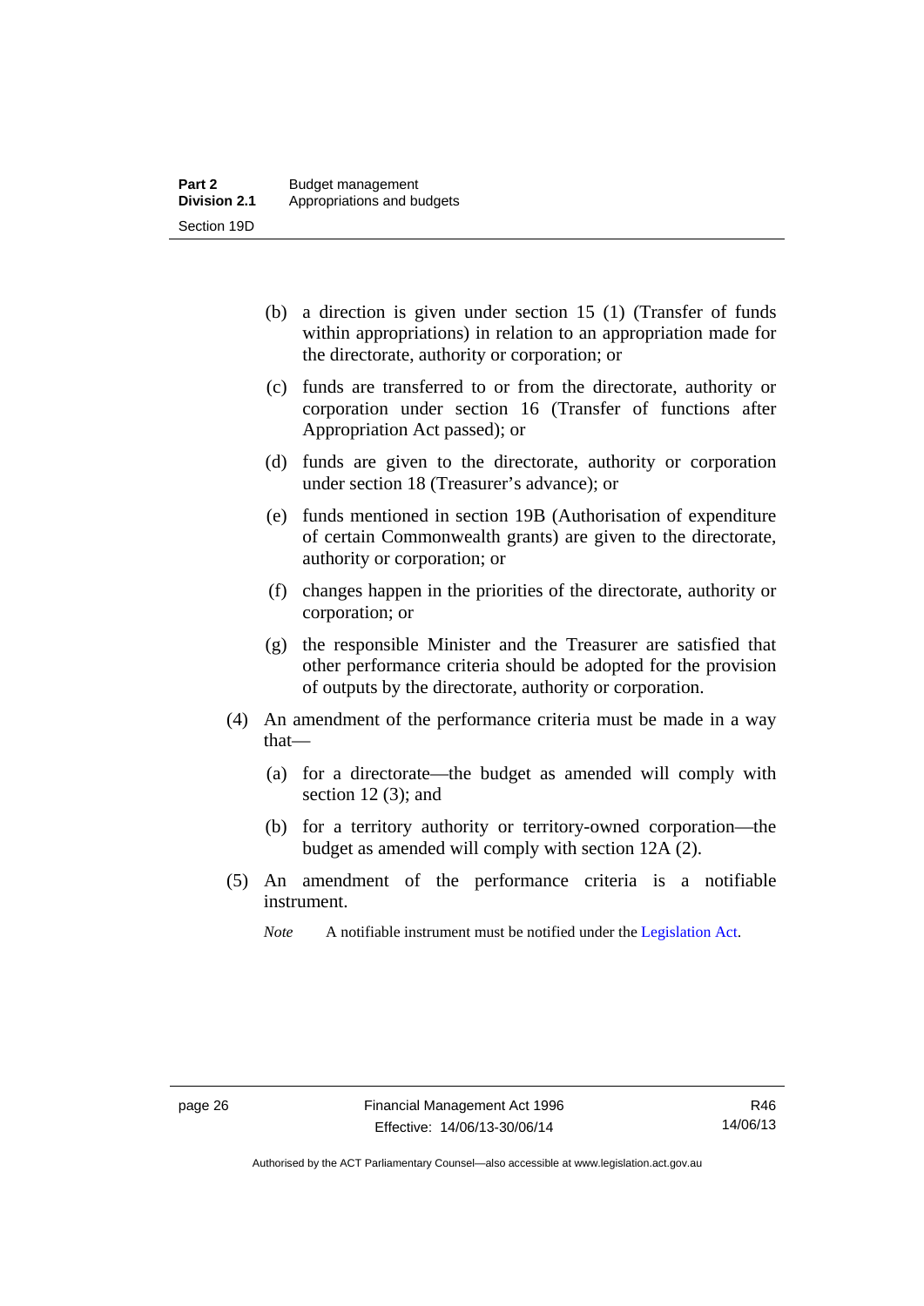(b) a direction is given under section 15 (1) (Transfer of funds within appropriations) in relation to an appropriation made for the directorate, authority or corporation; or

(c) funds are transferred to or from the directorate, authority or corporation under section 16 (Transfer of functions after Appropriation Act passed); or

(d) funds are given to the directorate, authority or corporation under section 18 (Treasurer's advance); or

(e) funds mentioned in section 19B (Authorisation of expenditure of certain Commonwealth grants) are given to the directorate, authority or corporation; or

(f) changes happen in the priorities of the directorate, authority or corporation; or

(g) the responsible Minister and the Treasurer are satisfied that other performance criteria should be adopted for the provision of outputs by the directorate, authority or corporation.

(4) An amendment of the performance criteria must be made in a way that—

(a) for a directorate—the budget as amended will comply with section 12 (3); and

(b) for a territory authority or territory-owned corporation—the budget as amended will comply with section 12A (2).

(5) An amendment of the performance criteria is a notifiable instrument.

*Note* A notifiable instrument must be notified under the Legislation Act.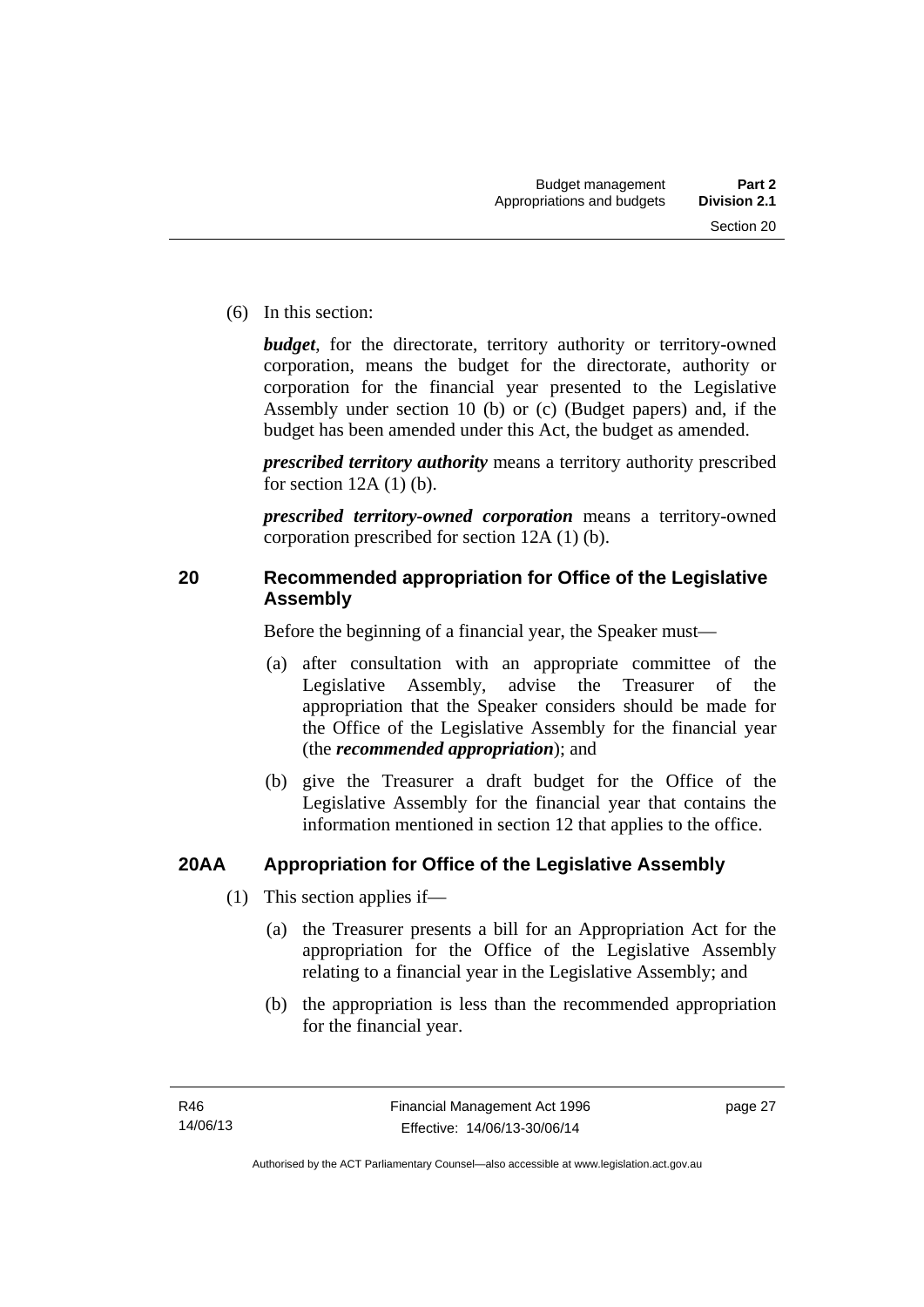(6) In this section:

***budget***, for the directorate, territory authority or territory-owned corporation, means the budget for the directorate, authority or corporation for the financial year presented to the Legislative Assembly under section 10 (b) or (c) (Budget papers) and, if the budget has been amended under this Act, the budget as amended.

***prescribed territory authority*** means a territory authority prescribed for section 12A (1) (b).

***prescribed territory-owned corporation*** means a territory-owned corporation prescribed for section 12A (1) (b).

## 20 Recommended appropriation for Office of the Legislative Assembly

Before the beginning of a financial year, the Speaker must—

(a) after consultation with an appropriate committee of the Legislative Assembly, advise the Treasurer of the appropriation that the Speaker considers should be made for the Office of the Legislative Assembly for the financial year (the ***recommended appropriation***); and

(b) give the Treasurer a draft budget for the Office of the Legislative Assembly for the financial year that contains the information mentioned in section 12 that applies to the office.

## 20AA Appropriation for Office of the Legislative Assembly

(1) This section applies if—

(a) the Treasurer presents a bill for an Appropriation Act for the appropriation for the Office of the Legislative Assembly relating to a financial year in the Legislative Assembly; and

(b) the appropriation is less than the recommended appropriation for the financial year.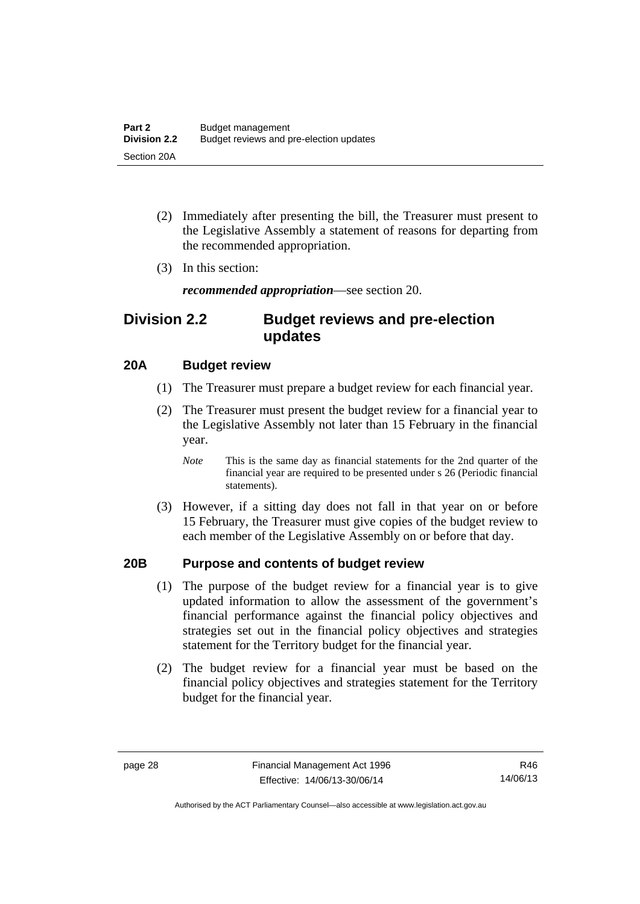(2) Immediately after presenting the bill, the Treasurer must present to the Legislative Assembly a statement of reasons for departing from the recommended appropriation.

(3) In this section:

***recommended appropriation***—see section 20.

## Division 2.2 Budget reviews and pre-election updates

### 20A Budget review

(1) The Treasurer must prepare a budget review for each financial year.

(2) The Treasurer must present the budget review for a financial year to the Legislative Assembly not later than 15 February in the financial year.

*Note* This is the same day as financial statements for the 2nd quarter of the financial year are required to be presented under s 26 (Periodic financial statements).

(3) However, if a sitting day does not fall in that year on or before 15 February, the Treasurer must give copies of the budget review to each member of the Legislative Assembly on or before that day.

### 20B Purpose and contents of budget review

(1) The purpose of the budget review for a financial year is to give updated information to allow the assessment of the government's financial performance against the financial policy objectives and strategies set out in the financial policy objectives and strategies statement for the Territory budget for the financial year.

(2) The budget review for a financial year must be based on the financial policy objectives and strategies statement for the Territory budget for the financial year.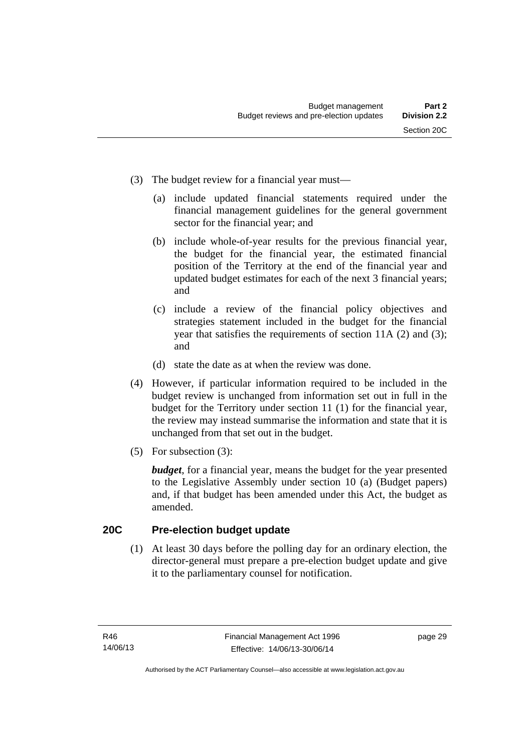(3) The budget review for a financial year must—

(a) include updated financial statements required under the financial management guidelines for the general government sector for the financial year; and

(b) include whole-of-year results for the previous financial year, the budget for the financial year, the estimated financial position of the Territory at the end of the financial year and updated budget estimates for each of the next 3 financial years; and

(c) include a review of the financial policy objectives and strategies statement included in the budget for the financial year that satisfies the requirements of section 11A (2) and (3); and

(d) state the date as at when the review was done.

(4) However, if particular information required to be included in the budget review is unchanged from information set out in full in the budget for the Territory under section 11 (1) for the financial year, the review may instead summarise the information and state that it is unchanged from that set out in the budget.

(5) For subsection (3):

***budget***, for a financial year, means the budget for the year presented to the Legislative Assembly under section 10 (a) (Budget papers) and, if that budget has been amended under this Act, the budget as amended.

## 20C Pre-election budget update

(1) At least 30 days before the polling day for an ordinary election, the director-general must prepare a pre-election budget update and give it to the parliamentary counsel for notification.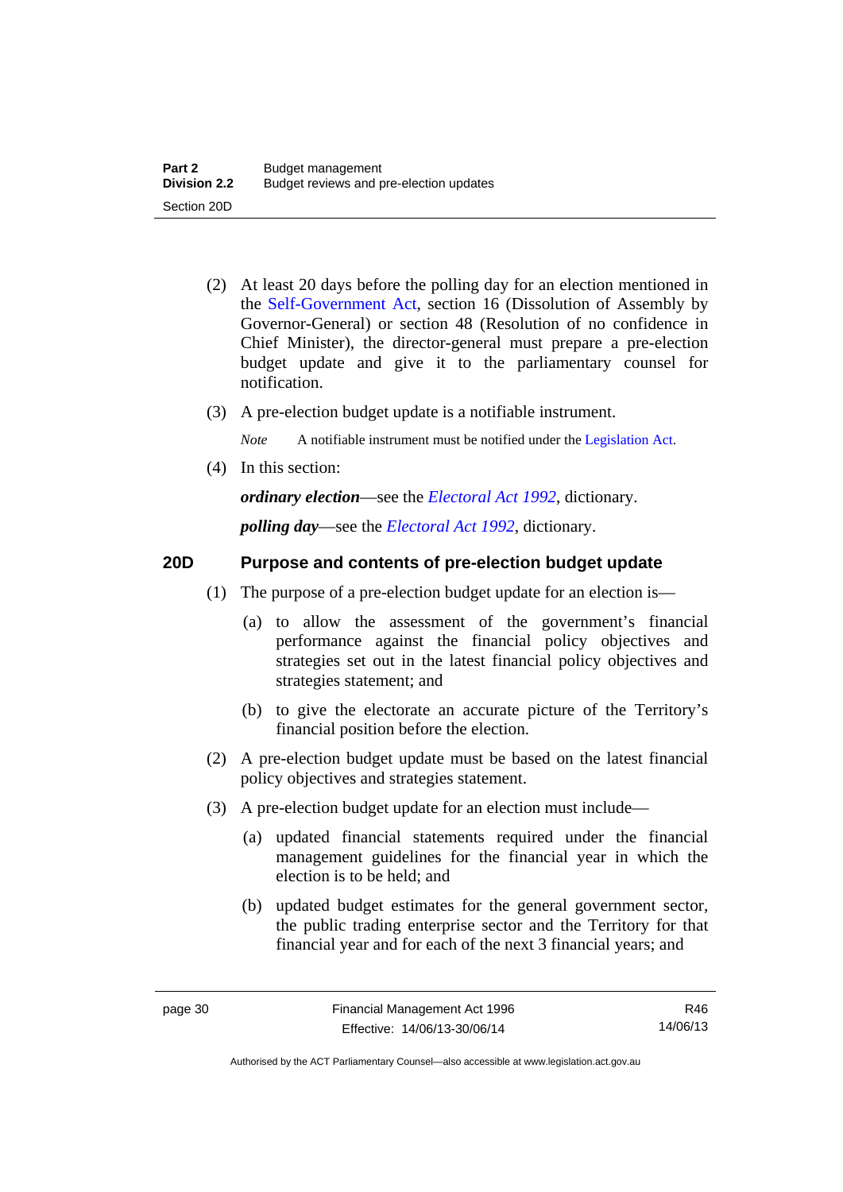(2) At least 20 days before the polling day for an election mentioned in the Self-Government Act, section 16 (Dissolution of Assembly by Governor-General) or section 48 (Resolution of no confidence in Chief Minister), the director-general must prepare a pre-election budget update and give it to the parliamentary counsel for notification.

(3) A pre-election budget update is a notifiable instrument.

*Note* A notifiable instrument must be notified under the Legislation Act.

(4) In this section:

***ordinary election***—see the *Electoral Act 1992*, dictionary.

***polling day***—see the *Electoral Act 1992*, dictionary.

## 20D Purpose and contents of pre-election budget update

(1) The purpose of a pre-election budget update for an election is—

(a) to allow the assessment of the government's financial performance against the financial policy objectives and strategies set out in the latest financial policy objectives and strategies statement; and

(b) to give the electorate an accurate picture of the Territory's financial position before the election.

(2) A pre-election budget update must be based on the latest financial policy objectives and strategies statement.

(3) A pre-election budget update for an election must include—

(a) updated financial statements required under the financial management guidelines for the financial year in which the election is to be held; and

(b) updated budget estimates for the general government sector, the public trading enterprise sector and the Territory for that financial year and for each of the next 3 financial years; and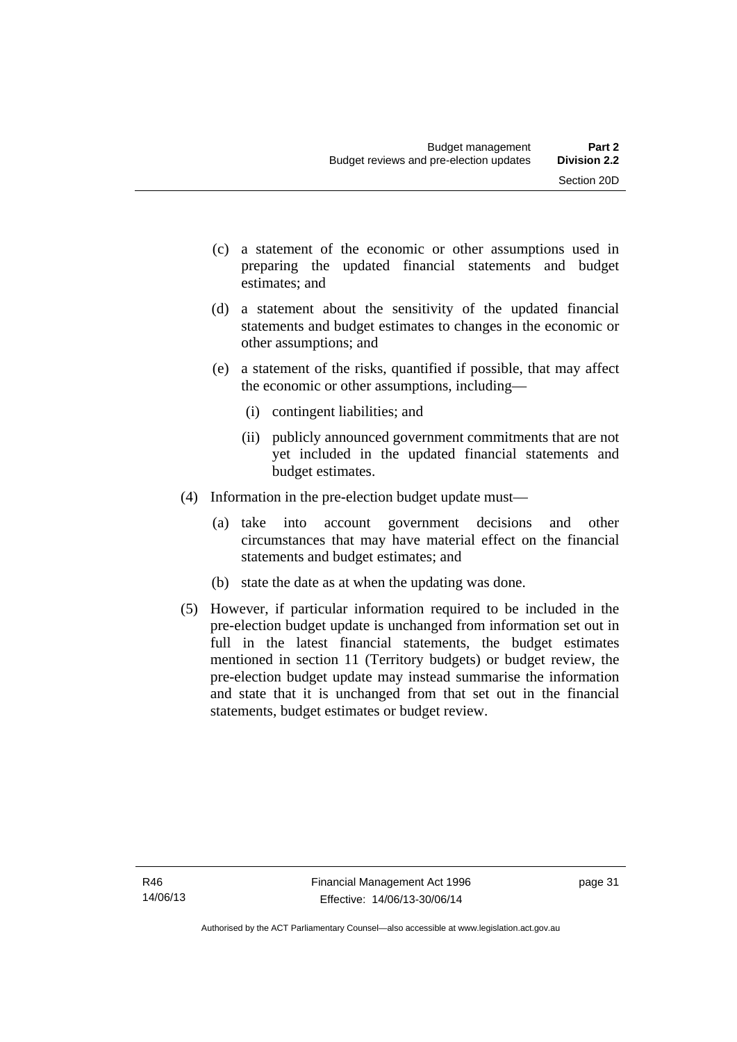(c) a statement of the economic or other assumptions used in preparing the updated financial statements and budget estimates; and

(d) a statement about the sensitivity of the updated financial statements and budget estimates to changes in the economic or other assumptions; and

(e) a statement of the risks, quantified if possible, that may affect the economic or other assumptions, including—

(i) contingent liabilities; and

(ii) publicly announced government commitments that are not yet included in the updated financial statements and budget estimates.

(4) Information in the pre-election budget update must—

(a) take into account government decisions and other circumstances that may have material effect on the financial statements and budget estimates; and

(b) state the date as at when the updating was done.

(5) However, if particular information required to be included in the pre-election budget update is unchanged from information set out in full in the latest financial statements, the budget estimates mentioned in section 11 (Territory budgets) or budget review, the pre-election budget update may instead summarise the information and state that it is unchanged from that set out in the financial statements, budget estimates or budget review.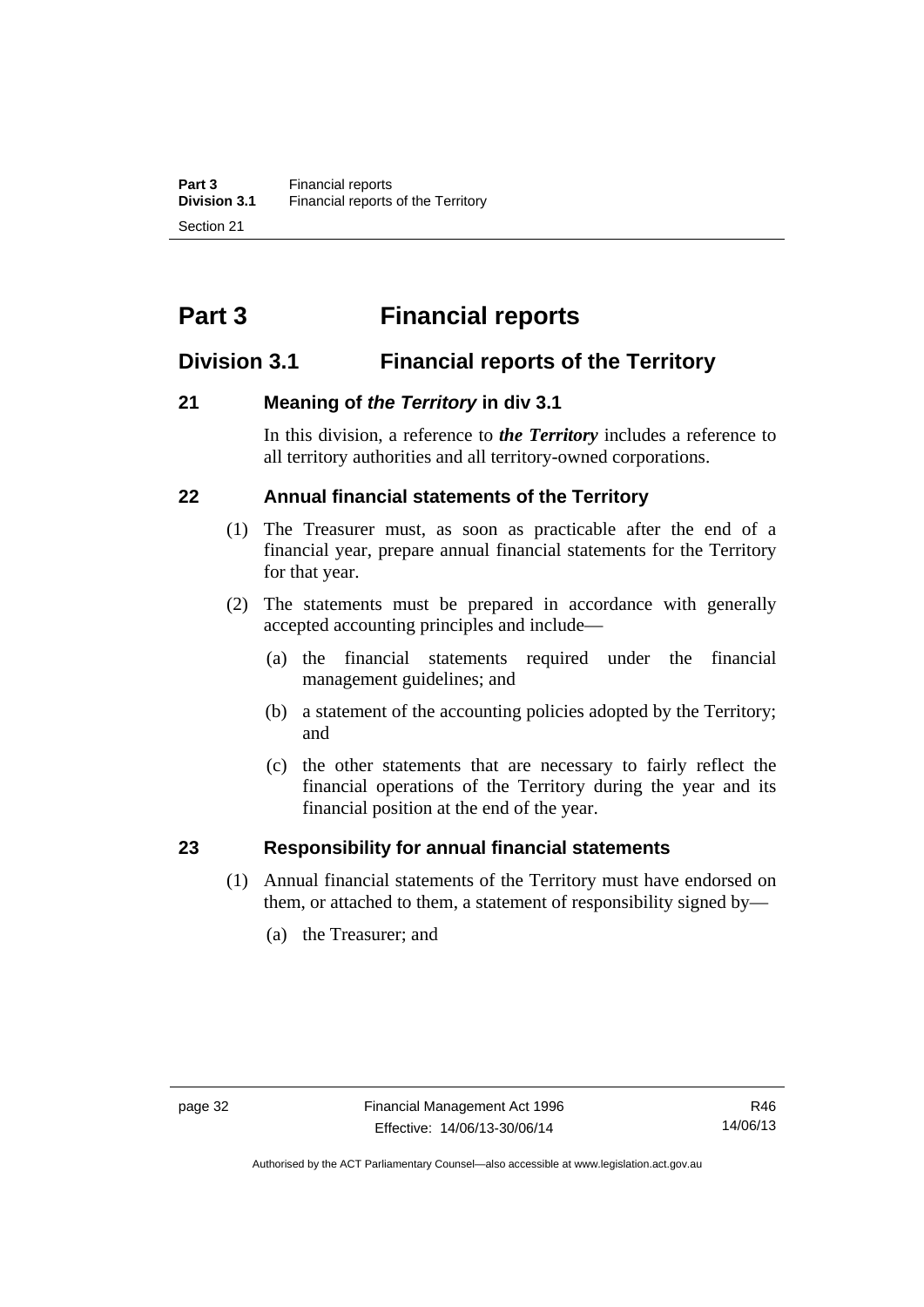# Part 3 Financial reports

## Division 3.1 Financial reports of the Territory

### 21 Meaning of *the Territory* in div 3.1

In this division, a reference to ***the Territory*** includes a reference to all territory authorities and all territory-owned corporations.

### 22 Annual financial statements of the Territory

(1) The Treasurer must, as soon as practicable after the end of a financial year, prepare annual financial statements for the Territory for that year.

(2) The statements must be prepared in accordance with generally accepted accounting principles and include—

(a) the financial statements required under the financial management guidelines; and

(b) a statement of the accounting policies adopted by the Territory; and

(c) the other statements that are necessary to fairly reflect the financial operations of the Territory during the year and its financial position at the end of the year.

### 23 Responsibility for annual financial statements

(1) Annual financial statements of the Territory must have endorsed on them, or attached to them, a statement of responsibility signed by—

(a) the Treasurer; and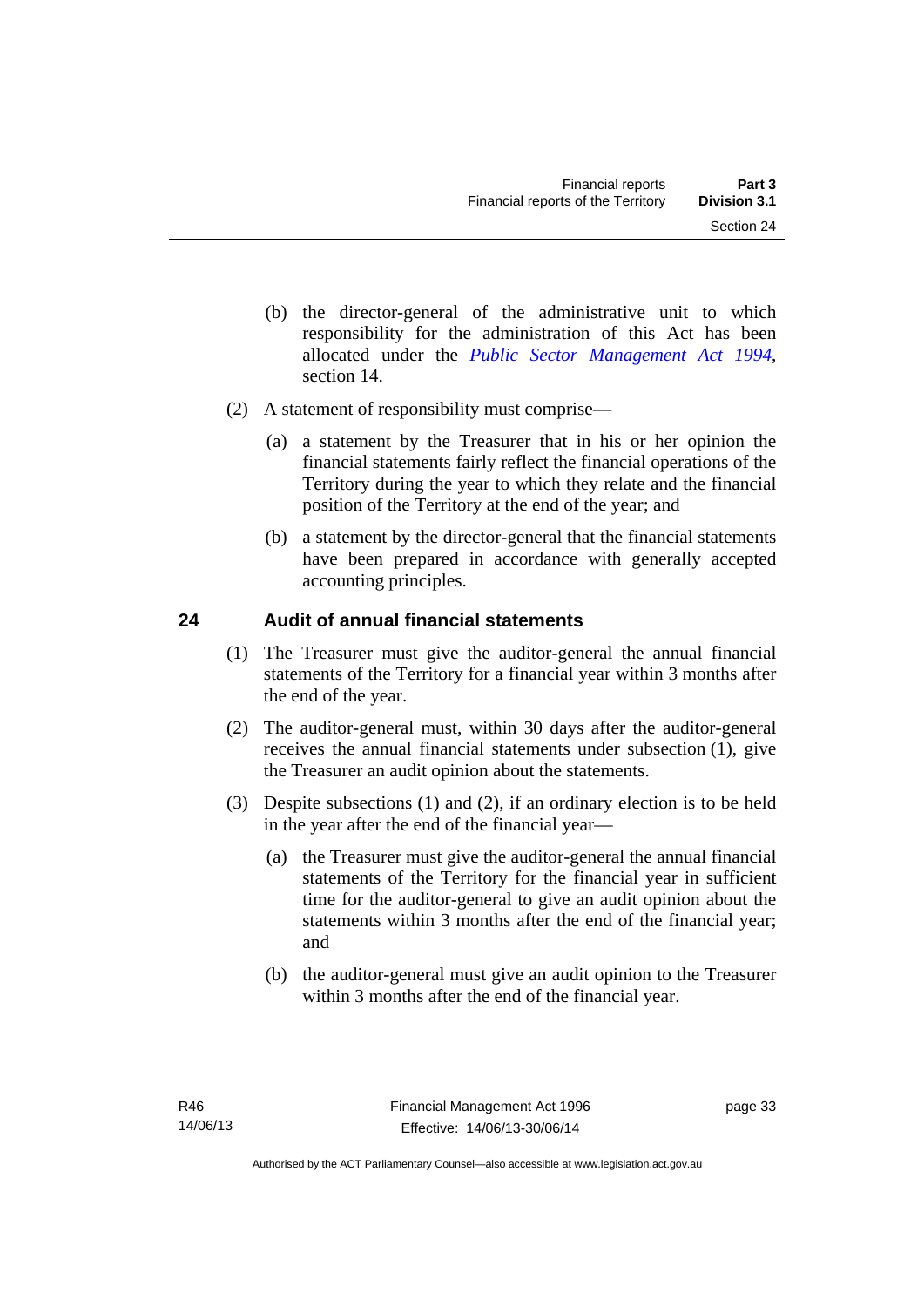(b) the director-general of the administrative unit to which responsibility for the administration of this Act has been allocated under the *Public Sector Management Act 1994*, section 14.

(2) A statement of responsibility must comprise—

(a) a statement by the Treasurer that in his or her opinion the financial statements fairly reflect the financial operations of the Territory during the year to which they relate and the financial position of the Territory at the end of the year; and

(b) a statement by the director-general that the financial statements have been prepared in accordance with generally accepted accounting principles.

## 24 Audit of annual financial statements

(1) The Treasurer must give the auditor-general the annual financial statements of the Territory for a financial year within 3 months after the end of the year.

(2) The auditor-general must, within 30 days after the auditor-general receives the annual financial statements under subsection (1), give the Treasurer an audit opinion about the statements.

(3) Despite subsections (1) and (2), if an ordinary election is to be held in the year after the end of the financial year—

(a) the Treasurer must give the auditor-general the annual financial statements of the Territory for the financial year in sufficient time for the auditor-general to give an audit opinion about the statements within 3 months after the end of the financial year; and

(b) the auditor-general must give an audit opinion to the Treasurer within 3 months after the end of the financial year.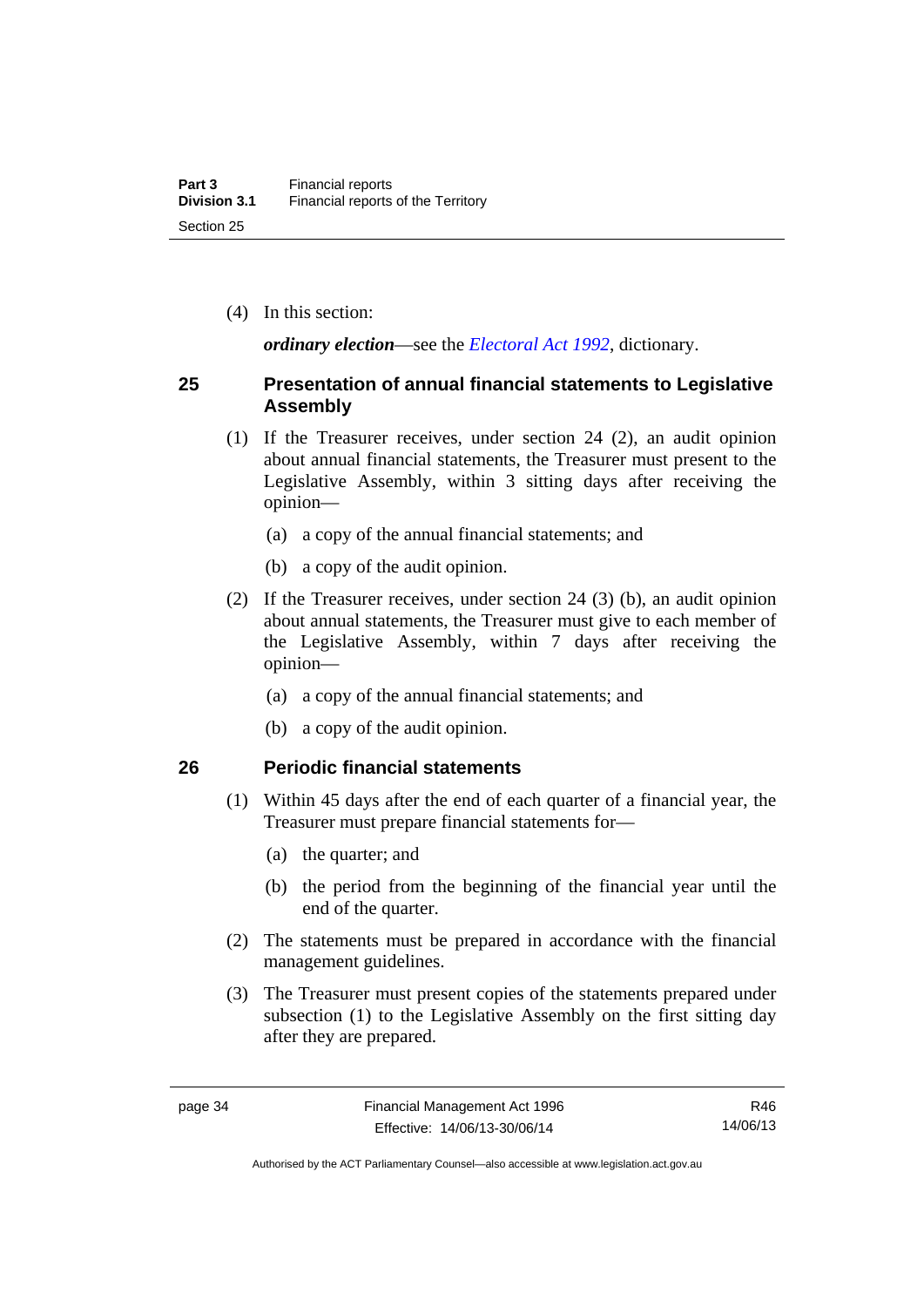(4) In this section:

***ordinary election***—see the *Electoral Act 1992*, dictionary.

## 25 Presentation of annual financial statements to Legislative Assembly

(1) If the Treasurer receives, under section 24 (2), an audit opinion about annual financial statements, the Treasurer must present to the Legislative Assembly, within 3 sitting days after receiving the opinion—

(a) a copy of the annual financial statements; and

(b) a copy of the audit opinion.

(2) If the Treasurer receives, under section 24 (3) (b), an audit opinion about annual statements, the Treasurer must give to each member of the Legislative Assembly, within 7 days after receiving the opinion—

(a) a copy of the annual financial statements; and

(b) a copy of the audit opinion.

## 26 Periodic financial statements

(1) Within 45 days after the end of each quarter of a financial year, the Treasurer must prepare financial statements for—

(a) the quarter; and

(b) the period from the beginning of the financial year until the end of the quarter.

(2) The statements must be prepared in accordance with the financial management guidelines.

(3) The Treasurer must present copies of the statements prepared under subsection (1) to the Legislative Assembly on the first sitting day after they are prepared.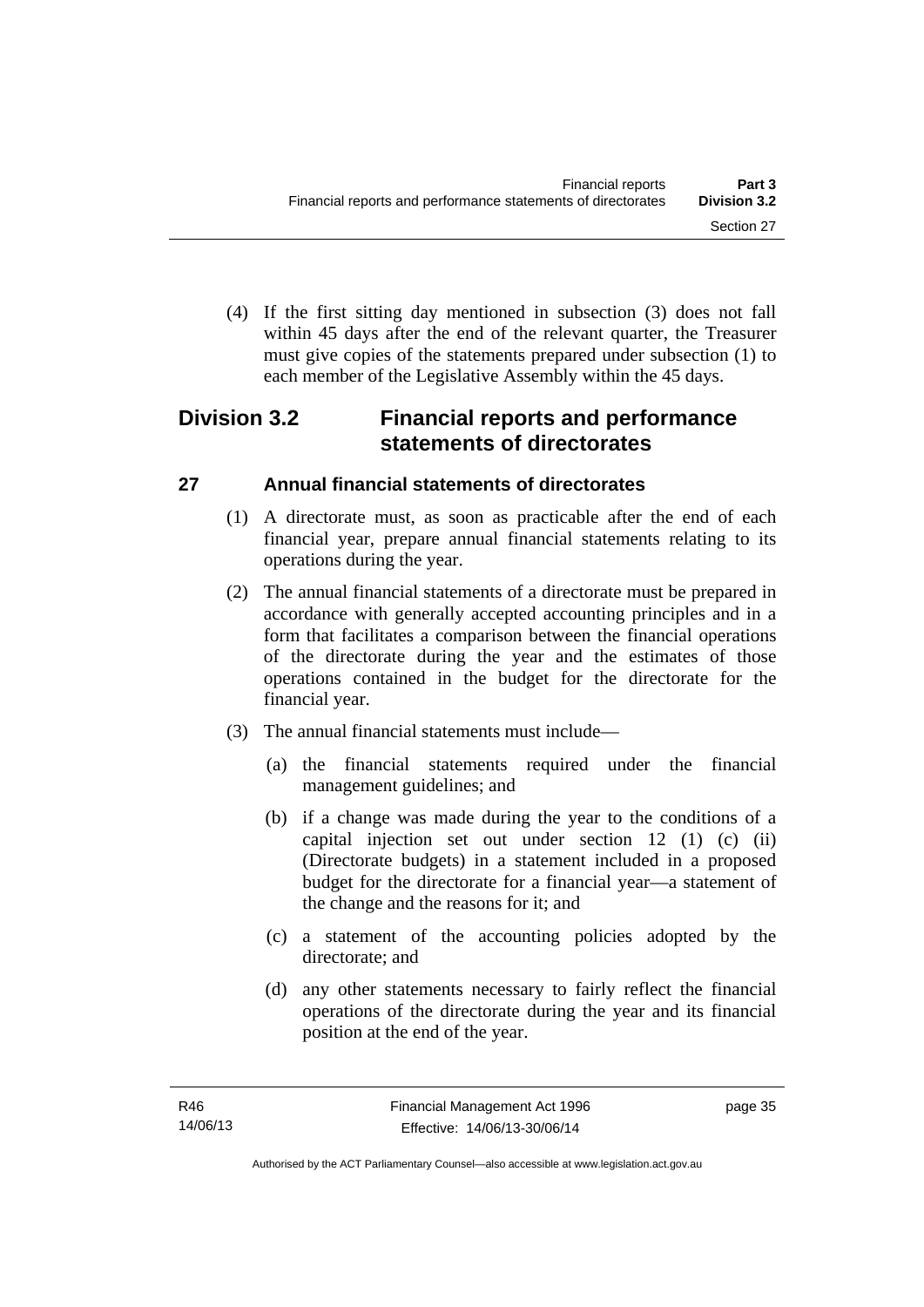(4) If the first sitting day mentioned in subsection (3) does not fall within 45 days after the end of the relevant quarter, the Treasurer must give copies of the statements prepared under subsection (1) to each member of the Legislative Assembly within the 45 days.

## Division 3.2 Financial reports and performance statements of directorates

### 27 Annual financial statements of directorates

(1) A directorate must, as soon as practicable after the end of each financial year, prepare annual financial statements relating to its operations during the year.

(2) The annual financial statements of a directorate must be prepared in accordance with generally accepted accounting principles and in a form that facilitates a comparison between the financial operations of the directorate during the year and the estimates of those operations contained in the budget for the directorate for the financial year.

(3) The annual financial statements must include—

(a) the financial statements required under the financial management guidelines; and

(b) if a change was made during the year to the conditions of a capital injection set out under section 12 (1) (c) (ii) (Directorate budgets) in a statement included in a proposed budget for the directorate for a financial year—a statement of the change and the reasons for it; and

(c) a statement of the accounting policies adopted by the directorate; and

(d) any other statements necessary to fairly reflect the financial operations of the directorate during the year and its financial position at the end of the year.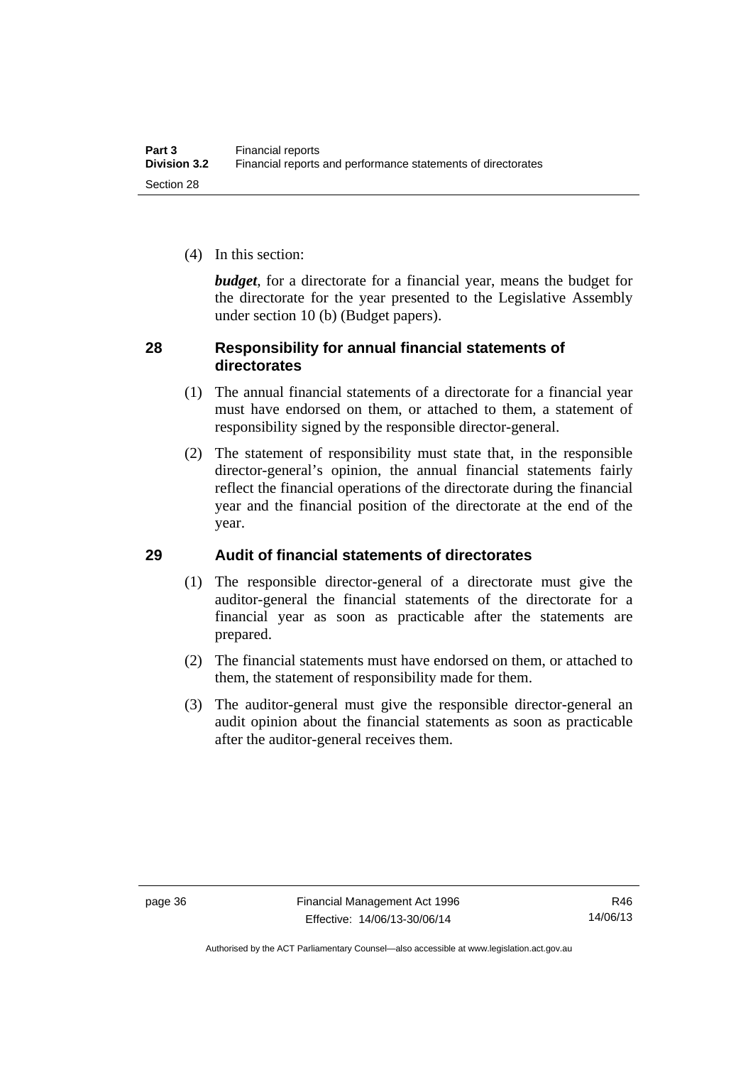(4) In this section:

***budget***, for a directorate for a financial year, means the budget for the directorate for the year presented to the Legislative Assembly under section 10 (b) (Budget papers).

## 28 Responsibility for annual financial statements of directorates

(1) The annual financial statements of a directorate for a financial year must have endorsed on them, or attached to them, a statement of responsibility signed by the responsible director-general.

(2) The statement of responsibility must state that, in the responsible director-general's opinion, the annual financial statements fairly reflect the financial operations of the directorate during the financial year and the financial position of the directorate at the end of the year.

## 29 Audit of financial statements of directorates

(1) The responsible director-general of a directorate must give the auditor-general the financial statements of the directorate for a financial year as soon as practicable after the statements are prepared.

(2) The financial statements must have endorsed on them, or attached to them, the statement of responsibility made for them.

(3) The auditor-general must give the responsible director-general an audit opinion about the financial statements as soon as practicable after the auditor-general receives them.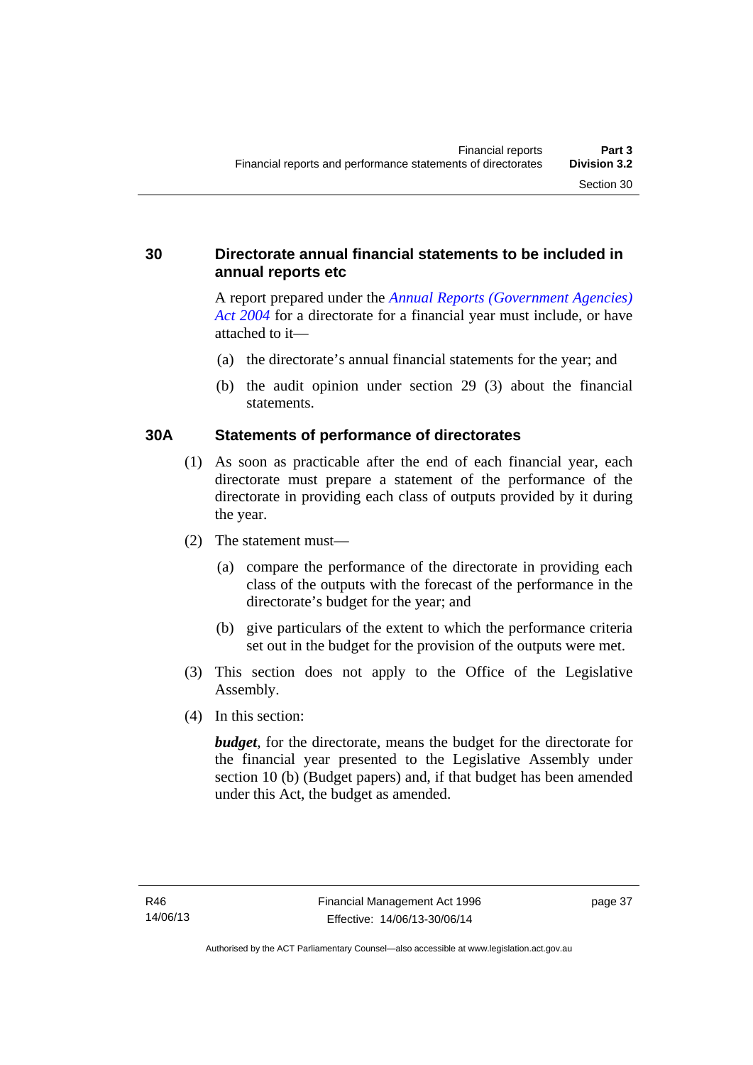## 30 Directorate annual financial statements to be included in annual reports etc

A report prepared under the *Annual Reports (Government Agencies) Act 2004* for a directorate for a financial year must include, or have attached to it—

(a) the directorate's annual financial statements for the year; and

(b) the audit opinion under section 29 (3) about the financial statements.

## 30A Statements of performance of directorates

(1) As soon as practicable after the end of each financial year, each directorate must prepare a statement of the performance of the directorate in providing each class of outputs provided by it during the year.

(2) The statement must—

(a) compare the performance of the directorate in providing each class of the outputs with the forecast of the performance in the directorate's budget for the year; and

(b) give particulars of the extent to which the performance criteria set out in the budget for the provision of the outputs were met.

(3) This section does not apply to the Office of the Legislative Assembly.

(4) In this section:

***budget***, for the directorate, means the budget for the directorate for the financial year presented to the Legislative Assembly under section 10 (b) (Budget papers) and, if that budget has been amended under this Act, the budget as amended.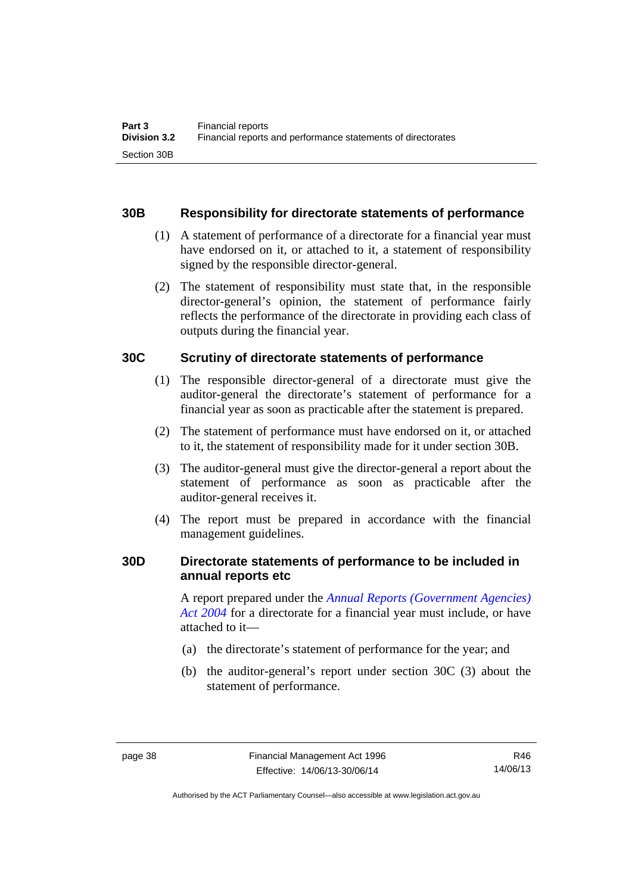### 30B Responsibility for directorate statements of performance

(1) A statement of performance of a directorate for a financial year must have endorsed on it, or attached to it, a statement of responsibility signed by the responsible director-general.

(2) The statement of responsibility must state that, in the responsible director-general's opinion, the statement of performance fairly reflects the performance of the directorate in providing each class of outputs during the financial year.

### 30C Scrutiny of directorate statements of performance

(1) The responsible director-general of a directorate must give the auditor-general the directorate's statement of performance for a financial year as soon as practicable after the statement is prepared.

(2) The statement of performance must have endorsed on it, or attached to it, the statement of responsibility made for it under section 30B.

(3) The auditor-general must give the director-general a report about the statement of performance as soon as practicable after the auditor-general receives it.

(4) The report must be prepared in accordance with the financial management guidelines.

### 30D Directorate statements of performance to be included in annual reports etc

A report prepared under the *Annual Reports (Government Agencies) Act 2004* for a directorate for a financial year must include, or have attached to it—

(a) the directorate's statement of performance for the year; and

(b) the auditor-general's report under section 30C (3) about the statement of performance.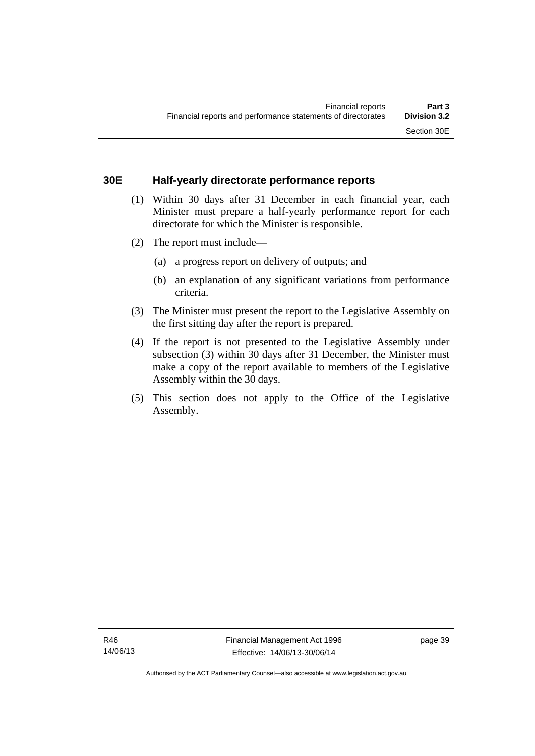## 30E Half-yearly directorate performance reports

(1) Within 30 days after 31 December in each financial year, each Minister must prepare a half-yearly performance report for each directorate for which the Minister is responsible.

(2) The report must include—

(a) a progress report on delivery of outputs; and

(b) an explanation of any significant variations from performance criteria.

(3) The Minister must present the report to the Legislative Assembly on the first sitting day after the report is prepared.

(4) If the report is not presented to the Legislative Assembly under subsection (3) within 30 days after 31 December, the Minister must make a copy of the report available to members of the Legislative Assembly within the 30 days.

(5) This section does not apply to the Office of the Legislative Assembly.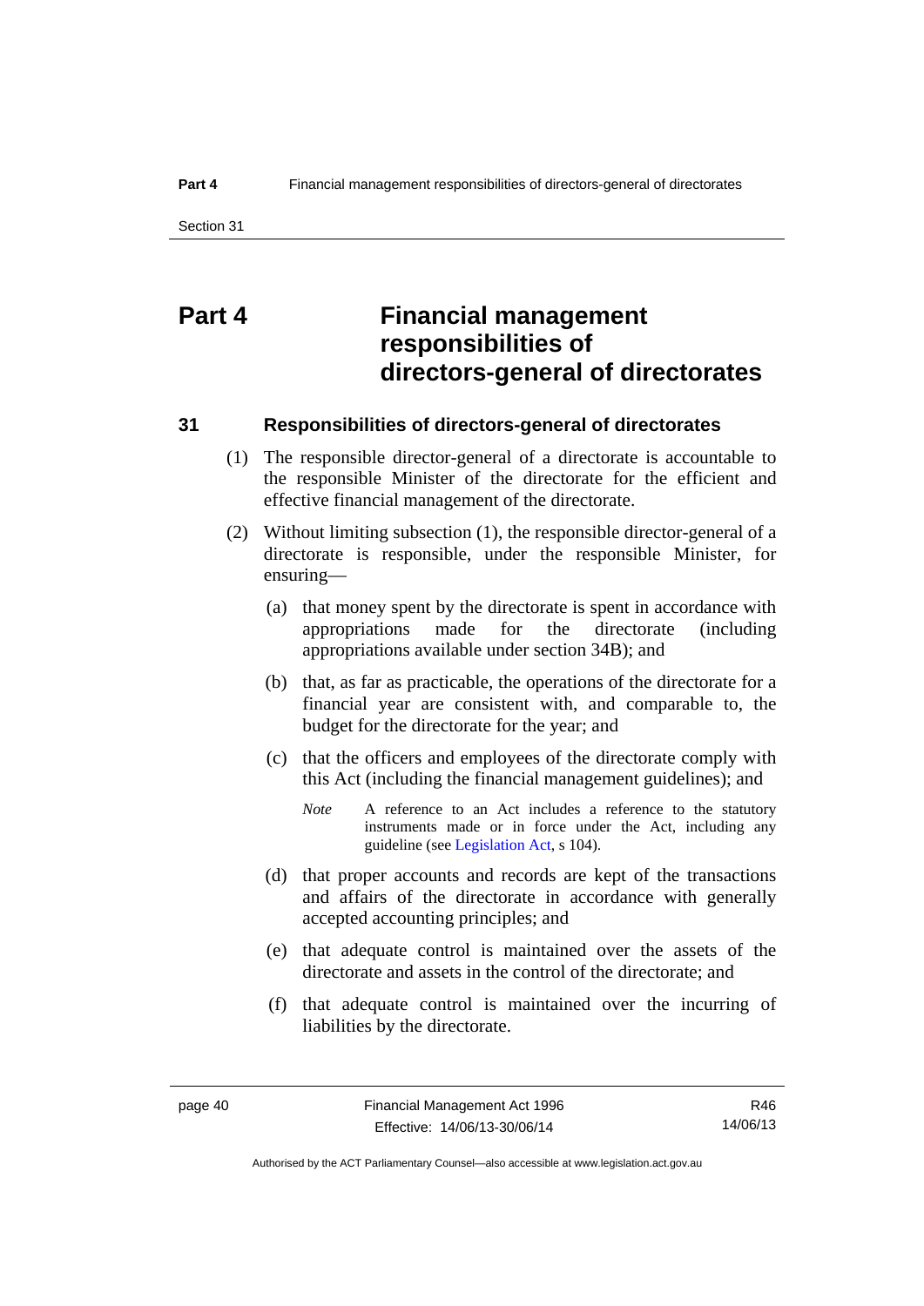# Part 4 Financial management responsibilities of directors-general of directorates

## 31 Responsibilities of directors-general of directorates

(1) The responsible director-general of a directorate is accountable to the responsible Minister of the directorate for the efficient and effective financial management of the directorate.

(2) Without limiting subsection (1), the responsible director-general of a directorate is responsible, under the responsible Minister, for ensuring—

(a) that money spent by the directorate is spent in accordance with appropriations made for the directorate (including appropriations available under section 34B); and

(b) that, as far as practicable, the operations of the directorate for a financial year are consistent with, and comparable to, the budget for the directorate for the year; and

(c) that the officers and employees of the directorate comply with this Act (including the financial management guidelines); and

*Note* A reference to an Act includes a reference to the statutory instruments made or in force under the Act, including any guideline (see Legislation Act, s 104).

(d) that proper accounts and records are kept of the transactions and affairs of the directorate in accordance with generally accepted accounting principles; and

(e) that adequate control is maintained over the assets of the directorate and assets in the control of the directorate; and

(f) that adequate control is maintained over the incurring of liabilities by the directorate.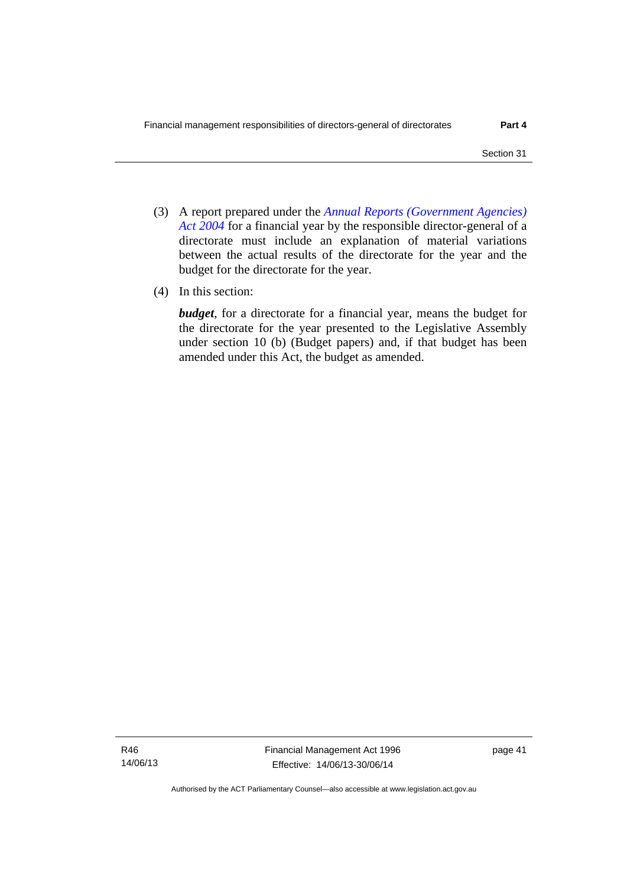(3) A report prepared under the *Annual Reports (Government Agencies) Act 2004* for a financial year by the responsible director-general of a directorate must include an explanation of material variations between the actual results of the directorate for the year and the budget for the directorate for the year.

(4) In this section:

***budget***, for a directorate for a financial year, means the budget for the directorate for the year presented to the Legislative Assembly under section 10 (b) (Budget papers) and, if that budget has been amended under this Act, the budget as amended.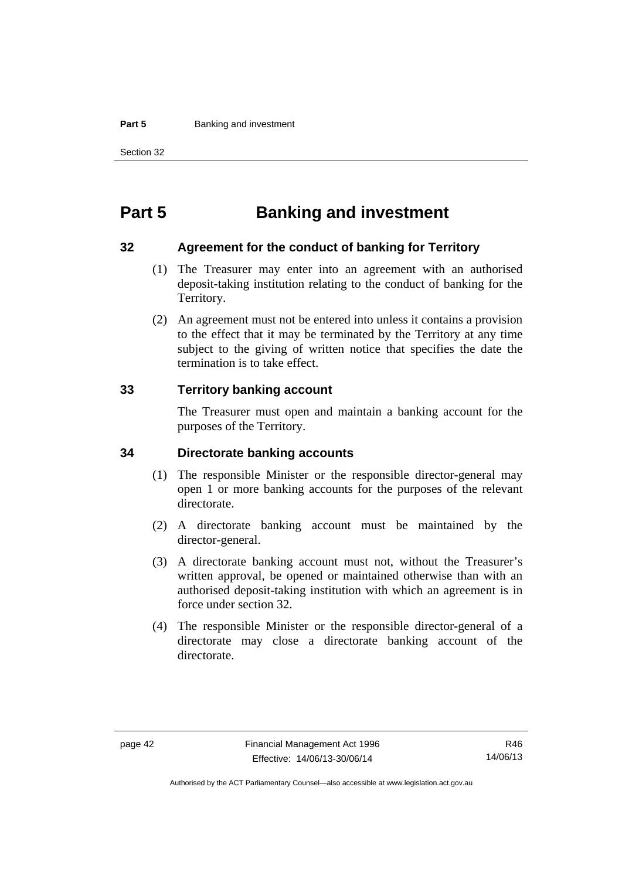# Part 5 Banking and investment

## 32 Agreement for the conduct of banking for Territory

(1) The Treasurer may enter into an agreement with an authorised deposit-taking institution relating to the conduct of banking for the Territory.

(2) An agreement must not be entered into unless it contains a provision to the effect that it may be terminated by the Territory at any time subject to the giving of written notice that specifies the date the termination is to take effect.

## 33 Territory banking account

The Treasurer must open and maintain a banking account for the purposes of the Territory.

## 34 Directorate banking accounts

(1) The responsible Minister or the responsible director-general may open 1 or more banking accounts for the purposes of the relevant directorate.

(2) A directorate banking account must be maintained by the director-general.

(3) A directorate banking account must not, without the Treasurer's written approval, be opened or maintained otherwise than with an authorised deposit-taking institution with which an agreement is in force under section 32.

(4) The responsible Minister or the responsible director-general of a directorate may close a directorate banking account of the directorate.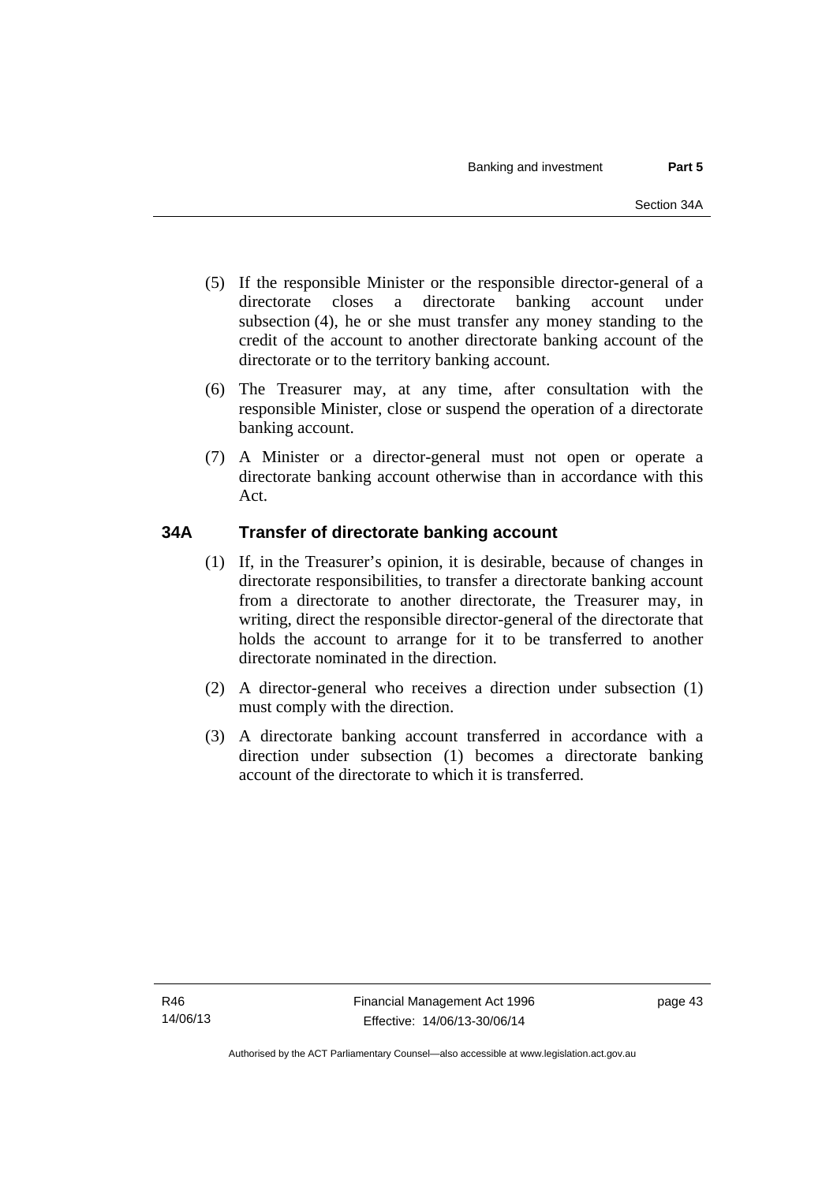(5) If the responsible Minister or the responsible director-general of a directorate closes a directorate banking account under subsection (4), he or she must transfer any money standing to the credit of the account to another directorate banking account of the directorate or to the territory banking account.

(6) The Treasurer may, at any time, after consultation with the responsible Minister, close or suspend the operation of a directorate banking account.

(7) A Minister or a director-general must not open or operate a directorate banking account otherwise than in accordance with this Act.

## 34A Transfer of directorate banking account

(1) If, in the Treasurer's opinion, it is desirable, because of changes in directorate responsibilities, to transfer a directorate banking account from a directorate to another directorate, the Treasurer may, in writing, direct the responsible director-general of the directorate that holds the account to arrange for it to be transferred to another directorate nominated in the direction.

(2) A director-general who receives a direction under subsection (1) must comply with the direction.

(3) A directorate banking account transferred in accordance with a direction under subsection (1) becomes a directorate banking account of the directorate to which it is transferred.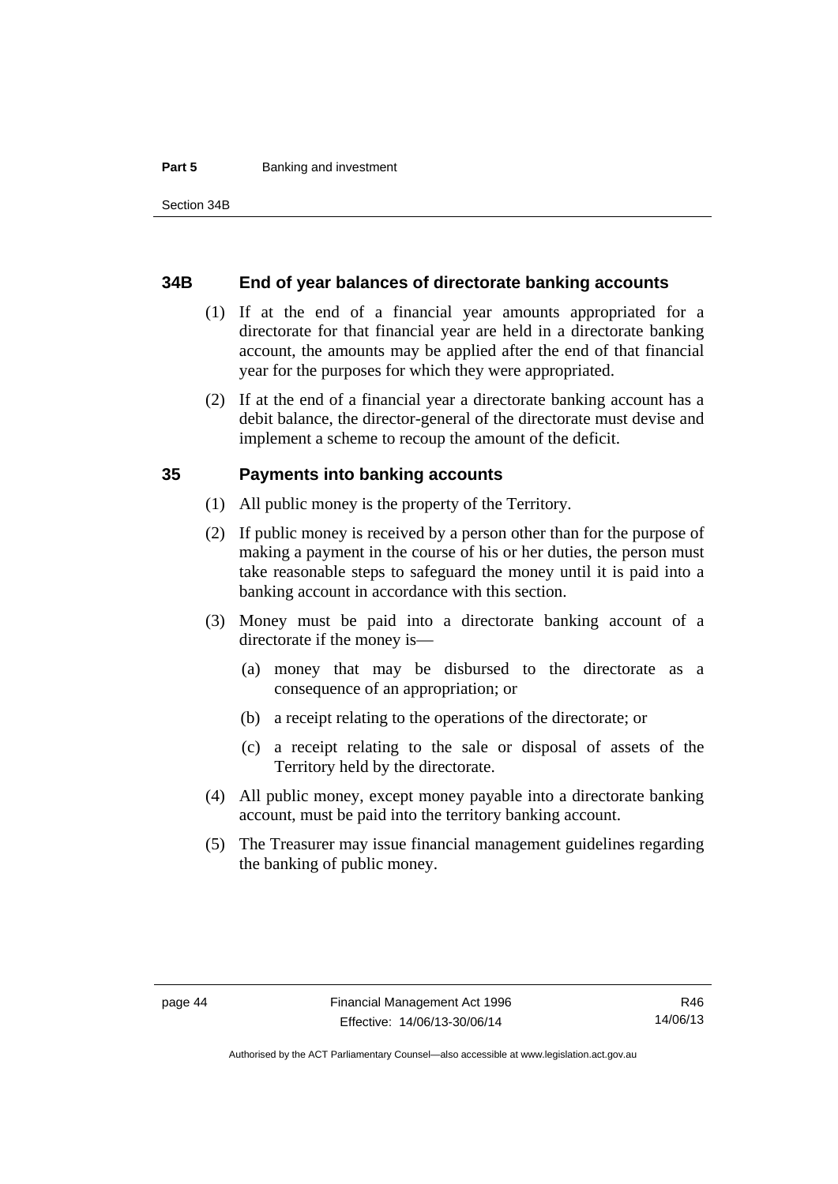### 34B End of year balances of directorate banking accounts

(1) If at the end of a financial year amounts appropriated for a directorate for that financial year are held in a directorate banking account, the amounts may be applied after the end of that financial year for the purposes for which they were appropriated.

(2) If at the end of a financial year a directorate banking account has a debit balance, the director-general of the directorate must devise and implement a scheme to recoup the amount of the deficit.

### 35 Payments into banking accounts

(1) All public money is the property of the Territory.

(2) If public money is received by a person other than for the purpose of making a payment in the course of his or her duties, the person must take reasonable steps to safeguard the money until it is paid into a banking account in accordance with this section.

(3) Money must be paid into a directorate banking account of a directorate if the money is—

(a) money that may be disbursed to the directorate as a consequence of an appropriation; or

(b) a receipt relating to the operations of the directorate; or

(c) a receipt relating to the sale or disposal of assets of the Territory held by the directorate.

(4) All public money, except money payable into a directorate banking account, must be paid into the territory banking account.

(5) The Treasurer may issue financial management guidelines regarding the banking of public money.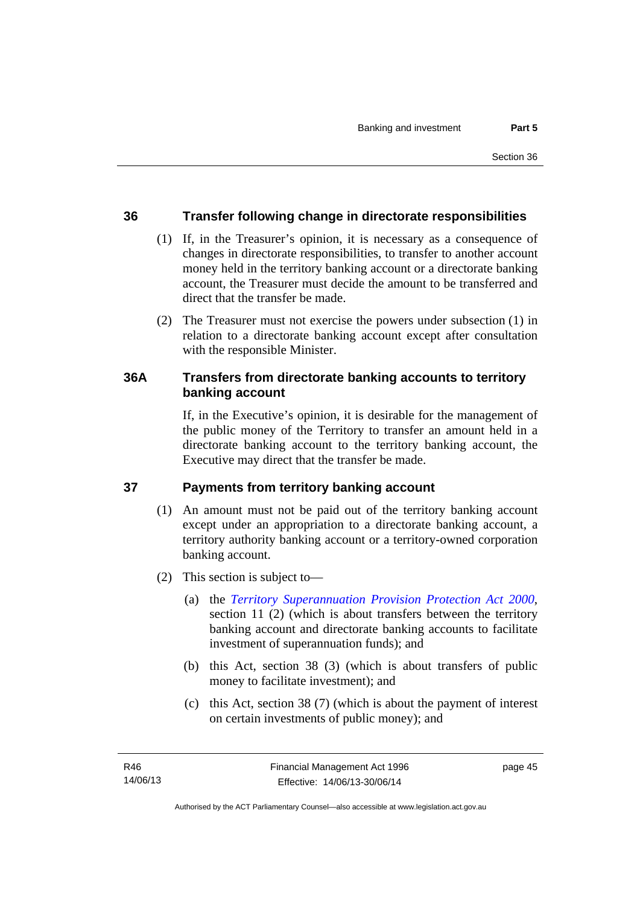## 36 Transfer following change in directorate responsibilities

(1) If, in the Treasurer's opinion, it is necessary as a consequence of changes in directorate responsibilities, to transfer to another account money held in the territory banking account or a directorate banking account, the Treasurer must decide the amount to be transferred and direct that the transfer be made.

(2) The Treasurer must not exercise the powers under subsection (1) in relation to a directorate banking account except after consultation with the responsible Minister.

## 36A Transfers from directorate banking accounts to territory banking account

If, in the Executive's opinion, it is desirable for the management of the public money of the Territory to transfer an amount held in a directorate banking account to the territory banking account, the Executive may direct that the transfer be made.

## 37 Payments from territory banking account

(1) An amount must not be paid out of the territory banking account except under an appropriation to a directorate banking account, a territory authority banking account or a territory-owned corporation banking account.

(2) This section is subject to—

(a) the *Territory Superannuation Provision Protection Act 2000*, section 11 (2) (which is about transfers between the territory banking account and directorate banking accounts to facilitate investment of superannuation funds); and

(b) this Act, section 38 (3) (which is about transfers of public money to facilitate investment); and

(c) this Act, section 38 (7) (which is about the payment of interest on certain investments of public money); and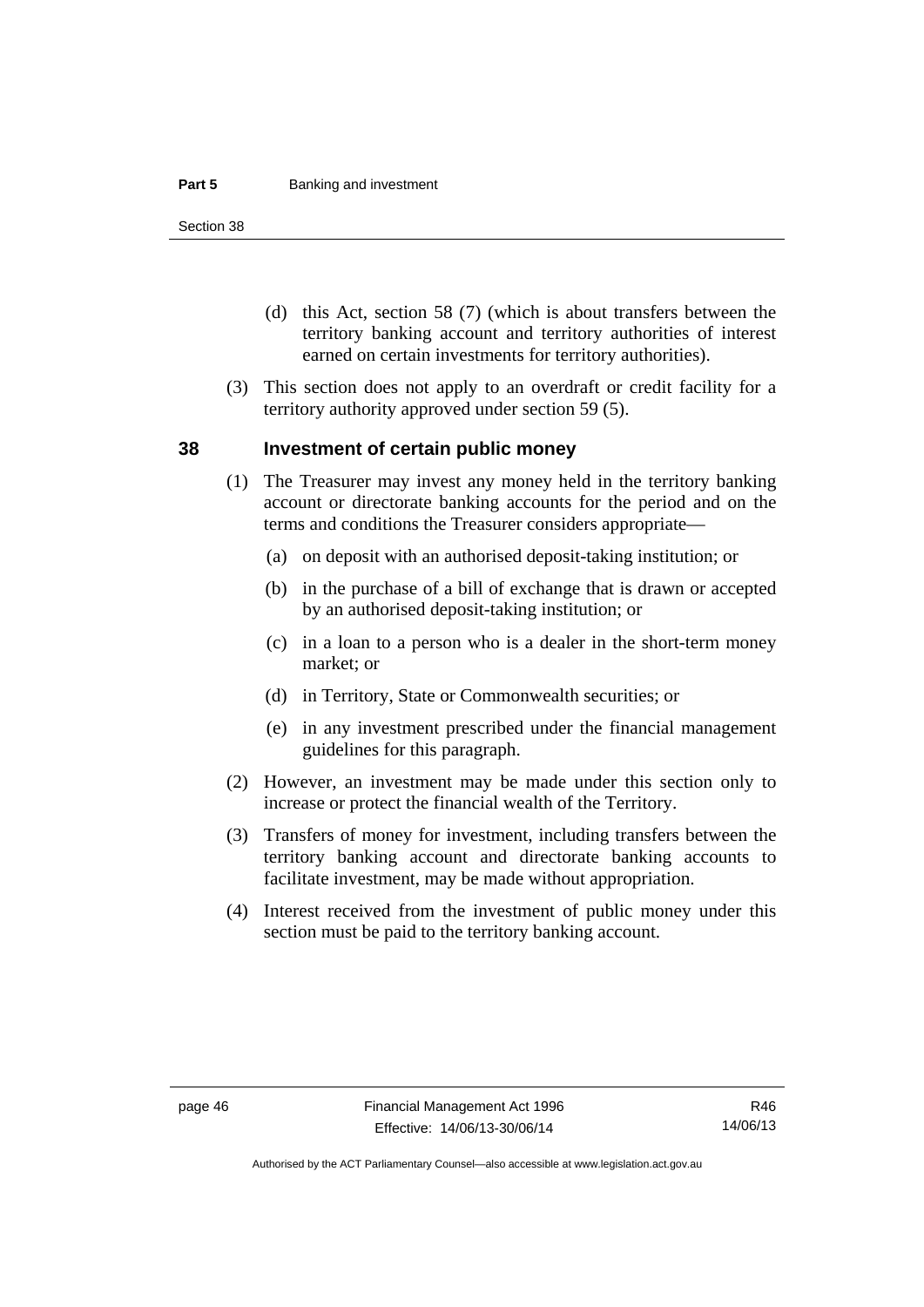(d) this Act, section 58 (7) (which is about transfers between the territory banking account and territory authorities of interest earned on certain investments for territory authorities).

(3) This section does not apply to an overdraft or credit facility for a territory authority approved under section 59 (5).

## 38 Investment of certain public money

(1) The Treasurer may invest any money held in the territory banking account or directorate banking accounts for the period and on the terms and conditions the Treasurer considers appropriate—

(a) on deposit with an authorised deposit-taking institution; or

(b) in the purchase of a bill of exchange that is drawn or accepted by an authorised deposit-taking institution; or

(c) in a loan to a person who is a dealer in the short-term money market; or

(d) in Territory, State or Commonwealth securities; or

(e) in any investment prescribed under the financial management guidelines for this paragraph.

(2) However, an investment may be made under this section only to increase or protect the financial wealth of the Territory.

(3) Transfers of money for investment, including transfers between the territory banking account and directorate banking accounts to facilitate investment, may be made without appropriation.

(4) Interest received from the investment of public money under this section must be paid to the territory banking account.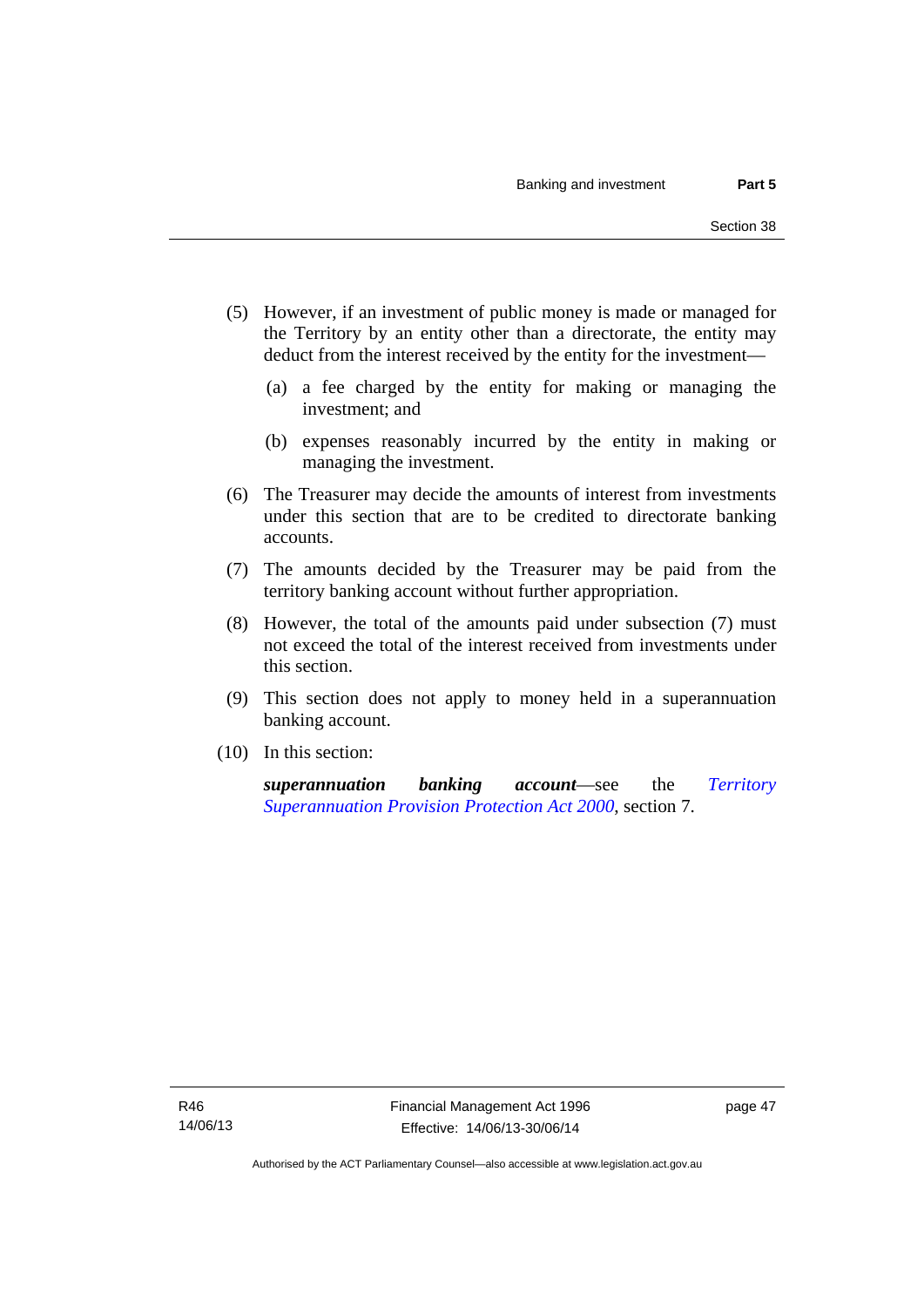(5) However, if an investment of public money is made or managed for the Territory by an entity other than a directorate, the entity may deduct from the interest received by the entity for the investment—

(a) a fee charged by the entity for making or managing the investment; and

(b) expenses reasonably incurred by the entity in making or managing the investment.

(6) The Treasurer may decide the amounts of interest from investments under this section that are to be credited to directorate banking accounts.

(7) The amounts decided by the Treasurer may be paid from the territory banking account without further appropriation.

(8) However, the total of the amounts paid under subsection (7) must not exceed the total of the interest received from investments under this section.

(9) This section does not apply to money held in a superannuation banking account.

(10) In this section:

***superannuation banking account***—see the *Territory Superannuation Provision Protection Act 2000*, section 7.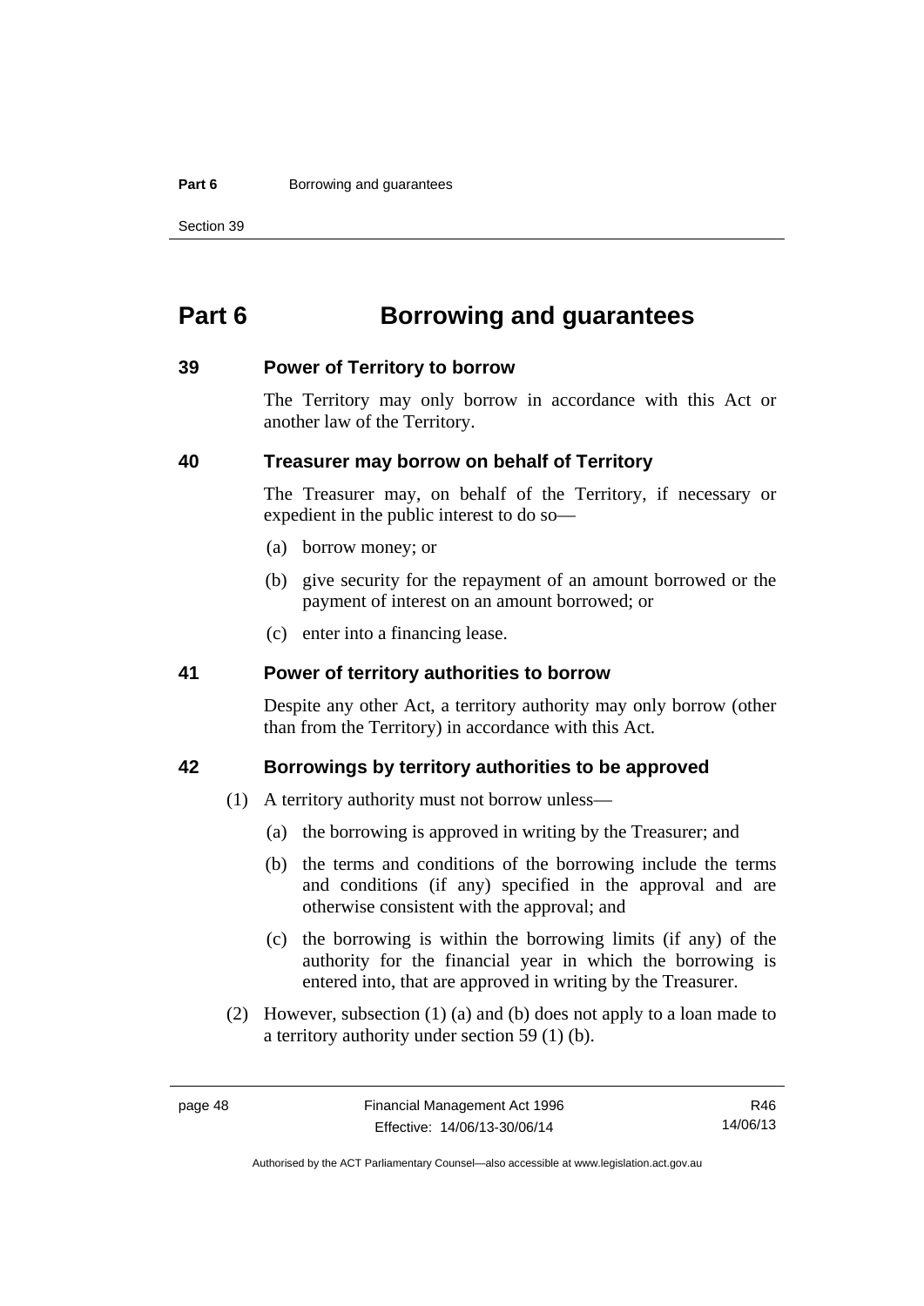# Part 6 Borrowing and guarantees

## 39 Power of Territory to borrow

The Territory may only borrow in accordance with this Act or another law of the Territory.

## 40 Treasurer may borrow on behalf of Territory

The Treasurer may, on behalf of the Territory, if necessary or expedient in the public interest to do so—

(a) borrow money; or

(b) give security for the repayment of an amount borrowed or the payment of interest on an amount borrowed; or

(c) enter into a financing lease.

## 41 Power of territory authorities to borrow

Despite any other Act, a territory authority may only borrow (other than from the Territory) in accordance with this Act.

## 42 Borrowings by territory authorities to be approved

(1) A territory authority must not borrow unless—

(a) the borrowing is approved in writing by the Treasurer; and

(b) the terms and conditions of the borrowing include the terms and conditions (if any) specified in the approval and are otherwise consistent with the approval; and

(c) the borrowing is within the borrowing limits (if any) of the authority for the financial year in which the borrowing is entered into, that are approved in writing by the Treasurer.

(2) However, subsection (1) (a) and (b) does not apply to a loan made to a territory authority under section 59 (1) (b).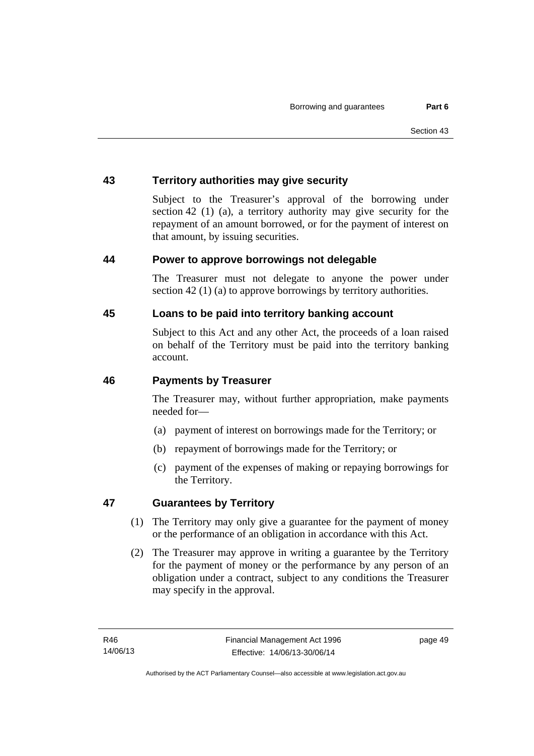## 43 Territory authorities may give security

Subject to the Treasurer's approval of the borrowing under section 42 (1) (a), a territory authority may give security for the repayment of an amount borrowed, or for the payment of interest on that amount, by issuing securities.

## 44 Power to approve borrowings not delegable

The Treasurer must not delegate to anyone the power under section 42 (1) (a) to approve borrowings by territory authorities.

## 45 Loans to be paid into territory banking account

Subject to this Act and any other Act, the proceeds of a loan raised on behalf of the Territory must be paid into the territory banking account.

## 46 Payments by Treasurer

The Treasurer may, without further appropriation, make payments needed for—

(a) payment of interest on borrowings made for the Territory; or

(b) repayment of borrowings made for the Territory; or

(c) payment of the expenses of making or repaying borrowings for the Territory.

## 47 Guarantees by Territory

(1) The Territory may only give a guarantee for the payment of money or the performance of an obligation in accordance with this Act.

(2) The Treasurer may approve in writing a guarantee by the Territory for the payment of money or the performance by any person of an obligation under a contract, subject to any conditions the Treasurer may specify in the approval.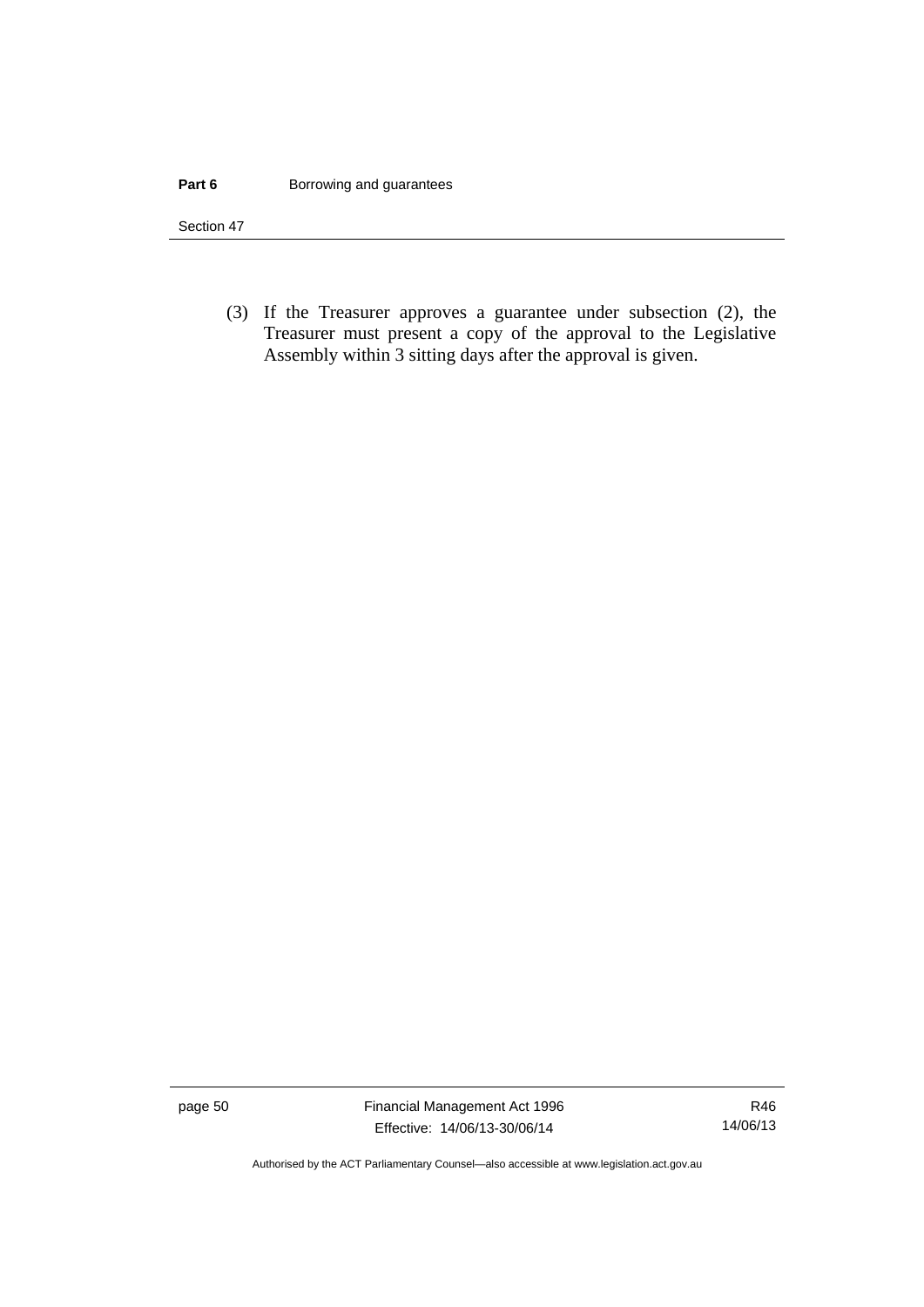(3) If the Treasurer approves a guarantee under subsection (2), the Treasurer must present a copy of the approval to the Legislative Assembly within 3 sitting days after the approval is given.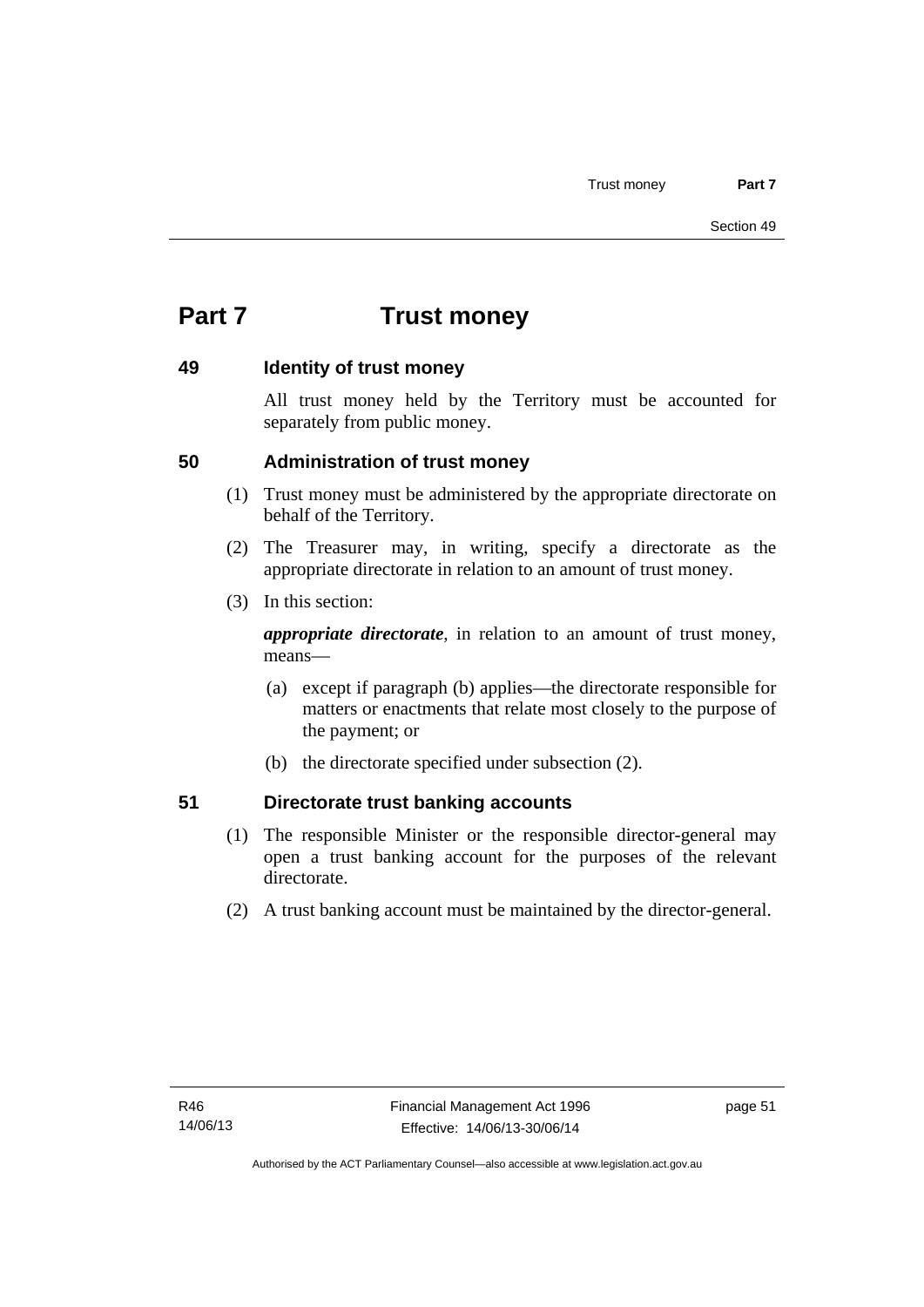# Part 7 Trust money

## 49 Identity of trust money

All trust money held by the Territory must be accounted for separately from public money.

## 50 Administration of trust money

(1) Trust money must be administered by the appropriate directorate on behalf of the Territory.

(2) The Treasurer may, in writing, specify a directorate as the appropriate directorate in relation to an amount of trust money.

(3) In this section:

***appropriate directorate***, in relation to an amount of trust money, means—

(a) except if paragraph (b) applies—the directorate responsible for matters or enactments that relate most closely to the purpose of the payment; or

(b) the directorate specified under subsection (2).

## 51 Directorate trust banking accounts

(1) The responsible Minister or the responsible director-general may open a trust banking account for the purposes of the relevant directorate.

(2) A trust banking account must be maintained by the director-general.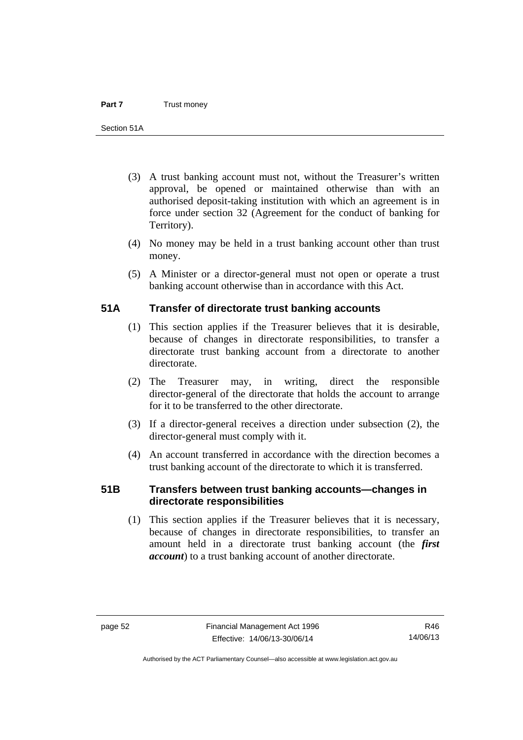(3) A trust banking account must not, without the Treasurer's written approval, be opened or maintained otherwise than with an authorised deposit-taking institution with which an agreement is in force under section 32 (Agreement for the conduct of banking for Territory).

(4) No money may be held in a trust banking account other than trust money.

(5) A Minister or a director-general must not open or operate a trust banking account otherwise than in accordance with this Act.

## 51A Transfer of directorate trust banking accounts

(1) This section applies if the Treasurer believes that it is desirable, because of changes in directorate responsibilities, to transfer a directorate trust banking account from a directorate to another directorate.

(2) The Treasurer may, in writing, direct the responsible director-general of the directorate that holds the account to arrange for it to be transferred to the other directorate.

(3) If a director-general receives a direction under subsection (2), the director-general must comply with it.

(4) An account transferred in accordance with the direction becomes a trust banking account of the directorate to which it is transferred.

## 51B Transfers between trust banking accounts—changes in directorate responsibilities

(1) This section applies if the Treasurer believes that it is necessary, because of changes in directorate responsibilities, to transfer an amount held in a directorate trust banking account (the ***first account***) to a trust banking account of another directorate.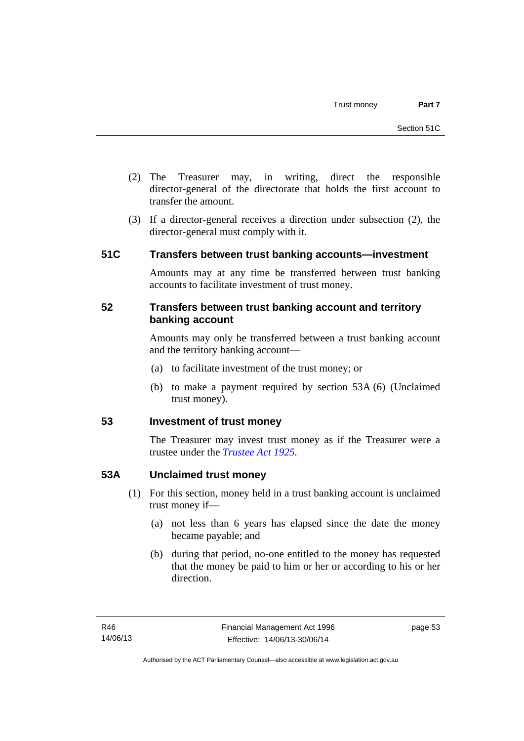(2) The Treasurer may, in writing, direct the responsible director-general of the directorate that holds the first account to transfer the amount.

(3) If a director-general receives a direction under subsection (2), the director-general must comply with it.

## 51C Transfers between trust banking accounts—investment

Amounts may at any time be transferred between trust banking accounts to facilitate investment of trust money.

## 52 Transfers between trust banking account and territory banking account

Amounts may only be transferred between a trust banking account and the territory banking account—

(a) to facilitate investment of the trust money; or

(b) to make a payment required by section 53A (6) (Unclaimed trust money).

## 53 Investment of trust money

The Treasurer may invest trust money as if the Treasurer were a trustee under the *Trustee Act 1925*.

## 53A Unclaimed trust money

(1) For this section, money held in a trust banking account is unclaimed trust money if—

(a) not less than 6 years has elapsed since the date the money became payable; and

(b) during that period, no-one entitled to the money has requested that the money be paid to him or her or according to his or her direction.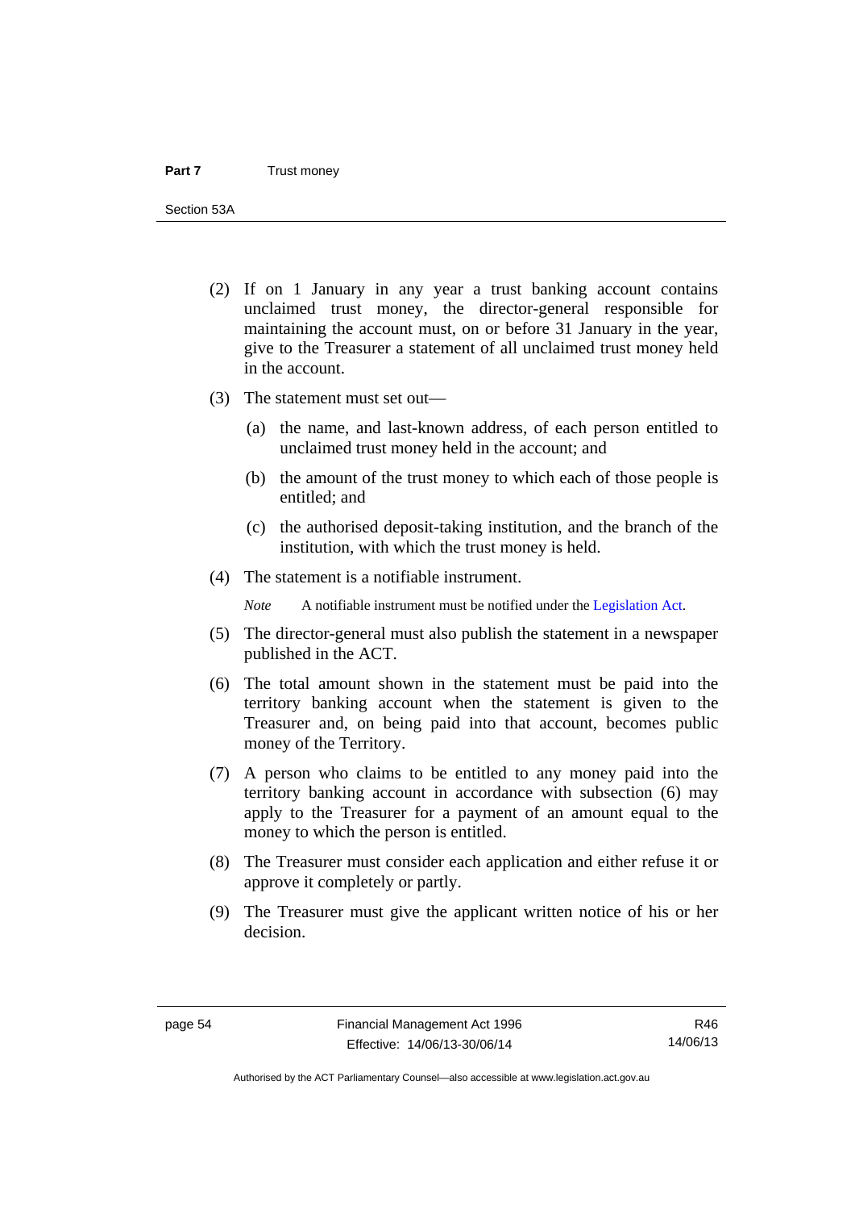(2) If on 1 January in any year a trust banking account contains unclaimed trust money, the director-general responsible for maintaining the account must, on or before 31 January in the year, give to the Treasurer a statement of all unclaimed trust money held in the account.

(3) The statement must set out—

(a) the name, and last-known address, of each person entitled to unclaimed trust money held in the account; and

(b) the amount of the trust money to which each of those people is entitled; and

(c) the authorised deposit-taking institution, and the branch of the institution, with which the trust money is held.

(4) The statement is a notifiable instrument.

*Note* A notifiable instrument must be notified under the Legislation Act.

(5) The director-general must also publish the statement in a newspaper published in the ACT.

(6) The total amount shown in the statement must be paid into the territory banking account when the statement is given to the Treasurer and, on being paid into that account, becomes public money of the Territory.

(7) A person who claims to be entitled to any money paid into the territory banking account in accordance with subsection (6) may apply to the Treasurer for a payment of an amount equal to the money to which the person is entitled.

(8) The Treasurer must consider each application and either refuse it or approve it completely or partly.

(9) The Treasurer must give the applicant written notice of his or her decision.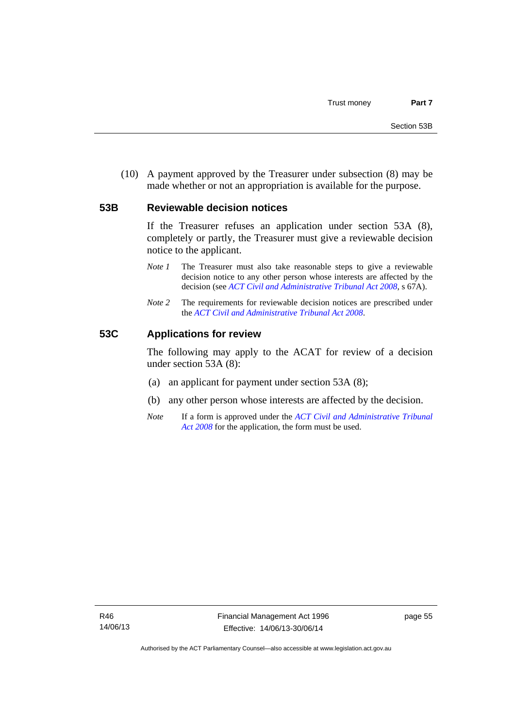(10) A payment approved by the Treasurer under subsection (8) may be made whether or not an appropriation is available for the purpose.

### 53B Reviewable decision notices

If the Treasurer refuses an application under section 53A (8), completely or partly, the Treasurer must give a reviewable decision notice to the applicant.

*Note 1* The Treasurer must also take reasonable steps to give a reviewable decision notice to any other person whose interests are affected by the decision (see *ACT Civil and Administrative Tribunal Act 2008*, s 67A).

*Note 2* The requirements for reviewable decision notices are prescribed under the *ACT Civil and Administrative Tribunal Act 2008*.

### 53C Applications for review

The following may apply to the ACAT for review of a decision under section 53A (8):

(a) an applicant for payment under section 53A (8);

(b) any other person whose interests are affected by the decision.

*Note* If a form is approved under the *ACT Civil and Administrative Tribunal Act 2008* for the application, the form must be used.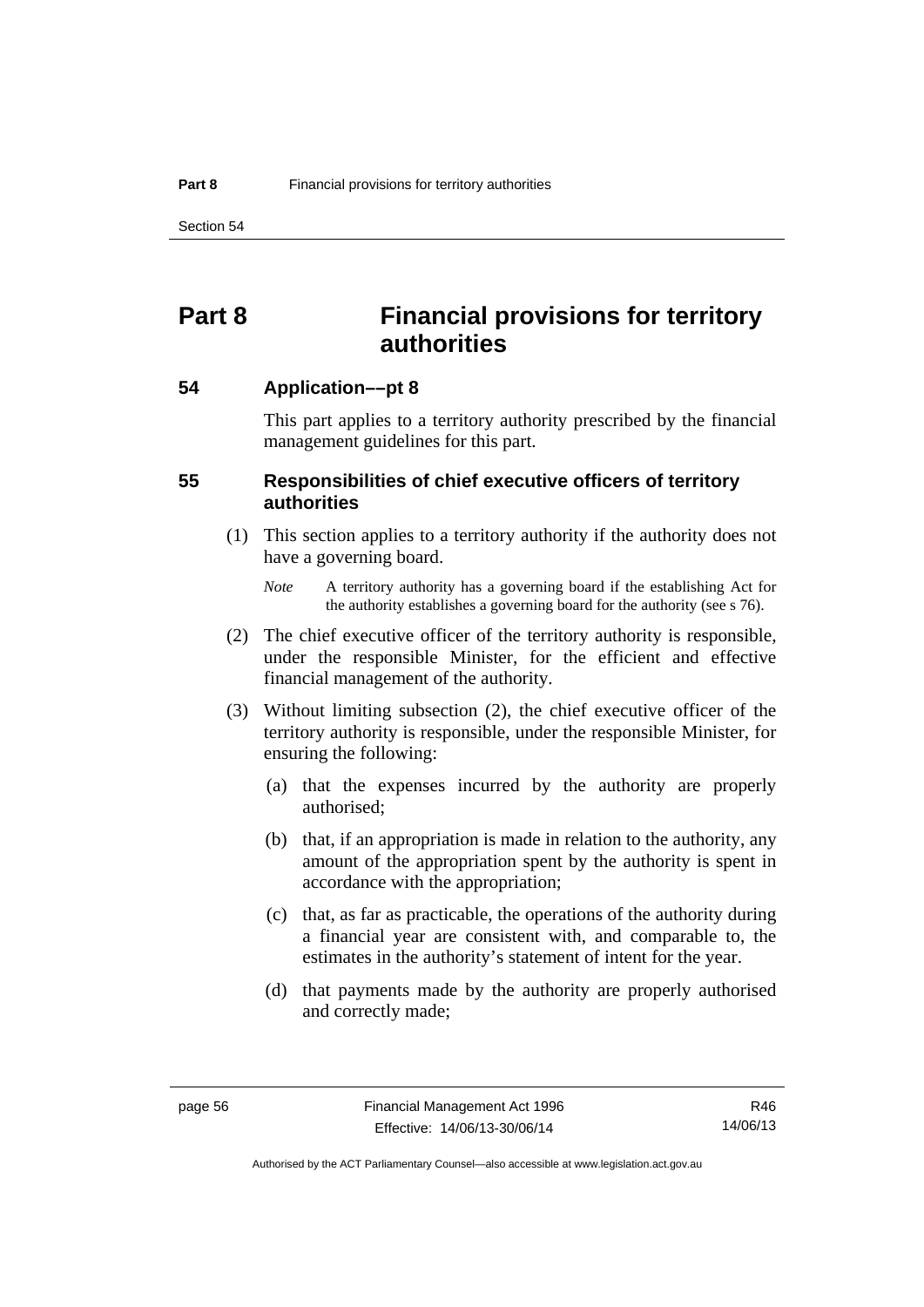# Part 8 Financial provisions for territory authorities

## 54 Application––pt 8

This part applies to a territory authority prescribed by the financial management guidelines for this part.

## 55 Responsibilities of chief executive officers of territory authorities

(1) This section applies to a territory authority if the authority does not have a governing board.

*Note* A territory authority has a governing board if the establishing Act for the authority establishes a governing board for the authority (see s 76).

(2) The chief executive officer of the territory authority is responsible, under the responsible Minister, for the efficient and effective financial management of the authority.

(3) Without limiting subsection (2), the chief executive officer of the territory authority is responsible, under the responsible Minister, for ensuring the following:

(a) that the expenses incurred by the authority are properly authorised;

(b) that, if an appropriation is made in relation to the authority, any amount of the appropriation spent by the authority is spent in accordance with the appropriation;

(c) that, as far as practicable, the operations of the authority during a financial year are consistent with, and comparable to, the estimates in the authority's statement of intent for the year.

(d) that payments made by the authority are properly authorised and correctly made;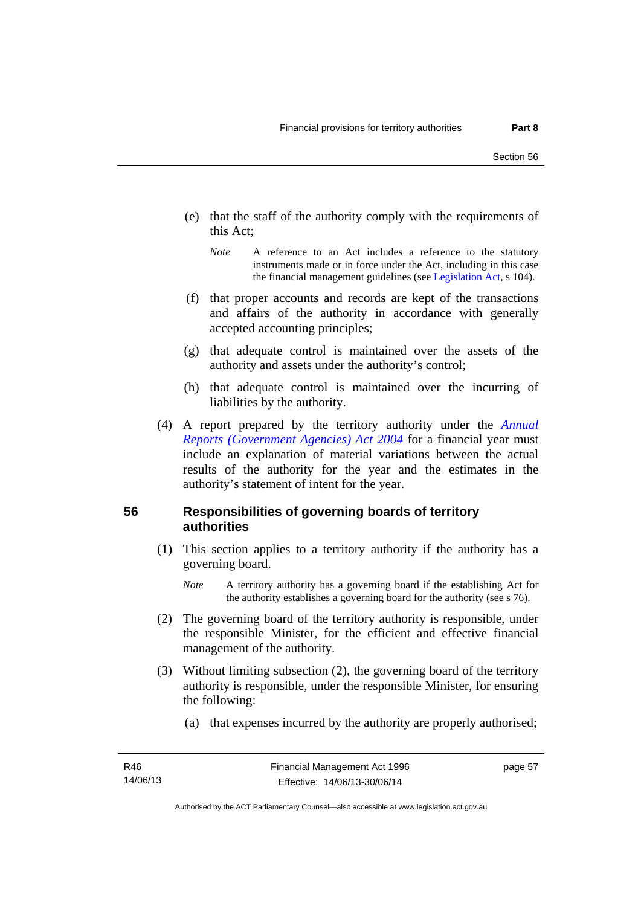(e) that the staff of the authority comply with the requirements of this Act;

*Note* A reference to an Act includes a reference to the statutory instruments made or in force under the Act, including in this case the financial management guidelines (see Legislation Act, s 104).

(f) that proper accounts and records are kept of the transactions and affairs of the authority in accordance with generally accepted accounting principles;

(g) that adequate control is maintained over the assets of the authority and assets under the authority's control;

(h) that adequate control is maintained over the incurring of liabilities by the authority.

(4) A report prepared by the territory authority under the *Annual Reports (Government Agencies) Act 2004* for a financial year must include an explanation of material variations between the actual results of the authority for the year and the estimates in the authority's statement of intent for the year.

## 56 Responsibilities of governing boards of territory authorities

(1) This section applies to a territory authority if the authority has a governing board.

*Note* A territory authority has a governing board if the establishing Act for the authority establishes a governing board for the authority (see s 76).

(2) The governing board of the territory authority is responsible, under the responsible Minister, for the efficient and effective financial management of the authority.

(3) Without limiting subsection (2), the governing board of the territory authority is responsible, under the responsible Minister, for ensuring the following:

(a) that expenses incurred by the authority are properly authorised;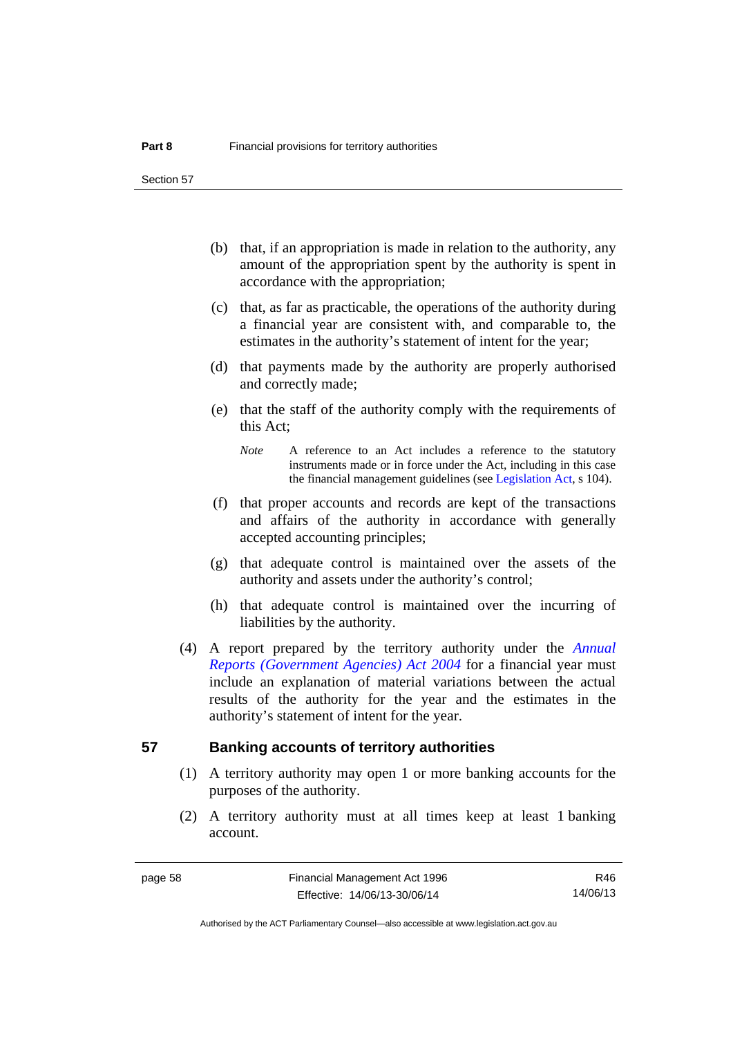(b) that, if an appropriation is made in relation to the authority, any amount of the appropriation spent by the authority is spent in accordance with the appropriation;

(c) that, as far as practicable, the operations of the authority during a financial year are consistent with, and comparable to, the estimates in the authority's statement of intent for the year;

(d) that payments made by the authority are properly authorised and correctly made;

(e) that the staff of the authority comply with the requirements of this Act;

*Note* A reference to an Act includes a reference to the statutory instruments made or in force under the Act, including in this case the financial management guidelines (see Legislation Act, s 104).

(f) that proper accounts and records are kept of the transactions and affairs of the authority in accordance with generally accepted accounting principles;

(g) that adequate control is maintained over the assets of the authority and assets under the authority's control;

(h) that adequate control is maintained over the incurring of liabilities by the authority.

(4) A report prepared by the territory authority under the *Annual Reports (Government Agencies) Act 2004* for a financial year must include an explanation of material variations between the actual results of the authority for the year and the estimates in the authority's statement of intent for the year.

## 57 Banking accounts of territory authorities

(1) A territory authority may open 1 or more banking accounts for the purposes of the authority.

(2) A territory authority must at all times keep at least 1 banking account.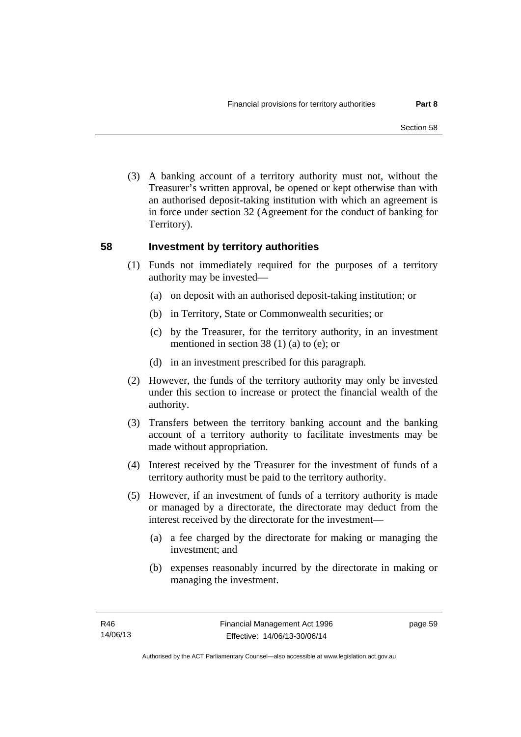(3) A banking account of a territory authority must not, without the Treasurer's written approval, be opened or kept otherwise than with an authorised deposit-taking institution with which an agreement is in force under section 32 (Agreement for the conduct of banking for Territory).

## 58 Investment by territory authorities

(1) Funds not immediately required for the purposes of a territory authority may be invested—

(a) on deposit with an authorised deposit-taking institution; or

(b) in Territory, State or Commonwealth securities; or

(c) by the Treasurer, for the territory authority, in an investment mentioned in section 38 (1) (a) to (e); or

(d) in an investment prescribed for this paragraph.

(2) However, the funds of the territory authority may only be invested under this section to increase or protect the financial wealth of the authority.

(3) Transfers between the territory banking account and the banking account of a territory authority to facilitate investments may be made without appropriation.

(4) Interest received by the Treasurer for the investment of funds of a territory authority must be paid to the territory authority.

(5) However, if an investment of funds of a territory authority is made or managed by a directorate, the directorate may deduct from the interest received by the directorate for the investment—

(a) a fee charged by the directorate for making or managing the investment; and

(b) expenses reasonably incurred by the directorate in making or managing the investment.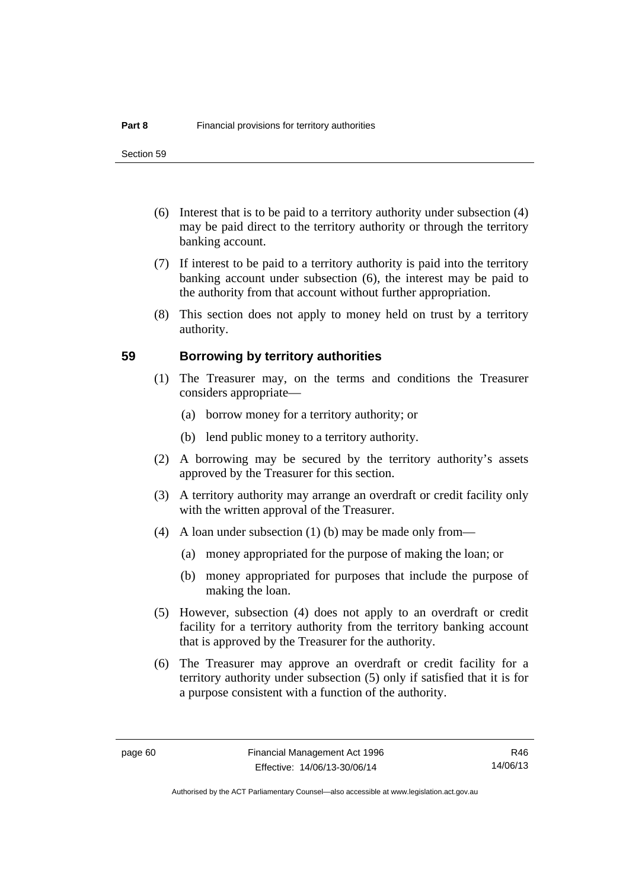(6) Interest that is to be paid to a territory authority under subsection (4) may be paid direct to the territory authority or through the territory banking account.

(7) If interest to be paid to a territory authority is paid into the territory banking account under subsection (6), the interest may be paid to the authority from that account without further appropriation.

(8) This section does not apply to money held on trust by a territory authority.

## 59 Borrowing by territory authorities

(1) The Treasurer may, on the terms and conditions the Treasurer considers appropriate—

(a) borrow money for a territory authority; or

(b) lend public money to a territory authority.

(2) A borrowing may be secured by the territory authority's assets approved by the Treasurer for this section.

(3) A territory authority may arrange an overdraft or credit facility only with the written approval of the Treasurer.

(4) A loan under subsection (1) (b) may be made only from—

(a) money appropriated for the purpose of making the loan; or

(b) money appropriated for purposes that include the purpose of making the loan.

(5) However, subsection (4) does not apply to an overdraft or credit facility for a territory authority from the territory banking account that is approved by the Treasurer for the authority.

(6) The Treasurer may approve an overdraft or credit facility for a territory authority under subsection (5) only if satisfied that it is for a purpose consistent with a function of the authority.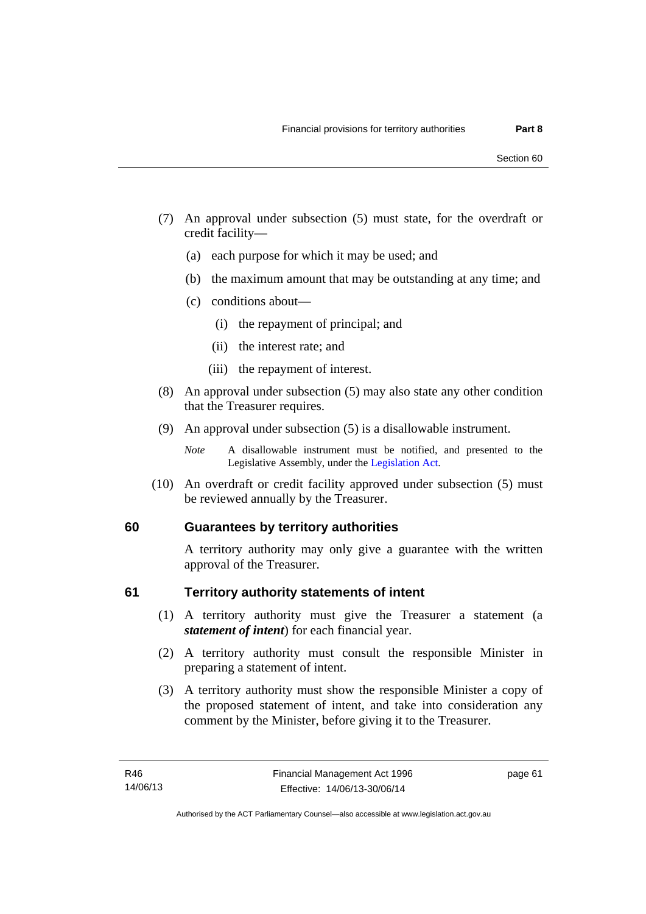(7) An approval under subsection (5) must state, for the overdraft or credit facility—

(a) each purpose for which it may be used; and

(b) the maximum amount that may be outstanding at any time; and

(c) conditions about—

(i) the repayment of principal; and

(ii) the interest rate; and

(iii) the repayment of interest.

(8) An approval under subsection (5) may also state any other condition that the Treasurer requires.

(9) An approval under subsection (5) is a disallowable instrument.

*Note* A disallowable instrument must be notified, and presented to the Legislative Assembly, under the Legislation Act.

(10) An overdraft or credit facility approved under subsection (5) must be reviewed annually by the Treasurer.

## 60 Guarantees by territory authorities

A territory authority may only give a guarantee with the written approval of the Treasurer.

## 61 Territory authority statements of intent

(1) A territory authority must give the Treasurer a statement (a ***statement of intent***) for each financial year.

(2) A territory authority must consult the responsible Minister in preparing a statement of intent.

(3) A territory authority must show the responsible Minister a copy of the proposed statement of intent, and take into consideration any comment by the Minister, before giving it to the Treasurer.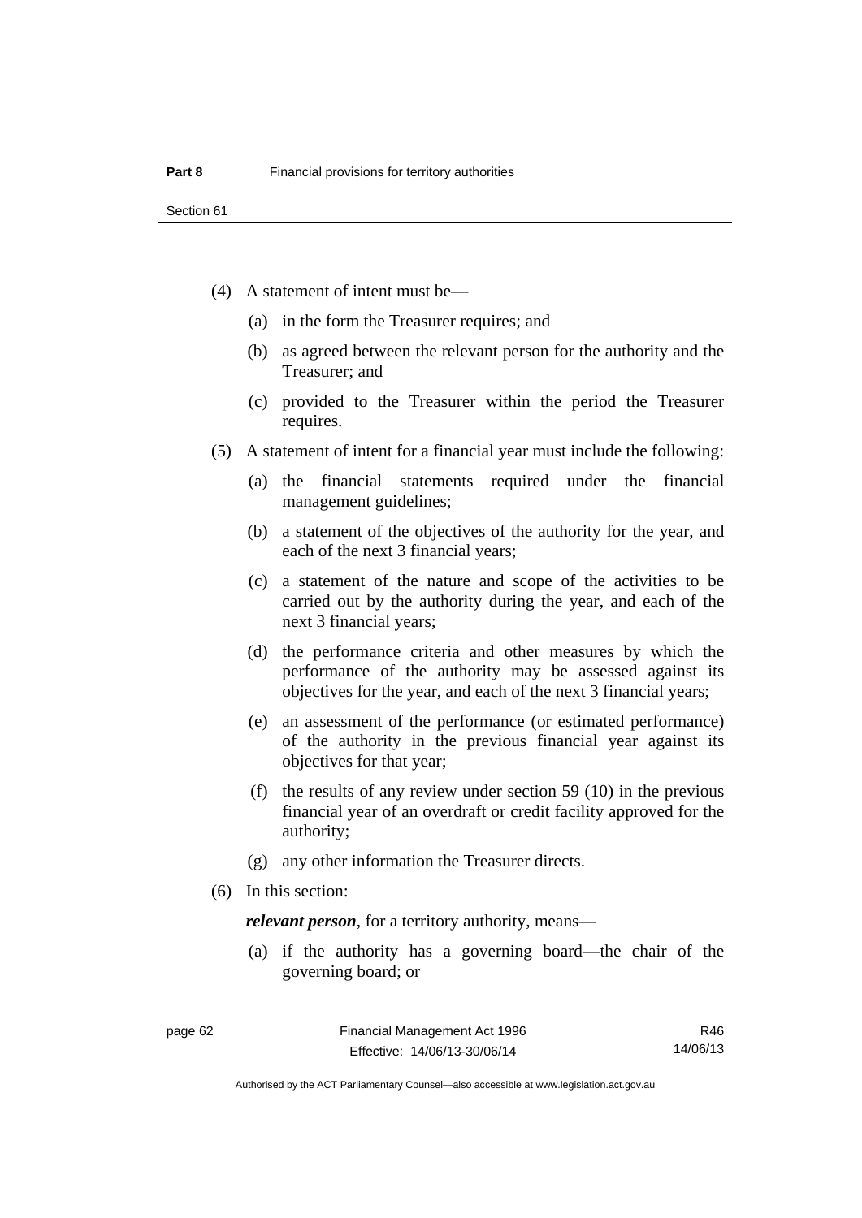(4) A statement of intent must be—

(a) in the form the Treasurer requires; and

(b) as agreed between the relevant person for the authority and the Treasurer; and

(c) provided to the Treasurer within the period the Treasurer requires.

(5) A statement of intent for a financial year must include the following:

(a) the financial statements required under the financial management guidelines;

(b) a statement of the objectives of the authority for the year, and each of the next 3 financial years;

(c) a statement of the nature and scope of the activities to be carried out by the authority during the year, and each of the next 3 financial years;

(d) the performance criteria and other measures by which the performance of the authority may be assessed against its objectives for the year, and each of the next 3 financial years;

(e) an assessment of the performance (or estimated performance) of the authority in the previous financial year against its objectives for that year;

(f) the results of any review under section 59 (10) in the previous financial year of an overdraft or credit facility approved for the authority;

(g) any other information the Treasurer directs.

(6) In this section:

***relevant person***, for a territory authority, means—

(a) if the authority has a governing board—the chair of the governing board; or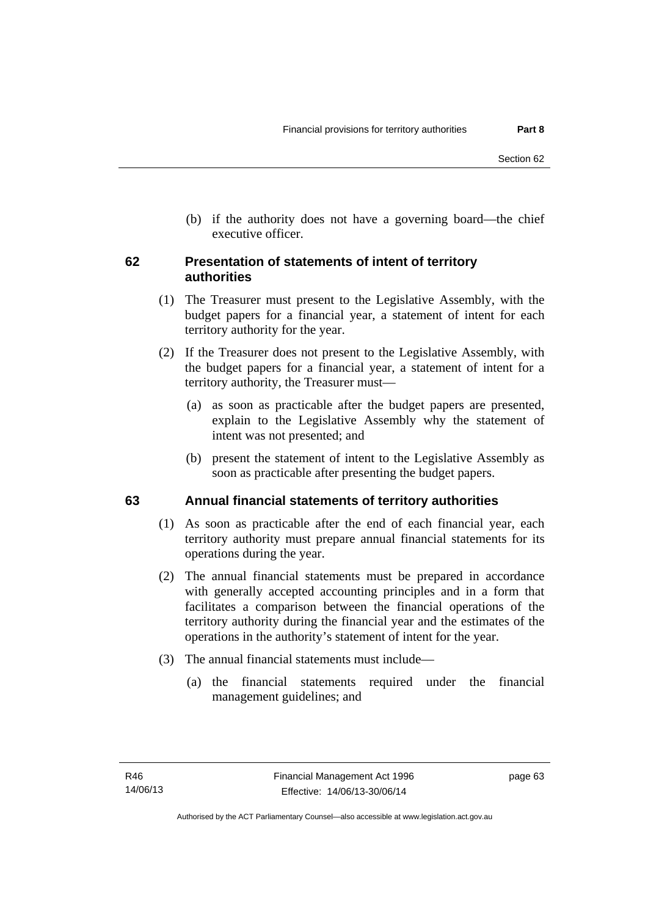(b) if the authority does not have a governing board—the chief executive officer.

## 62 Presentation of statements of intent of territory authorities

(1) The Treasurer must present to the Legislative Assembly, with the budget papers for a financial year, a statement of intent for each territory authority for the year.

(2) If the Treasurer does not present to the Legislative Assembly, with the budget papers for a financial year, a statement of intent for a territory authority, the Treasurer must—

(a) as soon as practicable after the budget papers are presented, explain to the Legislative Assembly why the statement of intent was not presented; and

(b) present the statement of intent to the Legislative Assembly as soon as practicable after presenting the budget papers.

## 63 Annual financial statements of territory authorities

(1) As soon as practicable after the end of each financial year, each territory authority must prepare annual financial statements for its operations during the year.

(2) The annual financial statements must be prepared in accordance with generally accepted accounting principles and in a form that facilitates a comparison between the financial operations of the territory authority during the financial year and the estimates of the operations in the authority's statement of intent for the year.

(3) The annual financial statements must include—

(a) the financial statements required under the financial management guidelines; and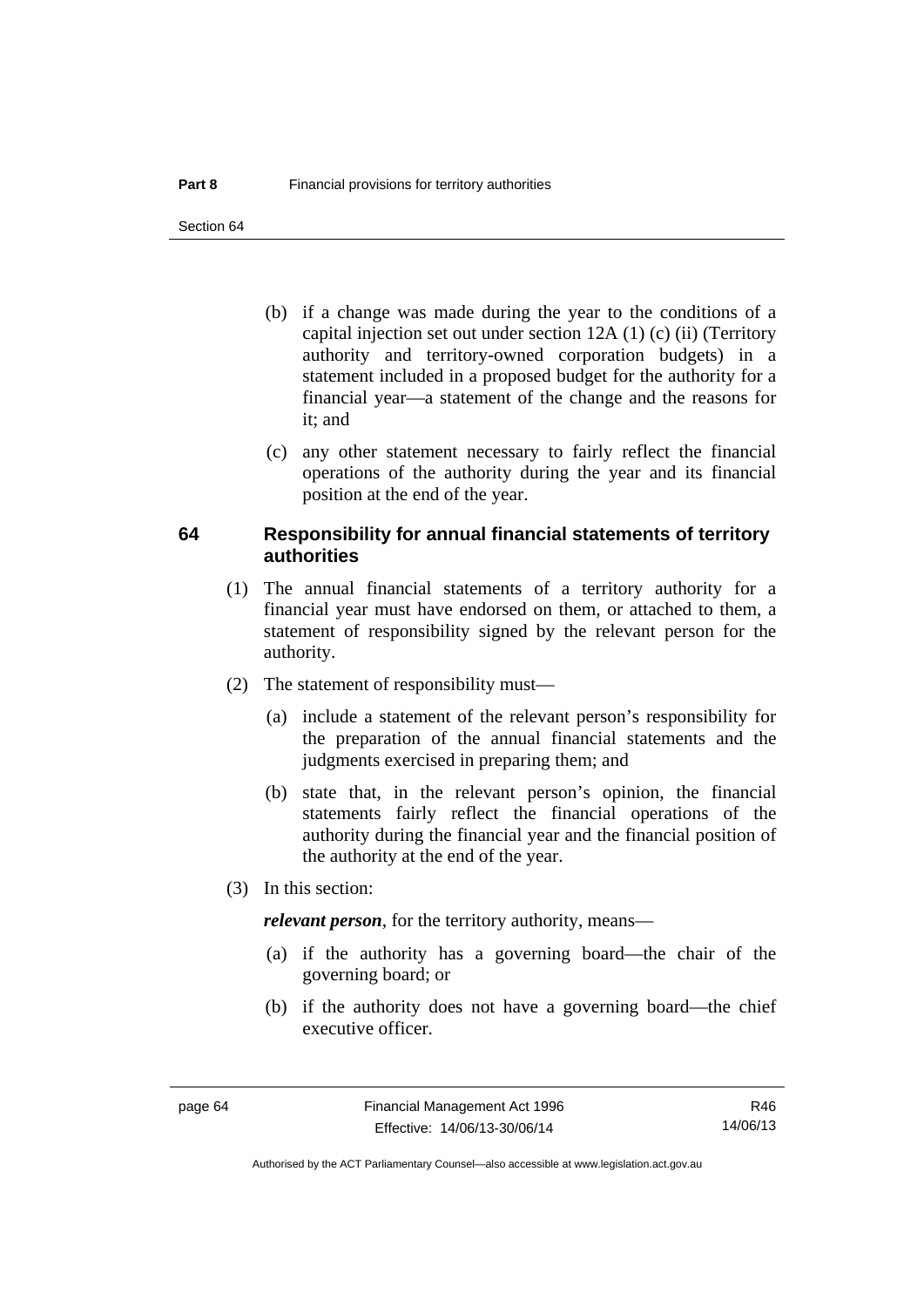(b) if a change was made during the year to the conditions of a capital injection set out under section 12A (1) (c) (ii) (Territory authority and territory-owned corporation budgets) in a statement included in a proposed budget for the authority for a financial year—a statement of the change and the reasons for it; and

(c) any other statement necessary to fairly reflect the financial operations of the authority during the year and its financial position at the end of the year.

## 64 Responsibility for annual financial statements of territory authorities

(1) The annual financial statements of a territory authority for a financial year must have endorsed on them, or attached to them, a statement of responsibility signed by the relevant person for the authority.

(2) The statement of responsibility must—

(a) include a statement of the relevant person's responsibility for the preparation of the annual financial statements and the judgments exercised in preparing them; and

(b) state that, in the relevant person's opinion, the financial statements fairly reflect the financial operations of the authority during the financial year and the financial position of the authority at the end of the year.

(3) In this section:

***relevant person***, for the territory authority, means—

(a) if the authority has a governing board—the chair of the governing board; or

(b) if the authority does not have a governing board—the chief executive officer.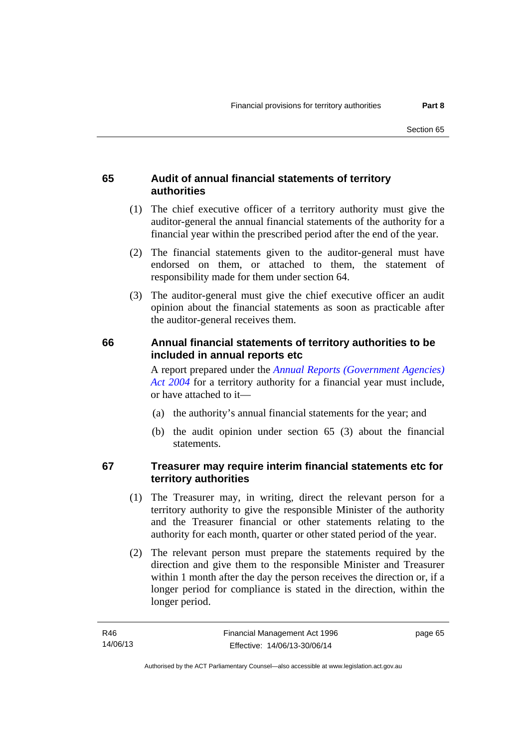## 65 Audit of annual financial statements of territory authorities

(1) The chief executive officer of a territory authority must give the auditor-general the annual financial statements of the authority for a financial year within the prescribed period after the end of the year.

(2) The financial statements given to the auditor-general must have endorsed on them, or attached to them, the statement of responsibility made for them under section 64.

(3) The auditor-general must give the chief executive officer an audit opinion about the financial statements as soon as practicable after the auditor-general receives them.

## 66 Annual financial statements of territory authorities to be included in annual reports etc

A report prepared under the *Annual Reports (Government Agencies) Act 2004* for a territory authority for a financial year must include, or have attached to it—

(a) the authority's annual financial statements for the year; and

(b) the audit opinion under section 65 (3) about the financial statements.

## 67 Treasurer may require interim financial statements etc for territory authorities

(1) The Treasurer may, in writing, direct the relevant person for a territory authority to give the responsible Minister of the authority and the Treasurer financial or other statements relating to the authority for each month, quarter or other stated period of the year.

(2) The relevant person must prepare the statements required by the direction and give them to the responsible Minister and Treasurer within 1 month after the day the person receives the direction or, if a longer period for compliance is stated in the direction, within the longer period.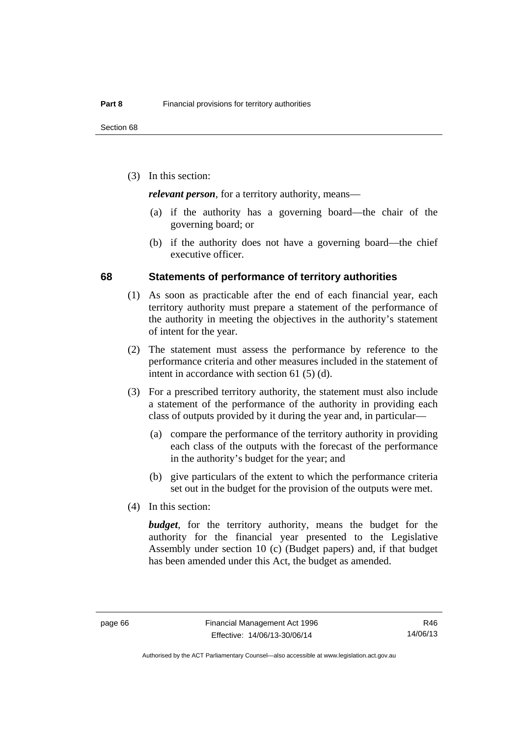(3) In this section:

***relevant person***, for a territory authority, means—

(a) if the authority has a governing board—the chair of the governing board; or

(b) if the authority does not have a governing board—the chief executive officer.

## 68 Statements of performance of territory authorities

(1) As soon as practicable after the end of each financial year, each territory authority must prepare a statement of the performance of the authority in meeting the objectives in the authority's statement of intent for the year.

(2) The statement must assess the performance by reference to the performance criteria and other measures included in the statement of intent in accordance with section 61 (5) (d).

(3) For a prescribed territory authority, the statement must also include a statement of the performance of the authority in providing each class of outputs provided by it during the year and, in particular—

(a) compare the performance of the territory authority in providing each class of the outputs with the forecast of the performance in the authority's budget for the year; and

(b) give particulars of the extent to which the performance criteria set out in the budget for the provision of the outputs were met.

(4) In this section:

***budget***, for the territory authority, means the budget for the authority for the financial year presented to the Legislative Assembly under section 10 (c) (Budget papers) and, if that budget has been amended under this Act, the budget as amended.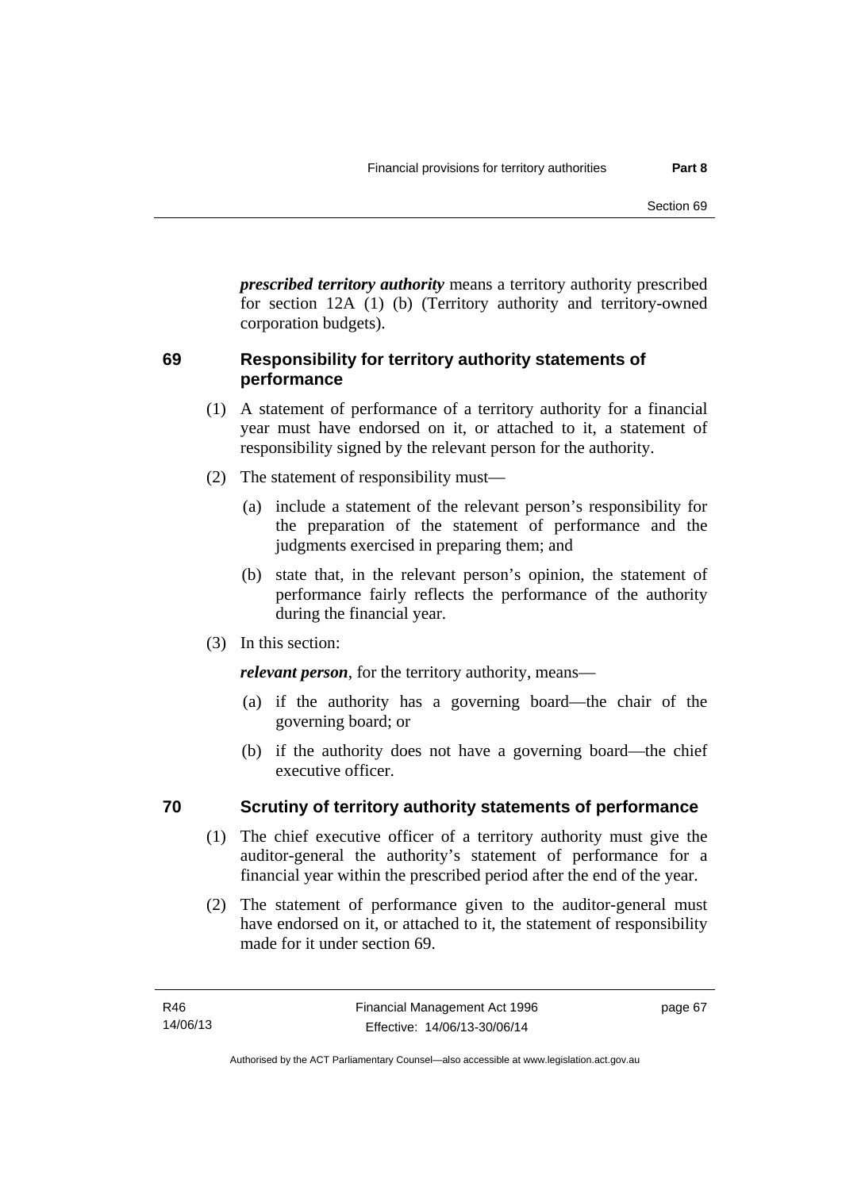***prescribed territory authority*** means a territory authority prescribed for section 12A (1) (b) (Territory authority and territory-owned corporation budgets).

## 69 Responsibility for territory authority statements of performance

(1) A statement of performance of a territory authority for a financial year must have endorsed on it, or attached to it, a statement of responsibility signed by the relevant person for the authority.

(2) The statement of responsibility must—

- (a) include a statement of the relevant person's responsibility for the preparation of the statement of performance and the judgments exercised in preparing them; and
- (b) state that, in the relevant person's opinion, the statement of performance fairly reflects the performance of the authority during the financial year.

(3) In this section:

***relevant person***, for the territory authority, means—

- (a) if the authority has a governing board—the chair of the governing board; or
- (b) if the authority does not have a governing board—the chief executive officer.

## 70 Scrutiny of territory authority statements of performance

(1) The chief executive officer of a territory authority must give the auditor-general the authority's statement of performance for a financial year within the prescribed period after the end of the year.

(2) The statement of performance given to the auditor-general must have endorsed on it, or attached to it, the statement of responsibility made for it under section 69.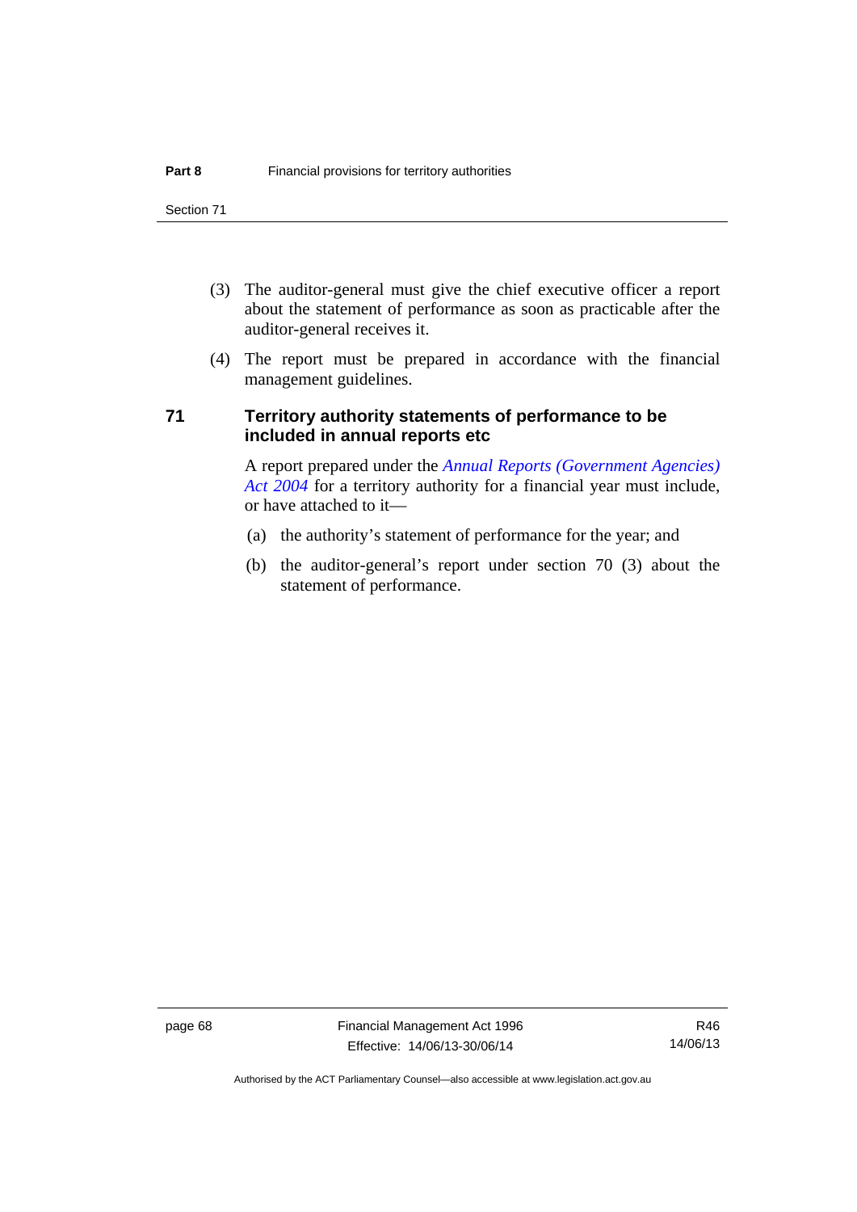(3) The auditor-general must give the chief executive officer a report about the statement of performance as soon as practicable after the auditor-general receives it.

(4) The report must be prepared in accordance with the financial management guidelines.

## 71 Territory authority statements of performance to be included in annual reports etc

A report prepared under the *Annual Reports (Government Agencies) Act 2004* for a territory authority for a financial year must include, or have attached to it—

(a) the authority's statement of performance for the year; and

(b) the auditor-general's report under section 70 (3) about the statement of performance.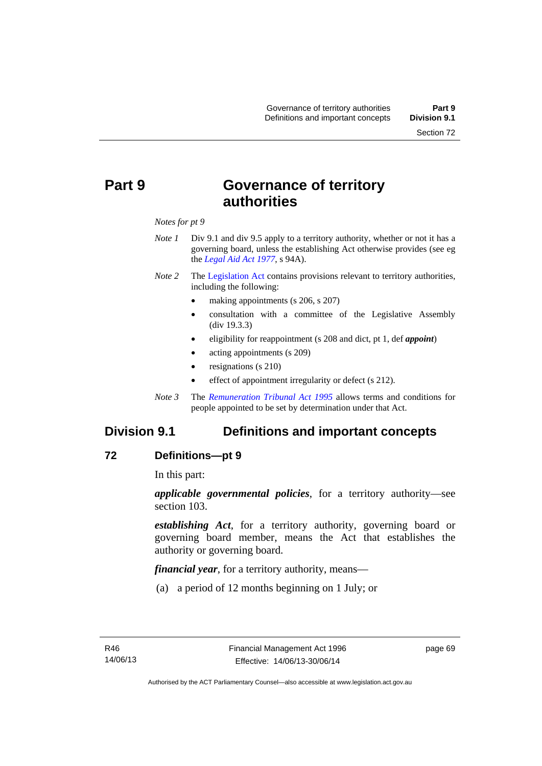# Part 9 Governance of territory authorities

*Notes for pt 9*

*Note 1* Div 9.1 and div 9.5 apply to a territory authority, whether or not it has a governing board, unless the establishing Act otherwise provides (see eg the *Legal Aid Act 1977*, s 94A).

*Note 2* The Legislation Act contains provisions relevant to territory authorities, including the following:

- making appointments (s 206, s 207)
- consultation with a committee of the Legislative Assembly (div 19.3.3)
- eligibility for reappointment (s 208 and dict, pt 1, def ***appoint***)
- acting appointments (s 209)
- resignations (s 210)
- effect of appointment irregularity or defect (s 212).

*Note 3* The *Remuneration Tribunal Act 1995* allows terms and conditions for people appointed to be set by determination under that Act.

## Division 9.1 Definitions and important concepts

### 72 Definitions—pt 9

In this part:

***applicable governmental policies***, for a territory authority—see section 103.

***establishing Act***, for a territory authority, governing board or governing board member, means the Act that establishes the authority or governing board.

***financial year***, for a territory authority, means—

(a) a period of 12 months beginning on 1 July; or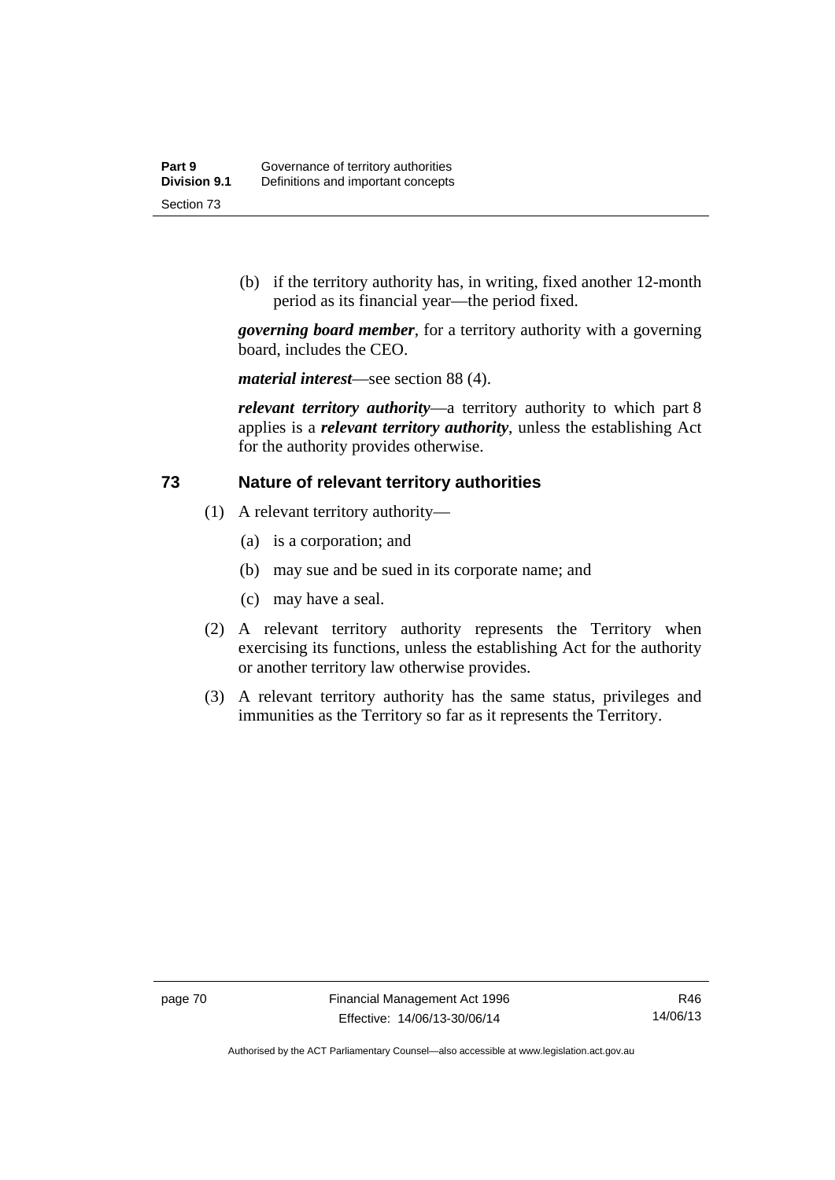(b) if the territory authority has, in writing, fixed another 12-month period as its financial year—the period fixed.

***governing board member***, for a territory authority with a governing board, includes the CEO.

***material interest***—see section 88 (4).

***relevant territory authority***—a territory authority to which part 8 applies is a ***relevant territory authority***, unless the establishing Act for the authority provides otherwise.

## 73 Nature of relevant territory authorities

(1) A relevant territory authority—

(a) is a corporation; and

(b) may sue and be sued in its corporate name; and

(c) may have a seal.

(2) A relevant territory authority represents the Territory when exercising its functions, unless the establishing Act for the authority or another territory law otherwise provides.

(3) A relevant territory authority has the same status, privileges and immunities as the Territory so far as it represents the Territory.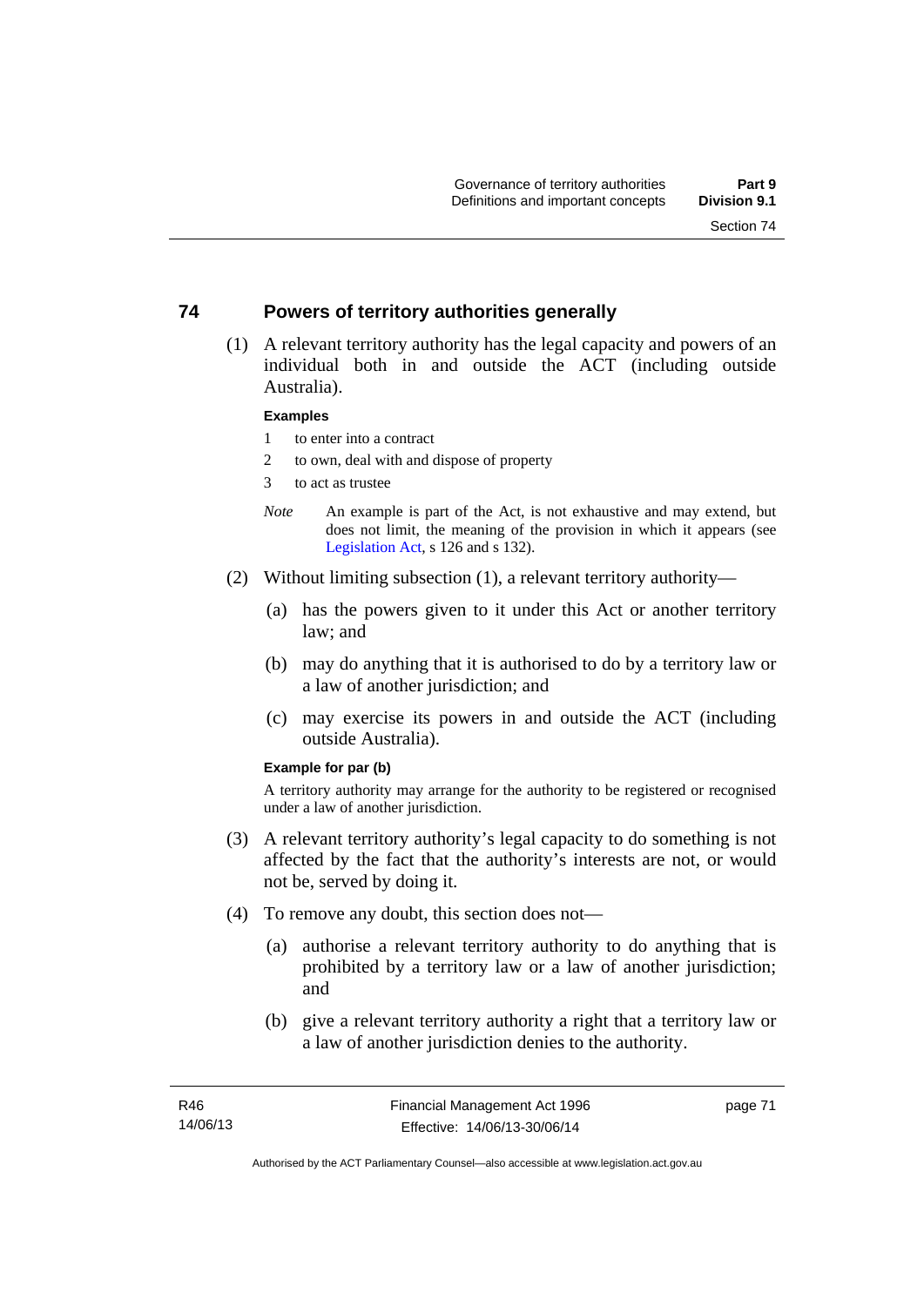## 74 Powers of territory authorities generally

(1) A relevant territory authority has the legal capacity and powers of an individual both in and outside the ACT (including outside Australia).

**Examples**

1 to enter into a contract

2 to own, deal with and dispose of property

3 to act as trustee

*Note* An example is part of the Act, is not exhaustive and may extend, but does not limit, the meaning of the provision in which it appears (see Legislation Act, s 126 and s 132).

(2) Without limiting subsection (1), a relevant territory authority—

(a) has the powers given to it under this Act or another territory law; and

(b) may do anything that it is authorised to do by a territory law or a law of another jurisdiction; and

(c) may exercise its powers in and outside the ACT (including outside Australia).

**Example for par (b)**

A territory authority may arrange for the authority to be registered or recognised under a law of another jurisdiction.

(3) A relevant territory authority's legal capacity to do something is not affected by the fact that the authority's interests are not, or would not be, served by doing it.

(4) To remove any doubt, this section does not—

(a) authorise a relevant territory authority to do anything that is prohibited by a territory law or a law of another jurisdiction; and

(b) give a relevant territory authority a right that a territory law or a law of another jurisdiction denies to the authority.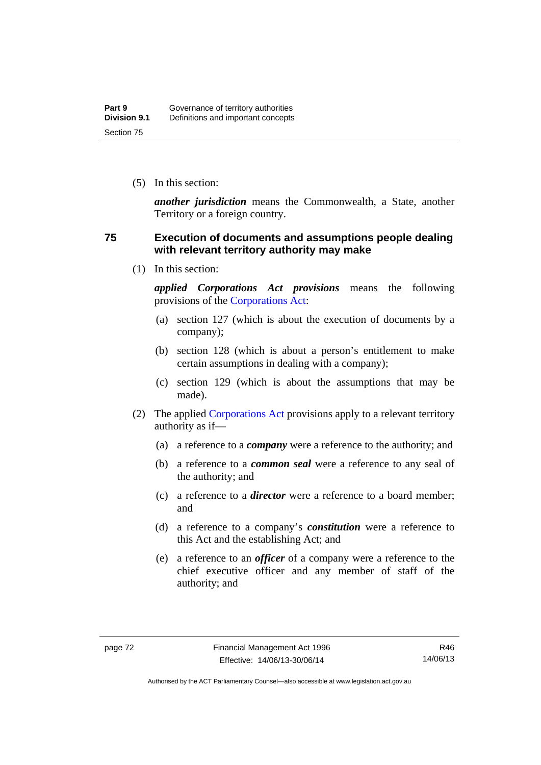(5) In this section:

***another jurisdiction*** means the Commonwealth, a State, another Territory or a foreign country.

### 75 Execution of documents and assumptions people dealing with relevant territory authority may make

(1) In this section:

***applied Corporations Act provisions*** means the following provisions of the Corporations Act:

(a) section 127 (which is about the execution of documents by a company);

(b) section 128 (which is about a person's entitlement to make certain assumptions in dealing with a company);

(c) section 129 (which is about the assumptions that may be made).

(2) The applied Corporations Act provisions apply to a relevant territory authority as if—

(a) a reference to a ***company*** were a reference to the authority; and

(b) a reference to a ***common seal*** were a reference to any seal of the authority; and

(c) a reference to a ***director*** were a reference to a board member; and

(d) a reference to a company's ***constitution*** were a reference to this Act and the establishing Act; and

(e) a reference to an ***officer*** of a company were a reference to the chief executive officer and any member of staff of the authority; and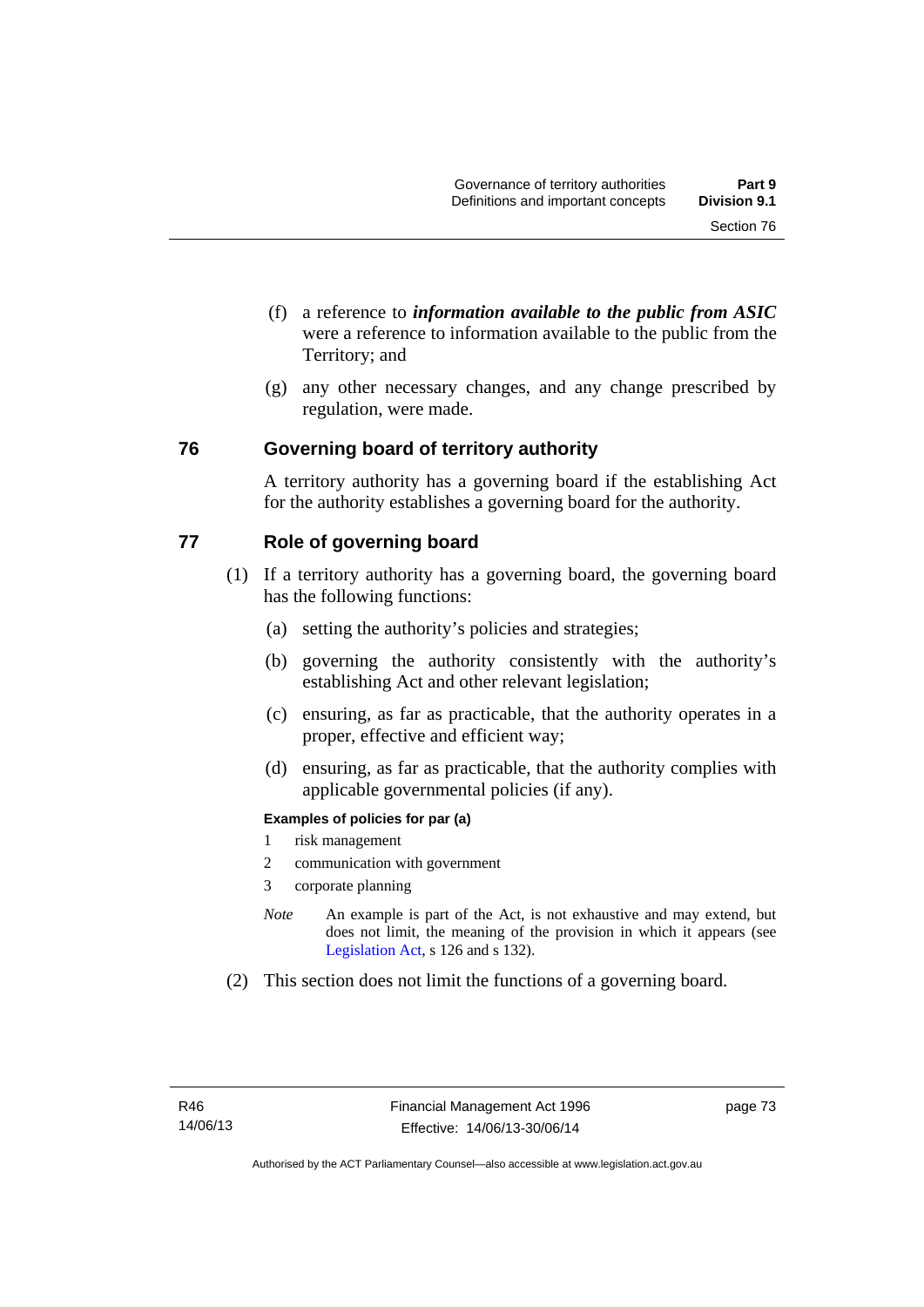(f) a reference to ***information available to the public from ASIC*** were a reference to information available to the public from the Territory; and

(g) any other necessary changes, and any change prescribed by regulation, were made.

## 76 Governing board of territory authority

A territory authority has a governing board if the establishing Act for the authority establishes a governing board for the authority.

## 77 Role of governing board

(1) If a territory authority has a governing board, the governing board has the following functions:

(a) setting the authority's policies and strategies;

(b) governing the authority consistently with the authority's establishing Act and other relevant legislation;

(c) ensuring, as far as practicable, that the authority operates in a proper, effective and efficient way;

(d) ensuring, as far as practicable, that the authority complies with applicable governmental policies (if any).

**Examples of policies for par (a)**

1 risk management

2 communication with government

3 corporate planning

*Note* An example is part of the Act, is not exhaustive and may extend, but does not limit, the meaning of the provision in which it appears (see Legislation Act, s 126 and s 132).

(2) This section does not limit the functions of a governing board.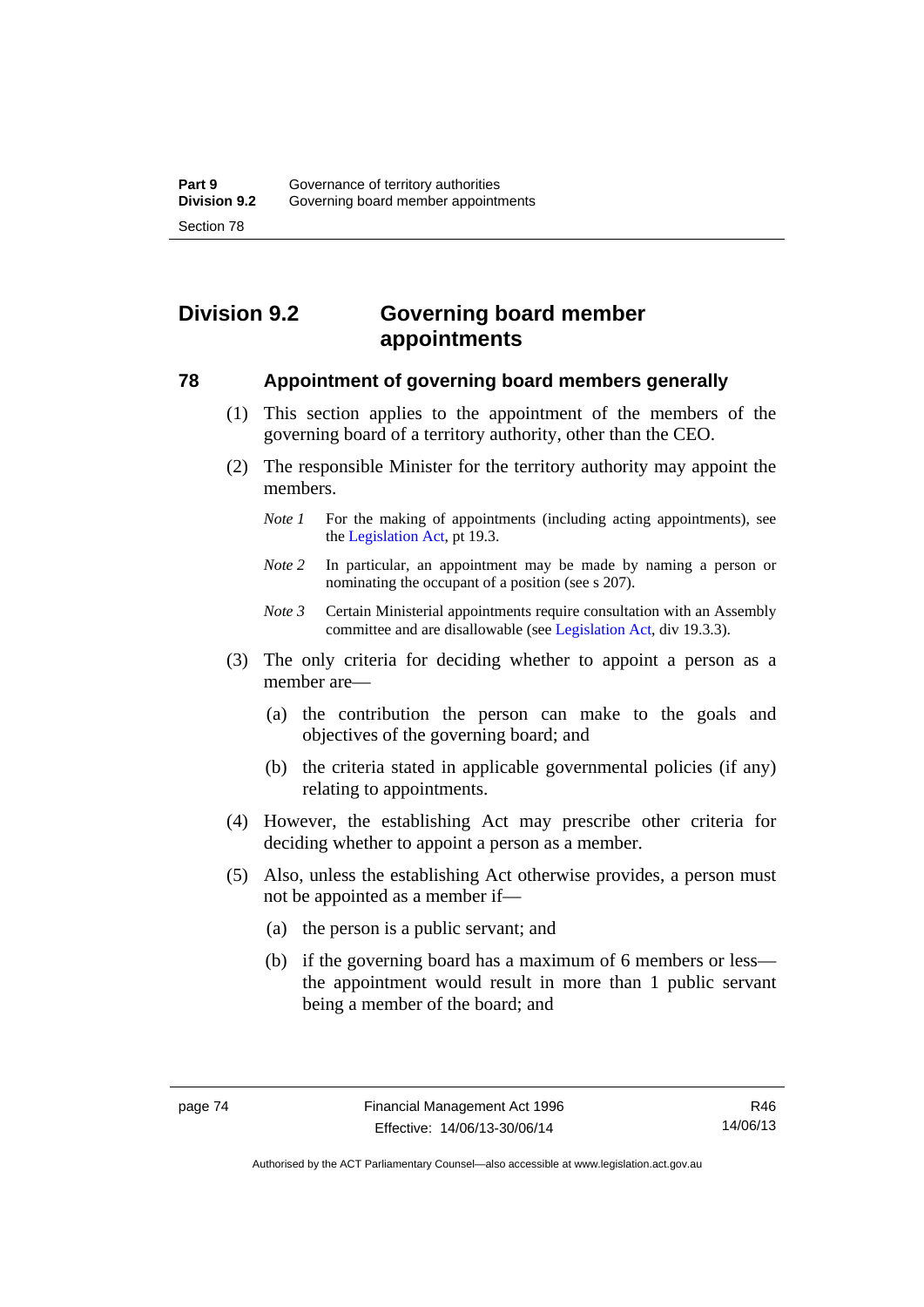## Division 9.2 Governing board member appointments

### 78 Appointment of governing board members generally

(1) This section applies to the appointment of the members of the governing board of a territory authority, other than the CEO.

(2) The responsible Minister for the territory authority may appoint the members.

*Note 1* For the making of appointments (including acting appointments), see the Legislation Act, pt 19.3.

*Note 2* In particular, an appointment may be made by naming a person or nominating the occupant of a position (see s 207).

*Note 3* Certain Ministerial appointments require consultation with an Assembly committee and are disallowable (see Legislation Act, div 19.3.3).

(3) The only criteria for deciding whether to appoint a person as a member are—

(a) the contribution the person can make to the goals and objectives of the governing board; and

(b) the criteria stated in applicable governmental policies (if any) relating to appointments.

(4) However, the establishing Act may prescribe other criteria for deciding whether to appoint a person as a member.

(5) Also, unless the establishing Act otherwise provides, a person must not be appointed as a member if—

(a) the person is a public servant; and

(b) if the governing board has a maximum of 6 members or less—the appointment would result in more than 1 public servant being a member of the board; and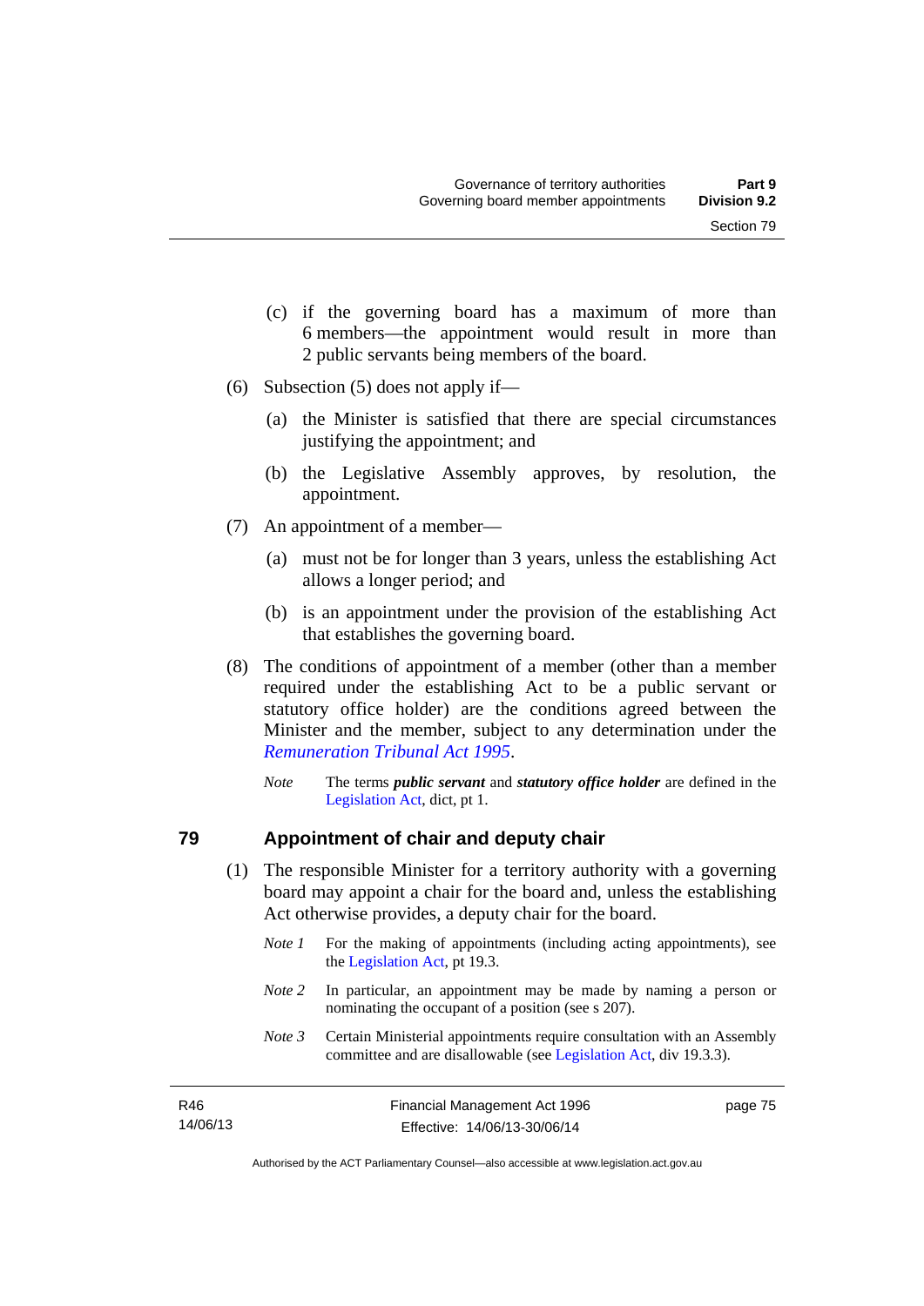(c) if the governing board has a maximum of more than 6 members—the appointment would result in more than 2 public servants being members of the board.

(6) Subsection (5) does not apply if—

(a) the Minister is satisfied that there are special circumstances justifying the appointment; and

(b) the Legislative Assembly approves, by resolution, the appointment.

(7) An appointment of a member—

(a) must not be for longer than 3 years, unless the establishing Act allows a longer period; and

(b) is an appointment under the provision of the establishing Act that establishes the governing board.

(8) The conditions of appointment of a member (other than a member required under the establishing Act to be a public servant or statutory office holder) are the conditions agreed between the Minister and the member, subject to any determination under the *Remuneration Tribunal Act 1995*.

*Note* The terms ***public servant*** and ***statutory office holder*** are defined in the Legislation Act, dict, pt 1.

## 79 Appointment of chair and deputy chair

(1) The responsible Minister for a territory authority with a governing board may appoint a chair for the board and, unless the establishing Act otherwise provides, a deputy chair for the board.

*Note 1* For the making of appointments (including acting appointments), see the Legislation Act, pt 19.3.

*Note 2* In particular, an appointment may be made by naming a person or nominating the occupant of a position (see s 207).

*Note 3* Certain Ministerial appointments require consultation with an Assembly committee and are disallowable (see Legislation Act, div 19.3.3).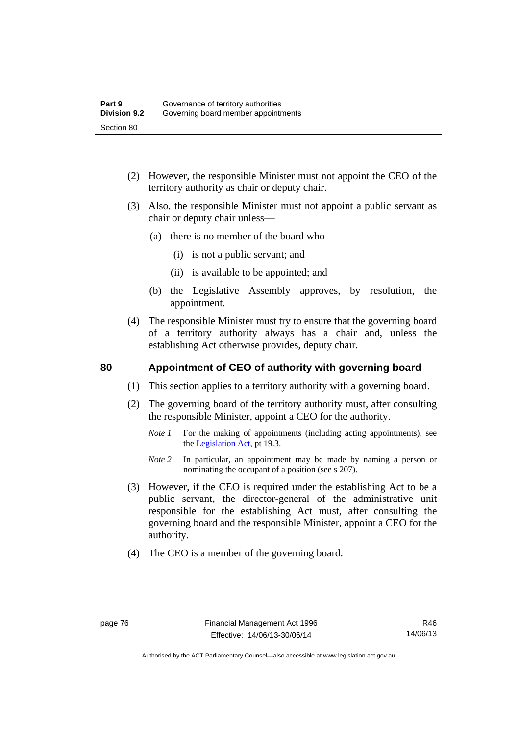(2) However, the responsible Minister must not appoint the CEO of the territory authority as chair or deputy chair.

(3) Also, the responsible Minister must not appoint a public servant as chair or deputy chair unless—

(a) there is no member of the board who—

(i) is not a public servant; and

(ii) is available to be appointed; and

(b) the Legislative Assembly approves, by resolution, the appointment.

(4) The responsible Minister must try to ensure that the governing board of a territory authority always has a chair and, unless the establishing Act otherwise provides, deputy chair.

## 80 Appointment of CEO of authority with governing board

(1) This section applies to a territory authority with a governing board.

(2) The governing board of the territory authority must, after consulting the responsible Minister, appoint a CEO for the authority.

*Note 1* For the making of appointments (including acting appointments), see the Legislation Act, pt 19.3.

*Note 2* In particular, an appointment may be made by naming a person or nominating the occupant of a position (see s 207).

(3) However, if the CEO is required under the establishing Act to be a public servant, the director-general of the administrative unit responsible for the establishing Act must, after consulting the governing board and the responsible Minister, appoint a CEO for the authority.

(4) The CEO is a member of the governing board.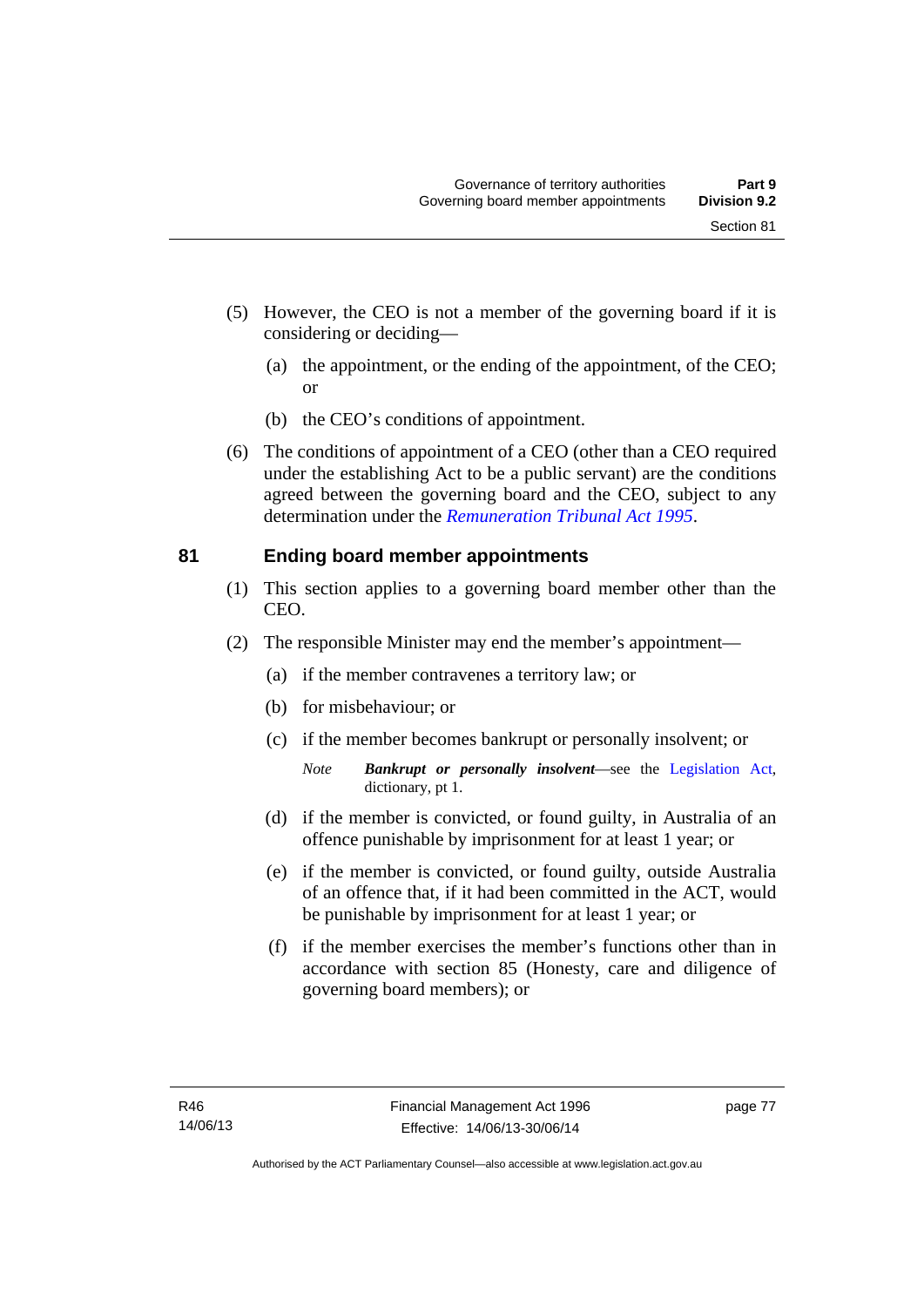(5) However, the CEO is not a member of the governing board if it is considering or deciding—

(a) the appointment, or the ending of the appointment, of the CEO; or

(b) the CEO's conditions of appointment.

(6) The conditions of appointment of a CEO (other than a CEO required under the establishing Act to be a public servant) are the conditions agreed between the governing board and the CEO, subject to any determination under the *Remuneration Tribunal Act 1995*.

## 81 Ending board member appointments

(1) This section applies to a governing board member other than the CEO.

(2) The responsible Minister may end the member's appointment—

(a) if the member contravenes a territory law; or

(b) for misbehaviour; or

(c) if the member becomes bankrupt or personally insolvent; or

*Note* ***Bankrupt or personally insolvent***—see the Legislation Act, dictionary, pt 1.

(d) if the member is convicted, or found guilty, in Australia of an offence punishable by imprisonment for at least 1 year; or

(e) if the member is convicted, or found guilty, outside Australia of an offence that, if it had been committed in the ACT, would be punishable by imprisonment for at least 1 year; or

(f) if the member exercises the member's functions other than in accordance with section 85 (Honesty, care and diligence of governing board members); or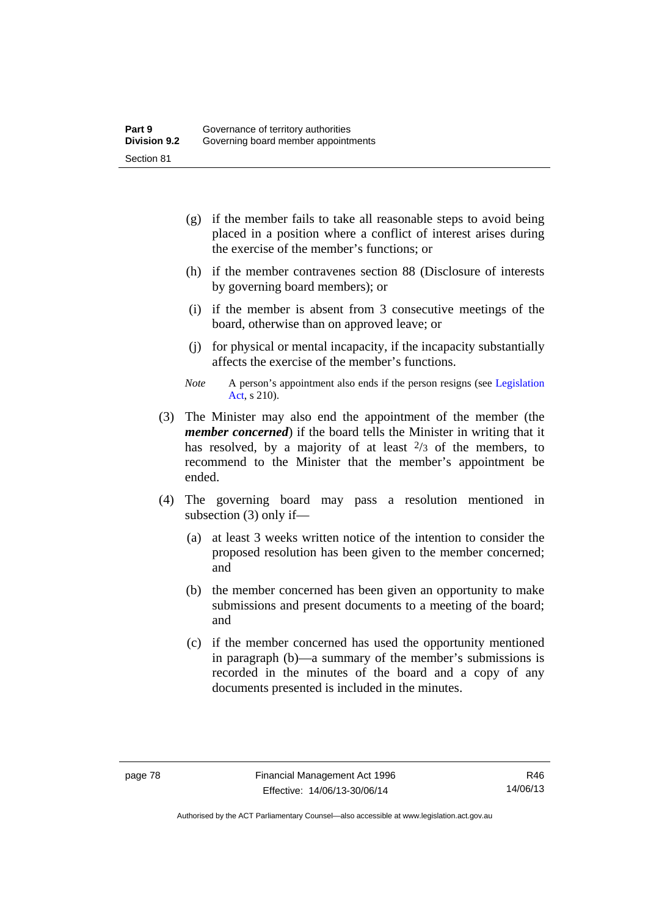(g) if the member fails to take all reasonable steps to avoid being placed in a position where a conflict of interest arises during the exercise of the member's functions; or

(h) if the member contravenes section 88 (Disclosure of interests by governing board members); or

(i) if the member is absent from 3 consecutive meetings of the board, otherwise than on approved leave; or

(j) for physical or mental incapacity, if the incapacity substantially affects the exercise of the member's functions.

*Note* A person's appointment also ends if the person resigns (see Legislation Act, s 210).

(3) The Minister may also end the appointment of the member (the ***member concerned***) if the board tells the Minister in writing that it has resolved, by a majority of at least $^{2}/_{3}$ of the members, to recommend to the Minister that the member's appointment be ended.

(4) The governing board may pass a resolution mentioned in subsection (3) only if—

(a) at least 3 weeks written notice of the intention to consider the proposed resolution has been given to the member concerned; and

(b) the member concerned has been given an opportunity to make submissions and present documents to a meeting of the board; and

(c) if the member concerned has used the opportunity mentioned in paragraph (b)—a summary of the member's submissions is recorded in the minutes of the board and a copy of any documents presented is included in the minutes.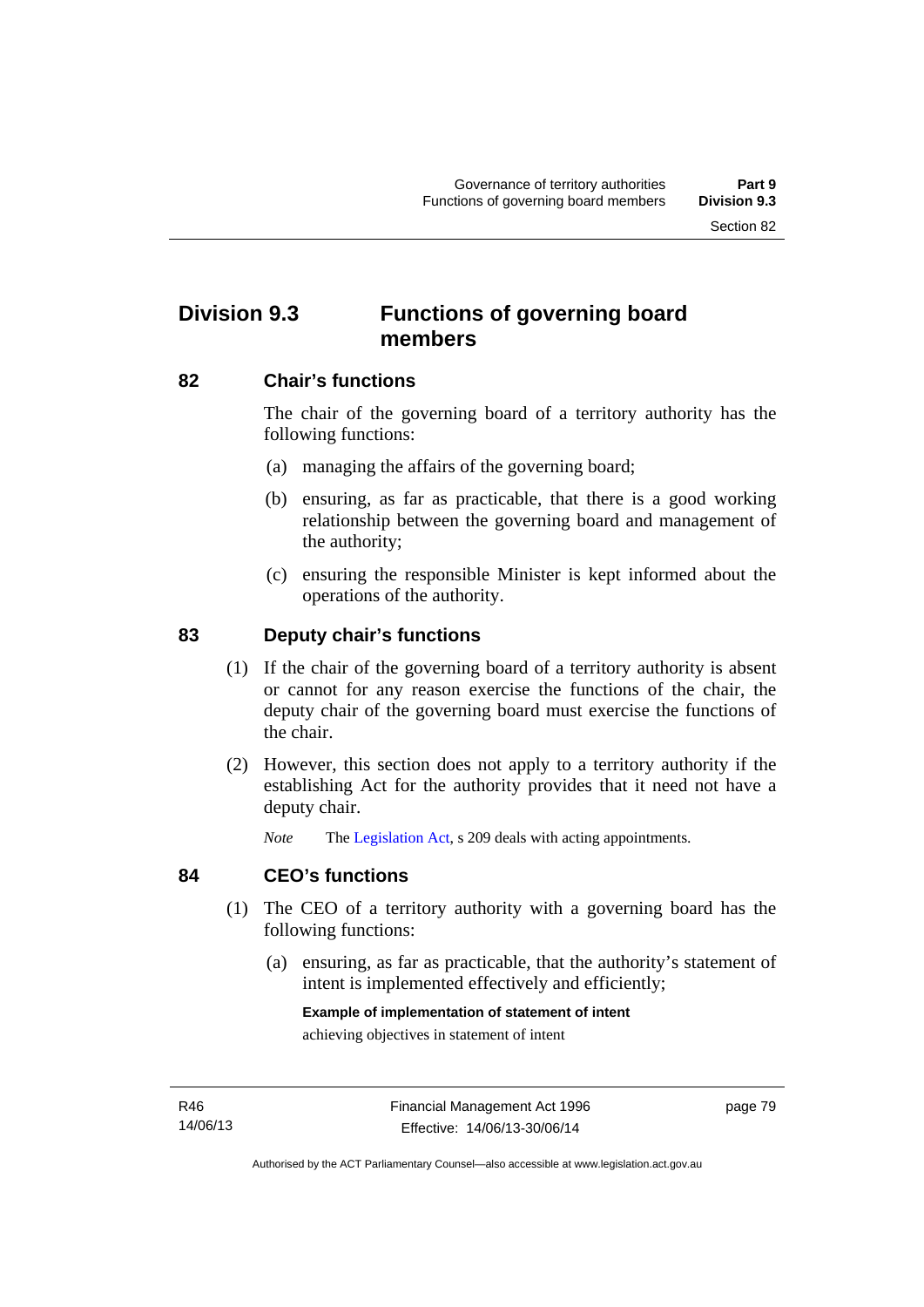## Division 9.3 Functions of governing board members

### 82 Chair's functions

The chair of the governing board of a territory authority has the following functions:

(a) managing the affairs of the governing board;

(b) ensuring, as far as practicable, that there is a good working relationship between the governing board and management of the authority;

(c) ensuring the responsible Minister is kept informed about the operations of the authority.

### 83 Deputy chair's functions

(1) If the chair of the governing board of a territory authority is absent or cannot for any reason exercise the functions of the chair, the deputy chair of the governing board must exercise the functions of the chair.

(2) However, this section does not apply to a territory authority if the establishing Act for the authority provides that it need not have a deputy chair.

*Note* The Legislation Act, s 209 deals with acting appointments.

### 84 CEO's functions

(1) The CEO of a territory authority with a governing board has the following functions:

(a) ensuring, as far as practicable, that the authority's statement of intent is implemented effectively and efficiently;

**Example of implementation of statement of intent**

achieving objectives in statement of intent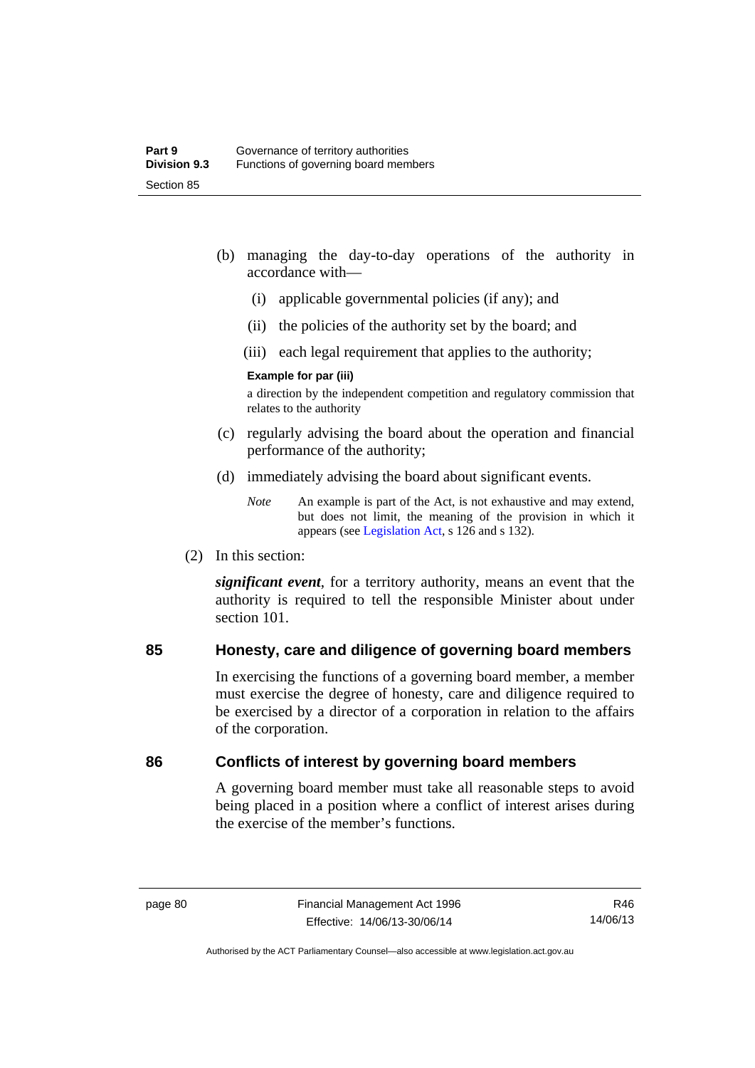(b) managing the day-to-day operations of the authority in accordance with—

  (i) applicable governmental policies (if any); and

  (ii) the policies of the authority set by the board; and

  (iii) each legal requirement that applies to the authority;

**Example for par (iii)**

a direction by the independent competition and regulatory commission that relates to the authority

(c) regularly advising the board about the operation and financial performance of the authority;

(d) immediately advising the board about significant events.

*Note* An example is part of the Act, is not exhaustive and may extend, but does not limit, the meaning of the provision in which it appears (see Legislation Act, s 126 and s 132).

(2) In this section:

***significant event***, for a territory authority, means an event that the authority is required to tell the responsible Minister about under section 101.

## 85 Honesty, care and diligence of governing board members

In exercising the functions of a governing board member, a member must exercise the degree of honesty, care and diligence required to be exercised by a director of a corporation in relation to the affairs of the corporation.

## 86 Conflicts of interest by governing board members

A governing board member must take all reasonable steps to avoid being placed in a position where a conflict of interest arises during the exercise of the member's functions.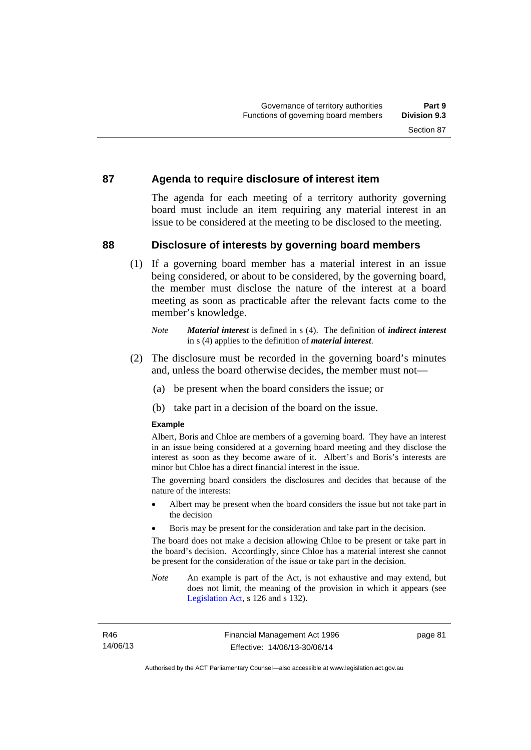## 87 Agenda to require disclosure of interest item

The agenda for each meeting of a territory authority governing board must include an item requiring any material interest in an issue to be considered at the meeting to be disclosed to the meeting.

## 88 Disclosure of interests by governing board members

(1) If a governing board member has a material interest in an issue being considered, or about to be considered, by the governing board, the member must disclose the nature of the interest at a board meeting as soon as practicable after the relevant facts come to the member's knowledge.

*Note* ***Material interest*** is defined in s (4). The definition of ***indirect interest*** in s (4) applies to the definition of ***material interest***.

(2) The disclosure must be recorded in the governing board's minutes and, unless the board otherwise decides, the member must not—

(a) be present when the board considers the issue; or

(b) take part in a decision of the board on the issue.

**Example**

Albert, Boris and Chloe are members of a governing board. They have an interest in an issue being considered at a governing board meeting and they disclose the interest as soon as they become aware of it. Albert's and Boris's interests are minor but Chloe has a direct financial interest in the issue.

The governing board considers the disclosures and decides that because of the nature of the interests:

- Albert may be present when the board considers the issue but not take part in the decision
- Boris may be present for the consideration and take part in the decision.

The board does not make a decision allowing Chloe to be present or take part in the board's decision. Accordingly, since Chloe has a material interest she cannot be present for the consideration of the issue or take part in the decision.

*Note* An example is part of the Act, is not exhaustive and may extend, but does not limit, the meaning of the provision in which it appears (see Legislation Act, s 126 and s 132).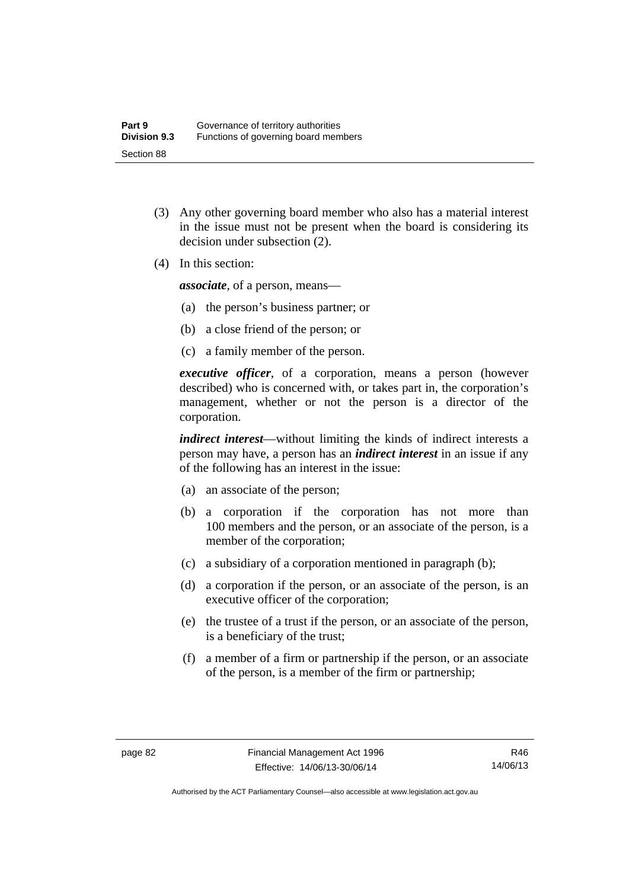(3) Any other governing board member who also has a material interest in the issue must not be present when the board is considering its decision under subsection (2).

(4) In this section:

***associate***, of a person, means—

(a) the person's business partner; or

(b) a close friend of the person; or

(c) a family member of the person.

***executive officer***, of a corporation, means a person (however described) who is concerned with, or takes part in, the corporation's management, whether or not the person is a director of the corporation.

***indirect interest***—without limiting the kinds of indirect interests a person may have, a person has an ***indirect interest*** in an issue if any of the following has an interest in the issue:

(a) an associate of the person;

(b) a corporation if the corporation has not more than 100 members and the person, or an associate of the person, is a member of the corporation;

(c) a subsidiary of a corporation mentioned in paragraph (b);

(d) a corporation if the person, or an associate of the person, is an executive officer of the corporation;

(e) the trustee of a trust if the person, or an associate of the person, is a beneficiary of the trust;

(f) a member of a firm or partnership if the person, or an associate of the person, is a member of the firm or partnership;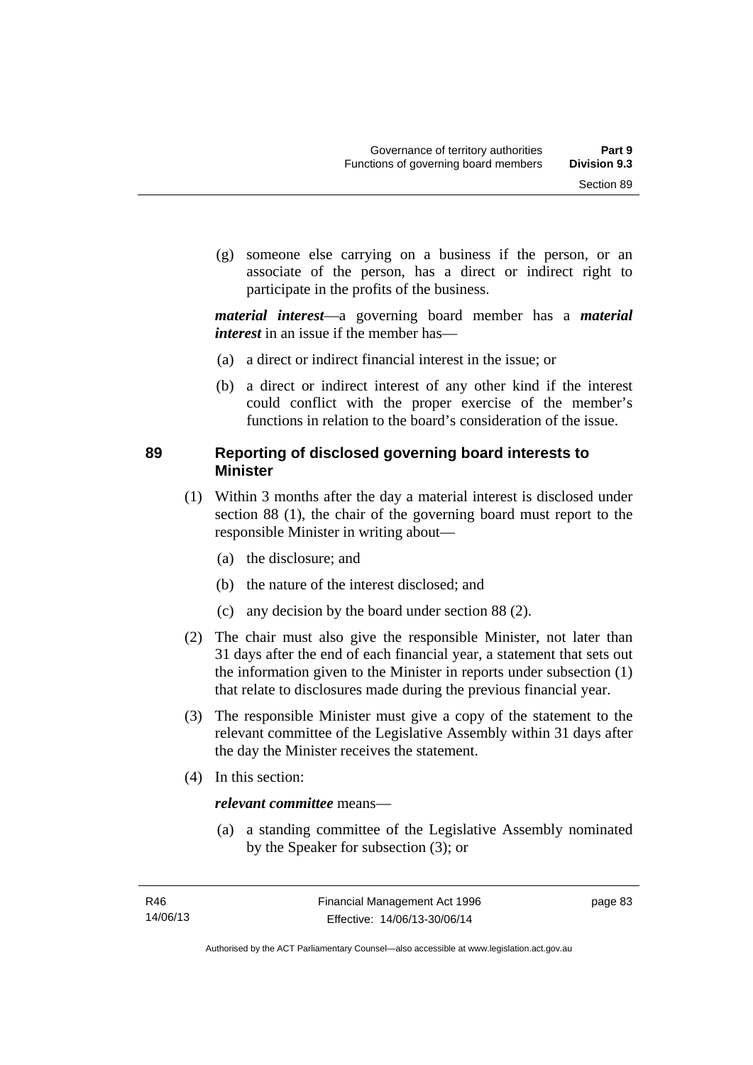(g) someone else carrying on a business if the person, or an associate of the person, has a direct or indirect right to participate in the profits of the business.

***material interest***—a governing board member has a ***material interest*** in an issue if the member has—

(a) a direct or indirect financial interest in the issue; or

(b) a direct or indirect interest of any other kind if the interest could conflict with the proper exercise of the member's functions in relation to the board's consideration of the issue.

## 89 Reporting of disclosed governing board interests to Minister

(1) Within 3 months after the day a material interest is disclosed under section 88 (1), the chair of the governing board must report to the responsible Minister in writing about—

(a) the disclosure; and

(b) the nature of the interest disclosed; and

(c) any decision by the board under section 88 (2).

(2) The chair must also give the responsible Minister, not later than 31 days after the end of each financial year, a statement that sets out the information given to the Minister in reports under subsection (1) that relate to disclosures made during the previous financial year.

(3) The responsible Minister must give a copy of the statement to the relevant committee of the Legislative Assembly within 31 days after the day the Minister receives the statement.

(4) In this section:

***relevant committee*** means—

(a) a standing committee of the Legislative Assembly nominated by the Speaker for subsection (3); or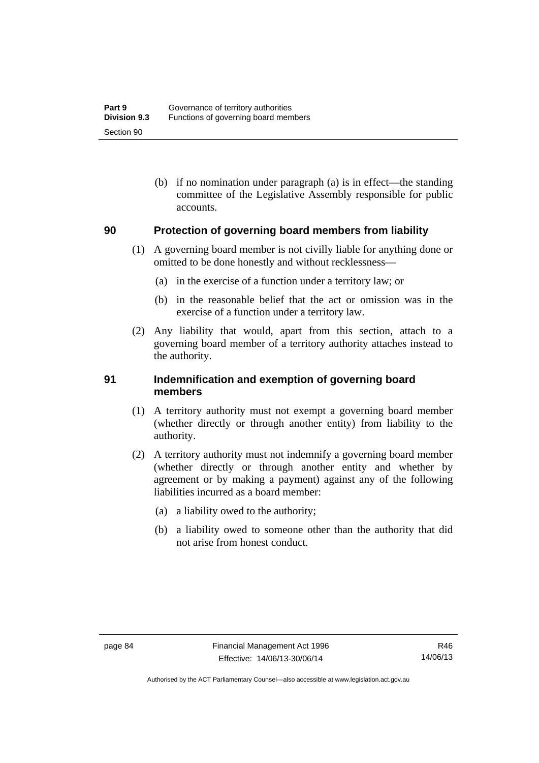(b) if no nomination under paragraph (a) is in effect—the standing committee of the Legislative Assembly responsible for public accounts.

## 90 Protection of governing board members from liability

(1) A governing board member is not civilly liable for anything done or omitted to be done honestly and without recklessness—

(a) in the exercise of a function under a territory law; or

(b) in the reasonable belief that the act or omission was in the exercise of a function under a territory law.

(2) Any liability that would, apart from this section, attach to a governing board member of a territory authority attaches instead to the authority.

## 91 Indemnification and exemption of governing board members

(1) A territory authority must not exempt a governing board member (whether directly or through another entity) from liability to the authority.

(2) A territory authority must not indemnify a governing board member (whether directly or through another entity and whether by agreement or by making a payment) against any of the following liabilities incurred as a board member:

(a) a liability owed to the authority;

(b) a liability owed to someone other than the authority that did not arise from honest conduct.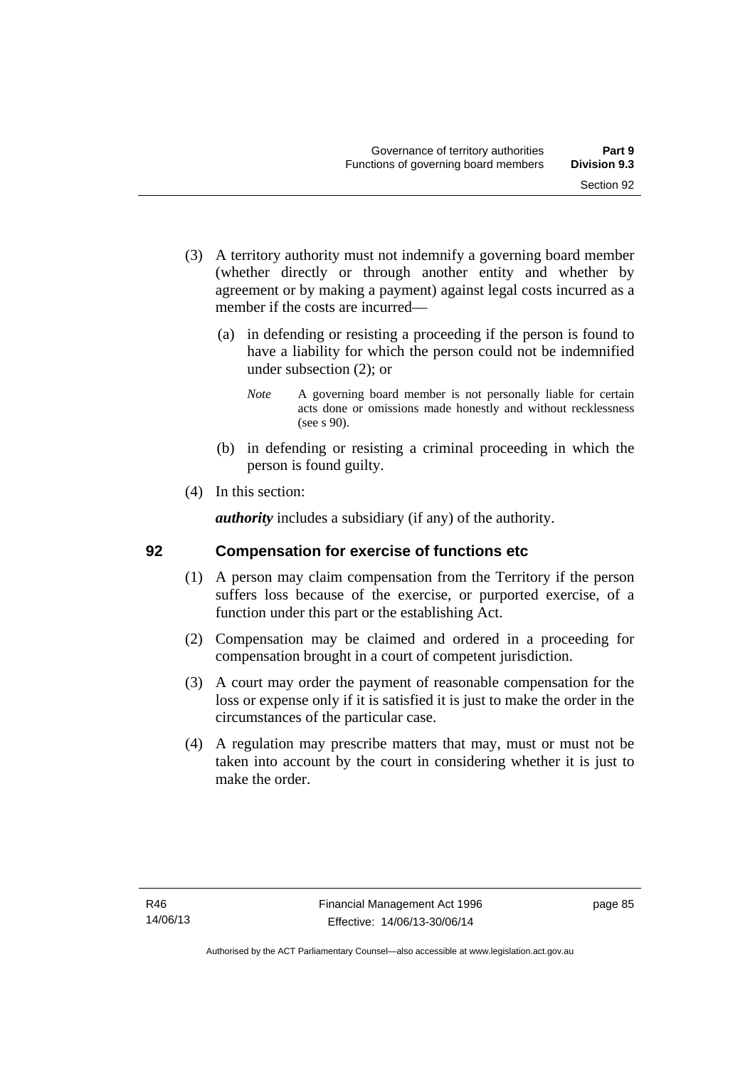(3) A territory authority must not indemnify a governing board member (whether directly or through another entity and whether by agreement or by making a payment) against legal costs incurred as a member if the costs are incurred—

(a) in defending or resisting a proceeding if the person is found to have a liability for which the person could not be indemnified under subsection (2); or

*Note* A governing board member is not personally liable for certain acts done or omissions made honestly and without recklessness (see s 90).

(b) in defending or resisting a criminal proceeding in which the person is found guilty.

(4) In this section:

***authority*** includes a subsidiary (if any) of the authority.

## 92 Compensation for exercise of functions etc

(1) A person may claim compensation from the Territory if the person suffers loss because of the exercise, or purported exercise, of a function under this part or the establishing Act.

(2) Compensation may be claimed and ordered in a proceeding for compensation brought in a court of competent jurisdiction.

(3) A court may order the payment of reasonable compensation for the loss or expense only if it is satisfied it is just to make the order in the circumstances of the particular case.

(4) A regulation may prescribe matters that may, must or must not be taken into account by the court in considering whether it is just to make the order.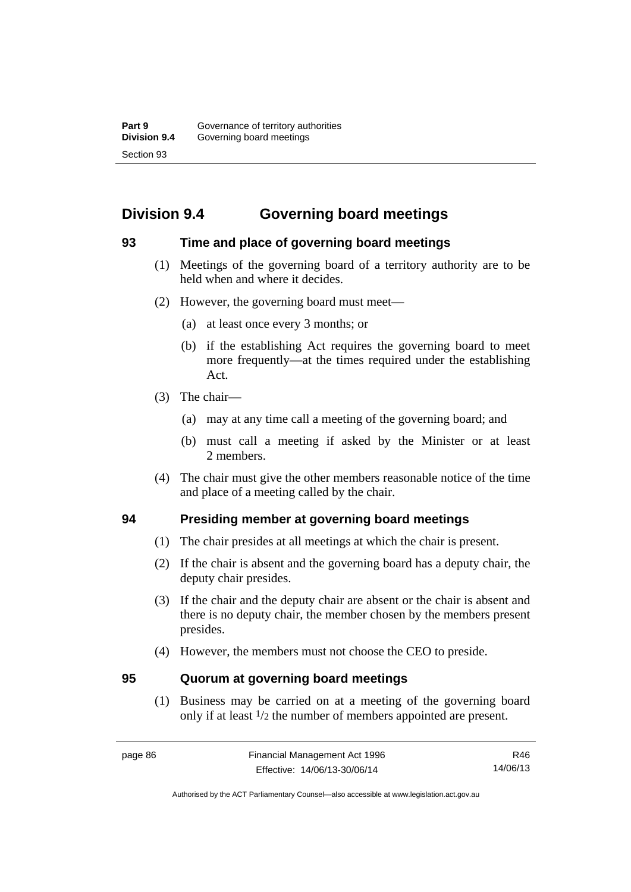## Division 9.4 Governing board meetings

### 93 Time and place of governing board meetings

(1) Meetings of the governing board of a territory authority are to be held when and where it decides.

(2) However, the governing board must meet—

(a) at least once every 3 months; or

(b) if the establishing Act requires the governing board to meet more frequently—at the times required under the establishing Act.

(3) The chair—

(a) may at any time call a meeting of the governing board; and

(b) must call a meeting if asked by the Minister or at least 2 members.

(4) The chair must give the other members reasonable notice of the time and place of a meeting called by the chair.

### 94 Presiding member at governing board meetings

(1) The chair presides at all meetings at which the chair is present.

(2) If the chair is absent and the governing board has a deputy chair, the deputy chair presides.

(3) If the chair and the deputy chair are absent or the chair is absent and there is no deputy chair, the member chosen by the members present presides.

(4) However, the members must not choose the CEO to preside.

### 95 Quorum at governing board meetings

(1) Business may be carried on at a meeting of the governing board only if at least $1/2$ the number of members appointed are present.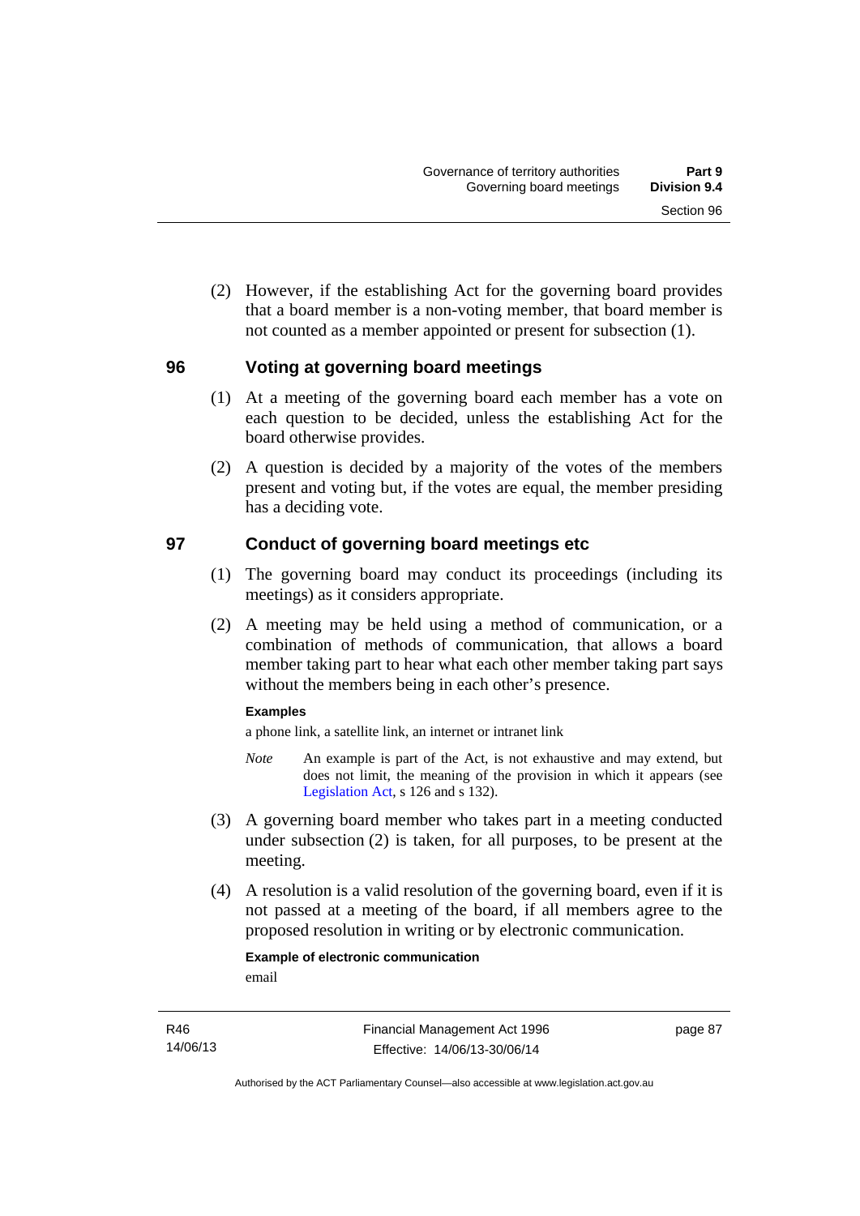(2) However, if the establishing Act for the governing board provides that a board member is a non-voting member, that board member is not counted as a member appointed or present for subsection (1).

## 96 Voting at governing board meetings

(1) At a meeting of the governing board each member has a vote on each question to be decided, unless the establishing Act for the board otherwise provides.

(2) A question is decided by a majority of the votes of the members present and voting but, if the votes are equal, the member presiding has a deciding vote.

## 97 Conduct of governing board meetings etc

(1) The governing board may conduct its proceedings (including its meetings) as it considers appropriate.

(2) A meeting may be held using a method of communication, or a combination of methods of communication, that allows a board member taking part to hear what each other member taking part says without the members being in each other's presence.

**Examples**

a phone link, a satellite link, an internet or intranet link

*Note* An example is part of the Act, is not exhaustive and may extend, but does not limit, the meaning of the provision in which it appears (see Legislation Act, s 126 and s 132).

(3) A governing board member who takes part in a meeting conducted under subsection (2) is taken, for all purposes, to be present at the meeting.

(4) A resolution is a valid resolution of the governing board, even if it is not passed at a meeting of the board, if all members agree to the proposed resolution in writing or by electronic communication.

**Example of electronic communication**

email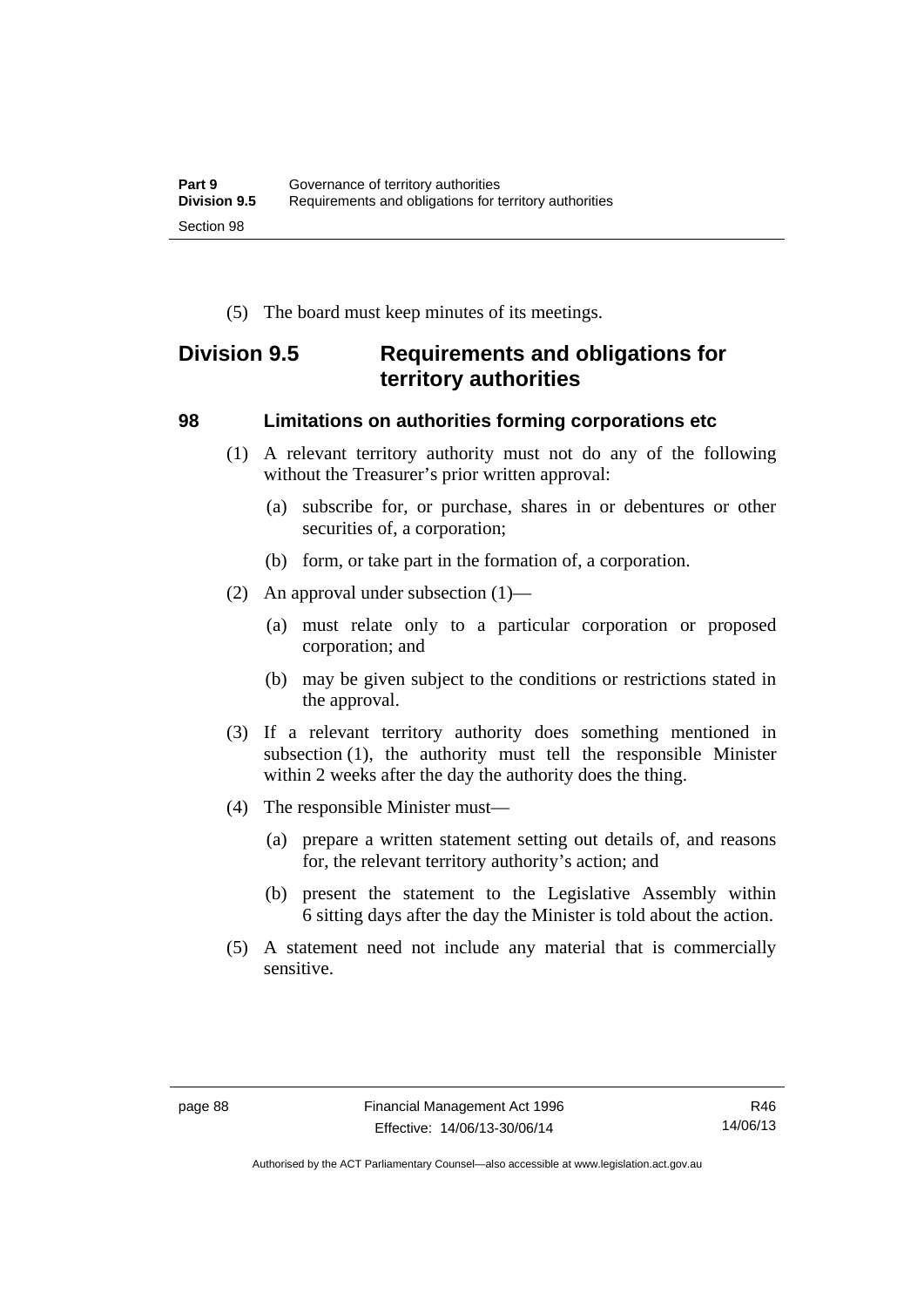(5) The board must keep minutes of its meetings.

## Division 9.5 Requirements and obligations for territory authorities

### 98 Limitations on authorities forming corporations etc

(1) A relevant territory authority must not do any of the following without the Treasurer's prior written approval:

(a) subscribe for, or purchase, shares in or debentures or other securities of, a corporation;

(b) form, or take part in the formation of, a corporation.

(2) An approval under subsection (1)—

(a) must relate only to a particular corporation or proposed corporation; and

(b) may be given subject to the conditions or restrictions stated in the approval.

(3) If a relevant territory authority does something mentioned in subsection (1), the authority must tell the responsible Minister within 2 weeks after the day the authority does the thing.

(4) The responsible Minister must—

(a) prepare a written statement setting out details of, and reasons for, the relevant territory authority's action; and

(b) present the statement to the Legislative Assembly within 6 sitting days after the day the Minister is told about the action.

(5) A statement need not include any material that is commercially sensitive.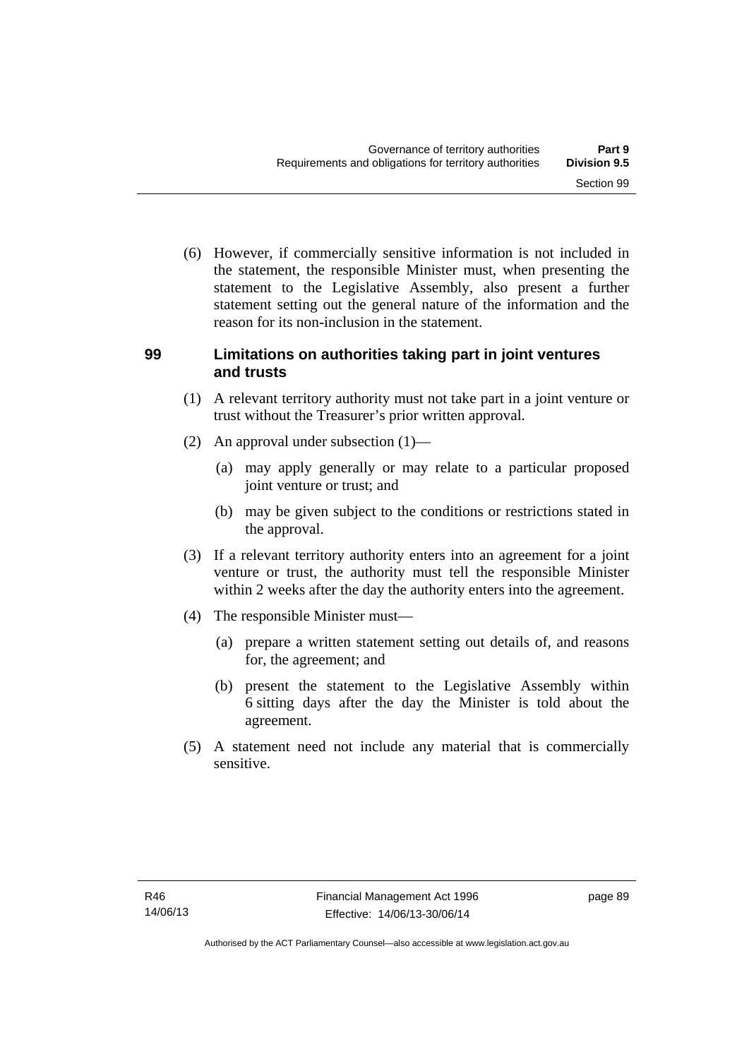(6) However, if commercially sensitive information is not included in the statement, the responsible Minister must, when presenting the statement to the Legislative Assembly, also present a further statement setting out the general nature of the information and the reason for its non-inclusion in the statement.

### 99 Limitations on authorities taking part in joint ventures and trusts

(1) A relevant territory authority must not take part in a joint venture or trust without the Treasurer's prior written approval.

(2) An approval under subsection (1)—

(a) may apply generally or may relate to a particular proposed joint venture or trust; and

(b) may be given subject to the conditions or restrictions stated in the approval.

(3) If a relevant territory authority enters into an agreement for a joint venture or trust, the authority must tell the responsible Minister within 2 weeks after the day the authority enters into the agreement.

(4) The responsible Minister must—

(a) prepare a written statement setting out details of, and reasons for, the agreement; and

(b) present the statement to the Legislative Assembly within 6 sitting days after the day the Minister is told about the agreement.

(5) A statement need not include any material that is commercially sensitive.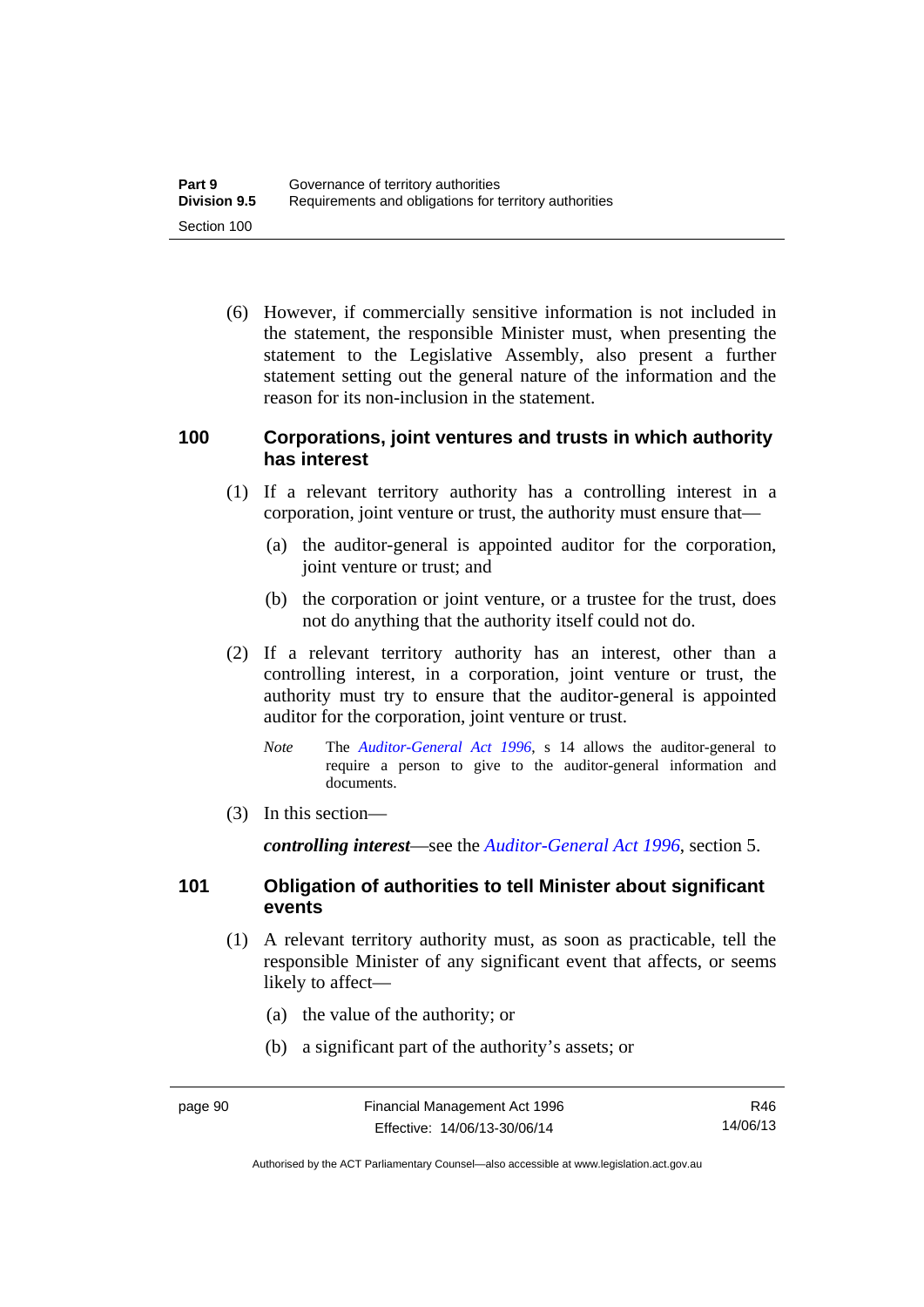(6) However, if commercially sensitive information is not included in the statement, the responsible Minister must, when presenting the statement to the Legislative Assembly, also present a further statement setting out the general nature of the information and the reason for its non-inclusion in the statement.

## 100 Corporations, joint ventures and trusts in which authority has interest

(1) If a relevant territory authority has a controlling interest in a corporation, joint venture or trust, the authority must ensure that—

(a) the auditor-general is appointed auditor for the corporation, joint venture or trust; and

(b) the corporation or joint venture, or a trustee for the trust, does not do anything that the authority itself could not do.

(2) If a relevant territory authority has an interest, other than a controlling interest, in a corporation, joint venture or trust, the authority must try to ensure that the auditor-general is appointed auditor for the corporation, joint venture or trust.

*Note* The *Auditor-General Act 1996*, s 14 allows the auditor-general to require a person to give to the auditor-general information and documents.

(3) In this section—

***controlling interest***—see the *Auditor-General Act 1996*, section 5.

## 101 Obligation of authorities to tell Minister about significant events

(1) A relevant territory authority must, as soon as practicable, tell the responsible Minister of any significant event that affects, or seems likely to affect—

(a) the value of the authority; or

(b) a significant part of the authority's assets; or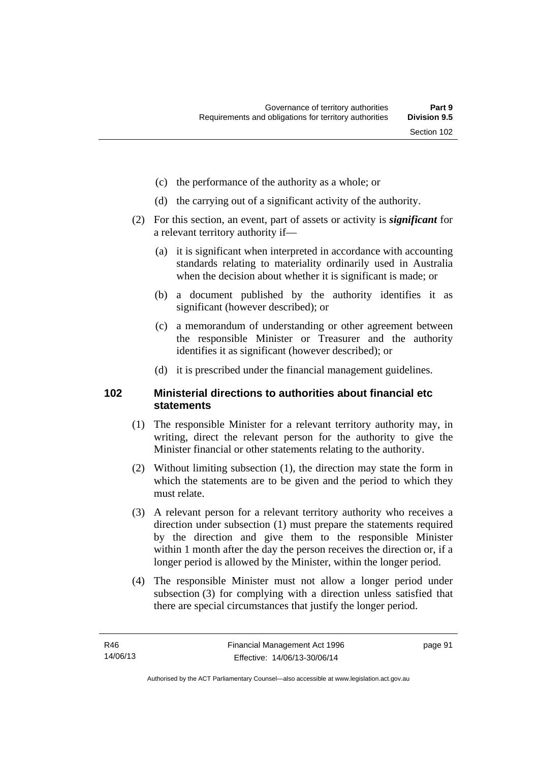(c) the performance of the authority as a whole; or

(d) the carrying out of a significant activity of the authority.

(2) For this section, an event, part of assets or activity is ***significant*** for a relevant territory authority if—

(a) it is significant when interpreted in accordance with accounting standards relating to materiality ordinarily used in Australia when the decision about whether it is significant is made; or

(b) a document published by the authority identifies it as significant (however described); or

(c) a memorandum of understanding or other agreement between the responsible Minister or Treasurer and the authority identifies it as significant (however described); or

(d) it is prescribed under the financial management guidelines.

## 102 Ministerial directions to authorities about financial etc statements

(1) The responsible Minister for a relevant territory authority may, in writing, direct the relevant person for the authority to give the Minister financial or other statements relating to the authority.

(2) Without limiting subsection (1), the direction may state the form in which the statements are to be given and the period to which they must relate.

(3) A relevant person for a relevant territory authority who receives a direction under subsection (1) must prepare the statements required by the direction and give them to the responsible Minister within 1 month after the day the person receives the direction or, if a longer period is allowed by the Minister, within the longer period.

(4) The responsible Minister must not allow a longer period under subsection (3) for complying with a direction unless satisfied that there are special circumstances that justify the longer period.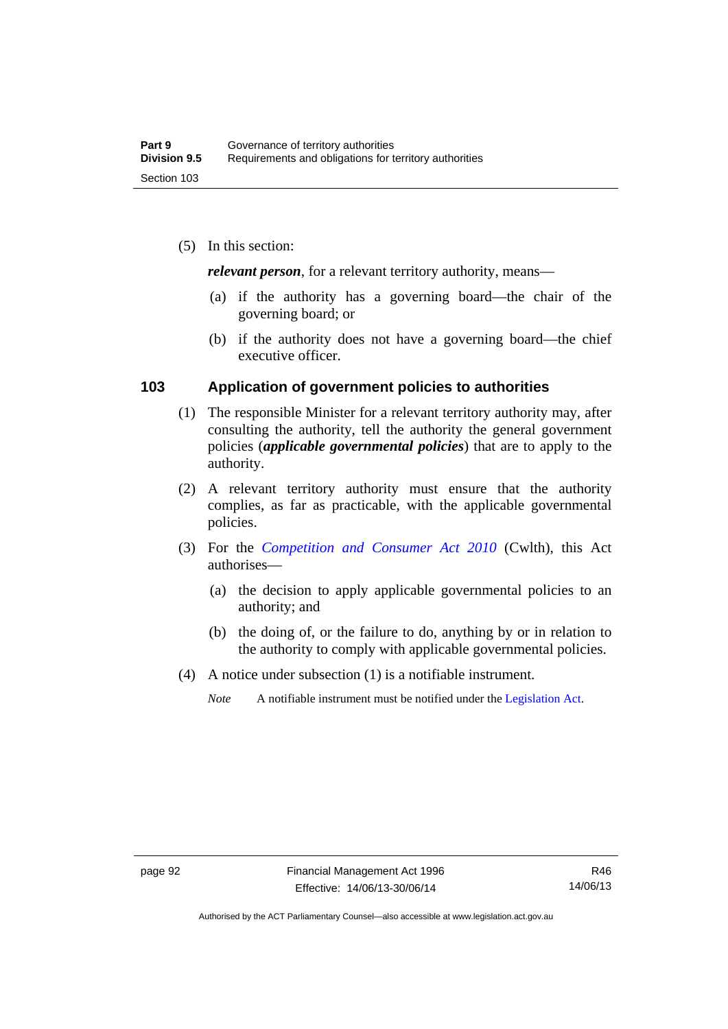(5) In this section:

***relevant person***, for a relevant territory authority, means—

(a) if the authority has a governing board—the chair of the governing board; or

(b) if the authority does not have a governing board—the chief executive officer.

## 103 Application of government policies to authorities

(1) The responsible Minister for a relevant territory authority may, after consulting the authority, tell the authority the general government policies (***applicable governmental policies***) that are to apply to the authority.

(2) A relevant territory authority must ensure that the authority complies, as far as practicable, with the applicable governmental policies.

(3) For the *Competition and Consumer Act 2010* (Cwlth), this Act authorises—

(a) the decision to apply applicable governmental policies to an authority; and

(b) the doing of, or the failure to do, anything by or in relation to the authority to comply with applicable governmental policies.

(4) A notice under subsection (1) is a notifiable instrument.

*Note* A notifiable instrument must be notified under the Legislation Act.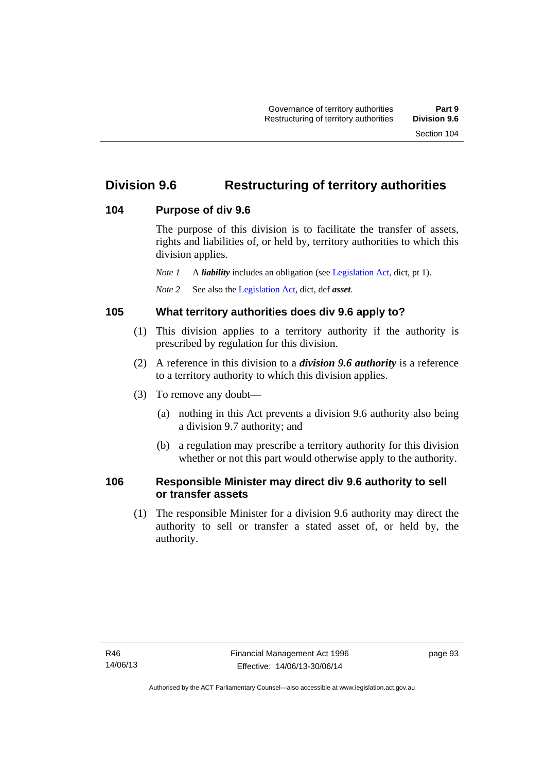## Division 9.6 Restructuring of territory authorities

### 104 Purpose of div 9.6

The purpose of this division is to facilitate the transfer of assets, rights and liabilities of, or held by, territory authorities to which this division applies.

*Note 1* A ***liability*** includes an obligation (see Legislation Act, dict, pt 1).

*Note 2* See also the Legislation Act, dict, def ***asset***.

### 105 What territory authorities does div 9.6 apply to?

(1) This division applies to a territory authority if the authority is prescribed by regulation for this division.

(2) A reference in this division to a ***division 9.6 authority*** is a reference to a territory authority to which this division applies.

(3) To remove any doubt—

(a) nothing in this Act prevents a division 9.6 authority also being a division 9.7 authority; and

(b) a regulation may prescribe a territory authority for this division whether or not this part would otherwise apply to the authority.

### 106 Responsible Minister may direct div 9.6 authority to sell or transfer assets

(1) The responsible Minister for a division 9.6 authority may direct the authority to sell or transfer a stated asset of, or held by, the authority.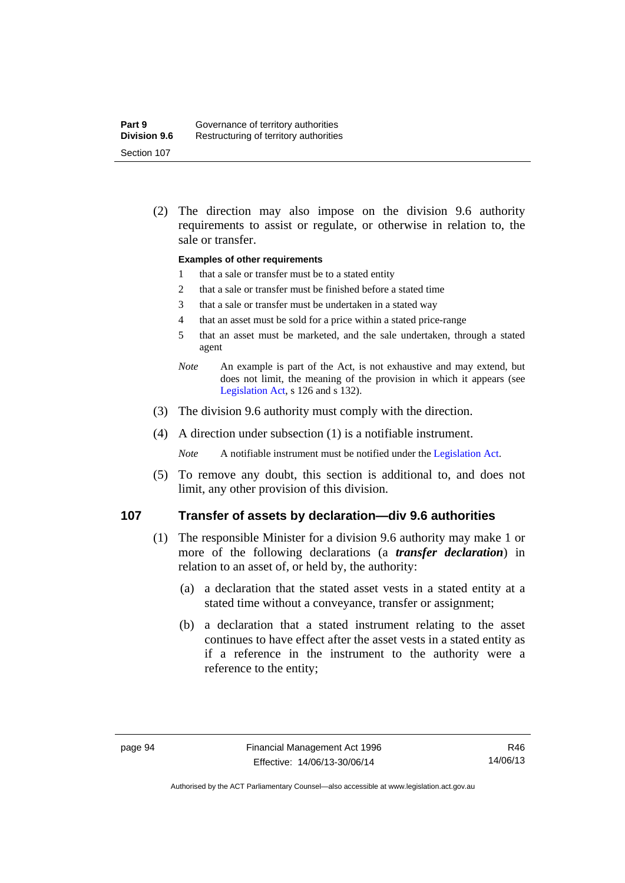(2) The direction may also impose on the division 9.6 authority requirements to assist or regulate, or otherwise in relation to, the sale or transfer.

**Examples of other requirements**

1 that a sale or transfer must be to a stated entity
2 that a sale or transfer must be finished before a stated time
3 that a sale or transfer must be undertaken in a stated way
4 that an asset must be sold for a price within a stated price-range
5 that an asset must be marketed, and the sale undertaken, through a stated agent

*Note* An example is part of the Act, is not exhaustive and may extend, but does not limit, the meaning of the provision in which it appears (see Legislation Act, s 126 and s 132).

(3) The division 9.6 authority must comply with the direction.

(4) A direction under subsection (1) is a notifiable instrument.

*Note* A notifiable instrument must be notified under the Legislation Act.

(5) To remove any doubt, this section is additional to, and does not limit, any other provision of this division.

## 107 Transfer of assets by declaration—div 9.6 authorities

(1) The responsible Minister for a division 9.6 authority may make 1 or more of the following declarations (a ***transfer declaration***) in relation to an asset of, or held by, the authority:

(a) a declaration that the stated asset vests in a stated entity at a stated time without a conveyance, transfer or assignment;

(b) a declaration that a stated instrument relating to the asset continues to have effect after the asset vests in a stated entity as if a reference in the instrument to the authority were a reference to the entity;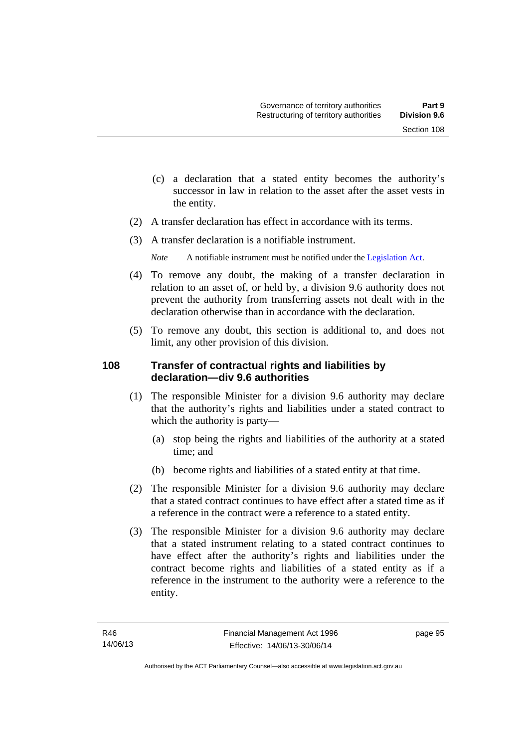(c) a declaration that a stated entity becomes the authority's successor in law in relation to the asset after the asset vests in the entity.

(2) A transfer declaration has effect in accordance with its terms.

(3) A transfer declaration is a notifiable instrument.

*Note* A notifiable instrument must be notified under the Legislation Act.

(4) To remove any doubt, the making of a transfer declaration in relation to an asset of, or held by, a division 9.6 authority does not prevent the authority from transferring assets not dealt with in the declaration otherwise than in accordance with the declaration.

(5) To remove any doubt, this section is additional to, and does not limit, any other provision of this division.

### 108 Transfer of contractual rights and liabilities by declaration—div 9.6 authorities

(1) The responsible Minister for a division 9.6 authority may declare that the authority's rights and liabilities under a stated contract to which the authority is party—

(a) stop being the rights and liabilities of the authority at a stated time; and

(b) become rights and liabilities of a stated entity at that time.

(2) The responsible Minister for a division 9.6 authority may declare that a stated contract continues to have effect after a stated time as if a reference in the contract were a reference to a stated entity.

(3) The responsible Minister for a division 9.6 authority may declare that a stated instrument relating to a stated contract continues to have effect after the authority's rights and liabilities under the contract become rights and liabilities of a stated entity as if a reference in the instrument to the authority were a reference to the entity.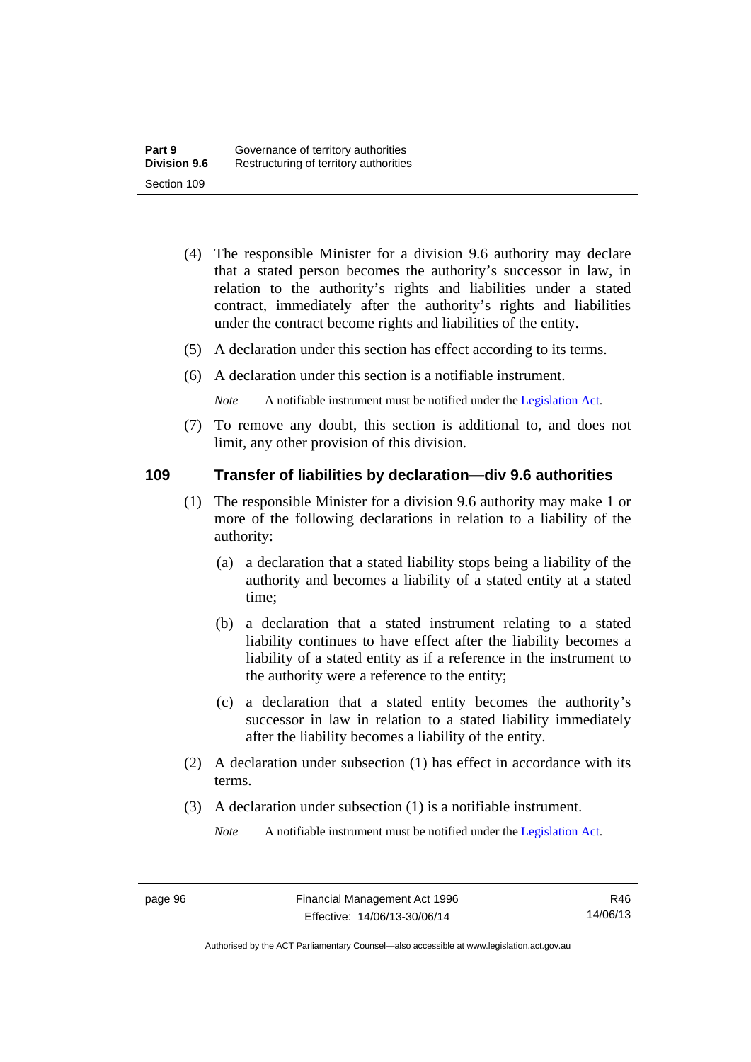(4) The responsible Minister for a division 9.6 authority may declare that a stated person becomes the authority's successor in law, in relation to the authority's rights and liabilities under a stated contract, immediately after the authority's rights and liabilities under the contract become rights and liabilities of the entity.

(5) A declaration under this section has effect according to its terms.

(6) A declaration under this section is a notifiable instrument.

*Note* A notifiable instrument must be notified under the Legislation Act.

(7) To remove any doubt, this section is additional to, and does not limit, any other provision of this division.

### 109 Transfer of liabilities by declaration—div 9.6 authorities

(1) The responsible Minister for a division 9.6 authority may make 1 or more of the following declarations in relation to a liability of the authority:

(a) a declaration that a stated liability stops being a liability of the authority and becomes a liability of a stated entity at a stated time;

(b) a declaration that a stated instrument relating to a stated liability continues to have effect after the liability becomes a liability of a stated entity as if a reference in the instrument to the authority were a reference to the entity;

(c) a declaration that a stated entity becomes the authority's successor in law in relation to a stated liability immediately after the liability becomes a liability of the entity.

(2) A declaration under subsection (1) has effect in accordance with its terms.

(3) A declaration under subsection (1) is a notifiable instrument.

*Note* A notifiable instrument must be notified under the Legislation Act.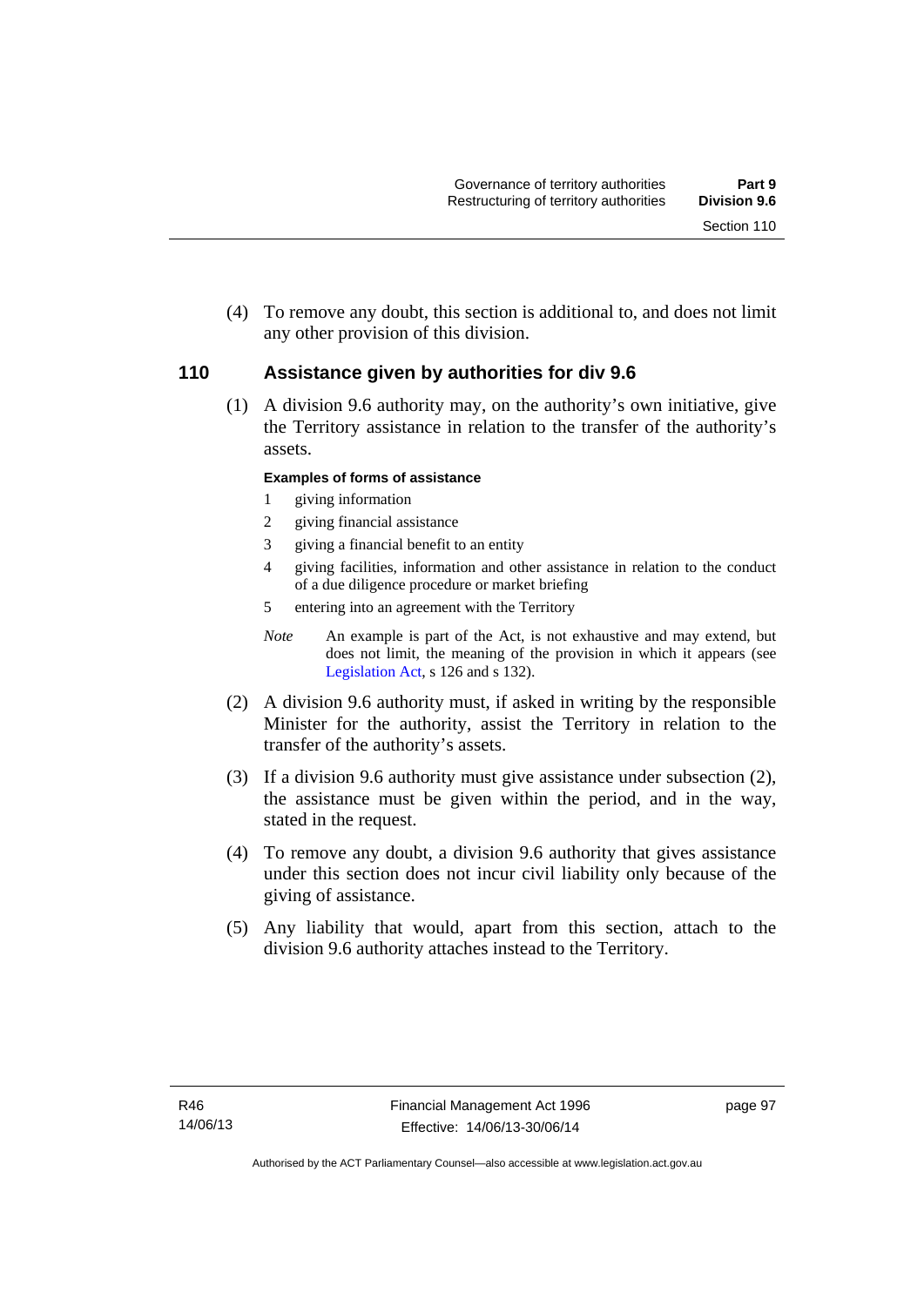(4) To remove any doubt, this section is additional to, and does not limit any other provision of this division.

### 110 Assistance given by authorities for div 9.6

(1) A division 9.6 authority may, on the authority's own initiative, give the Territory assistance in relation to the transfer of the authority's assets.

**Examples of forms of assistance**

1 giving information

2 giving financial assistance

3 giving a financial benefit to an entity

4 giving facilities, information and other assistance in relation to the conduct of a due diligence procedure or market briefing

5 entering into an agreement with the Territory

*Note* An example is part of the Act, is not exhaustive and may extend, but does not limit, the meaning of the provision in which it appears (see Legislation Act, s 126 and s 132).

(2) A division 9.6 authority must, if asked in writing by the responsible Minister for the authority, assist the Territory in relation to the transfer of the authority's assets.

(3) If a division 9.6 authority must give assistance under subsection (2), the assistance must be given within the period, and in the way, stated in the request.

(4) To remove any doubt, a division 9.6 authority that gives assistance under this section does not incur civil liability only because of the giving of assistance.

(5) Any liability that would, apart from this section, attach to the division 9.6 authority attaches instead to the Territory.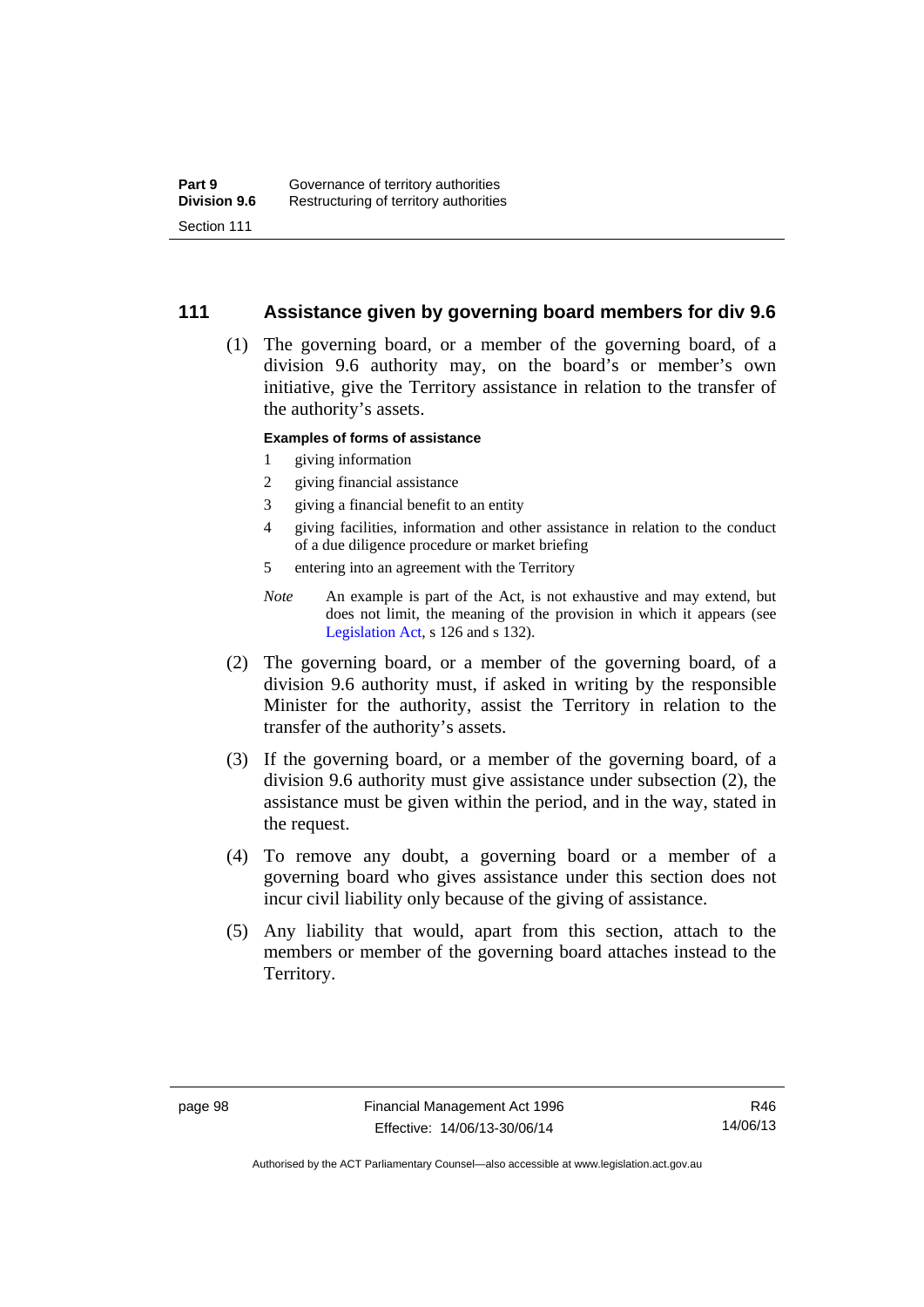## 111 Assistance given by governing board members for div 9.6

(1) The governing board, or a member of the governing board, of a division 9.6 authority may, on the board's or member's own initiative, give the Territory assistance in relation to the transfer of the authority's assets.

**Examples of forms of assistance**

1 giving information

2 giving financial assistance

3 giving a financial benefit to an entity

4 giving facilities, information and other assistance in relation to the conduct of a due diligence procedure or market briefing

5 entering into an agreement with the Territory

*Note* An example is part of the Act, is not exhaustive and may extend, but does not limit, the meaning of the provision in which it appears (see Legislation Act, s 126 and s 132).

(2) The governing board, or a member of the governing board, of a division 9.6 authority must, if asked in writing by the responsible Minister for the authority, assist the Territory in relation to the transfer of the authority's assets.

(3) If the governing board, or a member of the governing board, of a division 9.6 authority must give assistance under subsection (2), the assistance must be given within the period, and in the way, stated in the request.

(4) To remove any doubt, a governing board or a member of a governing board who gives assistance under this section does not incur civil liability only because of the giving of assistance.

(5) Any liability that would, apart from this section, attach to the members or member of the governing board attaches instead to the Territory.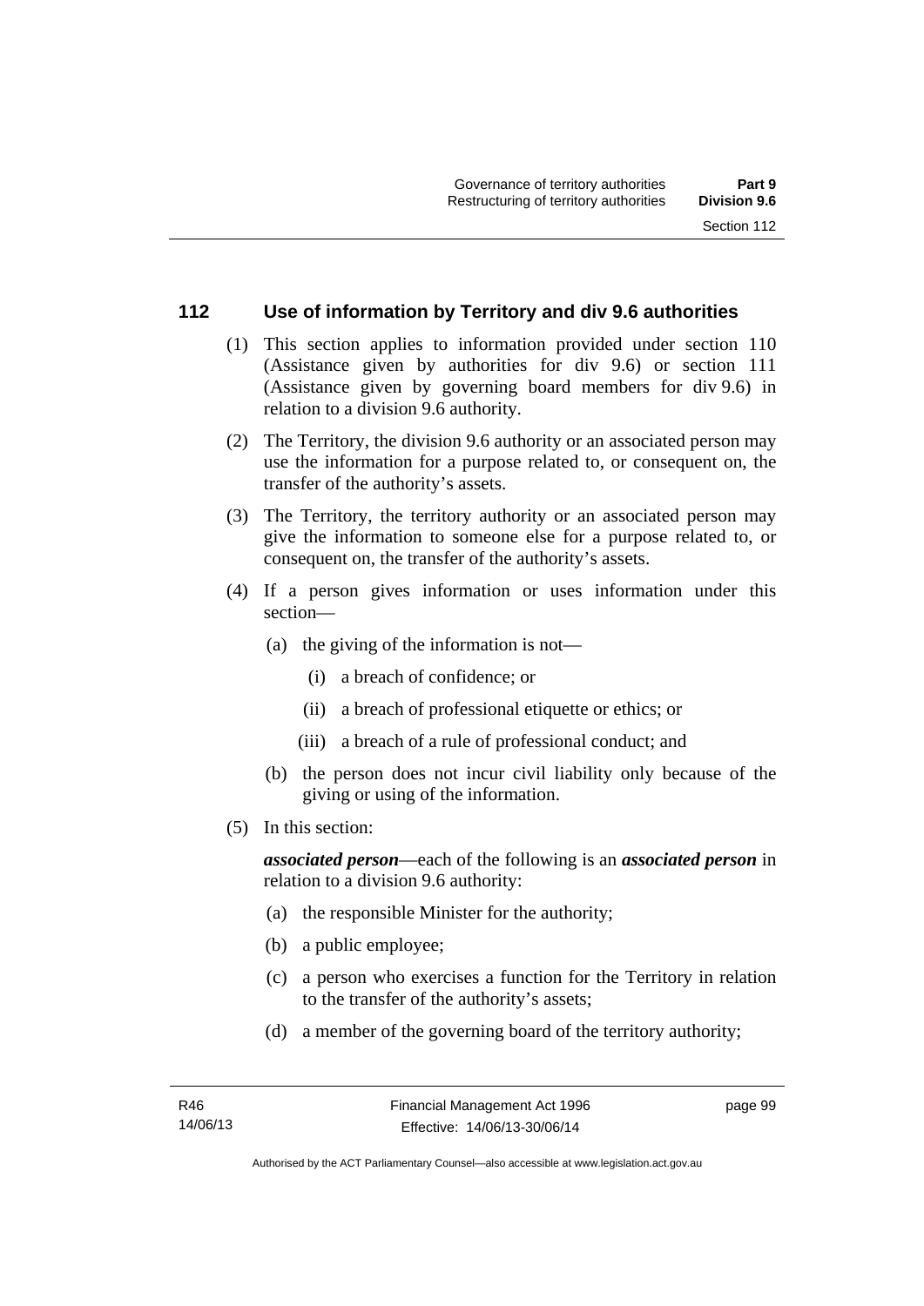## 112 Use of information by Territory and div 9.6 authorities

(1) This section applies to information provided under section 110 (Assistance given by authorities for div 9.6) or section 111 (Assistance given by governing board members for div 9.6) in relation to a division 9.6 authority.

(2) The Territory, the division 9.6 authority or an associated person may use the information for a purpose related to, or consequent on, the transfer of the authority's assets.

(3) The Territory, the territory authority or an associated person may give the information to someone else for a purpose related to, or consequent on, the transfer of the authority's assets.

(4) If a person gives information or uses information under this section—

(a) the giving of the information is not—

(i) a breach of confidence; or

(ii) a breach of professional etiquette or ethics; or

(iii) a breach of a rule of professional conduct; and

(b) the person does not incur civil liability only because of the giving or using of the information.

(5) In this section:

***associated person***—each of the following is an ***associated person*** in relation to a division 9.6 authority:

(a) the responsible Minister for the authority;

(b) a public employee;

(c) a person who exercises a function for the Territory in relation to the transfer of the authority's assets;

(d) a member of the governing board of the territory authority;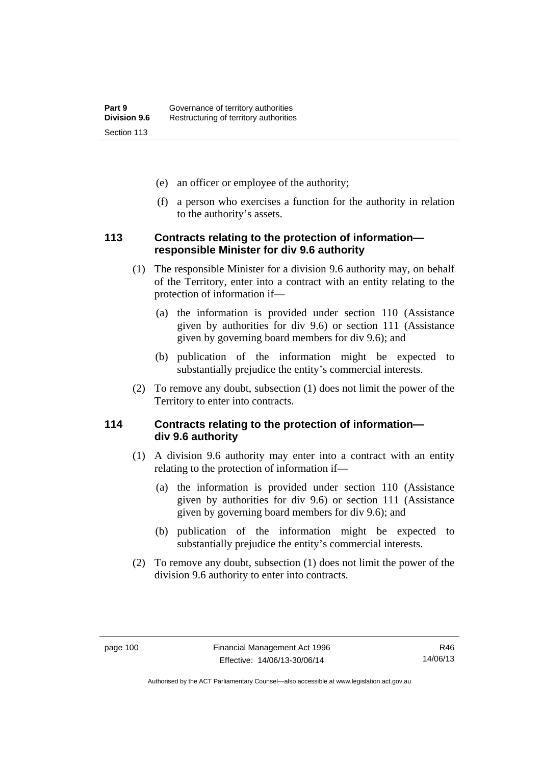(e) an officer or employee of the authority;

(f) a person who exercises a function for the authority in relation to the authority's assets.

### 113 Contracts relating to the protection of information—responsible Minister for div 9.6 authority

(1) The responsible Minister for a division 9.6 authority may, on behalf of the Territory, enter into a contract with an entity relating to the protection of information if—

(a) the information is provided under section 110 (Assistance given by authorities for div 9.6) or section 111 (Assistance given by governing board members for div 9.6); and

(b) publication of the information might be expected to substantially prejudice the entity's commercial interests.

(2) To remove any doubt, subsection (1) does not limit the power of the Territory to enter into contracts.

### 114 Contracts relating to the protection of information—div 9.6 authority

(1) A division 9.6 authority may enter into a contract with an entity relating to the protection of information if—

(a) the information is provided under section 110 (Assistance given by authorities for div 9.6) or section 111 (Assistance given by governing board members for div 9.6); and

(b) publication of the information might be expected to substantially prejudice the entity's commercial interests.

(2) To remove any doubt, subsection (1) does not limit the power of the division 9.6 authority to enter into contracts.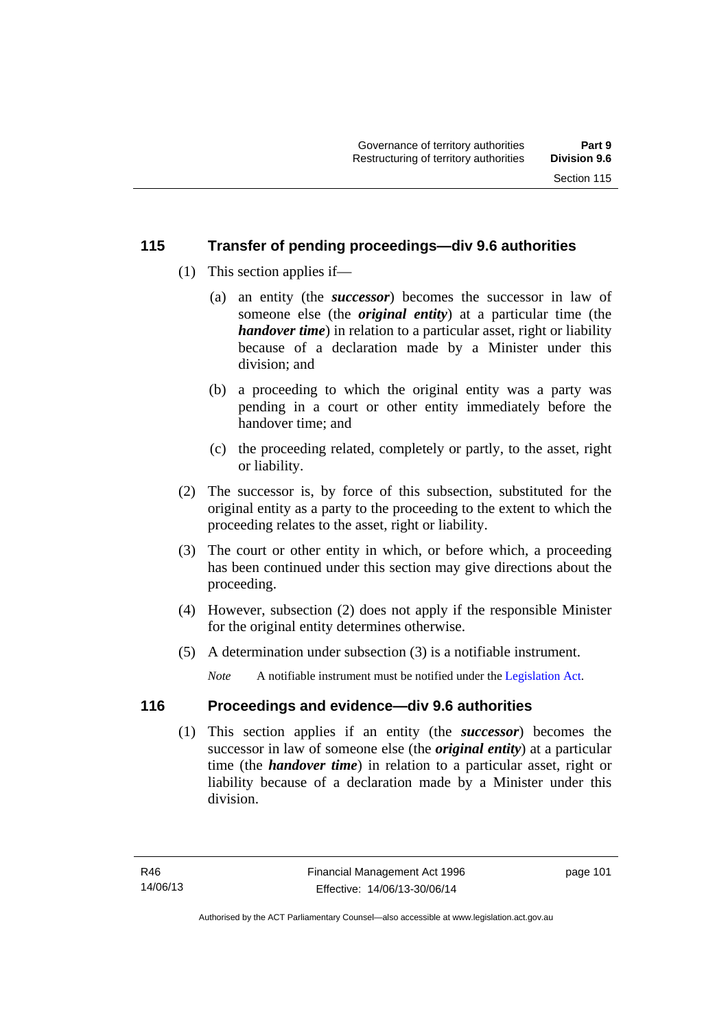## 115 Transfer of pending proceedings—div 9.6 authorities

(1) This section applies if—

(a) an entity (the ***successor***) becomes the successor in law of someone else (the ***original entity***) at a particular time (the ***handover time***) in relation to a particular asset, right or liability because of a declaration made by a Minister under this division; and

(b) a proceeding to which the original entity was a party was pending in a court or other entity immediately before the handover time; and

(c) the proceeding related, completely or partly, to the asset, right or liability.

(2) The successor is, by force of this subsection, substituted for the original entity as a party to the proceeding to the extent to which the proceeding relates to the asset, right or liability.

(3) The court or other entity in which, or before which, a proceeding has been continued under this section may give directions about the proceeding.

(4) However, subsection (2) does not apply if the responsible Minister for the original entity determines otherwise.

(5) A determination under subsection (3) is a notifiable instrument.

*Note* A notifiable instrument must be notified under the Legislation Act.

## 116 Proceedings and evidence—div 9.6 authorities

(1) This section applies if an entity (the ***successor***) becomes the successor in law of someone else (the ***original entity***) at a particular time (the ***handover time***) in relation to a particular asset, right or liability because of a declaration made by a Minister under this division.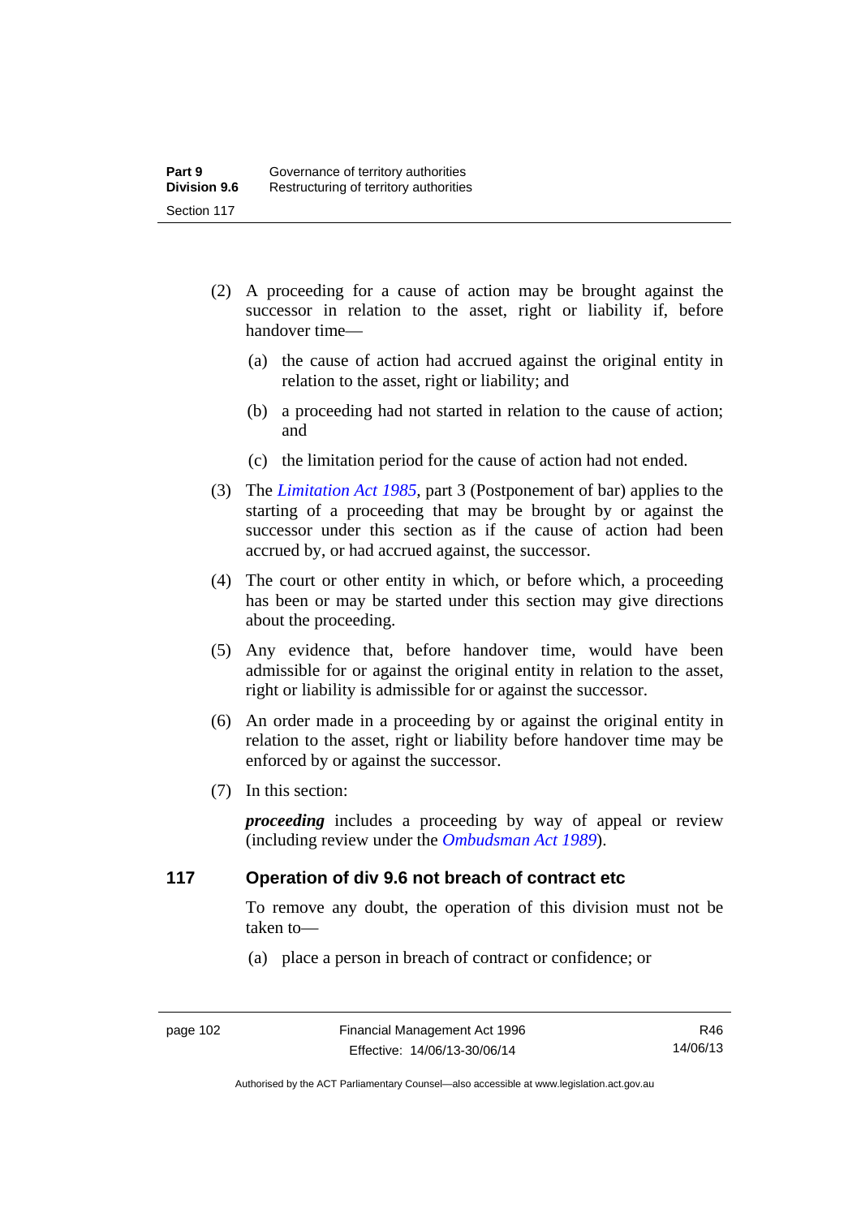(2) A proceeding for a cause of action may be brought against the successor in relation to the asset, right or liability if, before handover time—

(a) the cause of action had accrued against the original entity in relation to the asset, right or liability; and

(b) a proceeding had not started in relation to the cause of action; and

(c) the limitation period for the cause of action had not ended.

(3) The *Limitation Act 1985*, part 3 (Postponement of bar) applies to the starting of a proceeding that may be brought by or against the successor under this section as if the cause of action had been accrued by, or had accrued against, the successor.

(4) The court or other entity in which, or before which, a proceeding has been or may be started under this section may give directions about the proceeding.

(5) Any evidence that, before handover time, would have been admissible for or against the original entity in relation to the asset, right or liability is admissible for or against the successor.

(6) An order made in a proceeding by or against the original entity in relation to the asset, right or liability before handover time may be enforced by or against the successor.

(7) In this section:

***proceeding*** includes a proceeding by way of appeal or review (including review under the *Ombudsman Act 1989*).

### 117 Operation of div 9.6 not breach of contract etc

To remove any doubt, the operation of this division must not be taken to—

(a) place a person in breach of contract or confidence; or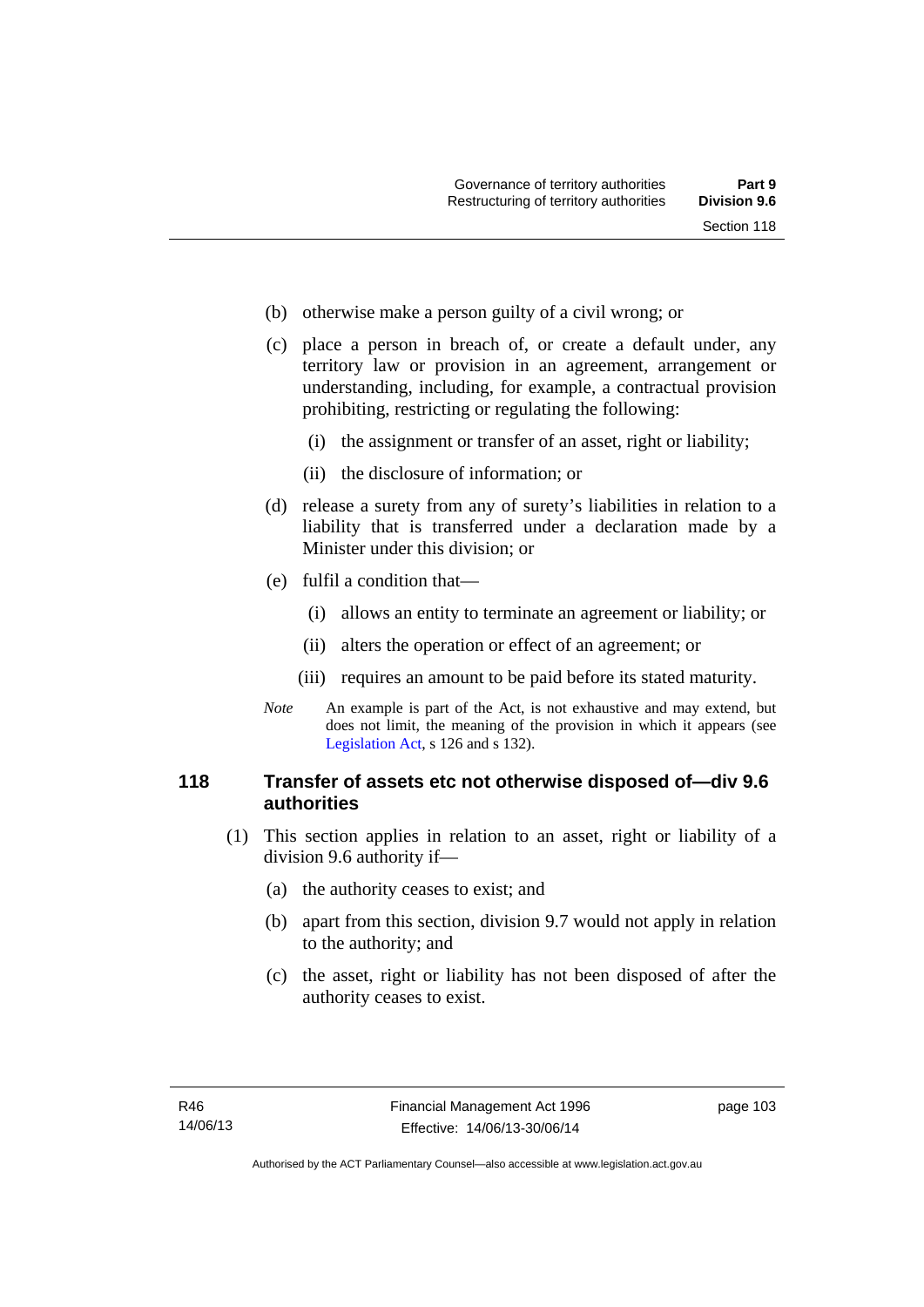(b) otherwise make a person guilty of a civil wrong; or

(c) place a person in breach of, or create a default under, any territory law or provision in an agreement, arrangement or understanding, including, for example, a contractual provision prohibiting, restricting or regulating the following:

  (i) the assignment or transfer of an asset, right or liability;

  (ii) the disclosure of information; or

(d) release a surety from any of surety's liabilities in relation to a liability that is transferred under a declaration made by a Minister under this division; or

(e) fulfil a condition that—

  (i) allows an entity to terminate an agreement or liability; or

  (ii) alters the operation or effect of an agreement; or

  (iii) requires an amount to be paid before its stated maturity.

*Note* An example is part of the Act, is not exhaustive and may extend, but does not limit, the meaning of the provision in which it appears (see Legislation Act, s 126 and s 132).

### 118 Transfer of assets etc not otherwise disposed of—div 9.6 authorities

(1) This section applies in relation to an asset, right or liability of a division 9.6 authority if—

  (a) the authority ceases to exist; and

  (b) apart from this section, division 9.7 would not apply in relation to the authority; and

  (c) the asset, right or liability has not been disposed of after the authority ceases to exist.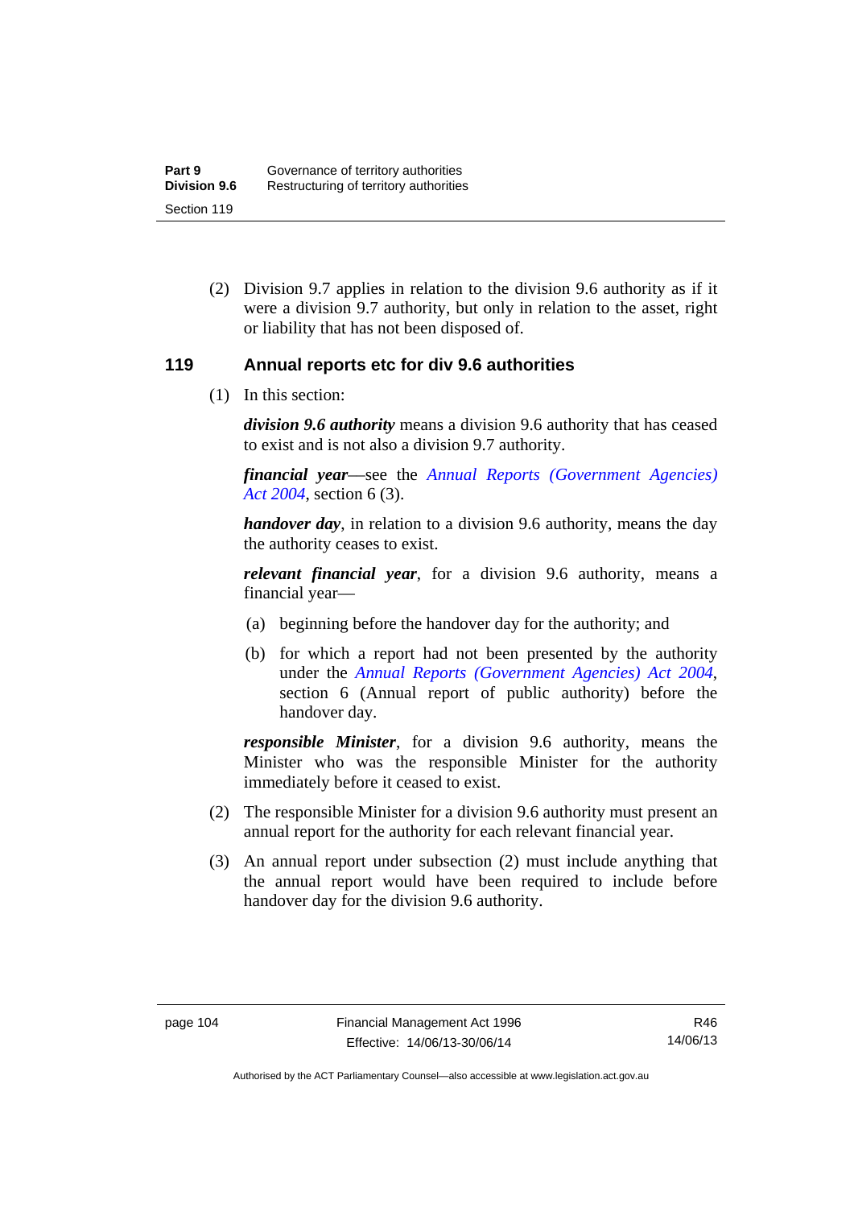(2) Division 9.7 applies in relation to the division 9.6 authority as if it were a division 9.7 authority, but only in relation to the asset, right or liability that has not been disposed of.

## 119 Annual reports etc for div 9.6 authorities

(1) In this section:

***division 9.6 authority*** means a division 9.6 authority that has ceased to exist and is not also a division 9.7 authority.

***financial year***—see the *Annual Reports (Government Agencies) Act 2004*, section 6 (3).

***handover day***, in relation to a division 9.6 authority, means the day the authority ceases to exist.

***relevant financial year***, for a division 9.6 authority, means a financial year—

(a) beginning before the handover day for the authority; and

(b) for which a report had not been presented by the authority under the *Annual Reports (Government Agencies) Act 2004*, section 6 (Annual report of public authority) before the handover day.

***responsible Minister***, for a division 9.6 authority, means the Minister who was the responsible Minister for the authority immediately before it ceased to exist.

(2) The responsible Minister for a division 9.6 authority must present an annual report for the authority for each relevant financial year.

(3) An annual report under subsection (2) must include anything that the annual report would have been required to include before handover day for the division 9.6 authority.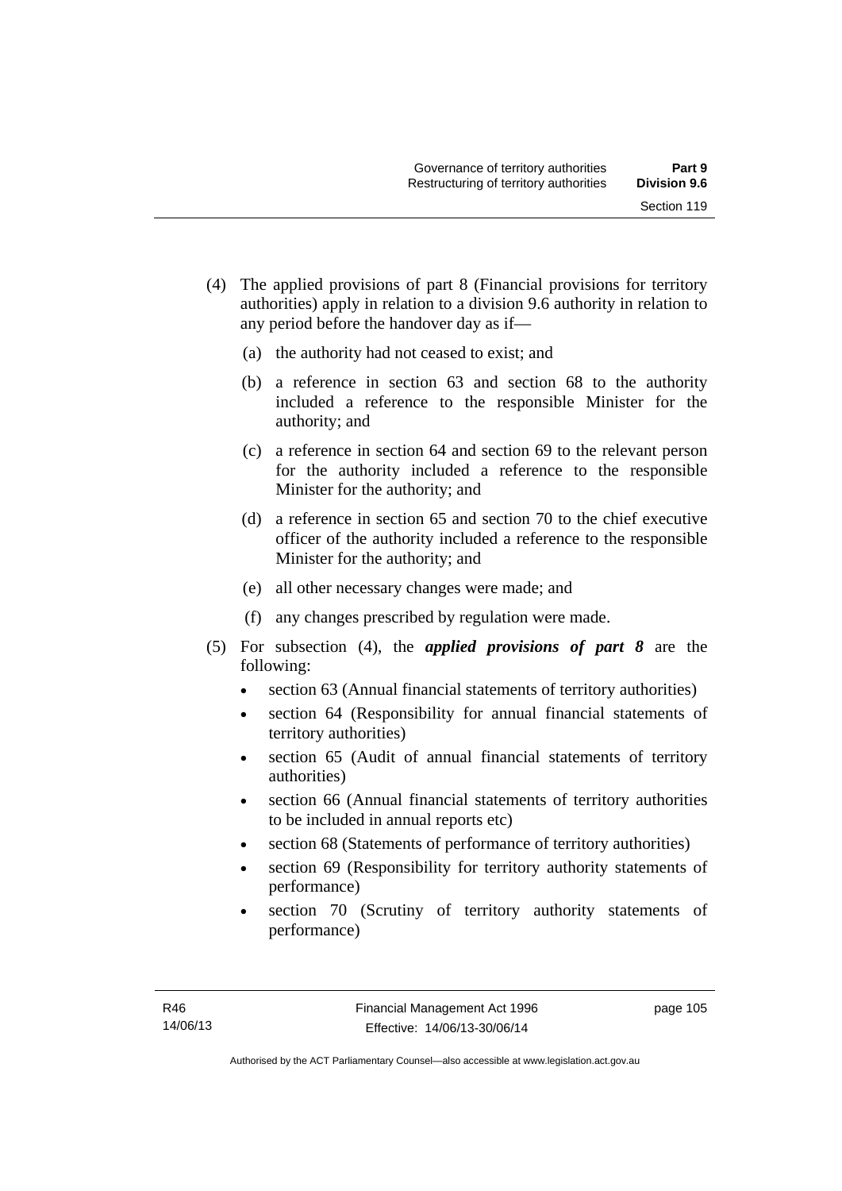(4) The applied provisions of part 8 (Financial provisions for territory authorities) apply in relation to a division 9.6 authority in relation to any period before the handover day as if—

(a) the authority had not ceased to exist; and

(b) a reference in section 63 and section 68 to the authority included a reference to the responsible Minister for the authority; and

(c) a reference in section 64 and section 69 to the relevant person for the authority included a reference to the responsible Minister for the authority; and

(d) a reference in section 65 and section 70 to the chief executive officer of the authority included a reference to the responsible Minister for the authority; and

(e) all other necessary changes were made; and

(f) any changes prescribed by regulation were made.

(5) For subsection (4), the ***applied provisions of part 8*** are the following:

- section 63 (Annual financial statements of territory authorities)
- section 64 (Responsibility for annual financial statements of territory authorities)
- section 65 (Audit of annual financial statements of territory authorities)
- section 66 (Annual financial statements of territory authorities to be included in annual reports etc)
- section 68 (Statements of performance of territory authorities)
- section 69 (Responsibility for territory authority statements of performance)
- section 70 (Scrutiny of territory authority statements of performance)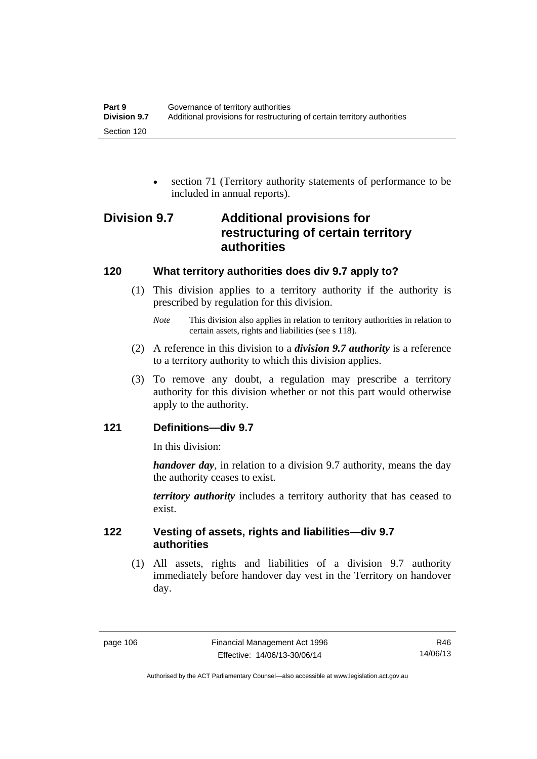- section 71 (Territory authority statements of performance to be included in annual reports).

## Division 9.7 Additional provisions for restructuring of certain territory authorities

### 120 What territory authorities does div 9.7 apply to?

(1) This division applies to a territory authority if the authority is prescribed by regulation for this division.

*Note* This division also applies in relation to territory authorities in relation to certain assets, rights and liabilities (see s 118).

(2) A reference in this division to a ***division 9.7 authority*** is a reference to a territory authority to which this division applies.

(3) To remove any doubt, a regulation may prescribe a territory authority for this division whether or not this part would otherwise apply to the authority.

### 121 Definitions—div 9.7

In this division:

***handover day***, in relation to a division 9.7 authority, means the day the authority ceases to exist.

***territory authority*** includes a territory authority that has ceased to exist.

### 122 Vesting of assets, rights and liabilities—div 9.7 authorities

(1) All assets, rights and liabilities of a division 9.7 authority immediately before handover day vest in the Territory on handover day.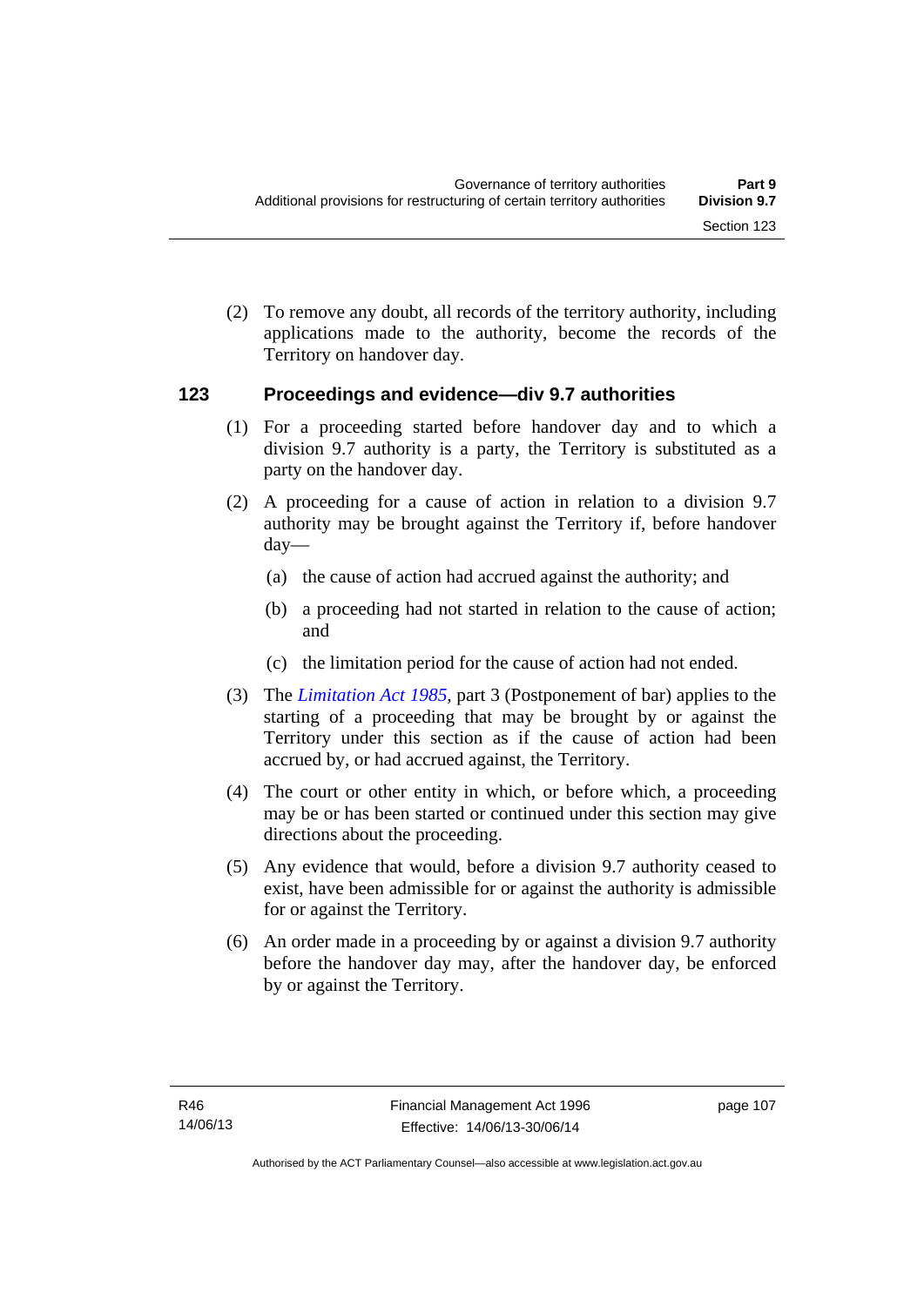(2) To remove any doubt, all records of the territory authority, including applications made to the authority, become the records of the Territory on handover day.

### 123 Proceedings and evidence—div 9.7 authorities

(1) For a proceeding started before handover day and to which a division 9.7 authority is a party, the Territory is substituted as a party on the handover day.

(2) A proceeding for a cause of action in relation to a division 9.7 authority may be brought against the Territory if, before handover day—

(a) the cause of action had accrued against the authority; and

(b) a proceeding had not started in relation to the cause of action; and

(c) the limitation period for the cause of action had not ended.

(3) The *Limitation Act 1985*, part 3 (Postponement of bar) applies to the starting of a proceeding that may be brought by or against the Territory under this section as if the cause of action had been accrued by, or had accrued against, the Territory.

(4) The court or other entity in which, or before which, a proceeding may be or has been started or continued under this section may give directions about the proceeding.

(5) Any evidence that would, before a division 9.7 authority ceased to exist, have been admissible for or against the authority is admissible for or against the Territory.

(6) An order made in a proceeding by or against a division 9.7 authority before the handover day may, after the handover day, be enforced by or against the Territory.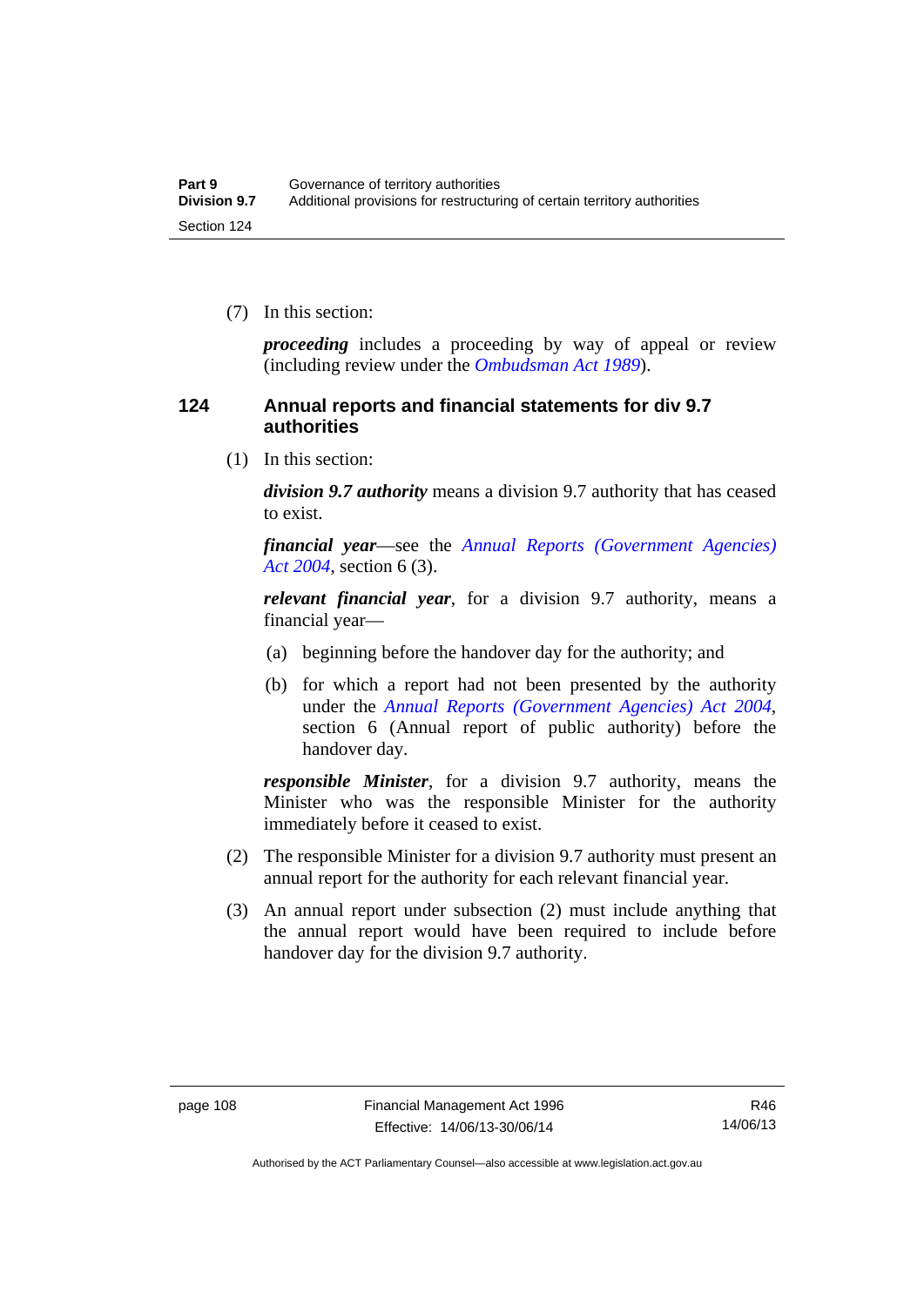(7) In this section:

***proceeding*** includes a proceeding by way of appeal or review (including review under the *Ombudsman Act 1989*).

## 124 Annual reports and financial statements for div 9.7 authorities

(1) In this section:

***division 9.7 authority*** means a division 9.7 authority that has ceased to exist.

***financial year***—see the *Annual Reports (Government Agencies) Act 2004*, section 6 (3).

***relevant financial year***, for a division 9.7 authority, means a financial year—

(a) beginning before the handover day for the authority; and

(b) for which a report had not been presented by the authority under the *Annual Reports (Government Agencies) Act 2004*, section 6 (Annual report of public authority) before the handover day.

***responsible Minister***, for a division 9.7 authority, means the Minister who was the responsible Minister for the authority immediately before it ceased to exist.

(2) The responsible Minister for a division 9.7 authority must present an annual report for the authority for each relevant financial year.

(3) An annual report under subsection (2) must include anything that the annual report would have been required to include before handover day for the division 9.7 authority.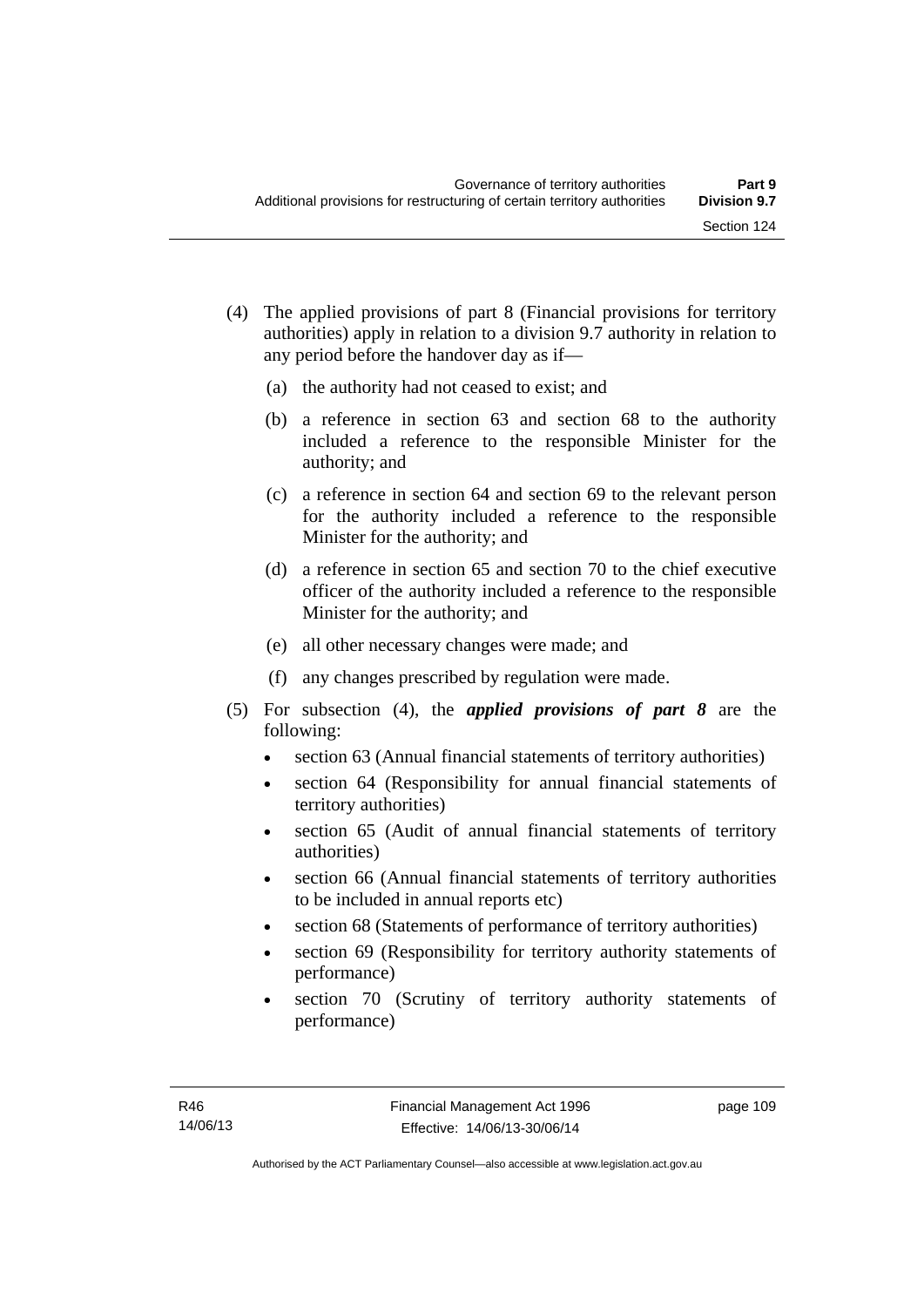(4) The applied provisions of part 8 (Financial provisions for territory authorities) apply in relation to a division 9.7 authority in relation to any period before the handover day as if—

   (a) the authority had not ceased to exist; and

   (b) a reference in section 63 and section 68 to the authority included a reference to the responsible Minister for the authority; and

   (c) a reference in section 64 and section 69 to the relevant person for the authority included a reference to the responsible Minister for the authority; and

   (d) a reference in section 65 and section 70 to the chief executive officer of the authority included a reference to the responsible Minister for the authority; and

   (e) all other necessary changes were made; and

   (f) any changes prescribed by regulation were made.

(5) For subsection (4), the ***applied provisions of part 8*** are the following:

- section 63 (Annual financial statements of territory authorities)
- section 64 (Responsibility for annual financial statements of territory authorities)
- section 65 (Audit of annual financial statements of territory authorities)
- section 66 (Annual financial statements of territory authorities to be included in annual reports etc)
- section 68 (Statements of performance of territory authorities)
- section 69 (Responsibility for territory authority statements of performance)
- section 70 (Scrutiny of territory authority statements of performance)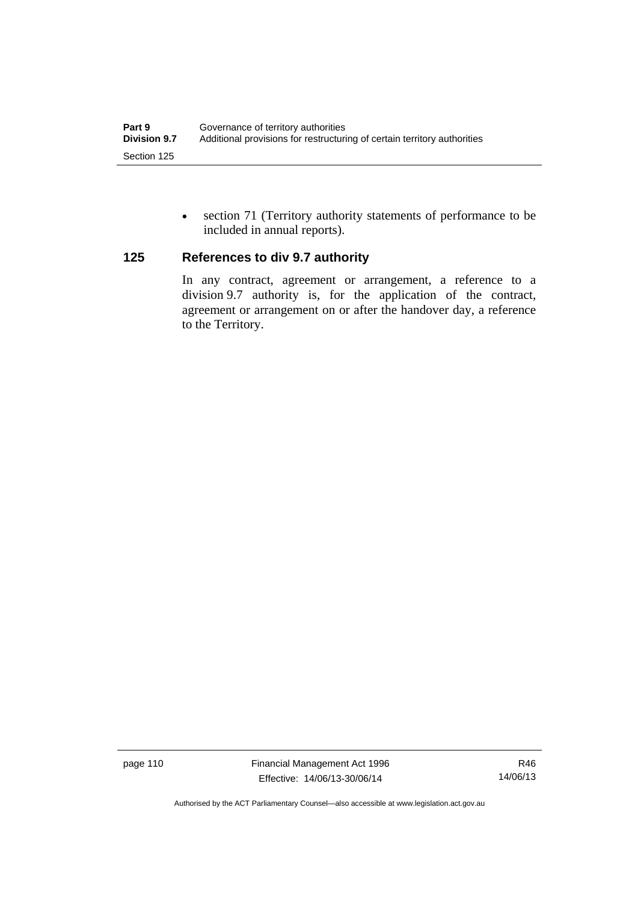- section 71 (Territory authority statements of performance to be included in annual reports).

### 125 References to div 9.7 authority

In any contract, agreement or arrangement, a reference to a division 9.7 authority is, for the application of the contract, agreement or arrangement on or after the handover day, a reference to the Territory.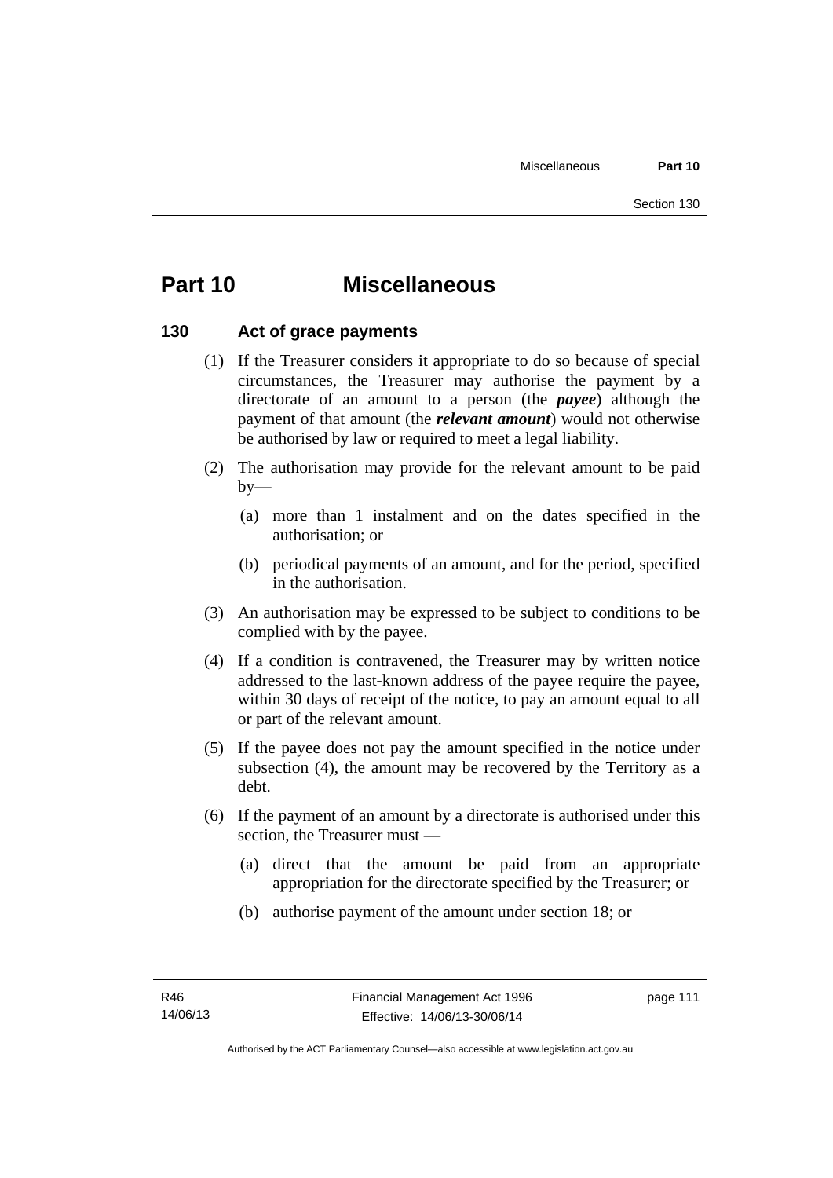# Part 10 Miscellaneous

## 130 Act of grace payments

(1) If the Treasurer considers it appropriate to do so because of special circumstances, the Treasurer may authorise the payment by a directorate of an amount to a person (the ***payee***) although the payment of that amount (the ***relevant amount***) would not otherwise be authorised by law or required to meet a legal liability.

(2) The authorisation may provide for the relevant amount to be paid by—

(a) more than 1 instalment and on the dates specified in the authorisation; or

(b) periodical payments of an amount, and for the period, specified in the authorisation.

(3) An authorisation may be expressed to be subject to conditions to be complied with by the payee.

(4) If a condition is contravened, the Treasurer may by written notice addressed to the last-known address of the payee require the payee, within 30 days of receipt of the notice, to pay an amount equal to all or part of the relevant amount.

(5) If the payee does not pay the amount specified in the notice under subsection (4), the amount may be recovered by the Territory as a debt.

(6) If the payment of an amount by a directorate is authorised under this section, the Treasurer must —

(a) direct that the amount be paid from an appropriate appropriation for the directorate specified by the Treasurer; or

(b) authorise payment of the amount under section 18; or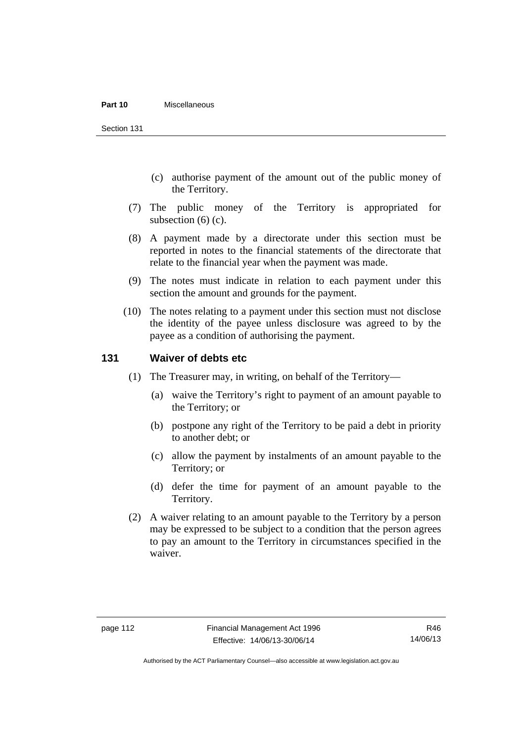(c) authorise payment of the amount out of the public money of the Territory.

(7) The public money of the Territory is appropriated for subsection (6) (c).

(8) A payment made by a directorate under this section must be reported in notes to the financial statements of the directorate that relate to the financial year when the payment was made.

(9) The notes must indicate in relation to each payment under this section the amount and grounds for the payment.

(10) The notes relating to a payment under this section must not disclose the identity of the payee unless disclosure was agreed to by the payee as a condition of authorising the payment.

## 131 Waiver of debts etc

(1) The Treasurer may, in writing, on behalf of the Territory—

(a) waive the Territory's right to payment of an amount payable to the Territory; or

(b) postpone any right of the Territory to be paid a debt in priority to another debt; or

(c) allow the payment by instalments of an amount payable to the Territory; or

(d) defer the time for payment of an amount payable to the Territory.

(2) A waiver relating to an amount payable to the Territory by a person may be expressed to be subject to a condition that the person agrees to pay an amount to the Territory in circumstances specified in the waiver.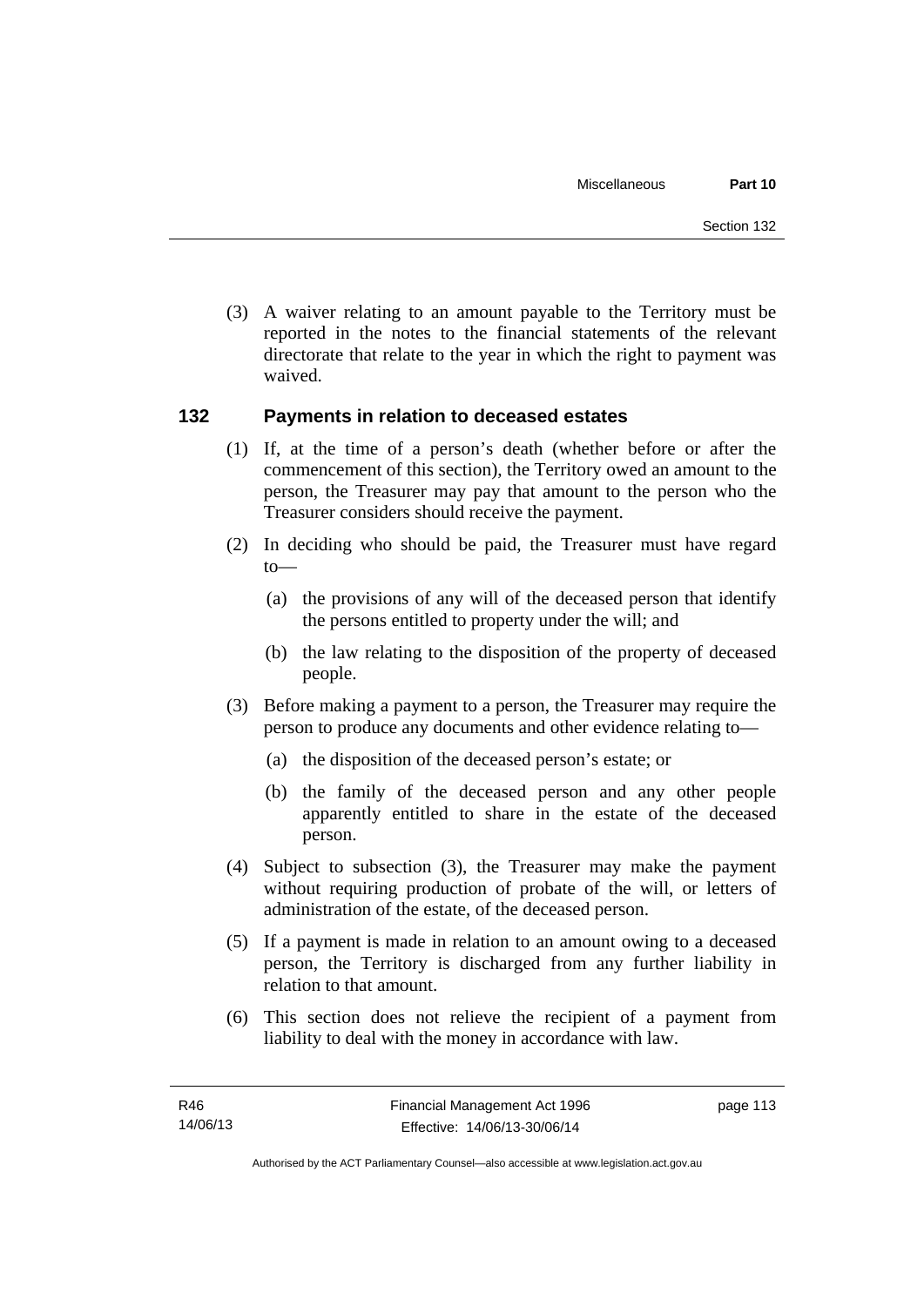(3) A waiver relating to an amount payable to the Territory must be reported in the notes to the financial statements of the relevant directorate that relate to the year in which the right to payment was waived.

## 132 Payments in relation to deceased estates

(1) If, at the time of a person's death (whether before or after the commencement of this section), the Territory owed an amount to the person, the Treasurer may pay that amount to the person who the Treasurer considers should receive the payment.

(2) In deciding who should be paid, the Treasurer must have regard to—

(a) the provisions of any will of the deceased person that identify the persons entitled to property under the will; and

(b) the law relating to the disposition of the property of deceased people.

(3) Before making a payment to a person, the Treasurer may require the person to produce any documents and other evidence relating to—

(a) the disposition of the deceased person's estate; or

(b) the family of the deceased person and any other people apparently entitled to share in the estate of the deceased person.

(4) Subject to subsection (3), the Treasurer may make the payment without requiring production of probate of the will, or letters of administration of the estate, of the deceased person.

(5) If a payment is made in relation to an amount owing to a deceased person, the Territory is discharged from any further liability in relation to that amount.

(6) This section does not relieve the recipient of a payment from liability to deal with the money in accordance with law.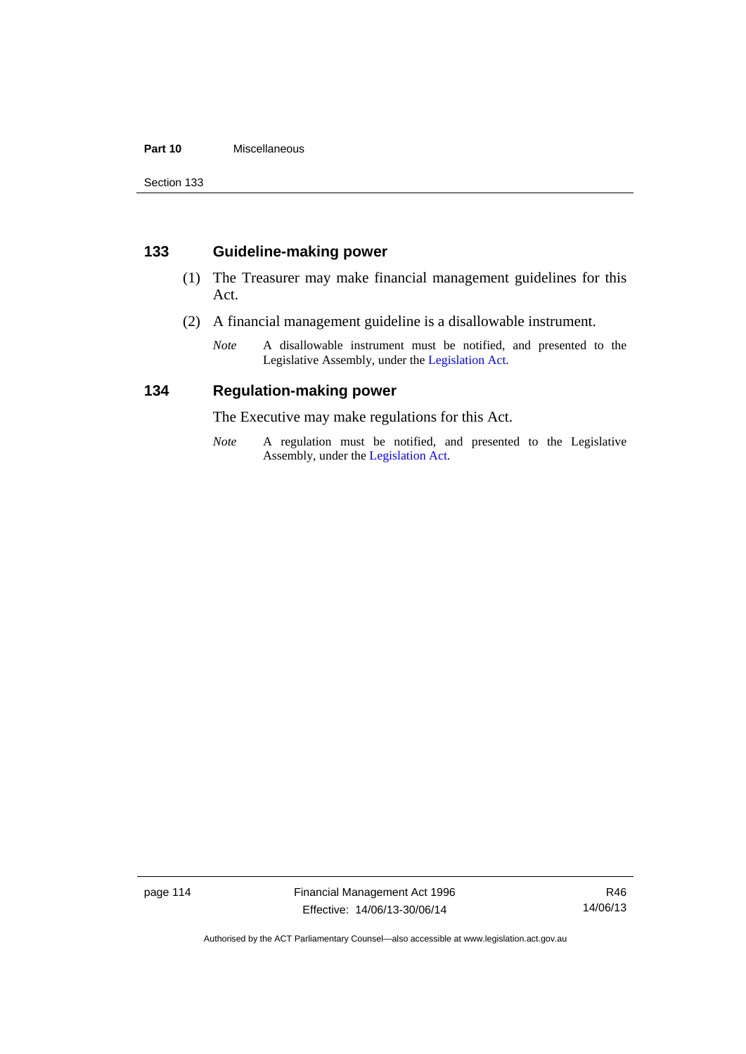## 133 Guideline-making power

(1) The Treasurer may make financial management guidelines for this Act.

(2) A financial management guideline is a disallowable instrument.

*Note* A disallowable instrument must be notified, and presented to the Legislative Assembly, under the Legislation Act.

## 134 Regulation-making power

The Executive may make regulations for this Act.

*Note* A regulation must be notified, and presented to the Legislative Assembly, under the Legislation Act.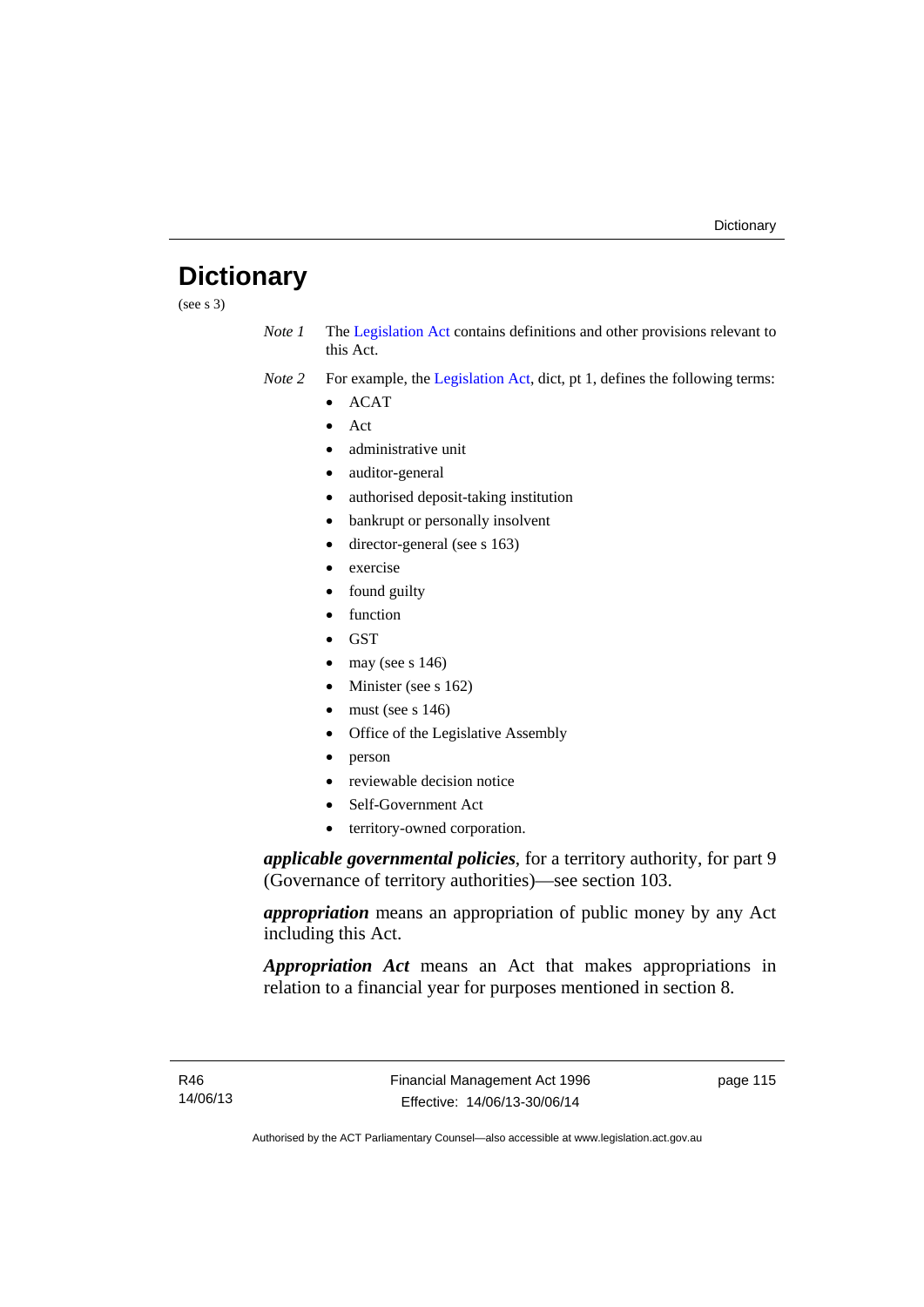# Dictionary

(see s 3)

*Note 1* The Legislation Act contains definitions and other provisions relevant to this Act.

*Note 2* For example, the Legislation Act, dict, pt 1, defines the following terms:

- ACAT
- Act
- administrative unit
- auditor-general
- authorised deposit-taking institution
- bankrupt or personally insolvent
- director-general (see s 163)
- exercise
- found guilty
- function
- GST
- may (see s 146)
- Minister (see s 162)
- must (see s 146)
- Office of the Legislative Assembly
- person
- reviewable decision notice
- Self-Government Act
- territory-owned corporation.

***applicable governmental policies***, for a territory authority, for part 9 (Governance of territory authorities)—see section 103.

***appropriation*** means an appropriation of public money by any Act including this Act.

***Appropriation Act*** means an Act that makes appropriations in relation to a financial year for purposes mentioned in section 8.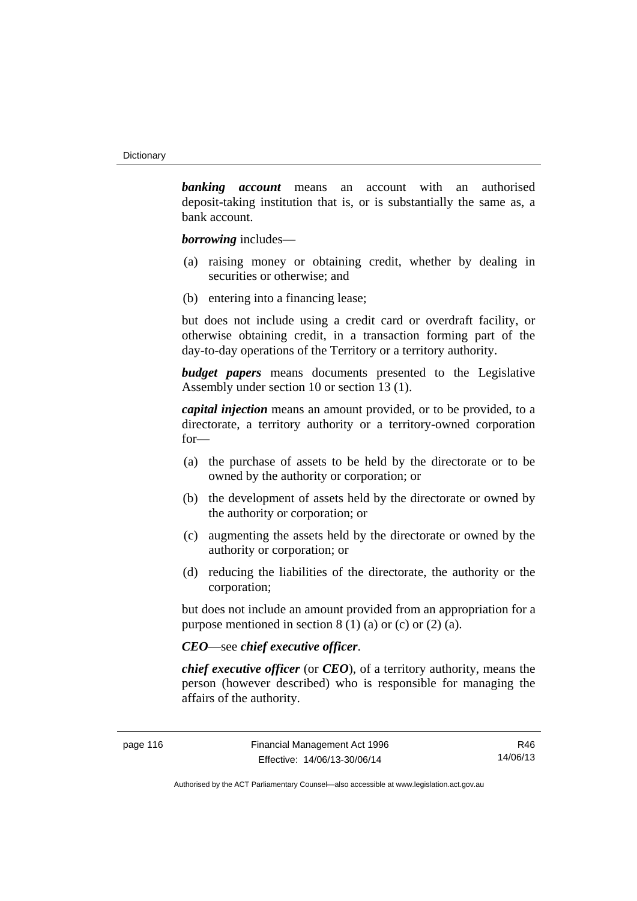***banking account*** means an account with an authorised deposit-taking institution that is, or is substantially the same as, a bank account.

***borrowing*** includes—

(a) raising money or obtaining credit, whether by dealing in securities or otherwise; and

(b) entering into a financing lease;

but does not include using a credit card or overdraft facility, or otherwise obtaining credit, in a transaction forming part of the day-to-day operations of the Territory or a territory authority.

***budget papers*** means documents presented to the Legislative Assembly under section 10 or section 13 (1).

***capital injection*** means an amount provided, or to be provided, to a directorate, a territory authority or a territory-owned corporation for—

(a) the purchase of assets to be held by the directorate or to be owned by the authority or corporation; or

(b) the development of assets held by the directorate or owned by the authority or corporation; or

(c) augmenting the assets held by the directorate or owned by the authority or corporation; or

(d) reducing the liabilities of the directorate, the authority or the corporation;

but does not include an amount provided from an appropriation for a purpose mentioned in section 8 (1) (a) or (c) or (2) (a).

***CEO***—see ***chief executive officer***.

***chief executive officer*** (or ***CEO***), of a territory authority, means the person (however described) who is responsible for managing the affairs of the authority.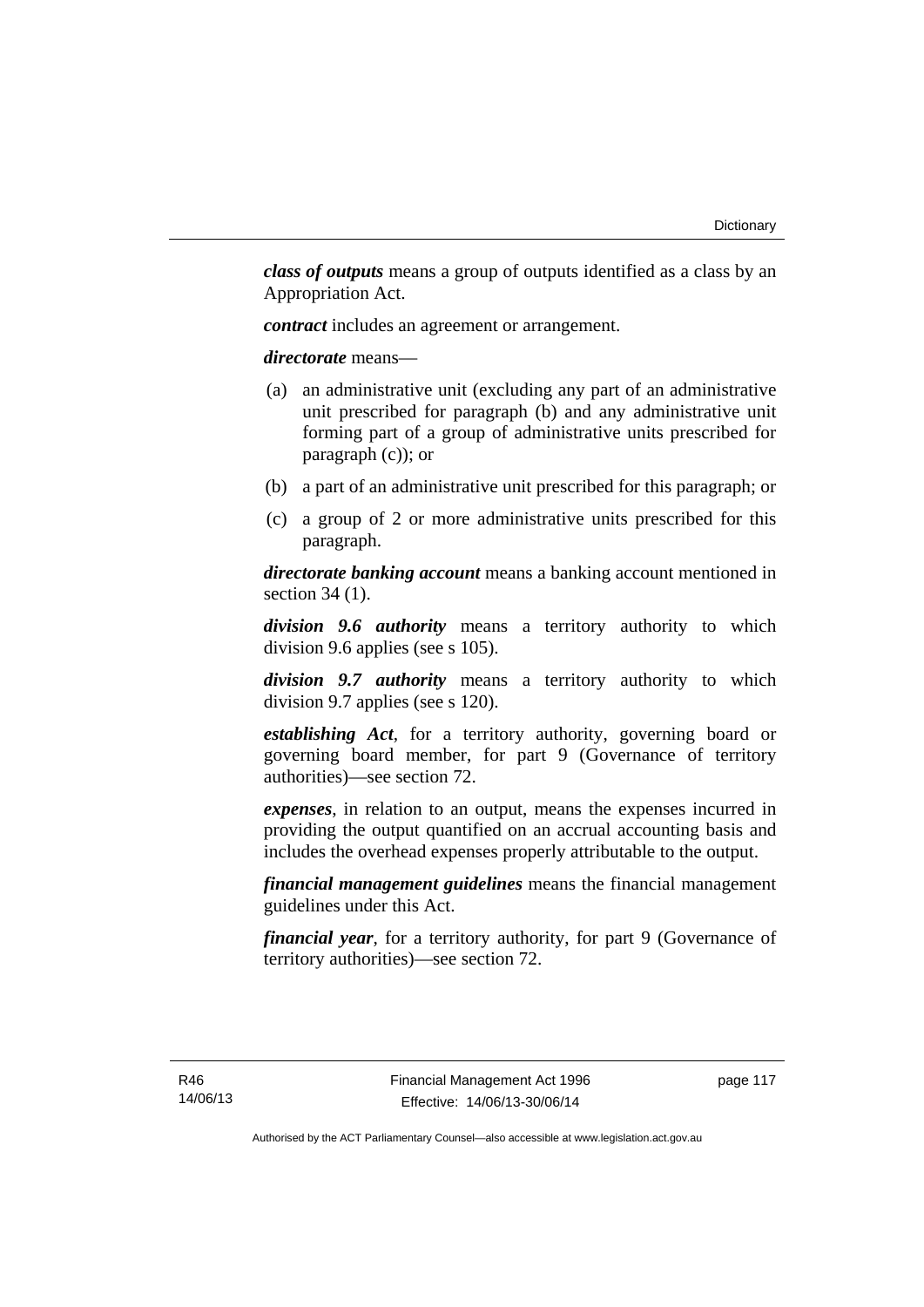***class of outputs*** means a group of outputs identified as a class by an Appropriation Act.

***contract*** includes an agreement or arrangement.

***directorate*** means—

(a) an administrative unit (excluding any part of an administrative unit prescribed for paragraph (b) and any administrative unit forming part of a group of administrative units prescribed for paragraph (c)); or

(b) a part of an administrative unit prescribed for this paragraph; or

(c) a group of 2 or more administrative units prescribed for this paragraph.

***directorate banking account*** means a banking account mentioned in section 34 (1).

***division 9.6 authority*** means a territory authority to which division 9.6 applies (see s 105).

***division 9.7 authority*** means a territory authority to which division 9.7 applies (see s 120).

***establishing Act***, for a territory authority, governing board or governing board member, for part 9 (Governance of territory authorities)—see section 72.

***expenses***, in relation to an output, means the expenses incurred in providing the output quantified on an accrual accounting basis and includes the overhead expenses properly attributable to the output.

***financial management guidelines*** means the financial management guidelines under this Act.

***financial year***, for a territory authority, for part 9 (Governance of territory authorities)—see section 72.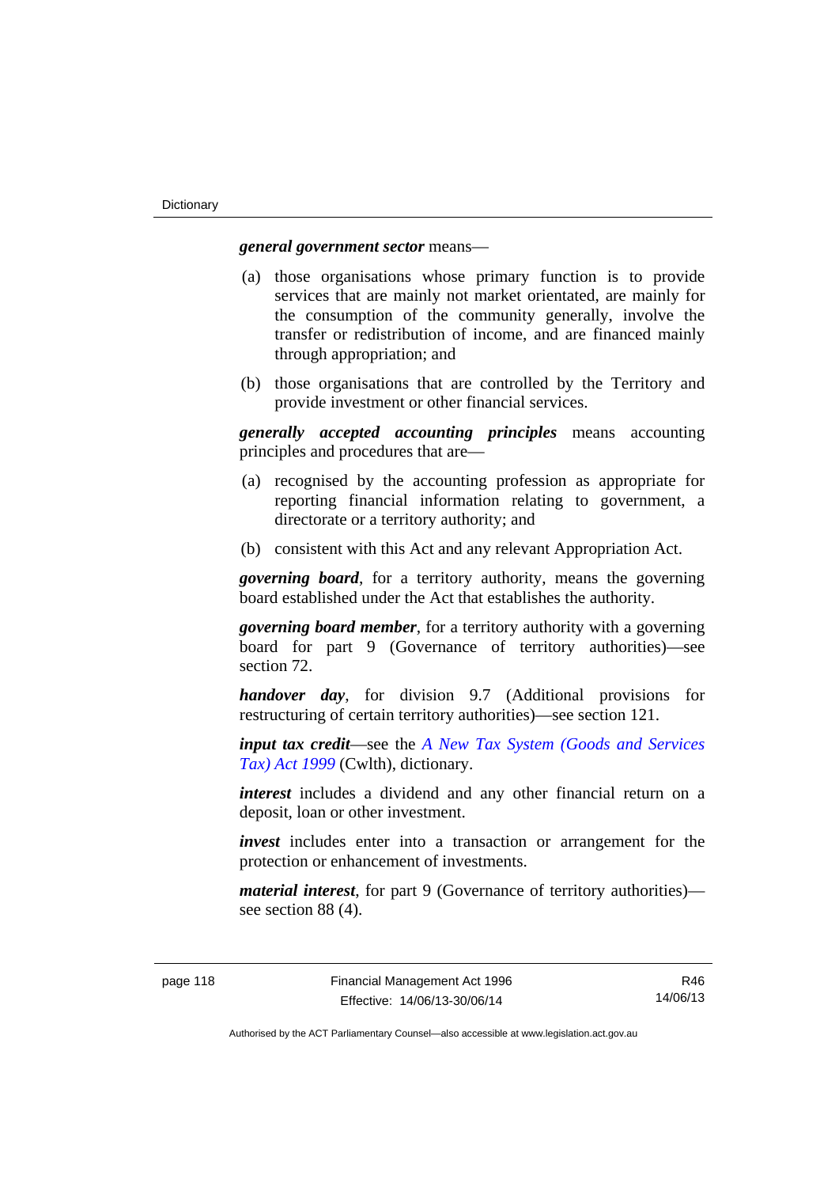***general government sector*** means—

(a) those organisations whose primary function is to provide services that are mainly not market orientated, are mainly for the consumption of the community generally, involve the transfer or redistribution of income, and are financed mainly through appropriation; and

(b) those organisations that are controlled by the Territory and provide investment or other financial services.

***generally accepted accounting principles*** means accounting principles and procedures that are—

(a) recognised by the accounting profession as appropriate for reporting financial information relating to government, a directorate or a territory authority; and

(b) consistent with this Act and any relevant Appropriation Act.

***governing board***, for a territory authority, means the governing board established under the Act that establishes the authority.

***governing board member***, for a territory authority with a governing board for part 9 (Governance of territory authorities)—see section 72.

***handover day***, for division 9.7 (Additional provisions for restructuring of certain territory authorities)—see section 121.

***input tax credit***—see the *A New Tax System (Goods and Services Tax) Act 1999* (Cwlth), dictionary.

***interest*** includes a dividend and any other financial return on a deposit, loan or other investment.

***invest*** includes enter into a transaction or arrangement for the protection or enhancement of investments.

***material interest***, for part 9 (Governance of territory authorities)—see section 88 (4).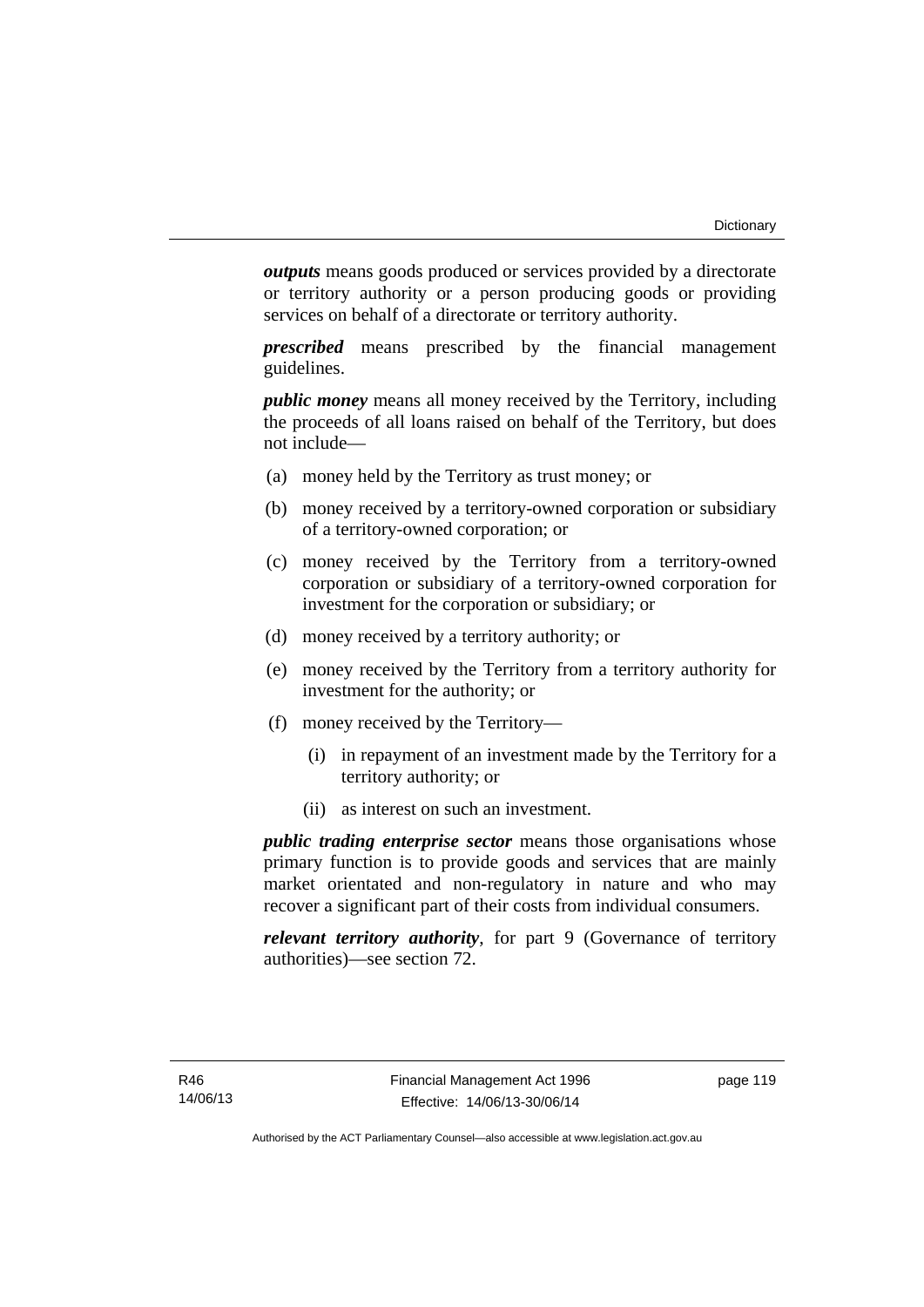***outputs*** means goods produced or services provided by a directorate or territory authority or a person producing goods or providing services on behalf of a directorate or territory authority.

***prescribed*** means prescribed by the financial management guidelines.

***public money*** means all money received by the Territory, including the proceeds of all loans raised on behalf of the Territory, but does not include—

(a) money held by the Territory as trust money; or

(b) money received by a territory-owned corporation or subsidiary of a territory-owned corporation; or

(c) money received by the Territory from a territory-owned corporation or subsidiary of a territory-owned corporation for investment for the corporation or subsidiary; or

(d) money received by a territory authority; or

(e) money received by the Territory from a territory authority for investment for the authority; or

(f) money received by the Territory—

 (i) in repayment of an investment made by the Territory for a territory authority; or

 (ii) as interest on such an investment.

***public trading enterprise sector*** means those organisations whose primary function is to provide goods and services that are mainly market orientated and non-regulatory in nature and who may recover a significant part of their costs from individual consumers.

***relevant territory authority***, for part 9 (Governance of territory authorities)—see section 72.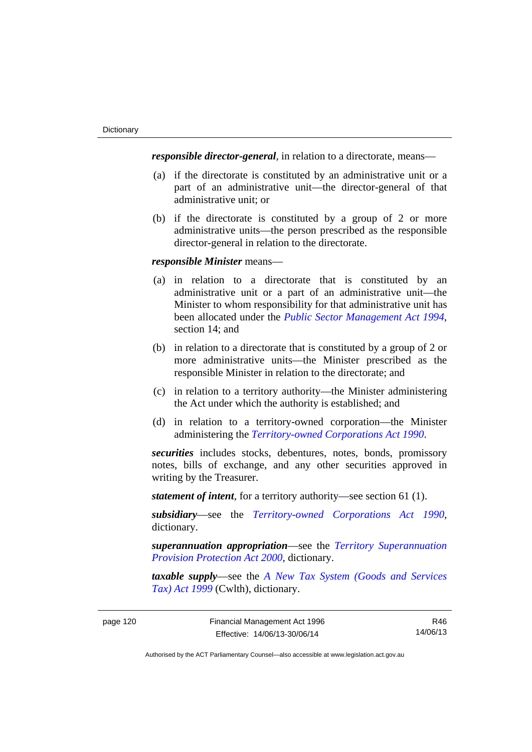***responsible director-general***, in relation to a directorate, means—

(a) if the directorate is constituted by an administrative unit or a part of an administrative unit—the director-general of that administrative unit; or

(b) if the directorate is constituted by a group of 2 or more administrative units—the person prescribed as the responsible director-general in relation to the directorate.

***responsible Minister*** means—

(a) in relation to a directorate that is constituted by an administrative unit or a part of an administrative unit—the Minister to whom responsibility for that administrative unit has been allocated under the *Public Sector Management Act 1994*, section 14; and

(b) in relation to a directorate that is constituted by a group of 2 or more administrative units—the Minister prescribed as the responsible Minister in relation to the directorate; and

(c) in relation to a territory authority—the Minister administering the Act under which the authority is established; and

(d) in relation to a territory-owned corporation—the Minister administering the *Territory-owned Corporations Act 1990*.

***securities*** includes stocks, debentures, notes, bonds, promissory notes, bills of exchange, and any other securities approved in writing by the Treasurer.

***statement of intent***, for a territory authority—see section 61 (1).

***subsidiary***—see the *Territory-owned Corporations Act 1990*, dictionary.

***superannuation appropriation***—see the *Territory Superannuation Provision Protection Act 2000*, dictionary.

***taxable supply***—see the *A New Tax System (Goods and Services Tax) Act 1999* (Cwlth), dictionary.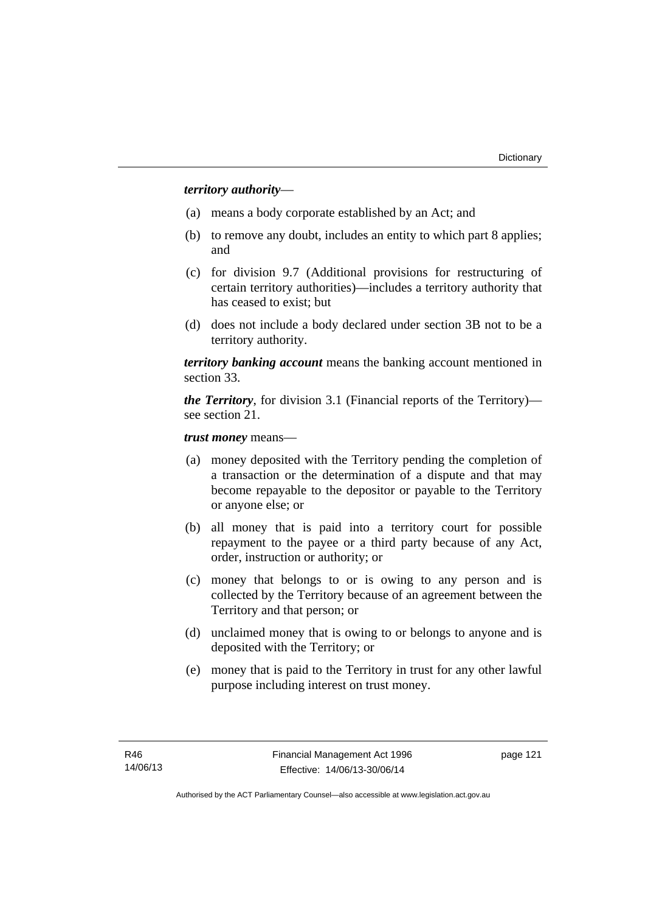***territory authority***—

(a) means a body corporate established by an Act; and

(b) to remove any doubt, includes an entity to which part 8 applies; and

(c) for division 9.7 (Additional provisions for restructuring of certain territory authorities)—includes a territory authority that has ceased to exist; but

(d) does not include a body declared under section 3B not to be a territory authority.

***territory banking account*** means the banking account mentioned in section 33.

***the Territory***, for division 3.1 (Financial reports of the Territory)—see section 21.

***trust money*** means—

(a) money deposited with the Territory pending the completion of a transaction or the determination of a dispute and that may become repayable to the depositor or payable to the Territory or anyone else; or

(b) all money that is paid into a territory court for possible repayment to the payee or a third party because of any Act, order, instruction or authority; or

(c) money that belongs to or is owing to any person and is collected by the Territory because of an agreement between the Territory and that person; or

(d) unclaimed money that is owing to or belongs to anyone and is deposited with the Territory; or

(e) money that is paid to the Territory in trust for any other lawful purpose including interest on trust money.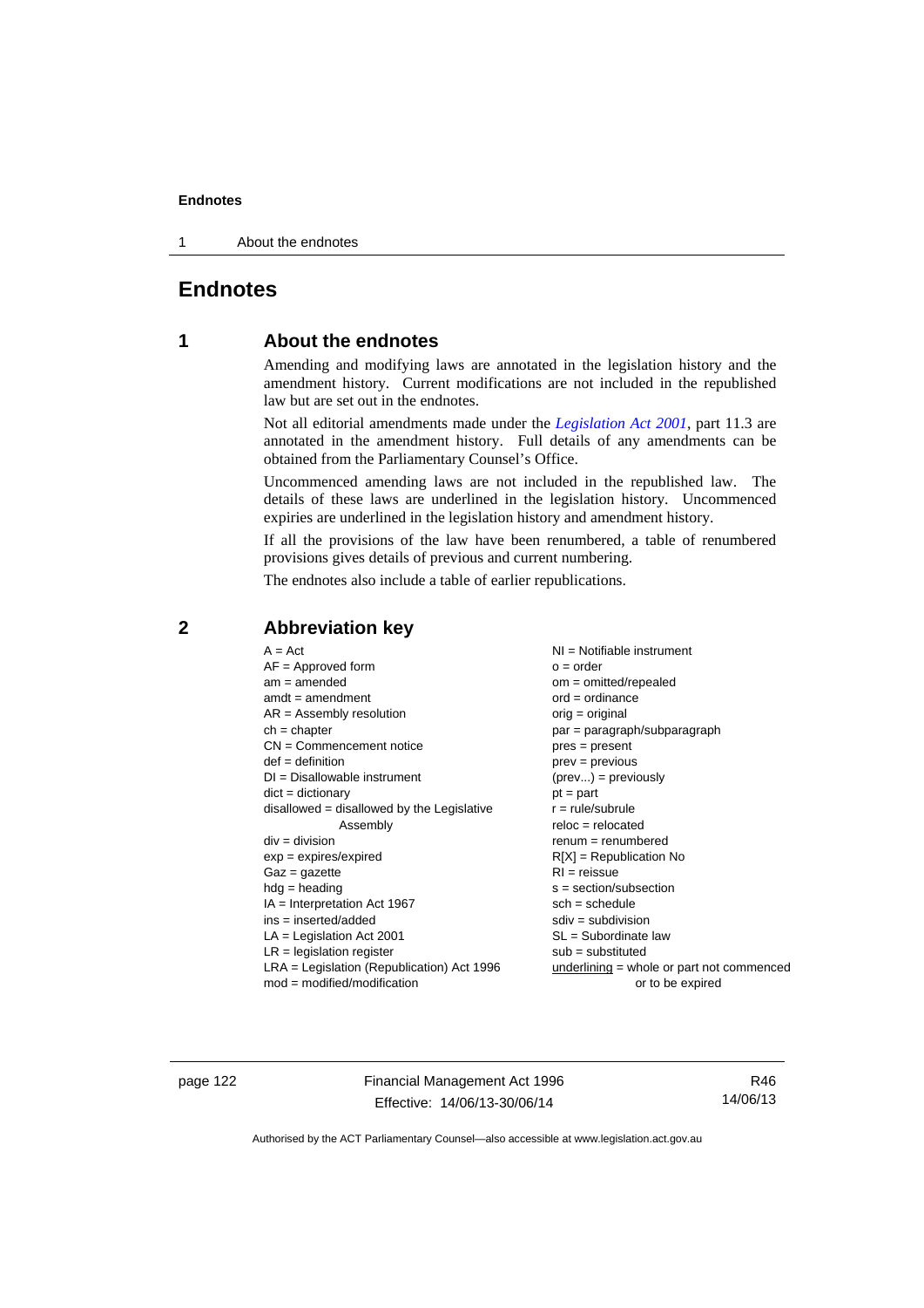# Endnotes

## 1 About the endnotes

Amending and modifying laws are annotated in the legislation history and the amendment history. Current modifications are not included in the republished law but are set out in the endnotes.

Not all editorial amendments made under the *Legislation Act 2001*, part 11.3 are annotated in the amendment history. Full details of any amendments can be obtained from the Parliamentary Counsel's Office.

Uncommenced amending laws are not included in the republished law. The details of these laws are underlined in the legislation history. Uncommenced expiries are underlined in the legislation history and amendment history.

If all the provisions of the law have been renumbered, a table of renumbered provisions gives details of previous and current numbering.

The endnotes also include a table of earlier republications.

## 2 Abbreviation key

A = Act
AF = Approved form
am = amended
amdt = amendment
AR = Assembly resolution
ch = chapter
CN = Commencement notice
def = definition
DI = Disallowable instrument
dict = dictionary
disallowed = disallowed by the Legislative Assembly
div = division
exp = expires/expired
Gaz = gazette
hdg = heading
IA = Interpretation Act 1967
ins = inserted/added
LA = Legislation Act 2001
LR = legislation register
LRA = Legislation (Republication) Act 1996
mod = modified/modification
NI = Notifiable instrument
o = order
om = omitted/repealed
ord = ordinance
orig = original
par = paragraph/subparagraph
pres = present
prev = previous
(prev...) = previously
pt = part
r = rule/subrule
reloc = relocated
renum = renumbered
R[X] = Republication No
RI = reissue
s = section/subsection
sch = schedule
sdiv = subdivision
SL = Subordinate law
sub = substituted
underlining = whole or part not commenced or to be expired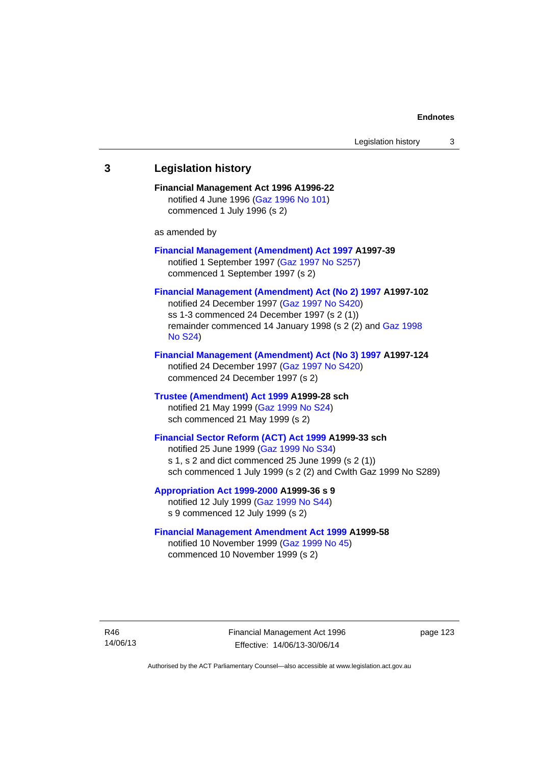## 3 Legislation history

**Financial Management Act 1996 A1996-22**
notified 4 June 1996 (Gaz 1996 No 101)
commenced 1 July 1996 (s 2)

as amended by

**Financial Management (Amendment) Act 1997 A1997-39**
notified 1 September 1997 (Gaz 1997 No S257)
commenced 1 September 1997 (s 2)

**Financial Management (Amendment) Act (No 2) 1997 A1997-102**
notified 24 December 1997 (Gaz 1997 No S420)
ss 1-3 commenced 24 December 1997 (s 2 (1))
remainder commenced 14 January 1998 (s 2 (2) and Gaz 1998 No S24)

**Financial Management (Amendment) Act (No 3) 1997 A1997-124**
notified 24 December 1997 (Gaz 1997 No S420)
commenced 24 December 1997 (s 2)

**Trustee (Amendment) Act 1999 A1999-28 sch**
notified 21 May 1999 (Gaz 1999 No S24)
sch commenced 21 May 1999 (s 2)

**Financial Sector Reform (ACT) Act 1999 A1999-33 sch**
notified 25 June 1999 (Gaz 1999 No S34)
s 1, s 2 and dict commenced 25 June 1999 (s 2 (1))
sch commenced 1 July 1999 (s 2 (2) and Cwlth Gaz 1999 No S289)

**Appropriation Act 1999-2000 A1999-36 s 9**
notified 12 July 1999 (Gaz 1999 No S44)
s 9 commenced 12 July 1999 (s 2)

**Financial Management Amendment Act 1999 A1999-58**
notified 10 November 1999 (Gaz 1999 No 45)
commenced 10 November 1999 (s 2)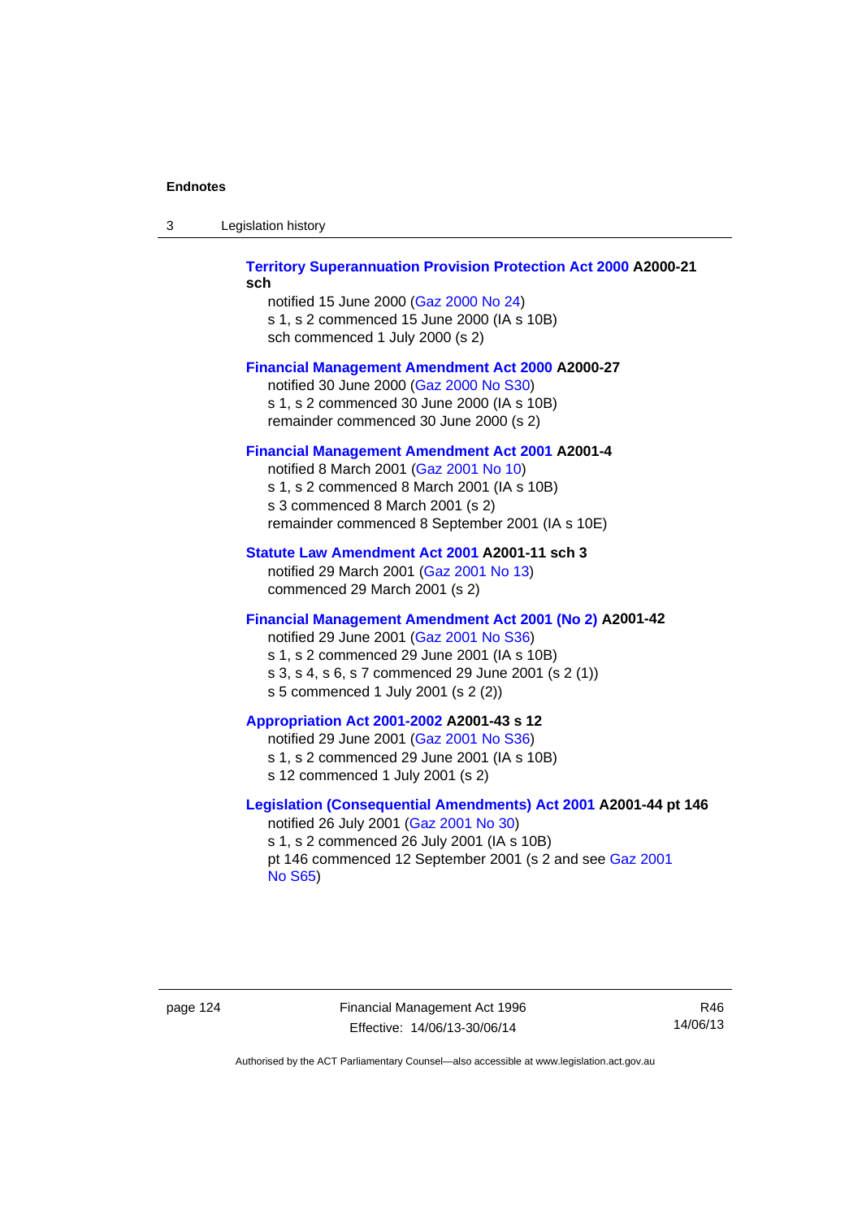**Territory Superannuation Provision Protection Act 2000 A2000-21 sch**

notified 15 June 2000 (Gaz 2000 No 24)
s 1, s 2 commenced 15 June 2000 (IA s 10B)
sch commenced 1 July 2000 (s 2)

**Financial Management Amendment Act 2000 A2000-27**

notified 30 June 2000 (Gaz 2000 No S30)
s 1, s 2 commenced 30 June 2000 (IA s 10B)
remainder commenced 30 June 2000 (s 2)

**Financial Management Amendment Act 2001 A2001-4**

notified 8 March 2001 (Gaz 2001 No 10)
s 1, s 2 commenced 8 March 2001 (IA s 10B)
s 3 commenced 8 March 2001 (s 2)
remainder commenced 8 September 2001 (IA s 10E)

**Statute Law Amendment Act 2001 A2001-11 sch 3**

notified 29 March 2001 (Gaz 2001 No 13)
commenced 29 March 2001 (s 2)

**Financial Management Amendment Act 2001 (No 2) A2001-42**

notified 29 June 2001 (Gaz 2001 No S36)
s 1, s 2 commenced 29 June 2001 (IA s 10B)
s 3, s 4, s 6, s 7 commenced 29 June 2001 (s 2 (1))
s 5 commenced 1 July 2001 (s 2 (2))

**Appropriation Act 2001-2002 A2001-43 s 12**

notified 29 June 2001 (Gaz 2001 No S36)
s 1, s 2 commenced 29 June 2001 (IA s 10B)
s 12 commenced 1 July 2001 (s 2)

**Legislation (Consequential Amendments) Act 2001 A2001-44 pt 146**

notified 26 July 2001 (Gaz 2001 No 30)
s 1, s 2 commenced 26 July 2001 (IA s 10B)
pt 146 commenced 12 September 2001 (s 2 and see Gaz 2001 No S65)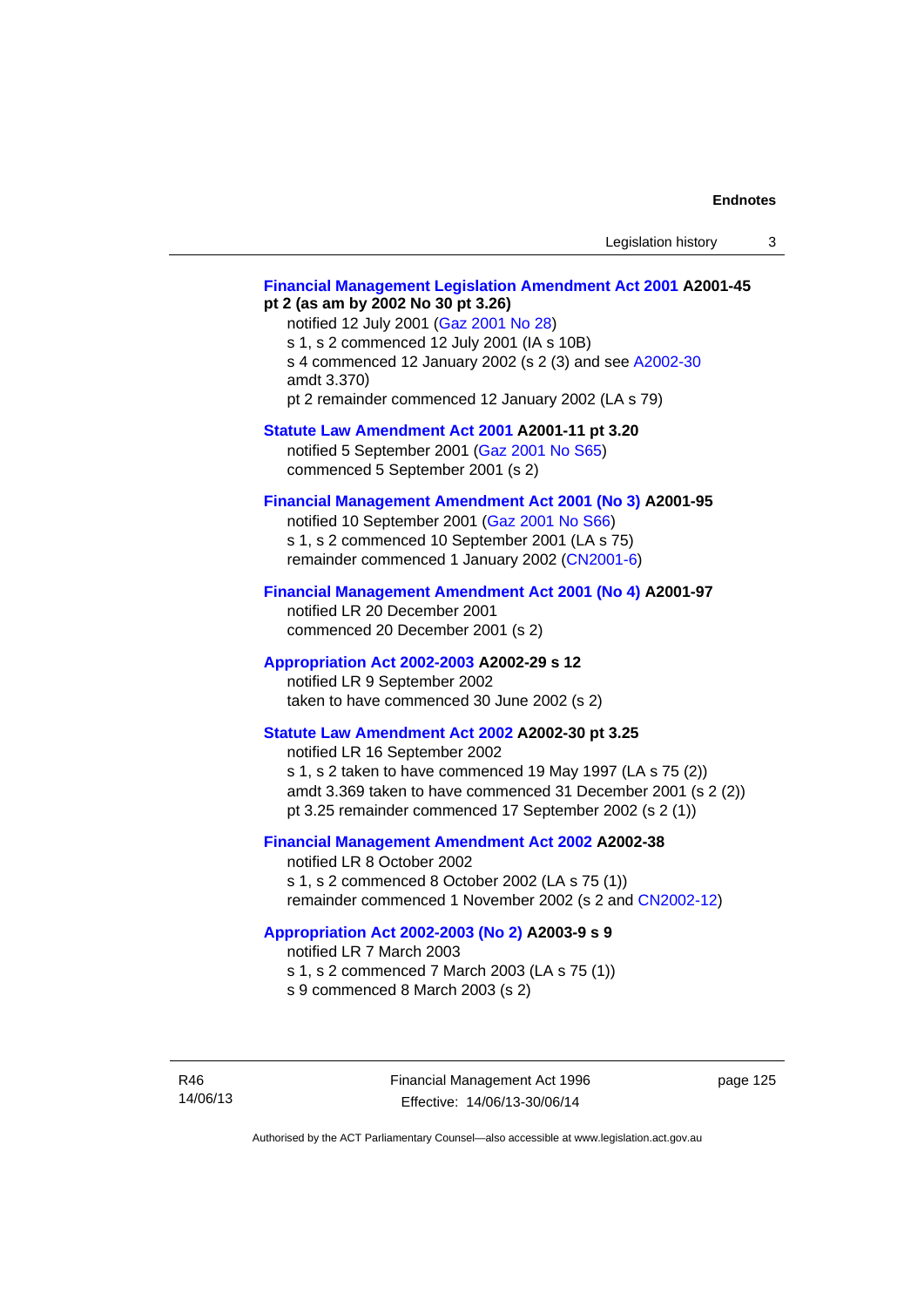**Financial Management Legislation Amendment Act 2001 A2001-45 pt 2 (as am by 2002 No 30 pt 3.26)**

notified 12 July 2001 (Gaz 2001 No 28)
s 1, s 2 commenced 12 July 2001 (IA s 10B)
s 4 commenced 12 January 2002 (s 2 (3) and see A2002-30 amdt 3.370)
pt 2 remainder commenced 12 January 2002 (LA s 79)

**Statute Law Amendment Act 2001 A2001-11 pt 3.20**

notified 5 September 2001 (Gaz 2001 No S65)
commenced 5 September 2001 (s 2)

**Financial Management Amendment Act 2001 (No 3) A2001-95**

notified 10 September 2001 (Gaz 2001 No S66)
s 1, s 2 commenced 10 September 2001 (LA s 75)
remainder commenced 1 January 2002 (CN2001-6)

**Financial Management Amendment Act 2001 (No 4) A2001-97**

notified LR 20 December 2001
commenced 20 December 2001 (s 2)

**Appropriation Act 2002-2003 A2002-29 s 12**

notified LR 9 September 2002
taken to have commenced 30 June 2002 (s 2)

**Statute Law Amendment Act 2002 A2002-30 pt 3.25**

notified LR 16 September 2002
s 1, s 2 taken to have commenced 19 May 1997 (LA s 75 (2))
amdt 3.369 taken to have commenced 31 December 2001 (s 2 (2))
pt 3.25 remainder commenced 17 September 2002 (s 2 (1))

**Financial Management Amendment Act 2002 A2002-38**

notified LR 8 October 2002
s 1, s 2 commenced 8 October 2002 (LA s 75 (1))
remainder commenced 1 November 2002 (s 2 and CN2002-12)

**Appropriation Act 2002-2003 (No 2) A2003-9 s 9**

notified LR 7 March 2003
s 1, s 2 commenced 7 March 2003 (LA s 75 (1))
s 9 commenced 8 March 2003 (s 2)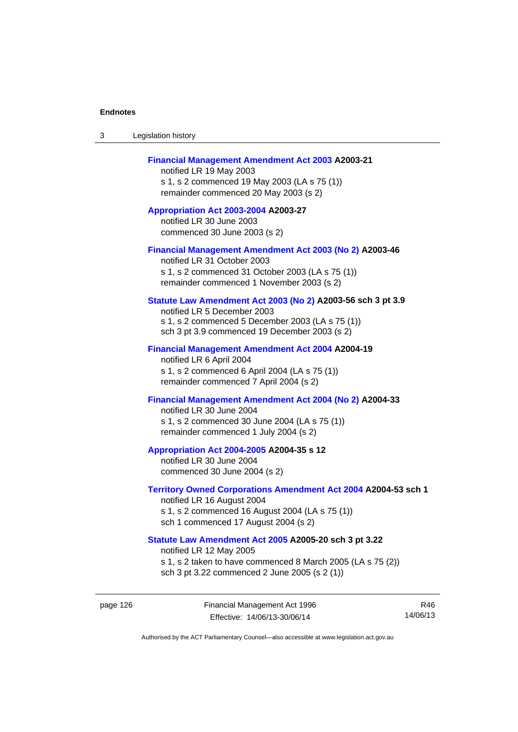**Financial Management Amendment Act 2003 A2003-21**
notified LR 19 May 2003
s 1, s 2 commenced 19 May 2003 (LA s 75 (1))
remainder commenced 20 May 2003 (s 2)

**Appropriation Act 2003-2004 A2003-27**
notified LR 30 June 2003
commenced 30 June 2003 (s 2)

**Financial Management Amendment Act 2003 (No 2) A2003-46**
notified LR 31 October 2003
s 1, s 2 commenced 31 October 2003 (LA s 75 (1))
remainder commenced 1 November 2003 (s 2)

**Statute Law Amendment Act 2003 (No 2) A2003-56 sch 3 pt 3.9**
notified LR 5 December 2003
s 1, s 2 commenced 5 December 2003 (LA s 75 (1))
sch 3 pt 3.9 commenced 19 December 2003 (s 2)

**Financial Management Amendment Act 2004 A2004-19**
notified LR 6 April 2004
s 1, s 2 commenced 6 April 2004 (LA s 75 (1))
remainder commenced 7 April 2004 (s 2)

**Financial Management Amendment Act 2004 (No 2) A2004-33**
notified LR 30 June 2004
s 1, s 2 commenced 30 June 2004 (LA s 75 (1))
remainder commenced 1 July 2004 (s 2)

**Appropriation Act 2004-2005 A2004-35 s 12**
notified LR 30 June 2004
commenced 30 June 2004 (s 2)

**Territory Owned Corporations Amendment Act 2004 A2004-53 sch 1**
notified LR 16 August 2004
s 1, s 2 commenced 16 August 2004 (LA s 75 (1))
sch 1 commenced 17 August 2004 (s 2)

**Statute Law Amendment Act 2005 A2005-20 sch 3 pt 3.22**
notified LR 12 May 2005
s 1, s 2 taken to have commenced 8 March 2005 (LA s 75 (2))
sch 3 pt 3.22 commenced 2 June 2005 (s 2 (1))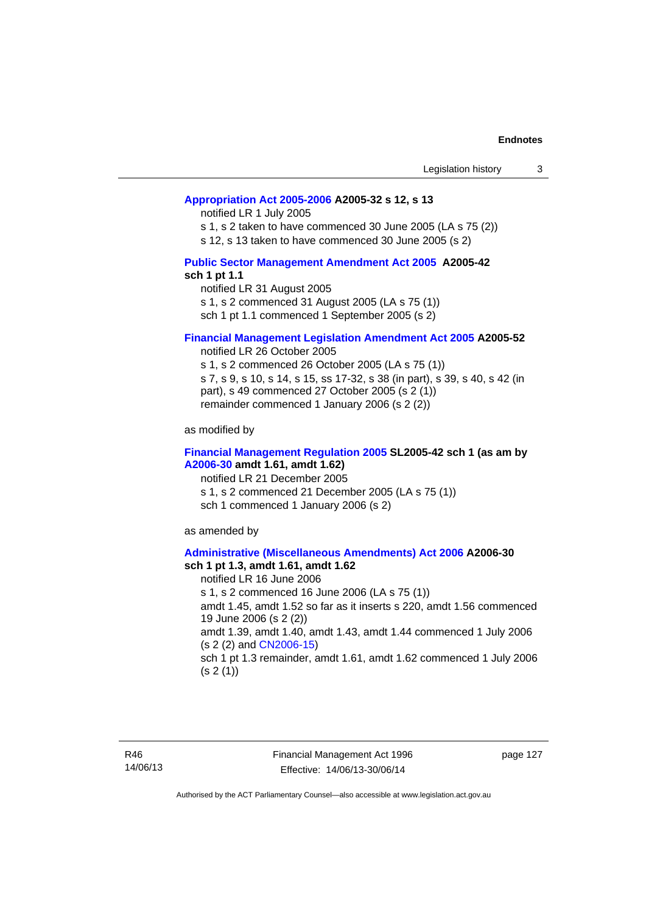**Appropriation Act 2005-2006 A2005-32 s 12, s 13**

notified LR 1 July 2005

s 1, s 2 taken to have commenced 30 June 2005 (LA s 75 (2))

s 12, s 13 taken to have commenced 30 June 2005 (s 2)

**Public Sector Management Amendment Act 2005 A2005-42 sch 1 pt 1.1**

notified LR 31 August 2005

s 1, s 2 commenced 31 August 2005 (LA s 75 (1))

sch 1 pt 1.1 commenced 1 September 2005 (s 2)

**Financial Management Legislation Amendment Act 2005 A2005-52**

notified LR 26 October 2005

s 1, s 2 commenced 26 October 2005 (LA s 75 (1))

s 7, s 9, s 10, s 14, s 15, ss 17-32, s 38 (in part), s 39, s 40, s 42 (in part), s 49 commenced 27 October 2005 (s 2 (1))

remainder commenced 1 January 2006 (s 2 (2))

as modified by

**Financial Management Regulation 2005 SL2005-42 sch 1 (as am by A2006-30 amdt 1.61, amdt 1.62)**

notified LR 21 December 2005

s 1, s 2 commenced 21 December 2005 (LA s 75 (1))

sch 1 commenced 1 January 2006 (s 2)

as amended by

**Administrative (Miscellaneous Amendments) Act 2006 A2006-30 sch 1 pt 1.3, amdt 1.61, amdt 1.62**

notified LR 16 June 2006

s 1, s 2 commenced 16 June 2006 (LA s 75 (1))

amdt 1.45, amdt 1.52 so far as it inserts s 220, amdt 1.56 commenced 19 June 2006 (s 2 (2))

amdt 1.39, amdt 1.40, amdt 1.43, amdt 1.44 commenced 1 July 2006 (s 2 (2) and CN2006-15)

sch 1 pt 1.3 remainder, amdt 1.61, amdt 1.62 commenced 1 July 2006 (s 2 (1))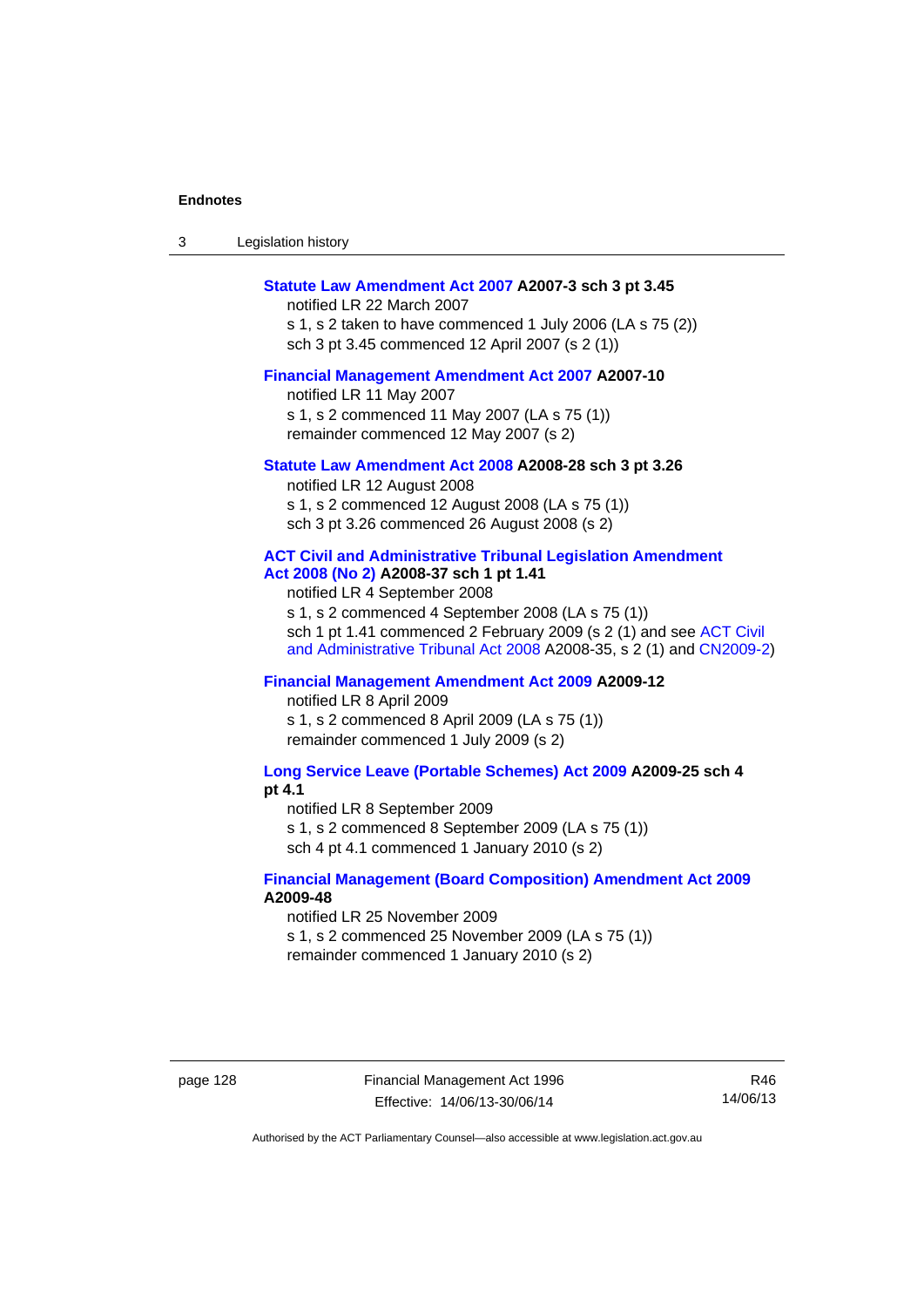**Statute Law Amendment Act 2007 A2007-3 sch 3 pt 3.45**

notified LR 22 March 2007

s 1, s 2 taken to have commenced 1 July 2006 (LA s 75 (2))

sch 3 pt 3.45 commenced 12 April 2007 (s 2 (1))

**Financial Management Amendment Act 2007 A2007-10**

notified LR 11 May 2007

s 1, s 2 commenced 11 May 2007 (LA s 75 (1))

remainder commenced 12 May 2007 (s 2)

**Statute Law Amendment Act 2008 A2008-28 sch 3 pt 3.26**

notified LR 12 August 2008

s 1, s 2 commenced 12 August 2008 (LA s 75 (1))

sch 3 pt 3.26 commenced 26 August 2008 (s 2)

**ACT Civil and Administrative Tribunal Legislation Amendment Act 2008 (No 2) A2008-37 sch 1 pt 1.41**

notified LR 4 September 2008

s 1, s 2 commenced 4 September 2008 (LA s 75 (1))

sch 1 pt 1.41 commenced 2 February 2009 (s 2 (1) and see ACT Civil and Administrative Tribunal Act 2008 A2008-35, s 2 (1) and CN2009-2)

**Financial Management Amendment Act 2009 A2009-12**

notified LR 8 April 2009

s 1, s 2 commenced 8 April 2009 (LA s 75 (1))

remainder commenced 1 July 2009 (s 2)

**Long Service Leave (Portable Schemes) Act 2009 A2009-25 sch 4 pt 4.1**

notified LR 8 September 2009

s 1, s 2 commenced 8 September 2009 (LA s 75 (1))

sch 4 pt 4.1 commenced 1 January 2010 (s 2)

**Financial Management (Board Composition) Amendment Act 2009 A2009-48**

notified LR 25 November 2009

s 1, s 2 commenced 25 November 2009 (LA s 75 (1))

remainder commenced 1 January 2010 (s 2)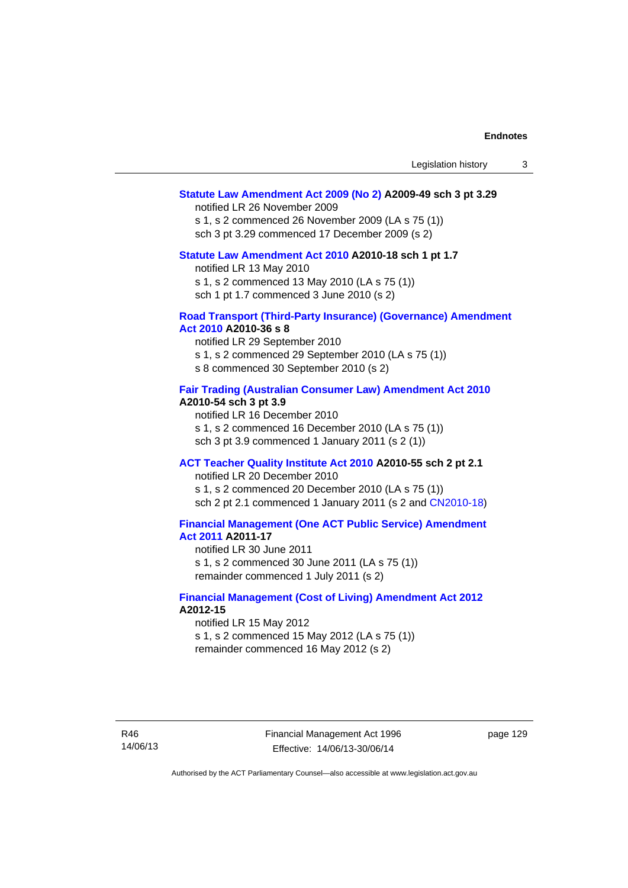**Statute Law Amendment Act 2009 (No 2) A2009-49 sch 3 pt 3.29**

notified LR 26 November 2009

s 1, s 2 commenced 26 November 2009 (LA s 75 (1))

sch 3 pt 3.29 commenced 17 December 2009 (s 2)

**Statute Law Amendment Act 2010 A2010-18 sch 1 pt 1.7**

notified LR 13 May 2010

s 1, s 2 commenced 13 May 2010 (LA s 75 (1))

sch 1 pt 1.7 commenced 3 June 2010 (s 2)

**Road Transport (Third-Party Insurance) (Governance) Amendment Act 2010 A2010-36 s 8**

notified LR 29 September 2010

s 1, s 2 commenced 29 September 2010 (LA s 75 (1))

s 8 commenced 30 September 2010 (s 2)

**Fair Trading (Australian Consumer Law) Amendment Act 2010 A2010-54 sch 3 pt 3.9**

notified LR 16 December 2010

s 1, s 2 commenced 16 December 2010 (LA s 75 (1))

sch 3 pt 3.9 commenced 1 January 2011 (s 2 (1))

**ACT Teacher Quality Institute Act 2010 A2010-55 sch 2 pt 2.1**

notified LR 20 December 2010

s 1, s 2 commenced 20 December 2010 (LA s 75 (1))

sch 2 pt 2.1 commenced 1 January 2011 (s 2 and CN2010-18)

**Financial Management (One ACT Public Service) Amendment Act 2011 A2011-17**

notified LR 30 June 2011

s 1, s 2 commenced 30 June 2011 (LA s 75 (1))

remainder commenced 1 July 2011 (s 2)

**Financial Management (Cost of Living) Amendment Act 2012 A2012-15**

notified LR 15 May 2012

s 1, s 2 commenced 15 May 2012 (LA s 75 (1))

remainder commenced 16 May 2012 (s 2)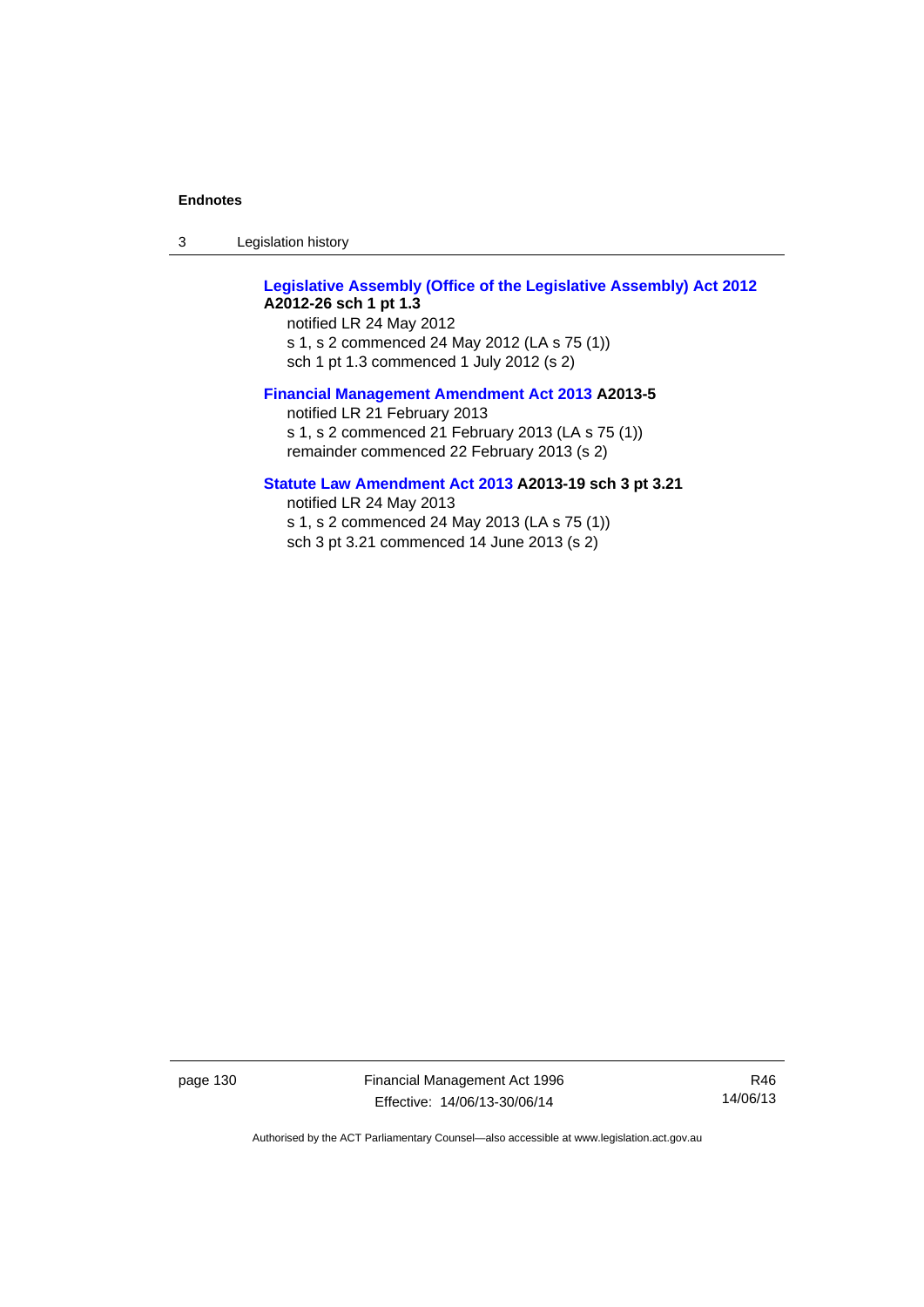**Legislative Assembly (Office of the Legislative Assembly) Act 2012 A2012-26 sch 1 pt 1.3**

notified LR 24 May 2012
s 1, s 2 commenced 24 May 2012 (LA s 75 (1))
sch 1 pt 1.3 commenced 1 July 2012 (s 2)

**Financial Management Amendment Act 2013 A2013-5**

notified LR 21 February 2013
s 1, s 2 commenced 21 February 2013 (LA s 75 (1))
remainder commenced 22 February 2013 (s 2)

**Statute Law Amendment Act 2013 A2013-19 sch 3 pt 3.21**

notified LR 24 May 2013
s 1, s 2 commenced 24 May 2013 (LA s 75 (1))
sch 3 pt 3.21 commenced 14 June 2013 (s 2)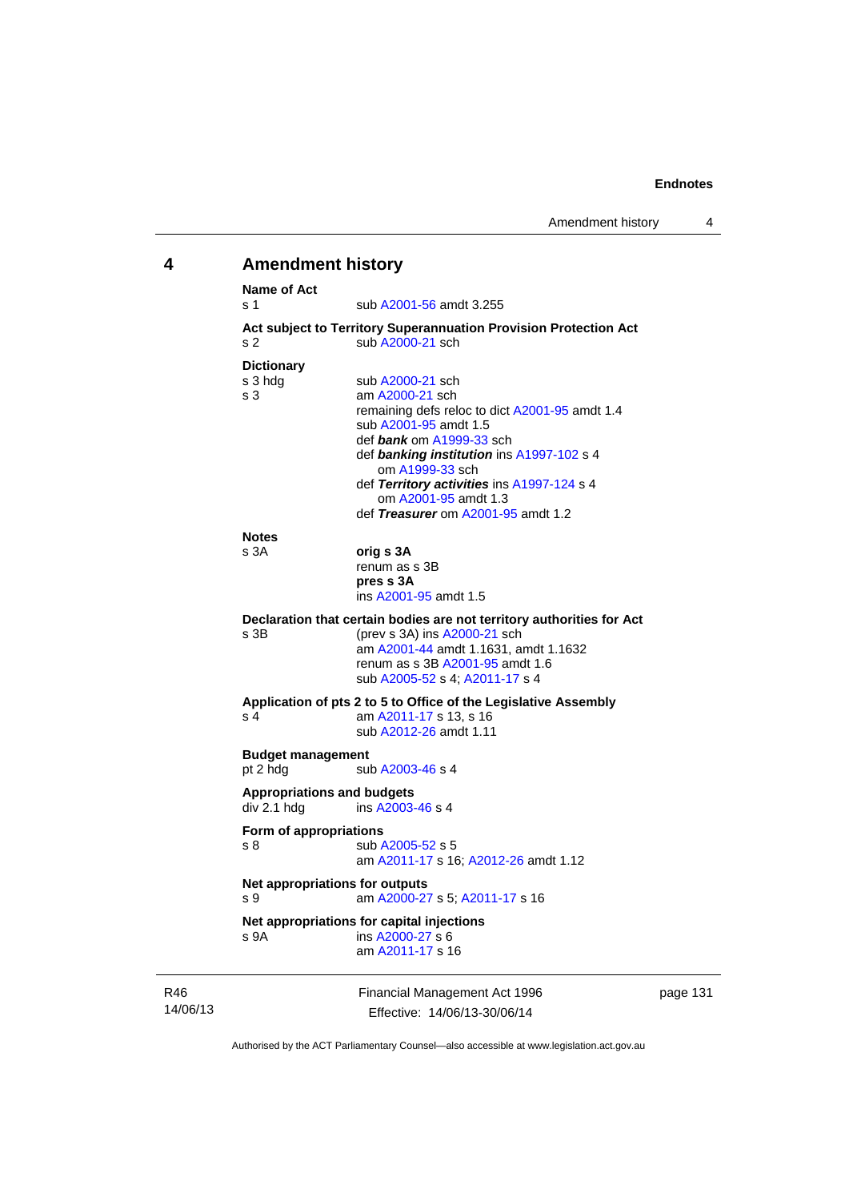## 4 Amendment history

**Name of Act**

s 1 sub A2001-56 amdt 3.255

**Act subject to Territory Superannuation Provision Protection Act**

s 2 sub A2000-21 sch

**Dictionary**

s 3 hdg sub A2000-21 sch

s 3 am A2000-21 sch
remaining defs reloc to dict A2001-95 amdt 1.4
sub A2001-95 amdt 1.5
def ***bank*** om A1999-33 sch
def ***banking institution*** ins A1997-102 s 4
om A1999-33 sch
def ***Territory activities*** ins A1997-124 s 4
om A2001-95 amdt 1.3
def ***Treasurer*** om A2001-95 amdt 1.2

**Notes**

s 3A **orig s 3A**
renum as s 3B
**pres s 3A**
ins A2001-95 amdt 1.5

**Declaration that certain bodies are not territory authorities for Act**

s 3B (prev s 3A) ins A2000-21 sch
am A2001-44 amdt 1.1631, amdt 1.1632
renum as s 3B A2001-95 amdt 1.6
sub A2005-52 s 4; A2011-17 s 4

**Application of pts 2 to 5 to Office of the Legislative Assembly**

s 4 am A2011-17 s 13, s 16
sub A2012-26 amdt 1.11

**Budget management**

pt 2 hdg sub A2003-46 s 4

**Appropriations and budgets**

div 2.1 hdg ins A2003-46 s 4

**Form of appropriations**

s 8 sub A2005-52 s 5
am A2011-17 s 16; A2012-26 amdt 1.12

**Net appropriations for outputs**

s 9 am A2000-27 s 5; A2011-17 s 16

**Net appropriations for capital injections**

s 9A ins A2000-27 s 6
am A2011-17 s 16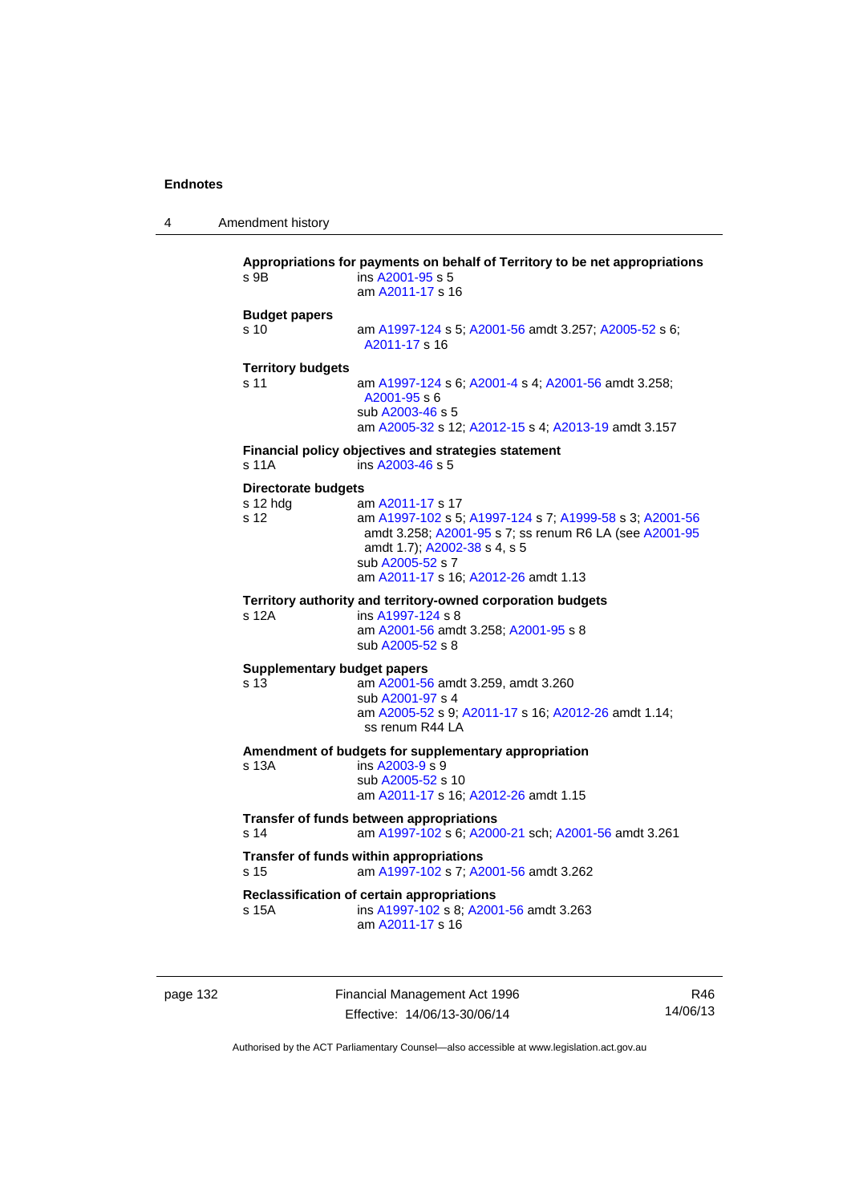**Appropriations for payments on behalf of Territory to be net appropriations**

s 9B ins A2001-95 s 5
am A2011-17 s 16

**Budget papers**

s 10 am A1997-124 s 5; A2001-56 amdt 3.257; A2005-52 s 6; A2011-17 s 16

**Territory budgets**

s 11 am A1997-124 s 6; A2001-4 s 4; A2001-56 amdt 3.258; A2001-95 s 6
sub A2003-46 s 5
am A2005-32 s 12; A2012-15 s 4; A2013-19 amdt 3.157

**Financial policy objectives and strategies statement**

s 11A ins A2003-46 s 5

**Directorate budgets**

s 12 hdg am A2011-17 s 17
s 12 am A1997-102 s 5; A1997-124 s 7; A1999-58 s 3; A2001-56 amdt 3.258; A2001-95 s 7; ss renum R6 LA (see A2001-95 amdt 1.7); A2002-38 s 4, s 5
sub A2005-52 s 7
am A2011-17 s 16; A2012-26 amdt 1.13

**Territory authority and territory-owned corporation budgets**

s 12A ins A1997-124 s 8
am A2001-56 amdt 3.258; A2001-95 s 8
sub A2005-52 s 8

**Supplementary budget papers**

s 13 am A2001-56 amdt 3.259, amdt 3.260
sub A2001-97 s 4
am A2005-52 s 9; A2011-17 s 16; A2012-26 amdt 1.14; ss renum R44 LA

**Amendment of budgets for supplementary appropriation**

s 13A ins A2003-9 s 9
sub A2005-52 s 10
am A2011-17 s 16; A2012-26 amdt 1.15

**Transfer of funds between appropriations**

s 14 am A1997-102 s 6; A2000-21 sch; A2001-56 amdt 3.261

**Transfer of funds within appropriations**

s 15 am A1997-102 s 7; A2001-56 amdt 3.262

**Reclassification of certain appropriations**

s 15A ins A1997-102 s 8; A2001-56 amdt 3.263
am A2011-17 s 16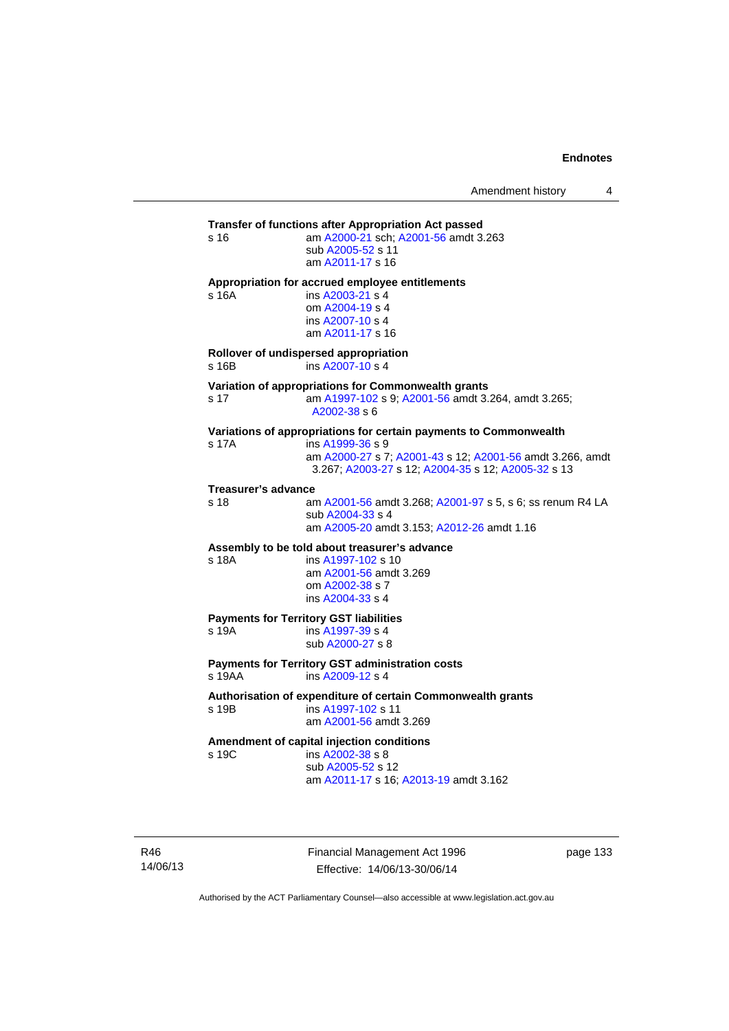**Transfer of functions after Appropriation Act passed**

s 16 am A2000-21 sch; A2001-56 amdt 3.263
sub A2005-52 s 11
am A2011-17 s 16

**Appropriation for accrued employee entitlements**

s 16A ins A2003-21 s 4
om A2004-19 s 4
ins A2007-10 s 4
am A2011-17 s 16

**Rollover of undispersed appropriation**

s 16B ins A2007-10 s 4

**Variation of appropriations for Commonwealth grants**

s 17 am A1997-102 s 9; A2001-56 amdt 3.264, amdt 3.265; A2002-38 s 6

**Variations of appropriations for certain payments to Commonwealth**

s 17A ins A1999-36 s 9
am A2000-27 s 7; A2001-43 s 12; A2001-56 amdt 3.266, amdt 3.267; A2003-27 s 12; A2004-35 s 12; A2005-32 s 13

**Treasurer's advance**

s 18 am A2001-56 amdt 3.268; A2001-97 s 5, s 6; ss renum R4 LA
sub A2004-33 s 4
am A2005-20 amdt 3.153; A2012-26 amdt 1.16

**Assembly to be told about treasurer's advance**

s 18A ins A1997-102 s 10
am A2001-56 amdt 3.269
om A2002-38 s 7
ins A2004-33 s 4

**Payments for Territory GST liabilities**

s 19A ins A1997-39 s 4
sub A2000-27 s 8

**Payments for Territory GST administration costs**

s 19AA ins A2009-12 s 4

**Authorisation of expenditure of certain Commonwealth grants**

s 19B ins A1997-102 s 11
am A2001-56 amdt 3.269

**Amendment of capital injection conditions**

s 19C ins A2002-38 s 8
sub A2005-52 s 12
am A2011-17 s 16; A2013-19 amdt 3.162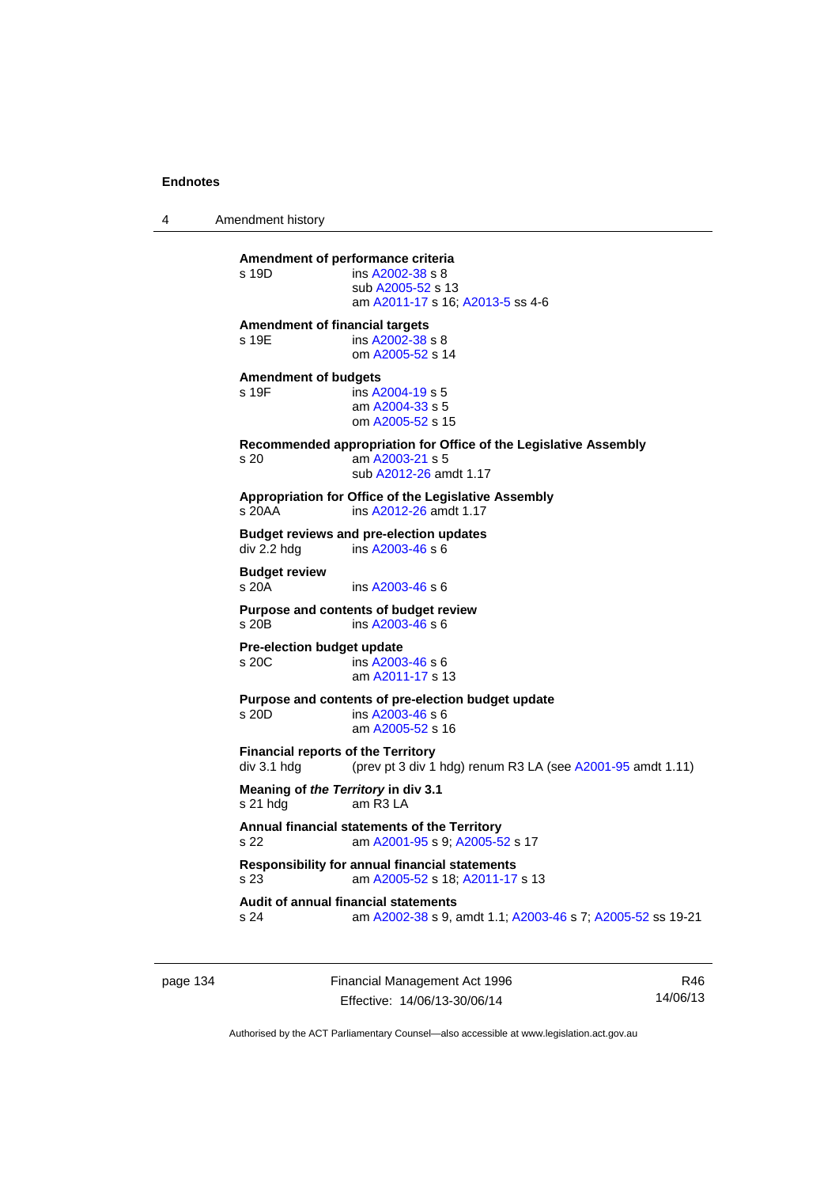**Amendment of performance criteria**
s 19D ins A2002-38 s 8
sub A2005-52 s 13
am A2011-17 s 16; A2013-5 ss 4-6

**Amendment of financial targets**
s 19E ins A2002-38 s 8
om A2005-52 s 14

**Amendment of budgets**
s 19F ins A2004-19 s 5
am A2004-33 s 5
om A2005-52 s 15

**Recommended appropriation for Office of the Legislative Assembly**
s 20 am A2003-21 s 5
sub A2012-26 amdt 1.17

**Appropriation for Office of the Legislative Assembly**
s 20AA ins A2012-26 amdt 1.17

**Budget reviews and pre-election updates**
div 2.2 hdg ins A2003-46 s 6

**Budget review**
s 20A ins A2003-46 s 6

**Purpose and contents of budget review**
s 20B ins A2003-46 s 6

**Pre-election budget update**
s 20C ins A2003-46 s 6
am A2011-17 s 13

**Purpose and contents of pre-election budget update**
s 20D ins A2003-46 s 6
am A2005-52 s 16

**Financial reports of the Territory**
div 3.1 hdg (prev pt 3 div 1 hdg) renum R3 LA (see A2001-95 amdt 1.11)

**Meaning of *the Territory* in div 3.1**
s 21 hdg am R3 LA

**Annual financial statements of the Territory**
s 22 am A2001-95 s 9; A2005-52 s 17

**Responsibility for annual financial statements**
s 23 am A2005-52 s 18; A2011-17 s 13

**Audit of annual financial statements**
s 24 am A2002-38 s 9, amdt 1.1; A2003-46 s 7; A2005-52 ss 19-21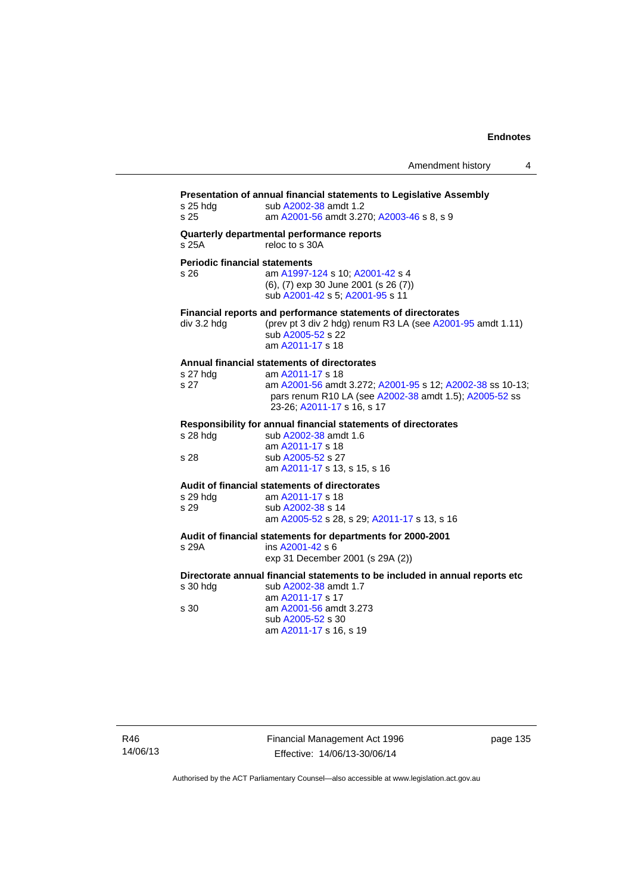**Presentation of annual financial statements to Legislative Assembly**

s 25 hdg sub A2002-38 amdt 1.2
s 25 am A2001-56 amdt 3.270; A2003-46 s 8, s 9

**Quarterly departmental performance reports**

s 25A reloc to s 30A

**Periodic financial statements**

s 26 am A1997-124 s 10; A2001-42 s 4
(6), (7) exp 30 June 2001 (s 26 (7))
sub A2001-42 s 5; A2001-95 s 11

**Financial reports and performance statements of directorates**

div 3.2 hdg (prev pt 3 div 2 hdg) renum R3 LA (see A2001-95 amdt 1.11)
sub A2005-52 s 22
am A2011-17 s 18

**Annual financial statements of directorates**

s 27 hdg am A2011-17 s 18
s 27 am A2001-56 amdt 3.272; A2001-95 s 12; A2002-38 ss 10-13; pars renum R10 LA (see A2002-38 amdt 1.5); A2005-52 ss 23-26; A2011-17 s 16, s 17

**Responsibility for annual financial statements of directorates**

s 28 hdg sub A2002-38 amdt 1.6
am A2011-17 s 18
s 28 sub A2005-52 s 27
am A2011-17 s 13, s 15, s 16

**Audit of financial statements of directorates**

s 29 hdg am A2011-17 s 18
s 29 sub A2002-38 s 14
am A2005-52 s 28, s 29; A2011-17 s 13, s 16

**Audit of financial statements for departments for 2000-2001**

s 29A ins A2001-42 s 6
exp 31 December 2001 (s 29A (2))

**Directorate annual financial statements to be included in annual reports etc**

s 30 hdg sub A2002-38 amdt 1.7
am A2011-17 s 17
s 30 am A2001-56 amdt 3.273
sub A2005-52 s 30
am A2011-17 s 16, s 19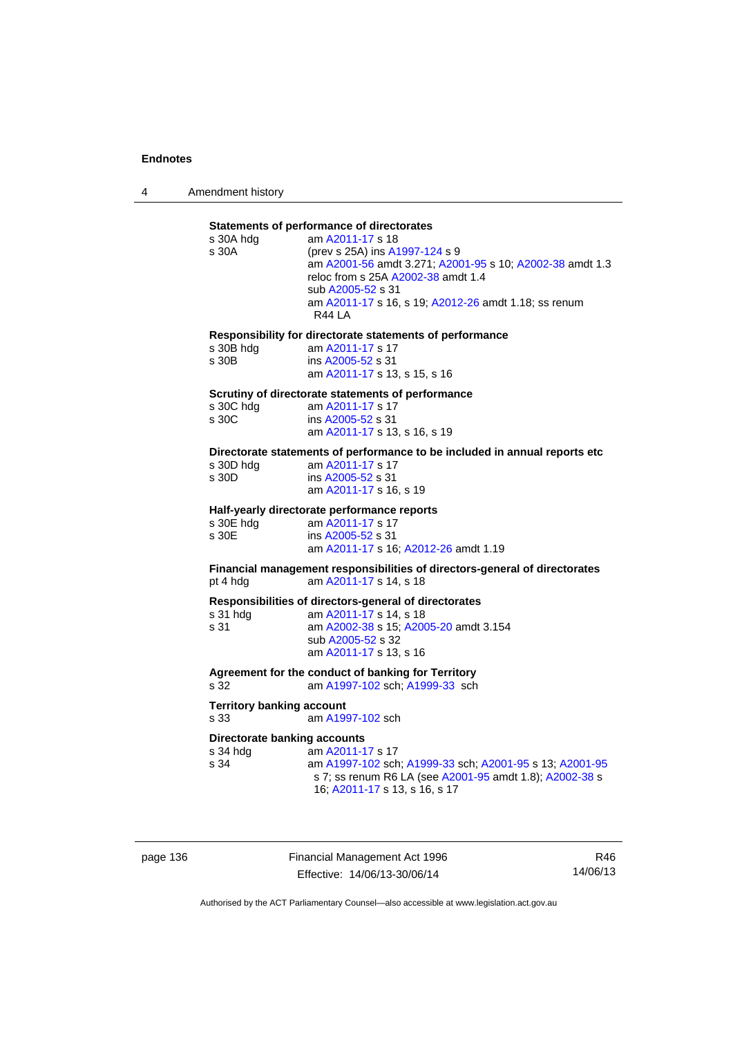**Statements of performance of directorates**

| | |
|---|---|
| s 30A hdg | am A2011-17 s 18 |
| s 30A | (prev s 25A) ins A1997-124 s 9<br>am A2001-56 amdt 3.271; A2001-95 s 10; A2002-38 amdt 1.3<br>reloc from s 25A A2002-38 amdt 1.4<br>sub A2005-52 s 31<br>am A2011-17 s 16, s 19; A2012-26 amdt 1.18; ss renum R44 LA |

**Responsibility for directorate statements of performance**

| | |
|---|---|
| s 30B hdg | am A2011-17 s 17 |
| s 30B | ins A2005-52 s 31<br>am A2011-17 s 13, s 15, s 16 |

**Scrutiny of directorate statements of performance**

| | |
|---|---|
| s 30C hdg | am A2011-17 s 17 |
| s 30C | ins A2005-52 s 31<br>am A2011-17 s 13, s 16, s 19 |

**Directorate statements of performance to be included in annual reports etc**

| | |
|---|---|
| s 30D hdg | am A2011-17 s 17 |
| s 30D | ins A2005-52 s 31<br>am A2011-17 s 16, s 19 |

**Half-yearly directorate performance reports**

| | |
|---|---|
| s 30E hdg | am A2011-17 s 17 |
| s 30E | ins A2005-52 s 31<br>am A2011-17 s 16; A2012-26 amdt 1.19 |

**Financial management responsibilities of directors-general of directorates**

| | |
|---|---|
| pt 4 hdg | am A2011-17 s 14, s 18 |

**Responsibilities of directors-general of directorates**

| | |
|---|---|
| s 31 hdg | am A2011-17 s 14, s 18 |
| s 31 | am A2002-38 s 15; A2005-20 amdt 3.154<br>sub A2005-52 s 32<br>am A2011-17 s 13, s 16 |

**Agreement for the conduct of banking for Territory**

| | |
|---|---|
| s 32 | am A1997-102 sch; A1999-33 sch |

**Territory banking account**

| | |
|---|---|
| s 33 | am A1997-102 sch |

**Directorate banking accounts**

| | |
|---|---|
| s 34 hdg | am A2011-17 s 17 |
| s 34 | am A1997-102 sch; A1999-33 sch; A2001-95 s 13; A2001-95 s 7; ss renum R6 LA (see A2001-95 amdt 1.8); A2002-38 s 16; A2011-17 s 13, s 16, s 17 |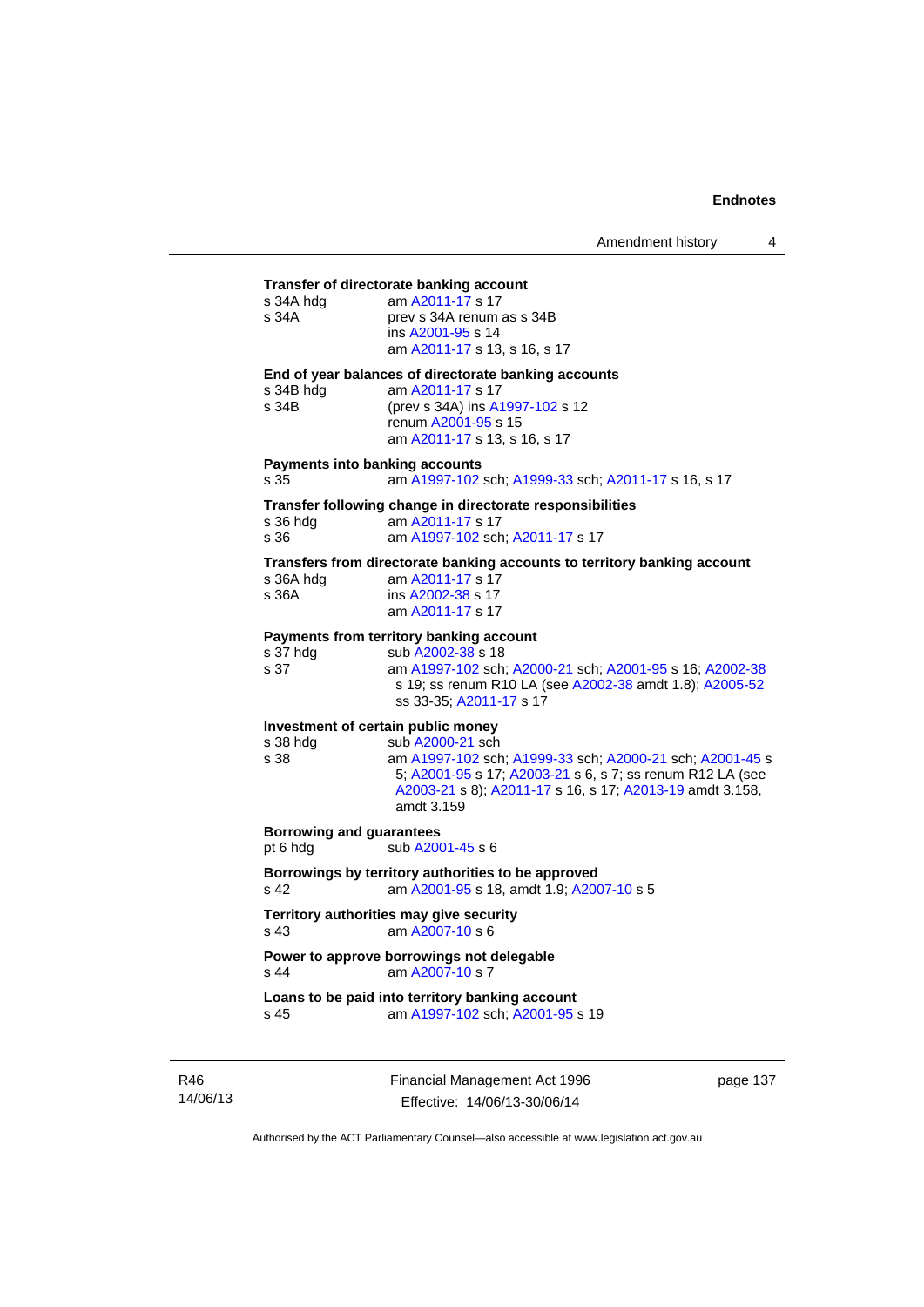**Transfer of directorate banking account**

s 34A hdg am A2011-17 s 17

s 34A prev s 34A renum as s 34B
ins A2001-95 s 14
am A2011-17 s 13, s 16, s 17

**End of year balances of directorate banking accounts**

s 34B hdg am A2011-17 s 17

s 34B (prev s 34A) ins A1997-102 s 12
renum A2001-95 s 15
am A2011-17 s 13, s 16, s 17

**Payments into banking accounts**

s 35 am A1997-102 sch; A1999-33 sch; A2011-17 s 16, s 17

**Transfer following change in directorate responsibilities**

s 36 hdg am A2011-17 s 17

s 36 am A1997-102 sch; A2011-17 s 17

**Transfers from directorate banking accounts to territory banking account**

s 36A hdg am A2011-17 s 17

s 36A ins A2002-38 s 17
am A2011-17 s 17

**Payments from territory banking account**

s 37 hdg sub A2002-38 s 18

s 37 am A1997-102 sch; A2000-21 sch; A2001-95 s 16; A2002-38 s 19; ss renum R10 LA (see A2002-38 amdt 1.8); A2005-52 ss 33-35; A2011-17 s 17

**Investment of certain public money**

s 38 hdg sub A2000-21 sch

s 38 am A1997-102 sch; A1999-33 sch; A2000-21 sch; A2001-45 s 5; A2001-95 s 17; A2003-21 s 6, s 7; ss renum R12 LA (see A2003-21 s 8); A2011-17 s 16, s 17; A2013-19 amdt 3.158, amdt 3.159

**Borrowing and guarantees**

pt 6 hdg sub A2001-45 s 6

**Borrowings by territory authorities to be approved**

s 42 am A2001-95 s 18, amdt 1.9; A2007-10 s 5

**Territory authorities may give security**

s 43 am A2007-10 s 6

**Power to approve borrowings not delegable**

s 44 am A2007-10 s 7

**Loans to be paid into territory banking account**

s 45 am A1997-102 sch; A2001-95 s 19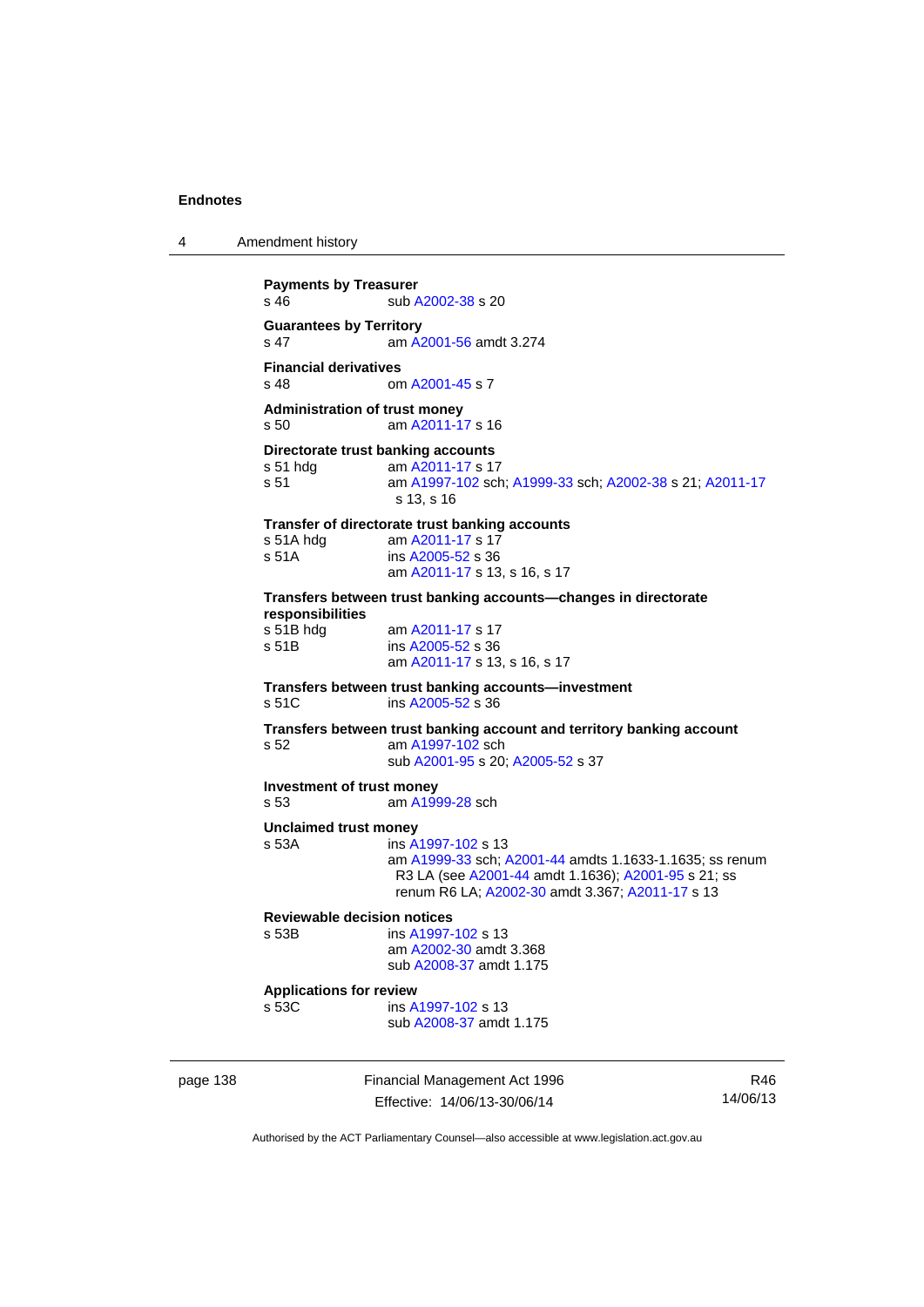**Payments by Treasurer**
s 46 sub A2002-38 s 20

**Guarantees by Territory**
s 47 am A2001-56 amdt 3.274

**Financial derivatives**
s 48 om A2001-45 s 7

**Administration of trust money**
s 50 am A2011-17 s 16

**Directorate trust banking accounts**
s 51 hdg am A2011-17 s 17
s 51 am A1997-102 sch; A1999-33 sch; A2002-38 s 21; A2011-17 s 13, s 16

**Transfer of directorate trust banking accounts**
s 51A hdg am A2011-17 s 17
s 51A ins A2005-52 s 36
am A2011-17 s 13, s 16, s 17

**Transfers between trust banking accounts—changes in directorate responsibilities**
s 51B hdg am A2011-17 s 17
s 51B ins A2005-52 s 36
am A2011-17 s 13, s 16, s 17

**Transfers between trust banking accounts—investment**
s 51C ins A2005-52 s 36

**Transfers between trust banking account and territory banking account**
s 52 am A1997-102 sch
sub A2001-95 s 20; A2005-52 s 37

**Investment of trust money**
s 53 am A1999-28 sch

**Unclaimed trust money**
s 53A ins A1997-102 s 13
am A1999-33 sch; A2001-44 amdts 1.1633-1.1635; ss renum R3 LA (see A2001-44 amdt 1.1636); A2001-95 s 21; ss renum R6 LA; A2002-30 amdt 3.367; A2011-17 s 13

**Reviewable decision notices**
s 53B ins A1997-102 s 13
am A2002-30 amdt 3.368
sub A2008-37 amdt 1.175

**Applications for review**
s 53C ins A1997-102 s 13
sub A2008-37 amdt 1.175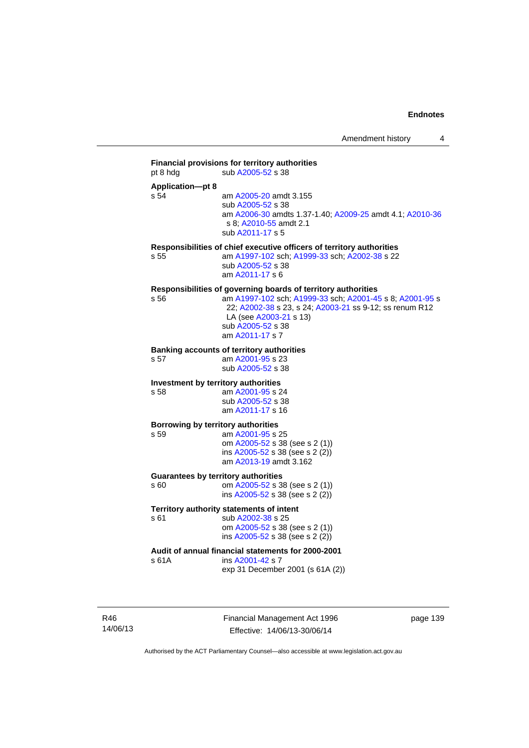**Financial provisions for territory authorities**

pt 8 hdg sub A2005-52 s 38

**Application—pt 8**

s 54 am A2005-20 amdt 3.155
sub A2005-52 s 38
am A2006-30 amdts 1.37-1.40; A2009-25 amdt 4.1; A2010-36 s 8; A2010-55 amdt 2.1
sub A2011-17 s 5

**Responsibilities of chief executive officers of territory authorities**

s 55 am A1997-102 sch; A1999-33 sch; A2002-38 s 22
sub A2005-52 s 38
am A2011-17 s 6

**Responsibilities of governing boards of territory authorities**

s 56 am A1997-102 sch; A1999-33 sch; A2001-45 s 8; A2001-95 s 22; A2002-38 s 23, s 24; A2003-21 ss 9-12; ss renum R12 LA (see A2003-21 s 13)
sub A2005-52 s 38
am A2011-17 s 7

**Banking accounts of territory authorities**

s 57 am A2001-95 s 23
sub A2005-52 s 38

**Investment by territory authorities**

s 58 am A2001-95 s 24
sub A2005-52 s 38
am A2011-17 s 16

**Borrowing by territory authorities**

s 59 am A2001-95 s 25
om A2005-52 s 38 (see s 2 (1))
ins A2005-52 s 38 (see s 2 (2))
am A2013-19 amdt 3.162

**Guarantees by territory authorities**

s 60 om A2005-52 s 38 (see s 2 (1))
ins A2005-52 s 38 (see s 2 (2))

**Territory authority statements of intent**

s 61 sub A2002-38 s 25
om A2005-52 s 38 (see s 2 (1))
ins A2005-52 s 38 (see s 2 (2))

**Audit of annual financial statements for 2000-2001**

s 61A ins A2001-42 s 7
exp 31 December 2001 (s 61A (2))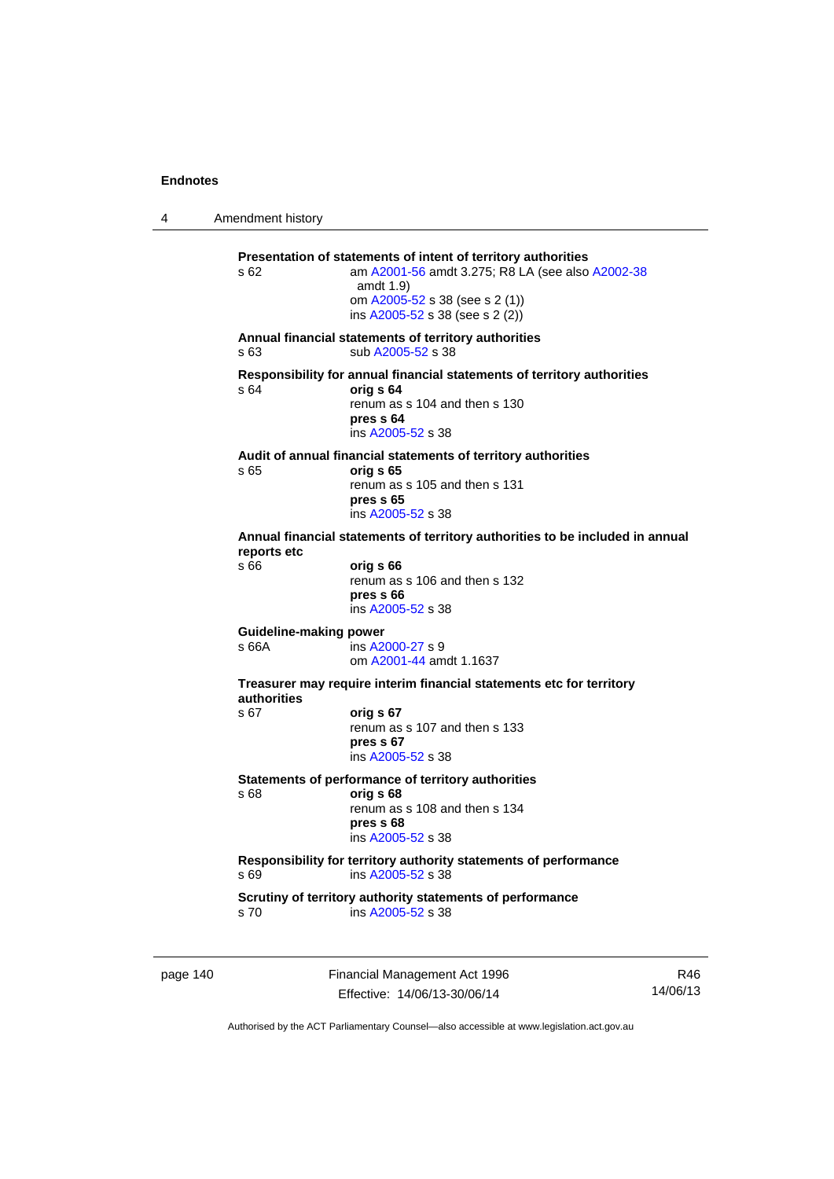**Presentation of statements of intent of territory authorities**
s 62 am A2001-56 amdt 3.275; R8 LA (see also A2002-38 amdt 1.9)
om A2005-52 s 38 (see s 2 (1))
ins A2005-52 s 38 (see s 2 (2))

**Annual financial statements of territory authorities**
s 63 sub A2005-52 s 38

**Responsibility for annual financial statements of territory authorities**
s 64 **orig s 64**
renum as s 104 and then s 130
**pres s 64**
ins A2005-52 s 38

**Audit of annual financial statements of territory authorities**
s 65 **orig s 65**
renum as s 105 and then s 131
**pres s 65**
ins A2005-52 s 38

**Annual financial statements of territory authorities to be included in annual reports etc**
s 66 **orig s 66**
renum as s 106 and then s 132
**pres s 66**
ins A2005-52 s 38

**Guideline-making power**
s 66A ins A2000-27 s 9
om A2001-44 amdt 1.1637

**Treasurer may require interim financial statements etc for territory authorities**
s 67 **orig s 67**
renum as s 107 and then s 133
**pres s 67**
ins A2005-52 s 38

**Statements of performance of territory authorities**
s 68 **orig s 68**
renum as s 108 and then s 134
**pres s 68**
ins A2005-52 s 38

**Responsibility for territory authority statements of performance**
s 69 ins A2005-52 s 38

**Scrutiny of territory authority statements of performance**
s 70 ins A2005-52 s 38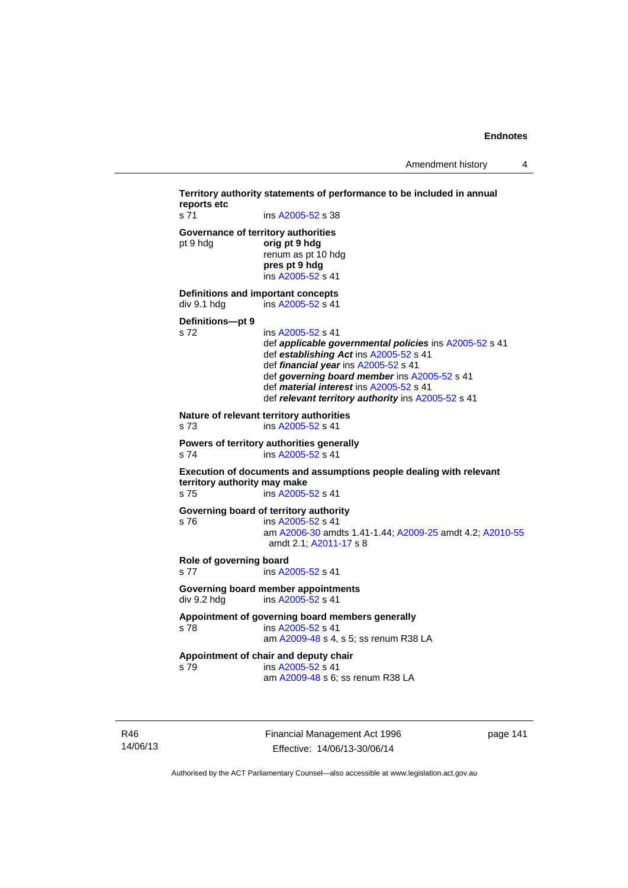**Territory authority statements of performance to be included in annual reports etc**

s 71 ins A2005-52 s 38

**Governance of territory authorities**

pt 9 hdg **orig pt 9 hdg**
renum as pt 10 hdg
**pres pt 9 hdg**
ins A2005-52 s 41

**Definitions and important concepts**

div 9.1 hdg ins A2005-52 s 41

**Definitions—pt 9**

s 72 ins A2005-52 s 41
def ***applicable governmental policies*** ins A2005-52 s 41
def ***establishing Act*** ins A2005-52 s 41
def ***financial year*** ins A2005-52 s 41
def ***governing board member*** ins A2005-52 s 41
def ***material interest*** ins A2005-52 s 41
def ***relevant territory authority*** ins A2005-52 s 41

**Nature of relevant territory authorities**

s 73 ins A2005-52 s 41

**Powers of territory authorities generally**

s 74 ins A2005-52 s 41

**Execution of documents and assumptions people dealing with relevant territory authority may make**

s 75 ins A2005-52 s 41

**Governing board of territory authority**

s 76 ins A2005-52 s 41
am A2006-30 amdts 1.41-1.44; A2009-25 amdt 4.2; A2010-55 amdt 2.1; A2011-17 s 8

**Role of governing board**

s 77 ins A2005-52 s 41

**Governing board member appointments**

div 9.2 hdg ins A2005-52 s 41

**Appointment of governing board members generally**

s 78 ins A2005-52 s 41
am A2009-48 s 4, s 5; ss renum R38 LA

**Appointment of chair and deputy chair**

s 79 ins A2005-52 s 41
am A2009-48 s 6; ss renum R38 LA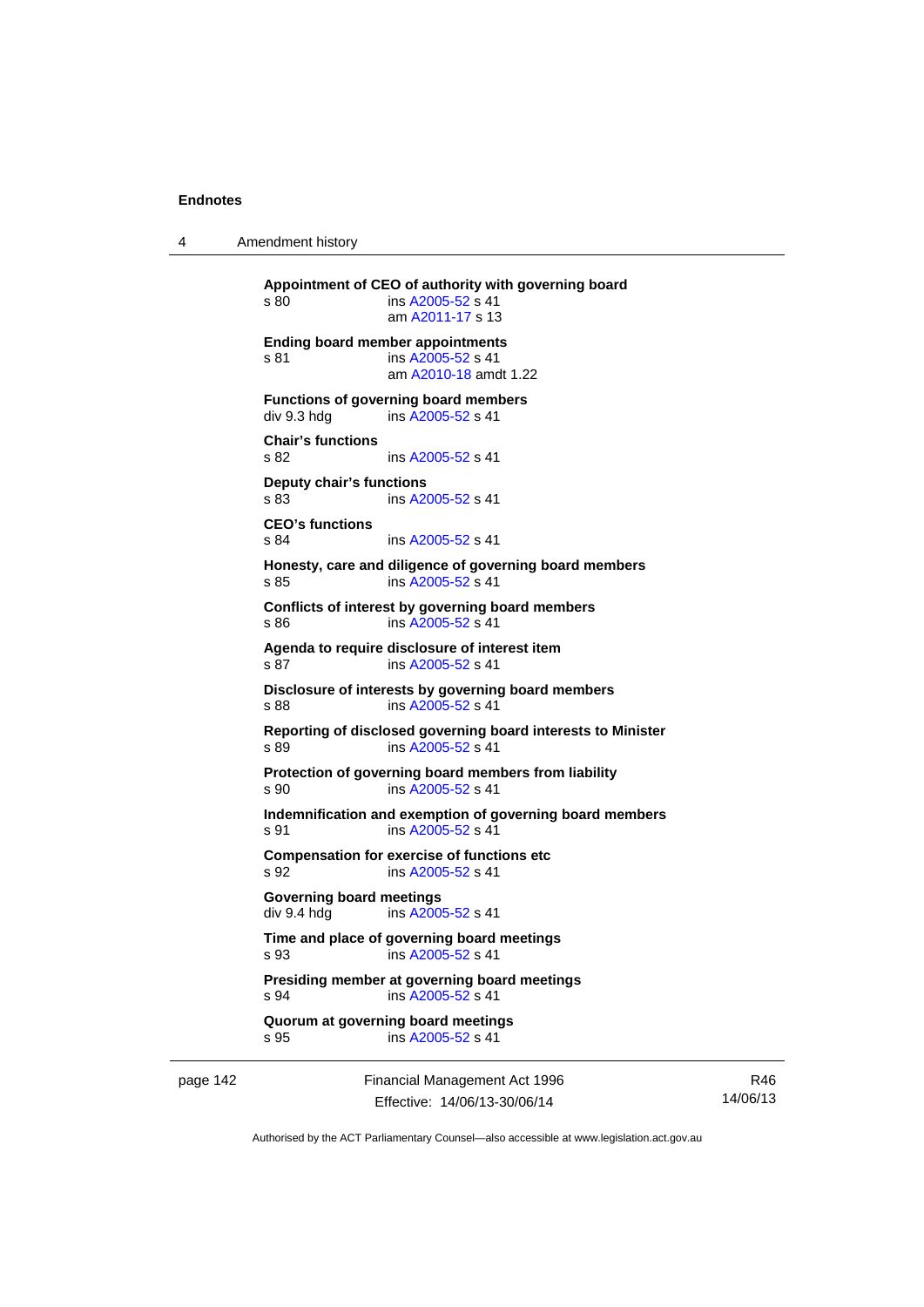**Appointment of CEO of authority with governing board**
s 80 ins A2005-52 s 41
am A2011-17 s 13

**Ending board member appointments**
s 81 ins A2005-52 s 41
am A2010-18 amdt 1.22

**Functions of governing board members**
div 9.3 hdg ins A2005-52 s 41

**Chair's functions**
s 82 ins A2005-52 s 41

**Deputy chair's functions**
s 83 ins A2005-52 s 41

**CEO's functions**
s 84 ins A2005-52 s 41

**Honesty, care and diligence of governing board members**
s 85 ins A2005-52 s 41

**Conflicts of interest by governing board members**
s 86 ins A2005-52 s 41

**Agenda to require disclosure of interest item**
s 87 ins A2005-52 s 41

**Disclosure of interests by governing board members**
s 88 ins A2005-52 s 41

**Reporting of disclosed governing board interests to Minister**
s 89 ins A2005-52 s 41

**Protection of governing board members from liability**
s 90 ins A2005-52 s 41

**Indemnification and exemption of governing board members**
s 91 ins A2005-52 s 41

**Compensation for exercise of functions etc**
s 92 ins A2005-52 s 41

**Governing board meetings**
div 9.4 hdg ins A2005-52 s 41

**Time and place of governing board meetings**
s 93 ins A2005-52 s 41

**Presiding member at governing board meetings**
s 94 ins A2005-52 s 41

**Quorum at governing board meetings**
s 95 ins A2005-52 s 41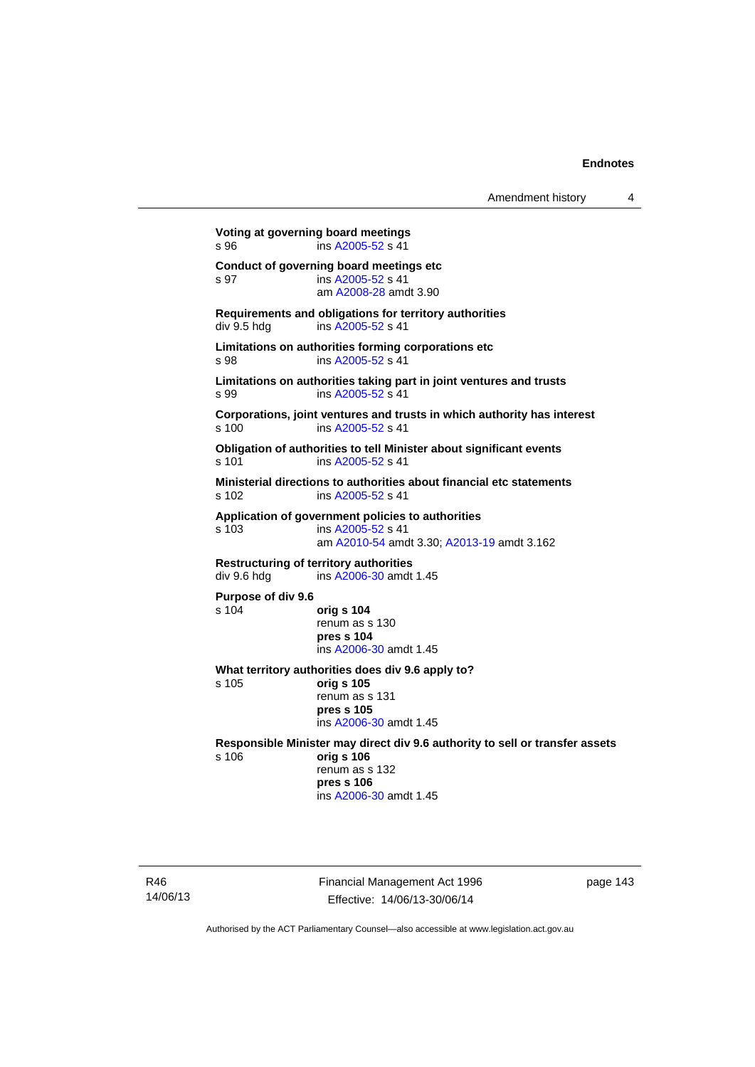**Voting at governing board meetings**
s 96 ins A2005-52 s 41

**Conduct of governing board meetings etc**
s 97 ins A2005-52 s 41
am A2008-28 amdt 3.90

**Requirements and obligations for territory authorities**
div 9.5 hdg ins A2005-52 s 41

**Limitations on authorities forming corporations etc**
s 98 ins A2005-52 s 41

**Limitations on authorities taking part in joint ventures and trusts**
s 99 ins A2005-52 s 41

**Corporations, joint ventures and trusts in which authority has interest**
s 100 ins A2005-52 s 41

**Obligation of authorities to tell Minister about significant events**
s 101 ins A2005-52 s 41

**Ministerial directions to authorities about financial etc statements**
s 102 ins A2005-52 s 41

**Application of government policies to authorities**
s 103 ins A2005-52 s 41
am A2010-54 amdt 3.30; A2013-19 amdt 3.162

**Restructuring of territory authorities**
div 9.6 hdg ins A2006-30 amdt 1.45

**Purpose of div 9.6**
s 104 **orig s 104**
renum as s 130
**pres s 104**
ins A2006-30 amdt 1.45

**What territory authorities does div 9.6 apply to?**
s 105 **orig s 105**
renum as s 131
**pres s 105**
ins A2006-30 amdt 1.45

**Responsible Minister may direct div 9.6 authority to sell or transfer assets**
s 106 **orig s 106**
renum as s 132
**pres s 106**
ins A2006-30 amdt 1.45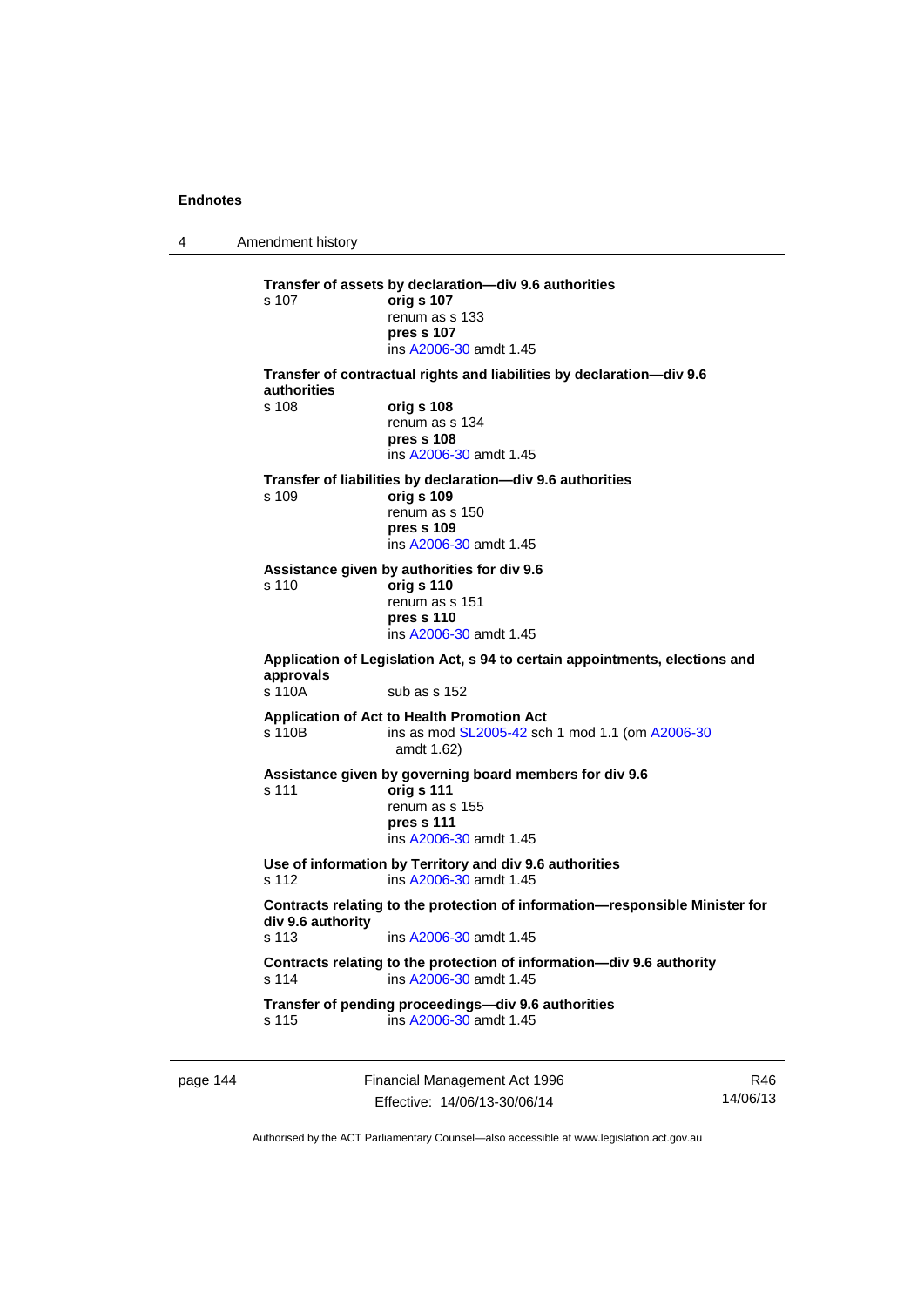**Transfer of assets by declaration—div 9.6 authorities**

s 107 **orig s 107**
renum as s 133
**pres s 107**
ins A2006-30 amdt 1.45

**Transfer of contractual rights and liabilities by declaration—div 9.6 authorities**

s 108 **orig s 108**
renum as s 134
**pres s 108**
ins A2006-30 amdt 1.45

**Transfer of liabilities by declaration—div 9.6 authorities**

s 109 **orig s 109**
renum as s 150
**pres s 109**
ins A2006-30 amdt 1.45

**Assistance given by authorities for div 9.6**

s 110 **orig s 110**
renum as s 151
**pres s 110**
ins A2006-30 amdt 1.45

**Application of Legislation Act, s 94 to certain appointments, elections and approvals**

s 110A sub as s 152

**Application of Act to Health Promotion Act**

s 110B ins as mod SL2005-42 sch 1 mod 1.1 (om A2006-30 amdt 1.62)

**Assistance given by governing board members for div 9.6**

s 111 **orig s 111**
renum as s 155
**pres s 111**
ins A2006-30 amdt 1.45

**Use of information by Territory and div 9.6 authorities**

s 112 ins A2006-30 amdt 1.45

**Contracts relating to the protection of information—responsible Minister for div 9.6 authority**

s 113 ins A2006-30 amdt 1.45

**Contracts relating to the protection of information—div 9.6 authority**

s 114 ins A2006-30 amdt 1.45

**Transfer of pending proceedings—div 9.6 authorities**

s 115 ins A2006-30 amdt 1.45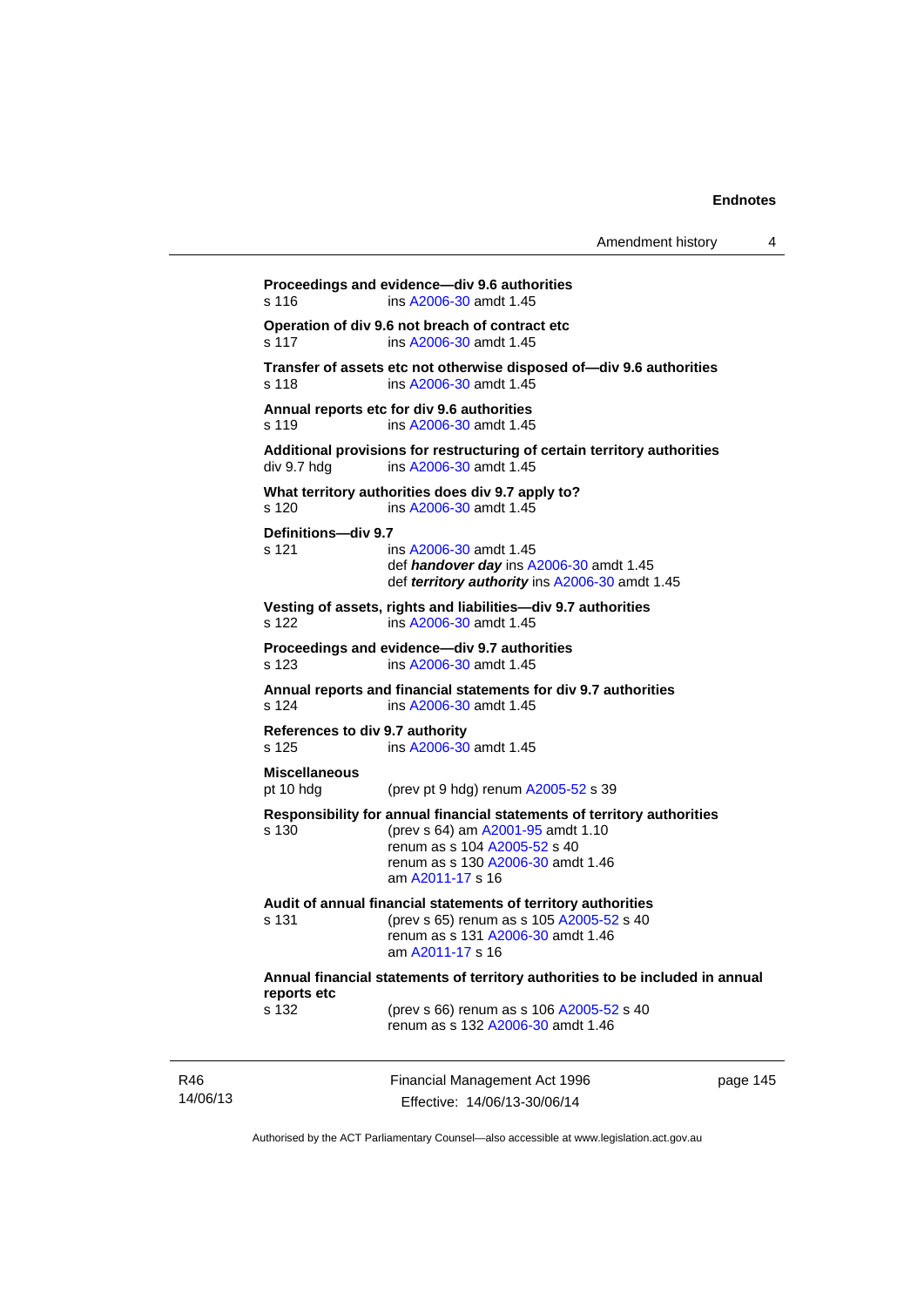**Proceedings and evidence—div 9.6 authorities**
s 116 ins A2006-30 amdt 1.45

**Operation of div 9.6 not breach of contract etc**
s 117 ins A2006-30 amdt 1.45

**Transfer of assets etc not otherwise disposed of—div 9.6 authorities**
s 118 ins A2006-30 amdt 1.45

**Annual reports etc for div 9.6 authorities**
s 119 ins A2006-30 amdt 1.45

**Additional provisions for restructuring of certain territory authorities**
div 9.7 hdg ins A2006-30 amdt 1.45

**What territory authorities does div 9.7 apply to?**
s 120 ins A2006-30 amdt 1.45

**Definitions—div 9.7**
s 121 ins A2006-30 amdt 1.45
def ***handover day*** ins A2006-30 amdt 1.45
def ***territory authority*** ins A2006-30 amdt 1.45

**Vesting of assets, rights and liabilities—div 9.7 authorities**
s 122 ins A2006-30 amdt 1.45

**Proceedings and evidence—div 9.7 authorities**
s 123 ins A2006-30 amdt 1.45

**Annual reports and financial statements for div 9.7 authorities**
s 124 ins A2006-30 amdt 1.45

**References to div 9.7 authority**
s 125 ins A2006-30 amdt 1.45

**Miscellaneous**
pt 10 hdg (prev pt 9 hdg) renum A2005-52 s 39

**Responsibility for annual financial statements of territory authorities**
s 130 (prev s 64) am A2001-95 amdt 1.10
renum as s 104 A2005-52 s 40
renum as s 130 A2006-30 amdt 1.46
am A2011-17 s 16

**Audit of annual financial statements of territory authorities**
s 131 (prev s 65) renum as s 105 A2005-52 s 40
renum as s 131 A2006-30 amdt 1.46
am A2011-17 s 16

**Annual financial statements of territory authorities to be included in annual reports etc**
s 132 (prev s 66) renum as s 106 A2005-52 s 40
renum as s 132 A2006-30 amdt 1.46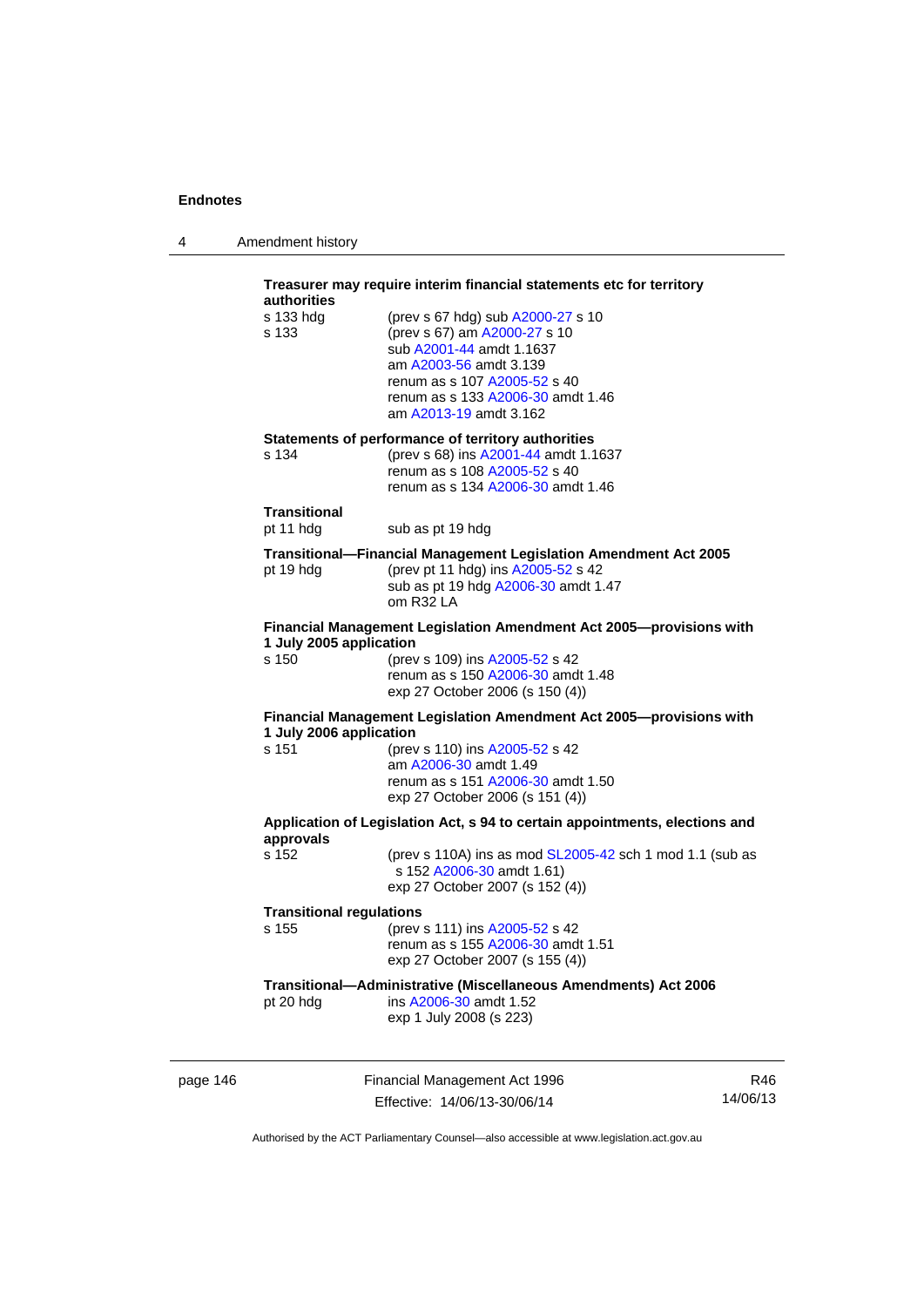**Treasurer may require interim financial statements etc for territory authorities**

s 133 hdg — (prev s 67 hdg) sub A2000-27 s 10

s 133 — (prev s 67) am A2000-27 s 10
sub A2001-44 amdt 1.1637
am A2003-56 amdt 3.139
renum as s 107 A2005-52 s 40
renum as s 133 A2006-30 amdt 1.46
am A2013-19 amdt 3.162

**Statements of performance of territory authorities**

s 134 — (prev s 68) ins A2001-44 amdt 1.1637
renum as s 108 A2005-52 s 40
renum as s 134 A2006-30 amdt 1.46

**Transitional**

pt 11 hdg — sub as pt 19 hdg

**Transitional—Financial Management Legislation Amendment Act 2005**

pt 19 hdg — (prev pt 11 hdg) ins A2005-52 s 42
sub as pt 19 hdg A2006-30 amdt 1.47
om R32 LA

**Financial Management Legislation Amendment Act 2005—provisions with 1 July 2005 application**

s 150 — (prev s 109) ins A2005-52 s 42
renum as s 150 A2006-30 amdt 1.48
exp 27 October 2006 (s 150 (4))

**Financial Management Legislation Amendment Act 2005—provisions with 1 July 2006 application**

s 151 — (prev s 110) ins A2005-52 s 42
am A2006-30 amdt 1.49
renum as s 151 A2006-30 amdt 1.50
exp 27 October 2006 (s 151 (4))

**Application of Legislation Act, s 94 to certain appointments, elections and approvals**

s 152 — (prev s 110A) ins as mod SL2005-42 sch 1 mod 1.1 (sub as s 152 A2006-30 amdt 1.61)
exp 27 October 2007 (s 152 (4))

**Transitional regulations**

s 155 — (prev s 111) ins A2005-52 s 42
renum as s 155 A2006-30 amdt 1.51
exp 27 October 2007 (s 155 (4))

**Transitional—Administrative (Miscellaneous Amendments) Act 2006**

pt 20 hdg — ins A2006-30 amdt 1.52
exp 1 July 2008 (s 223)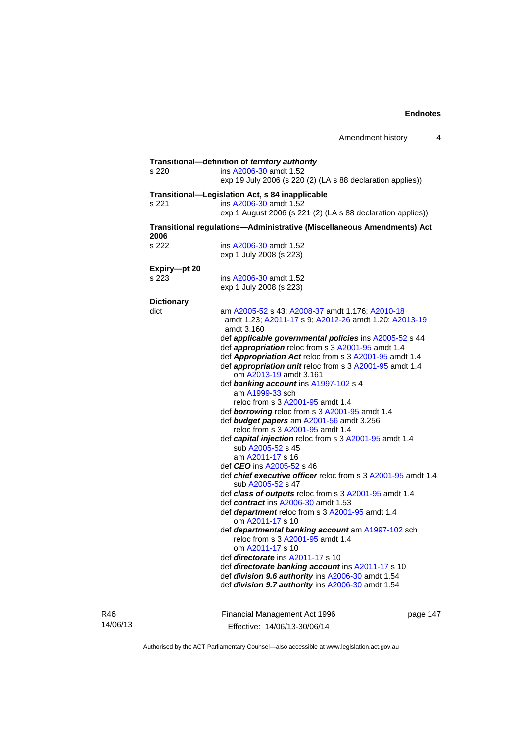**Transitional—definition of *territory authority***

s 220 ins A2006-30 amdt 1.52
exp 19 July 2006 (s 220 (2) (LA s 88 declaration applies))

**Transitional—Legislation Act, s 84 inapplicable**

s 221 ins A2006-30 amdt 1.52
exp 1 August 2006 (s 221 (2) (LA s 88 declaration applies))

**Transitional regulations—Administrative (Miscellaneous Amendments) Act 2006**

s 222 ins A2006-30 amdt 1.52
exp 1 July 2008 (s 223)

**Expiry—pt 20**

s 223 ins A2006-30 amdt 1.52
exp 1 July 2008 (s 223)

**Dictionary**

dict am A2005-52 s 43; A2008-37 amdt 1.176; A2010-18 amdt 1.23; A2011-17 s 9; A2012-26 amdt 1.20; A2013-19 amdt 3.160

def ***applicable governmental policies*** ins A2005-52 s 44
def ***appropriation*** reloc from s 3 A2001-95 amdt 1.4
def ***Appropriation Act*** reloc from s 3 A2001-95 amdt 1.4
def ***appropriation unit*** reloc from s 3 A2001-95 amdt 1.4
  om A2013-19 amdt 3.161
def ***banking account*** ins A1997-102 s 4
  am A1999-33 sch
  reloc from s 3 A2001-95 amdt 1.4
def ***borrowing*** reloc from s 3 A2001-95 amdt 1.4
def ***budget papers*** am A2001-56 amdt 3.256
  reloc from s 3 A2001-95 amdt 1.4
def ***capital injection*** reloc from s 3 A2001-95 amdt 1.4
  sub A2005-52 s 45
  am A2011-17 s 16
def ***CEO*** ins A2005-52 s 46
def ***chief executive officer*** reloc from s 3 A2001-95 amdt 1.4
  sub A2005-52 s 47
def ***class of outputs*** reloc from s 3 A2001-95 amdt 1.4
def ***contract*** ins A2006-30 amdt 1.53
def ***department*** reloc from s 3 A2001-95 amdt 1.4
  om A2011-17 s 10
def ***departmental banking account*** am A1997-102 sch
  reloc from s 3 A2001-95 amdt 1.4
  om A2011-17 s 10
def ***directorate*** ins A2011-17 s 10
def ***directorate banking account*** ins A2011-17 s 10
def ***division 9.6 authority*** ins A2006-30 amdt 1.54
def ***division 9.7 authority*** ins A2006-30 amdt 1.54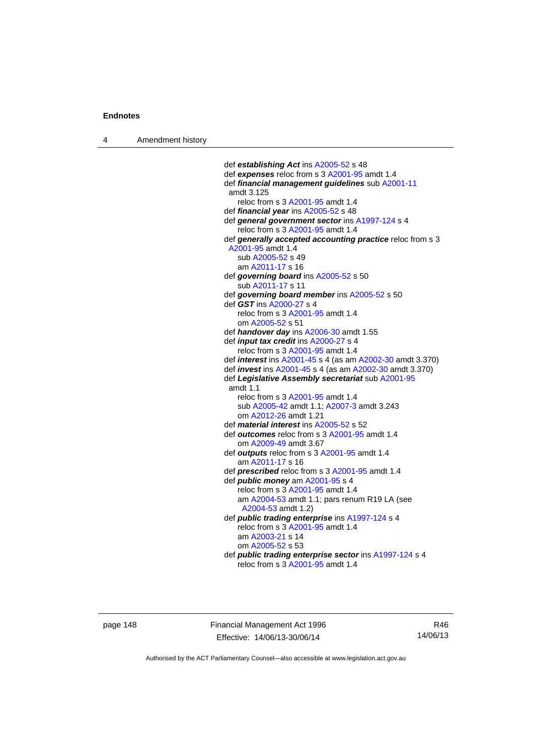def ***establishing Act*** ins A2005-52 s 48
def ***expenses*** reloc from s 3 A2001-95 amdt 1.4
def ***financial management guidelines*** sub A2001-11 amdt 3.125
  reloc from s 3 A2001-95 amdt 1.4
def ***financial year*** ins A2005-52 s 48
def ***general government sector*** ins A1997-124 s 4
  reloc from s 3 A2001-95 amdt 1.4
def ***generally accepted accounting practice*** reloc from s 3 A2001-95 amdt 1.4
  sub A2005-52 s 49
  am A2011-17 s 16
def ***governing board*** ins A2005-52 s 50
  sub A2011-17 s 11
def ***governing board member*** ins A2005-52 s 50
def ***GST*** ins A2000-27 s 4
  reloc from s 3 A2001-95 amdt 1.4
  om A2005-52 s 51
def ***handover day*** ins A2006-30 amdt 1.55
def ***input tax credit*** ins A2000-27 s 4
  reloc from s 3 A2001-95 amdt 1.4
def ***interest*** ins A2001-45 s 4 (as am A2002-30 amdt 3.370)
def ***invest*** ins A2001-45 s 4 (as am A2002-30 amdt 3.370)
def ***Legislative Assembly secretariat*** sub A2001-95 amdt 1.1
  reloc from s 3 A2001-95 amdt 1.4
  sub A2005-42 amdt 1.1; A2007-3 amdt 3.243
  om A2012-26 amdt 1.21
def ***material interest*** ins A2005-52 s 52
def ***outcomes*** reloc from s 3 A2001-95 amdt 1.4
  om A2009-49 amdt 3.67
def ***outputs*** reloc from s 3 A2001-95 amdt 1.4
  am A2011-17 s 16
def ***prescribed*** reloc from s 3 A2001-95 amdt 1.4
def ***public money*** am A2001-95 s 4
  reloc from s 3 A2001-95 amdt 1.4
  am A2004-53 amdt 1.1; pars renum R19 LA (see A2004-53 amdt 1.2)
def ***public trading enterprise*** ins A1997-124 s 4
  reloc from s 3 A2001-95 amdt 1.4
  am A2003-21 s 14
  om A2005-52 s 53
def ***public trading enterprise sector*** ins A1997-124 s 4
  reloc from s 3 A2001-95 amdt 1.4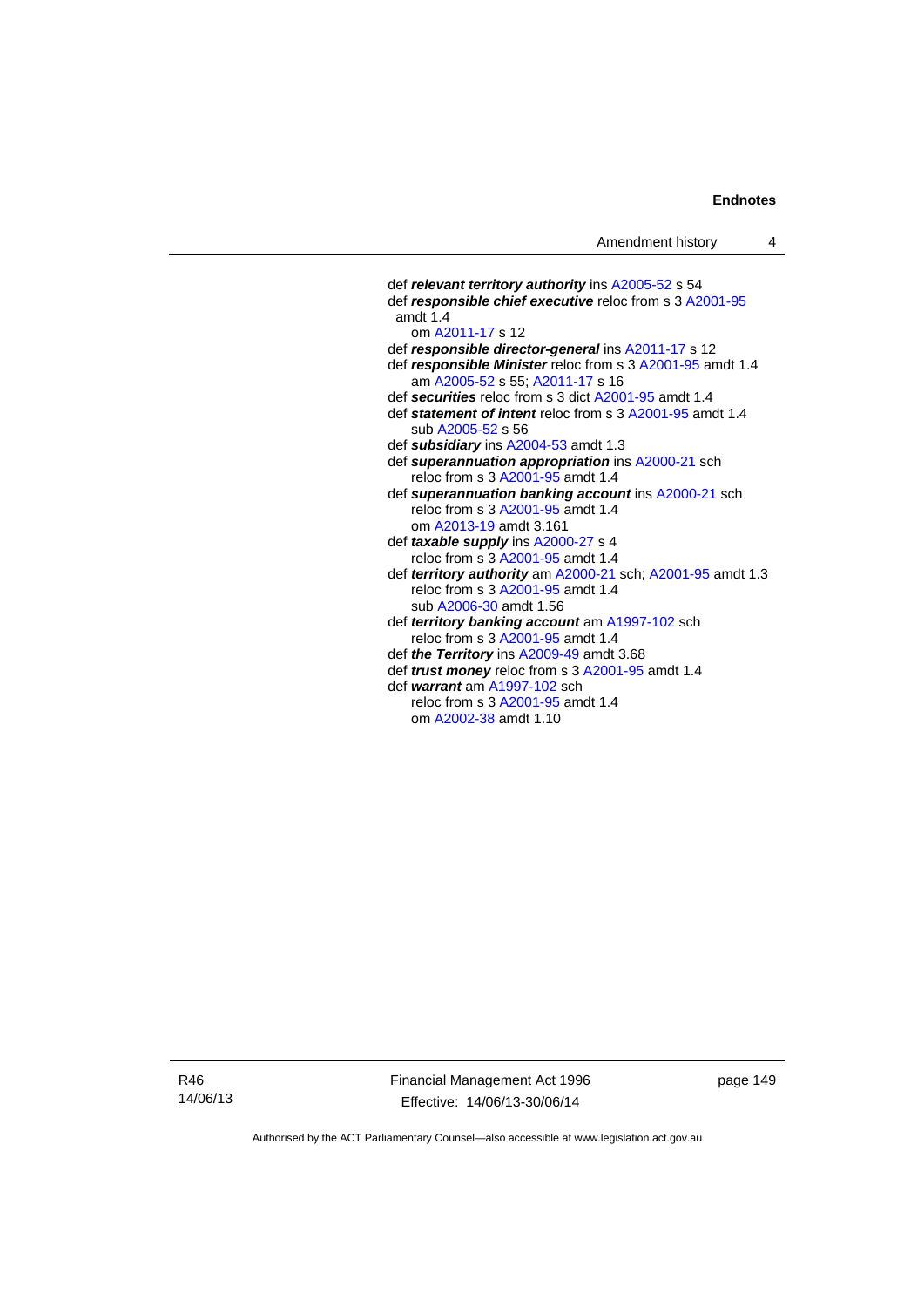def ***relevant territory authority*** ins A2005-52 s 54
def ***responsible chief executive*** reloc from s 3 A2001-95 amdt 1.4
  om A2011-17 s 12
def ***responsible director-general*** ins A2011-17 s 12
def ***responsible Minister*** reloc from s 3 A2001-95 amdt 1.4
  am A2005-52 s 55; A2011-17 s 16
def ***securities*** reloc from s 3 dict A2001-95 amdt 1.4
def ***statement of intent*** reloc from s 3 A2001-95 amdt 1.4
  sub A2005-52 s 56
def ***subsidiary*** ins A2004-53 amdt 1.3
def ***superannuation appropriation*** ins A2000-21 sch
  reloc from s 3 A2001-95 amdt 1.4
def ***superannuation banking account*** ins A2000-21 sch
  reloc from s 3 A2001-95 amdt 1.4
  om A2013-19 amdt 3.161
def ***taxable supply*** ins A2000-27 s 4
  reloc from s 3 A2001-95 amdt 1.4
def ***territory authority*** am A2000-21 sch; A2001-95 amdt 1.3
  reloc from s 3 A2001-95 amdt 1.4
  sub A2006-30 amdt 1.56
def ***territory banking account*** am A1997-102 sch
  reloc from s 3 A2001-95 amdt 1.4
def ***the Territory*** ins A2009-49 amdt 3.68
def ***trust money*** reloc from s 3 A2001-95 amdt 1.4
def ***warrant*** am A1997-102 sch
  reloc from s 3 A2001-95 amdt 1.4
  om A2002-38 amdt 1.10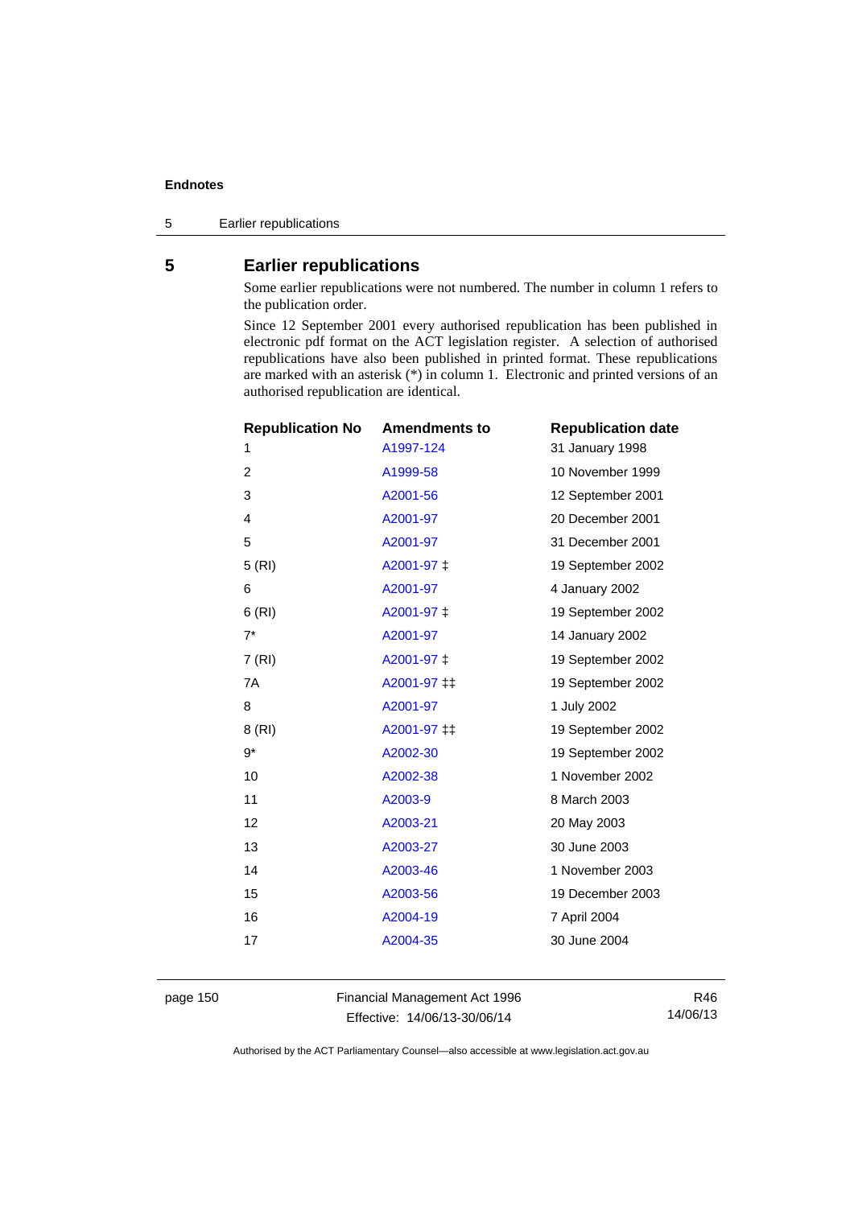## 5 Earlier republications

Some earlier republications were not numbered. The number in column 1 refers to the publication order.

Since 12 September 2001 every authorised republication has been published in electronic pdf format on the ACT legislation register. A selection of authorised republications have also been published in printed format. These republications are marked with an asterisk (*) in column 1. Electronic and printed versions of an authorised republication are identical.

| Republication No | Amendments to | Republication date |
|---|---|---|
| 1 | A1997-124 | 31 January 1998 |
| 2 | A1999-58 | 10 November 1999 |
| 3 | A2001-56 | 12 September 2001 |
| 4 | A2001-97 | 20 December 2001 |
| 5 | A2001-97 | 31 December 2001 |
| 5 (RI) | A2001-97 ‡ | 19 September 2002 |
| 6 | A2001-97 | 4 January 2002 |
| 6 (RI) | A2001-97 ‡ | 19 September 2002 |
| 7* | A2001-97 | 14 January 2002 |
| 7 (RI) | A2001-97 ‡ | 19 September 2002 |
| 7A | A2001-97 ‡‡ | 19 September 2002 |
| 8 | A2001-97 | 1 July 2002 |
| 8 (RI) | A2001-97 ‡‡ | 19 September 2002 |
| 9* | A2002-30 | 19 September 2002 |
| 10 | A2002-38 | 1 November 2002 |
| 11 | A2003-9 | 8 March 2003 |
| 12 | A2003-21 | 20 May 2003 |
| 13 | A2003-27 | 30 June 2003 |
| 14 | A2003-46 | 1 November 2003 |
| 15 | A2003-56 | 19 December 2003 |
| 16 | A2004-19 | 7 April 2004 |
| 17 | A2004-35 | 30 June 2004 |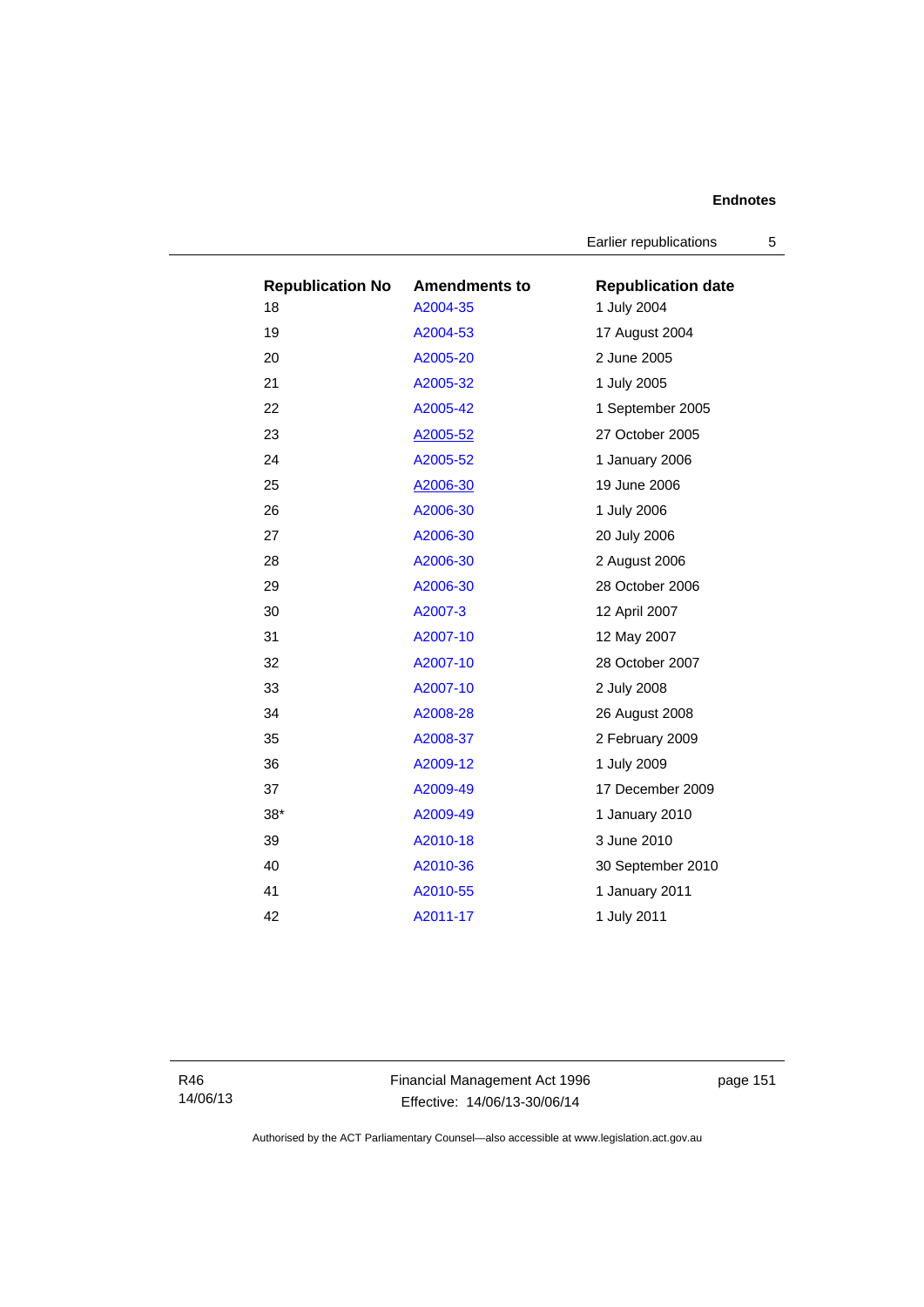| Republication No | Amendments to | Republication date |
| --- | --- | --- |
| 18 | A2004-35 | 1 July 2004 |
| 19 | A2004-53 | 17 August 2004 |
| 20 | A2005-20 | 2 June 2005 |
| 21 | A2005-32 | 1 July 2005 |
| 22 | A2005-42 | 1 September 2005 |
| 23 | A2005-52 | 27 October 2005 |
| 24 | A2005-52 | 1 January 2006 |
| 25 | A2006-30 | 19 June 2006 |
| 26 | A2006-30 | 1 July 2006 |
| 27 | A2006-30 | 20 July 2006 |
| 28 | A2006-30 | 2 August 2006 |
| 29 | A2006-30 | 28 October 2006 |
| 30 | A2007-3 | 12 April 2007 |
| 31 | A2007-10 | 12 May 2007 |
| 32 | A2007-10 | 28 October 2007 |
| 33 | A2007-10 | 2 July 2008 |
| 34 | A2008-28 | 26 August 2008 |
| 35 | A2008-37 | 2 February 2009 |
| 36 | A2009-12 | 1 July 2009 |
| 37 | A2009-49 | 17 December 2009 |
| 38* | A2009-49 | 1 January 2010 |
| 39 | A2010-18 | 3 June 2010 |
| 40 | A2010-36 | 30 September 2010 |
| 41 | A2010-55 | 1 January 2011 |
| 42 | A2011-17 | 1 July 2011 |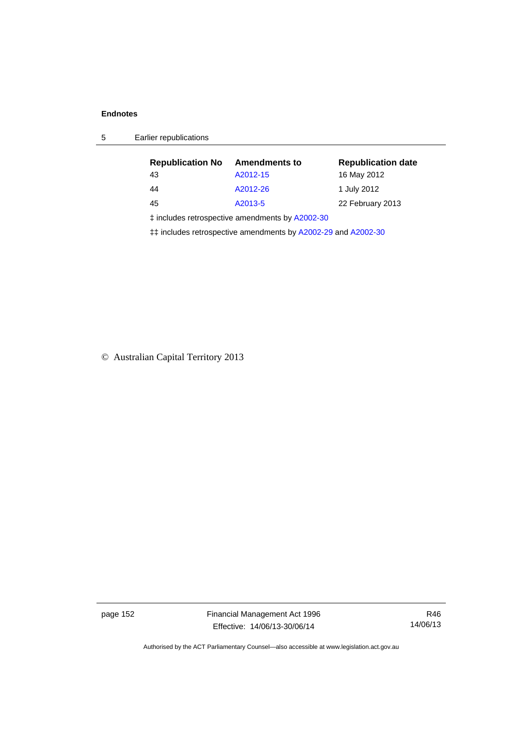## 5 Earlier republications

| Republication No | Amendments to | Republication date |
| --- | --- | --- |
| 43 | A2012-15 | 16 May 2012 |
| 44 | A2012-26 | 1 July 2012 |
| 45 | A2013-5 | 22 February 2013 |

‡ includes retrospective amendments by A2002-30

‡‡ includes retrospective amendments by A2002-29 and A2002-30

© Australian Capital Territory 2013